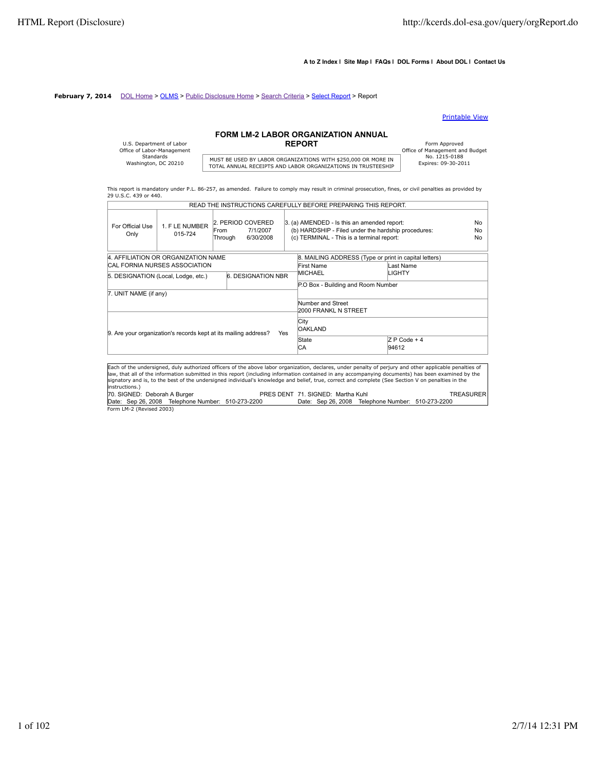**A to Z Index | Site Map | FAQs | DOL Forms | About DOL | Contact Us**

**February 7, 2014** DOL Home > OLMS > Public Disclosure Home > Search Criteria > Select Report > Report

Printable View

U.S. Department of Labor
Office of Labor-Management Standards
Washington, DC 20210

# FORM LM-2 LABOR ORGANIZATION ANNUAL REPORT

MUST BE USED BY LABOR ORGANIZATIONS WITH $250,000 OR MORE IN TOTAL ANNUAL RECEIPTS AND LABOR ORGANIZATIONS IN TRUSTEESHIP

Form Approved
Office of Management and Budget
No. 1215-0188
Expires: 09-30-2011

This report is mandatory under P.L. 86-257, as amended. Failure to comply may result in criminal prosecution, fines, or civil penalties as provided by 29 U.S.C. 439 or 440.

READ THE INSTRUCTIONS CAREFULLY BEFORE PREPARING THIS REPORT.

| For Official Use Only | 1. F LE NUMBER 015-724 | 2. PERIOD COVERED From 7/1/2007 Through 6/30/2008 | 3. (a) AMENDED - Is this an amended report: No<br>(b) HARDSHIP - Filed under the hardship procedures: No<br>(c) TERMINAL - This is a terminal report: No |
|---|---|---|---|

| 4. AFFILIATION OR ORGANIZATION NAME | | 8. MAILING ADDRESS (Type or print in capital letters) | |
|---|---|---|---|
| CAL FORNIA NURSES ASSOCIATION | | First Name: MICHAEL | Last Name: LIGHTY |
| 5. DESIGNATION (Local, Lodge, etc.) | 6. DESIGNATION NBR | P.O Box - Building and Room Number | |
| 7. UNIT NAME (if any) | | Number and Street: 2000 FRANKL N STREET | |
| 9. Are your organization's records kept at its mailing address? Yes | | City: OAKLAND | |
| | | State: CA | Z P Code + 4: 94612 |

Each of the undersigned, duly authorized officers of the above labor organization, declares, under penalty of perjury and other applicable penalties of law, that all of the information submitted in this report (including information contained in any accompanying documents) has been examined by the signatory and is, to the best of the undersigned individual's knowledge and belief, true, correct and complete (See Section V on penalties in the instructions.)

| 70. SIGNED: Deborah A Burger PRES DENT | 71. SIGNED: Martha Kuhl TREASURER |
|---|---|
| Date: Sep 26, 2008 Telephone Number: 510-273-2200 | Date: Sep 26, 2008 Telephone Number: 510-273-2200 |

Form LM-2 (Revised 2003)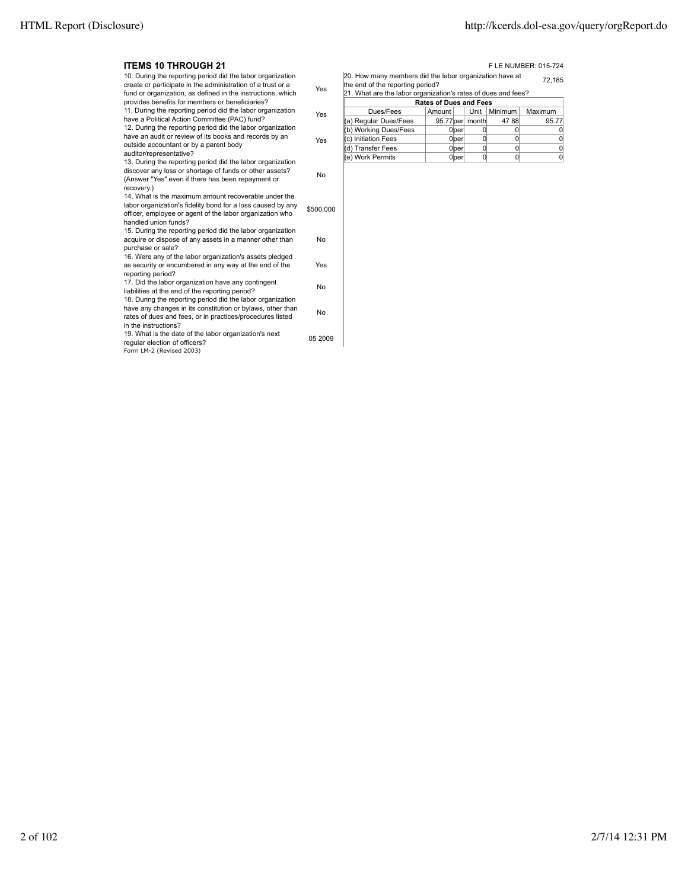## ITEMS 10 THROUGH 21

F LE NUMBER: 015-724

| Question | Answer |
|---|---|
| 10. During the reporting period did the labor organization create or participate in the administration of a trust or a fund or organization, as defined in the instructions, which provides benefits for members or beneficiaries? | Yes |
| 11. During the reporting period did the labor organization have a Political Action Committee (PAC) fund? | Yes |
| 12. During the reporting period did the labor organization have an audit or review of its books and records by an outside accountant or by a parent body auditor/representative? | Yes |
| 13. During the reporting period did the labor organization discover any loss or shortage of funds or other assets? (Answer "Yes" even if there has been repayment or recovery.) | No |
| 14. What is the maximum amount recoverable under the labor organization's fidelity bond for a loss caused by any officer, employee or agent of the labor organization who handled union funds? | $500,000 |
| 15. During the reporting period did the labor organization acquire or dispose of any assets in a manner other than purchase or sale? | No |
| 16. Were any of the labor organization's assets pledged as security or encumbered in any way at the end of the reporting period? | Yes |
| 17. Did the labor organization have any contingent liabilities at the end of the reporting period? | No |
| 18. During the reporting period did the labor organization have any changes in its constitution or bylaws, other than rates of dues and fees, or in practices/procedures listed in the instructions? | No |
| 19. What is the date of the labor organization's next regular election of officers? | 05 2009 |

20. How many members did the labor organization have at the end of the reporting period? 72,185

21. What are the labor organization's rates of dues and fees?

| Rates of Dues and Fees | | | | | |
|---|---|---|---|---|---|
| Dues/Fees | Amount | | Unit | Minimum | Maximum |
| (a) Regular Dues/Fees | 95.77 | per | month | 47 88 | 95.77 |
| (b) Working Dues/Fees | 0 | per | 0 | 0 | 0 |
| (c) Initiation Fees | 0 | per | 0 | 0 | 0 |
| (d) Transfer Fees | 0 | per | 0 | 0 | 0 |
| (e) Work Permits | 0 | per | 0 | 0 | 0 |

Form LM-2 (Revised 2003)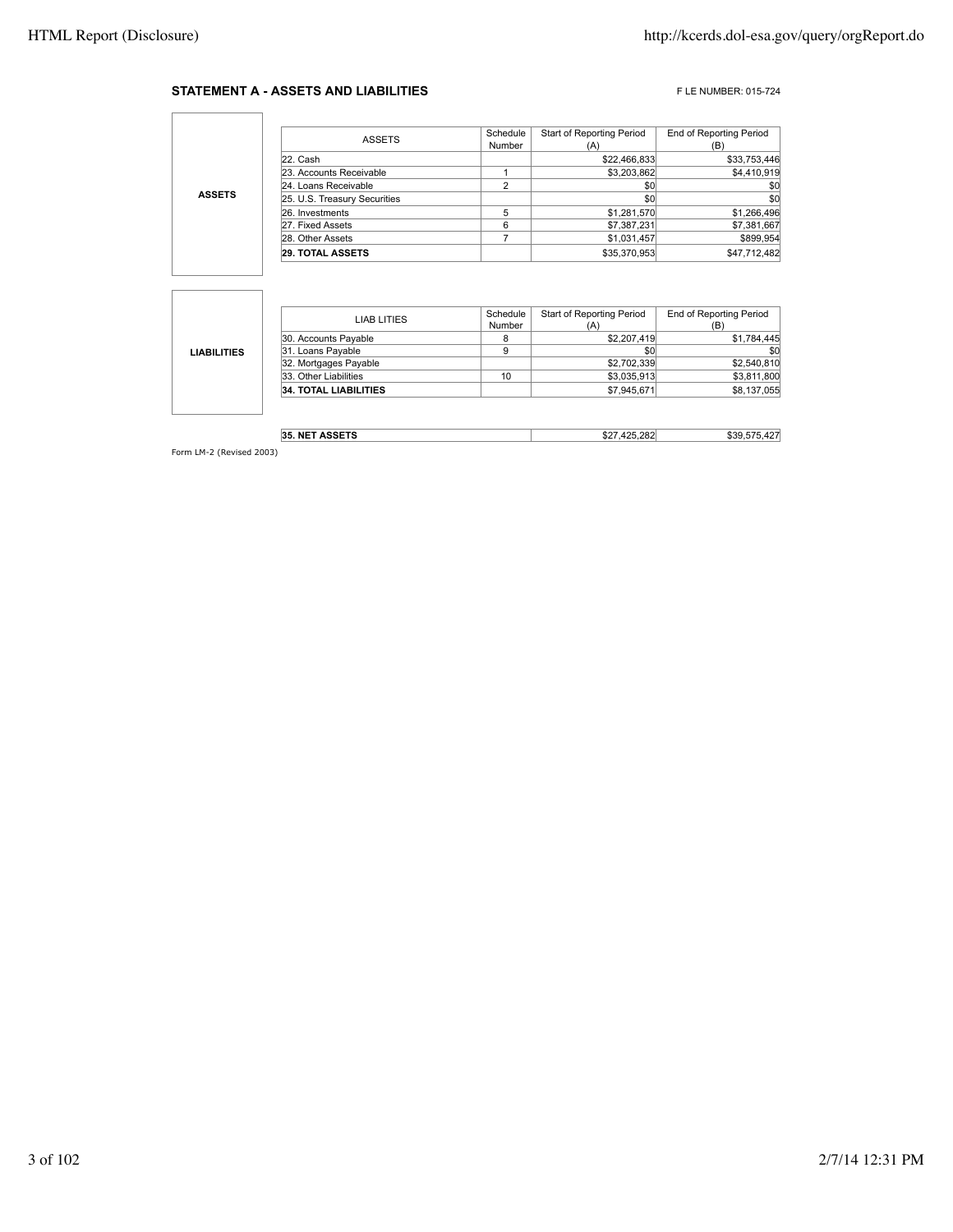### STATEMENT A - ASSETS AND LIABILITIES

F LE NUMBER: 015-724

**ASSETS**

| ASSETS | Schedule Number | Start of Reporting Period (A) | End of Reporting Period (B) |
|---|---|---|---|
| 22. Cash | | $22,466,833 | $33,753,446 |
| 23. Accounts Receivable | 1 | $3,203,862 | $4,410,919 |
| 24. Loans Receivable | 2 | $0 | $0 |
| 25. U.S. Treasury Securities | | $0 | $0 |
| 26. Investments | 5 | $1,281,570 | $1,266,496 |
| 27. Fixed Assets | 6 | $7,387,231 | $7,381,667 |
| 28. Other Assets | 7 | $1,031,457 | $899,954 |
| **29. TOTAL ASSETS** | | $35,370,953 | $47,712,482 |

**LIABILITIES**

| LIAB LITIES | Schedule Number | Start of Reporting Period (A) | End of Reporting Period (B) |
|---|---|---|---|
| 30. Accounts Payable | 8 | $2,207,419 | $1,784,445 |
| 31. Loans Payable | 9 | $0 | $0 |
| 32. Mortgages Payable | | $2,702,339 | $2,540,810 |
| 33. Other Liabilities | 10 | $3,035,913 | $3,811,800 |
| **34. TOTAL LIABILITIES** | | $7,945,671 | $8,137,055 |

| | Start of Reporting Period (A) | End of Reporting Period (B) |
|---|---|---|
| **35. NET ASSETS** | $27,425,282 | $39,575,427 |

Form LM-2 (Revised 2003)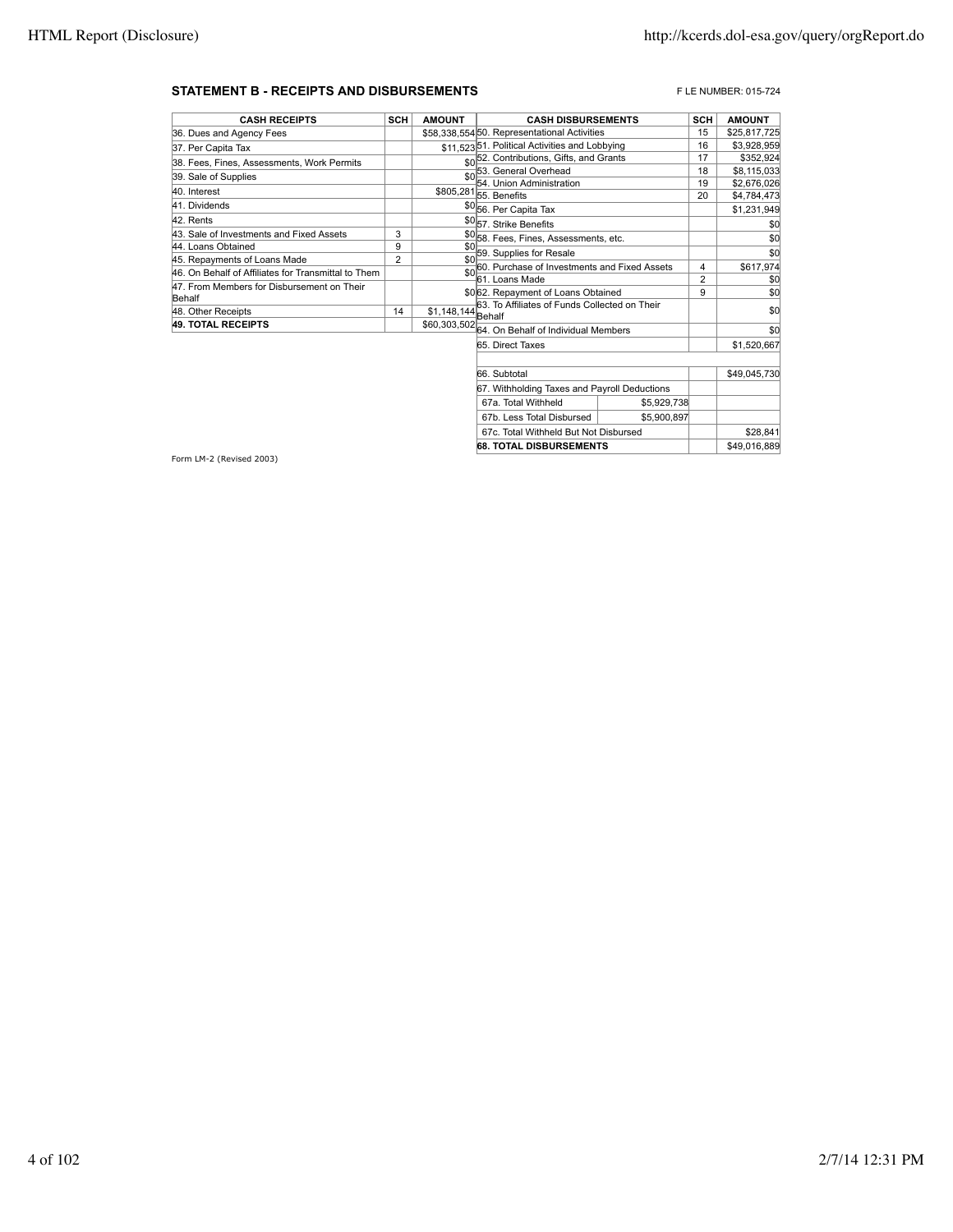## STATEMENT B - RECEIPTS AND DISBURSEMENTS

F LE NUMBER: 015-724

| CASH RECEIPTS | SCH | AMOUNT |
|---|---|---|
| 36. Dues and Agency Fees | | $58,338,554 |
| 37. Per Capita Tax | | $11,523 |
| 38. Fees, Fines, Assessments, Work Permits | | $0 |
| 39. Sale of Supplies | | $0 |
| 40. Interest | | $805,281 |
| 41. Dividends | | $0 |
| 42. Rents | | $0 |
| 43. Sale of Investments and Fixed Assets | 3 | $0 |
| 44. Loans Obtained | 9 | $0 |
| 45. Repayments of Loans Made | 2 | $0 |
| 46. On Behalf of Affiliates for Transmittal to Them | | $0 |
| 47. From Members for Disbursement on Their Behalf | | $0 |
| 48. Other Receipts | 14 | $1,148,144 |
| **49. TOTAL RECEIPTS** | | $60,303,502 |

| CASH DISBURSEMENTS | | SCH | AMOUNT |
|---|---|---|---|
| 50. Representational Activities | | 15 | $25,817,725 |
| 51. Political Activities and Lobbying | | 16 | $3,928,959 |
| 52. Contributions, Gifts, and Grants | | 17 | $352,924 |
| 53. General Overhead | | 18 | $8,115,033 |
| 54. Union Administration | | 19 | $2,676,026 |
| 55. Benefits | | 20 | $4,784,473 |
| 56. Per Capita Tax | | | $1,231,949 |
| 57. Strike Benefits | | | $0 |
| 58. Fees, Fines, Assessments, etc. | | | $0 |
| 59. Supplies for Resale | | | $0 |
| 60. Purchase of Investments and Fixed Assets | | 4 | $617,974 |
| 61. Loans Made | | 2 | $0 |
| 62. Repayment of Loans Obtained | | 9 | $0 |
| 63. To Affiliates of Funds Collected on Their Behalf | | | $0 |
| 64. On Behalf of Individual Members | | | $0 |
| 65. Direct Taxes | | | $1,520,667 |
| | | | |
| 66. Subtotal | | | $49,045,730 |
| 67. Withholding Taxes and Payroll Deductions | | | |
| 67a. Total Withheld | $5,929,738 | | |
| 67b. Less Total Disbursed | $5,900,897 | | |
| 67c. Total Withheld But Not Disbursed | | | $28,841 |
| **68. TOTAL DISBURSEMENTS** | | | $49,016,889 |

Form LM-2 (Revised 2003)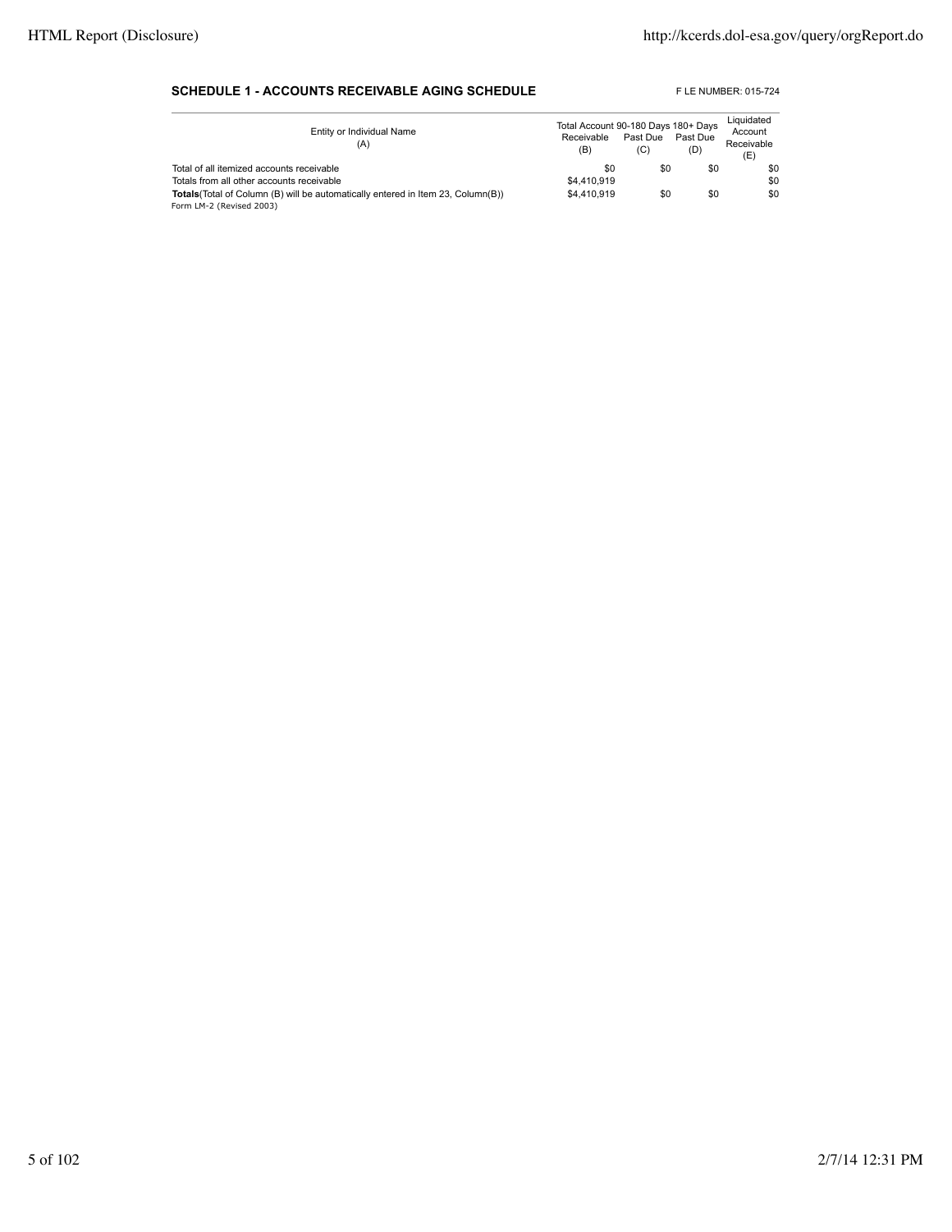**SCHEDULE 1 - ACCOUNTS RECEIVABLE AGING SCHEDULE**

F LE NUMBER: 015-724

| Entity or Individual Name (A) | Total Account Receivable (B) | 90-180 Days Past Due (C) | 180+ Days Past Due (D) | Liquidated Account Receivable (E) |
|---|---|---|---|---|
| Total of all itemized accounts receivable | $0 | $0 | $0 | $0 |
| Totals from all other accounts receivable | $4,410,919 | | | $0 |
| **Totals**(Total of Column (B) will be automatically entered in Item 23, Column(B)) | $4,410,919 | $0 | $0 | $0 |

Form LM-2 (Revised 2003)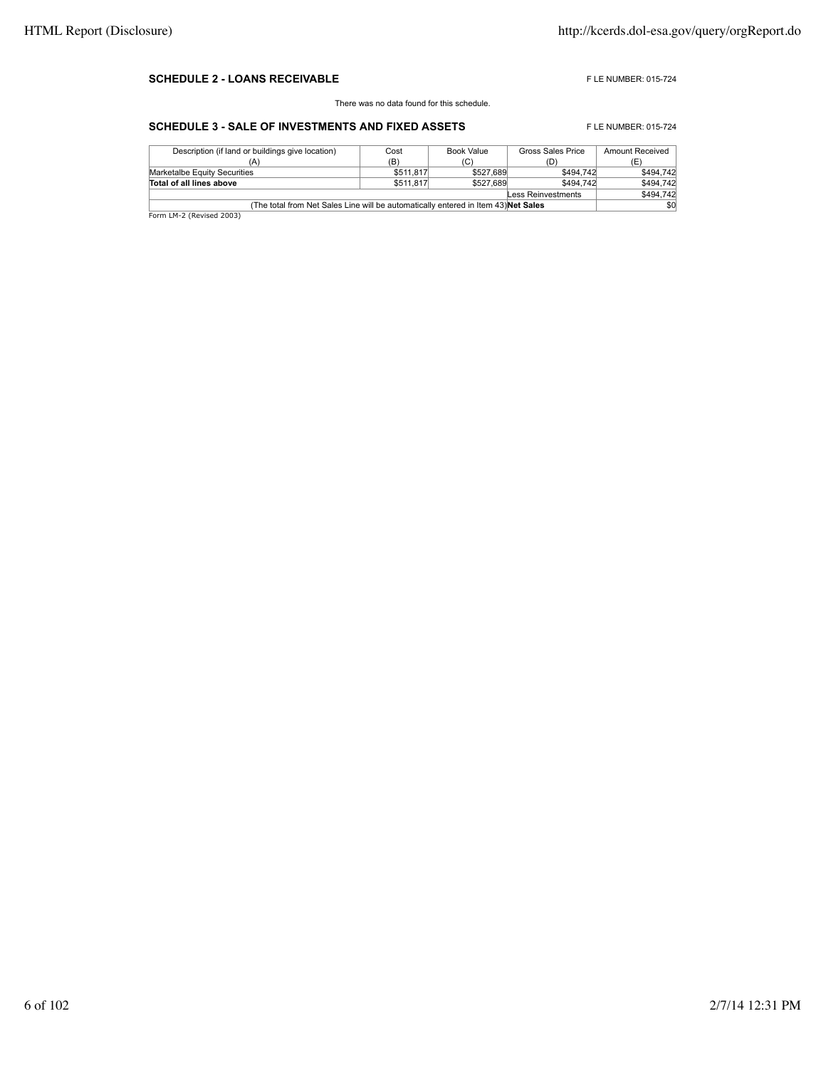### SCHEDULE 2 - LOANS RECEIVABLE

F LE NUMBER: 015-724

There was no data found for this schedule.

### SCHEDULE 3 - SALE OF INVESTMENTS AND FIXED ASSETS

F LE NUMBER: 015-724

| Description (if land or buildings give location) (A) | Cost (B) | Book Value (C) | Gross Sales Price (D) | Amount Received (E) |
|---|---|---|---|---|
| Marketalbe Equity Securities | $511,817 | $527,689 | $494,742 | $494,742 |
| **Total of all lines above** | $511,817 | $527,689 | $494,742 | $494,742 |
| | | | Less Reinvestments | $494,742 |
| (The total from Net Sales Line will be automatically entered in Item 43) | | | **Net Sales** | $0 |

Form LM-2 (Revised 2003)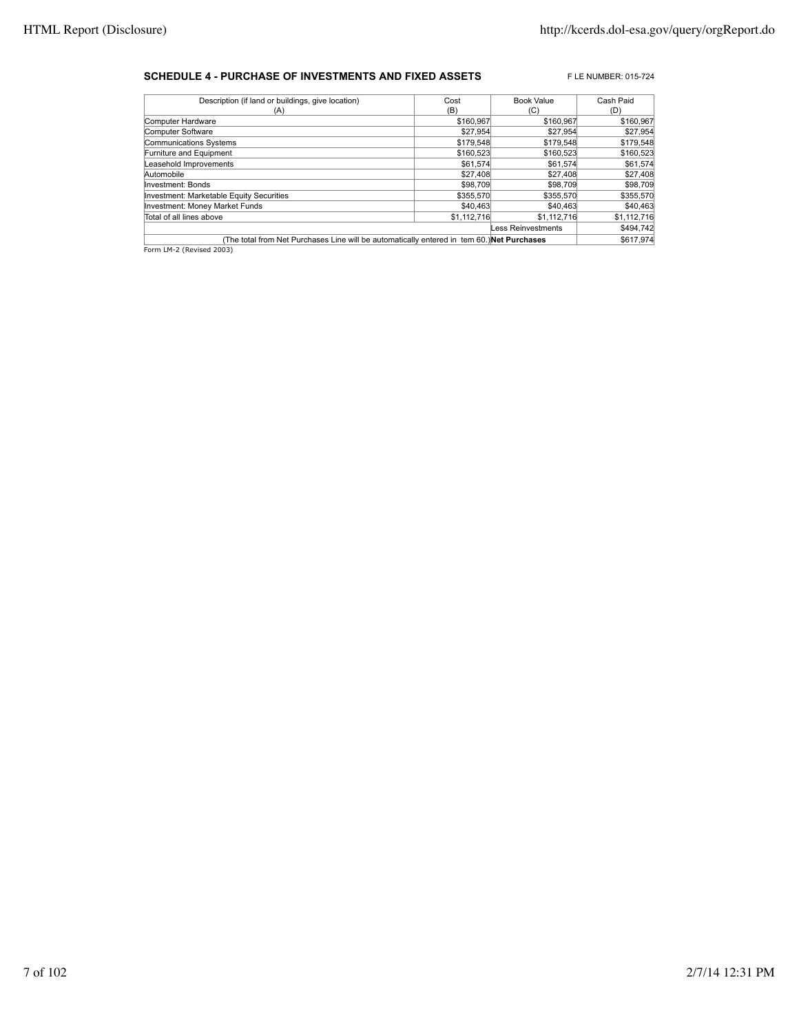**SCHEDULE 4 - PURCHASE OF INVESTMENTS AND FIXED ASSETS**

F LE NUMBER: 015-724

| Description (if land or buildings, give location)<br>(A) | Cost<br>(B) | Book Value<br>(C) | Cash Paid<br>(D) |
|---|---|---|---|
| Computer Hardware | $160,967 | $160,967 | $160,967 |
| Computer Software | $27,954 | $27,954 | $27,954 |
| Communications Systems | $179,548 | $179,548 | $179,548 |
| Furniture and Equipment | $160,523 | $160,523 | $160,523 |
| Leasehold Improvements | $61,574 | $61,574 | $61,574 |
| Automobile | $27,408 | $27,408 | $27,408 |
| Investment: Bonds | $98,709 | $98,709 | $98,709 |
| Investment: Marketable Equity Securities | $355,570 | $355,570 | $355,570 |
| Investment: Money Market Funds | $40,463 | $40,463 | $40,463 |
| Total of all lines above | $1,112,716 | $1,112,716 | $1,112,716 |
| | | Less Reinvestments | $494,742 |
| (The total from Net Purchases Line will be automatically entered in tem 60.) | | **Net Purchases** | $617,974 |

Form LM-2 (Revised 2003)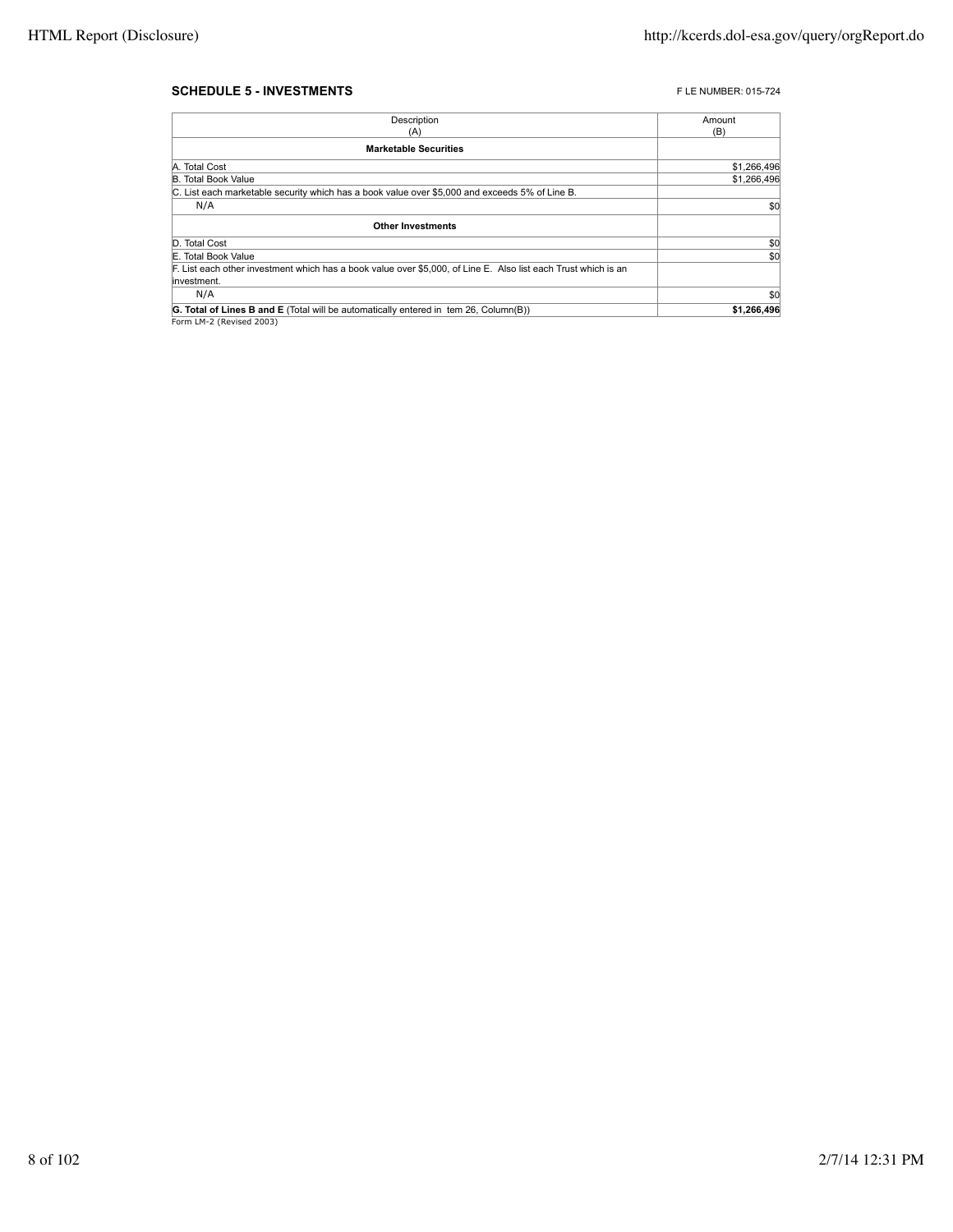**SCHEDULE 5 - INVESTMENTS**

F LE NUMBER: 015-724

| Description (A) | Amount (B) |
|---|---|
| **Marketable Securities** | |
| A. Total Cost | $1,266,496 |
| B. Total Book Value | $1,266,496 |
| C. List each marketable security which has a book value over $5,000 and exceeds 5% of Line B. | |
| N/A | $0 |
| **Other Investments** | |
| D. Total Cost | $0 |
| E. Total Book Value | $0 |
| F. List each other investment which has a book value over $5,000, of Line E. Also list each Trust which is an investment. | |
| N/A | $0 |
| **G. Total of Lines B and E** (Total will be automatically entered in tem 26, Column(B)) | **$1,266,496** |

Form LM-2 (Revised 2003)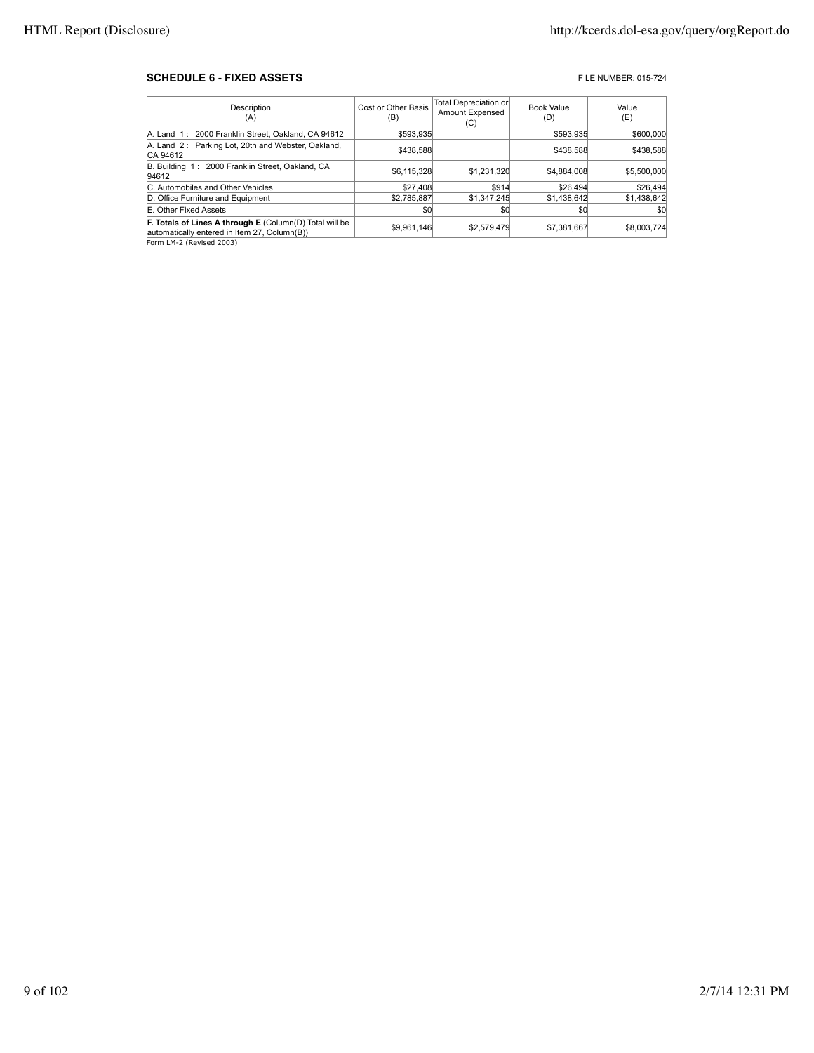**SCHEDULE 6 - FIXED ASSETS**

F LE NUMBER: 015-724

| Description (A) | Cost or Other Basis (B) | Total Depreciation or Amount Expensed (C) | Book Value (D) | Value (E) |
|---|---|---|---|---|
| A. Land 1 : 2000 Franklin Street, Oakland, CA 94612 | $593,935 | | $593,935 | $600,000 |
| A. Land 2 : Parking Lot, 20th and Webster, Oakland, CA 94612 | $438,588 | | $438,588 | $438,588 |
| B. Building 1 : 2000 Franklin Street, Oakland, CA 94612 | $6,115,328 | $1,231,320 | $4,884,008 | $5,500,000 |
| C. Automobiles and Other Vehicles | $27,408 | $914 | $26,494 | $26,494 |
| D. Office Furniture and Equipment | $2,785,887 | $1,347,245 | $1,438,642 | $1,438,642 |
| E. Other Fixed Assets | $0 | $0 | $0 | $0 |
| **F. Totals of Lines A through E** (Column(D) Total will be automatically entered in Item 27, Column(B)) | $9,961,146 | $2,579,479 | $7,381,667 | $8,003,724 |

Form LM-2 (Revised 2003)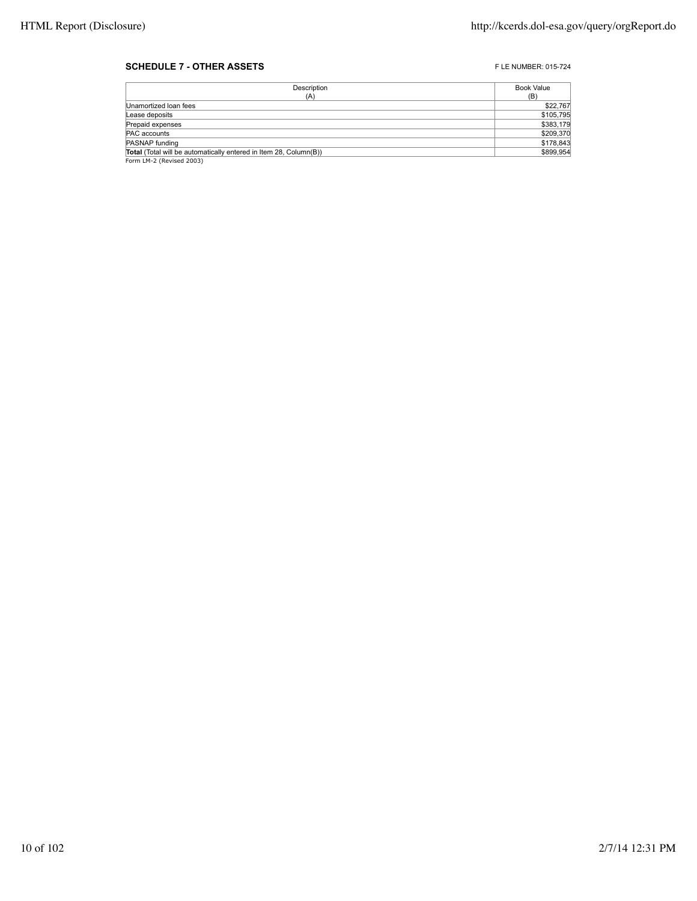**SCHEDULE 7 - OTHER ASSETS**

F LE NUMBER: 015-724

| Description (A) | Book Value (B) |
| --- | --- |
| Unamortized loan fees | $22,767 |
| Lease deposits | $105,795 |
| Prepaid expenses | $383,179 |
| PAC accounts | $209,370 |
| PASNAP funding | $178,843 |
| **Total** (Total will be automatically entered in Item 28, Column(B)) | $899,954 |

Form LM-2 (Revised 2003)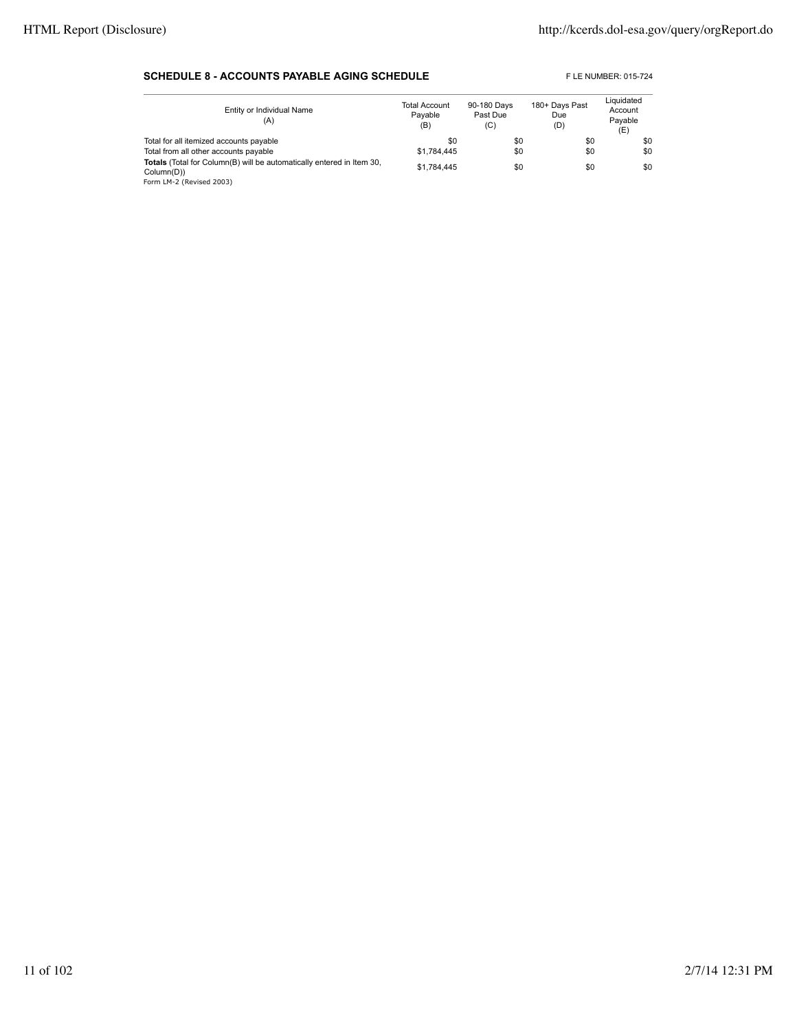### SCHEDULE 8 - ACCOUNTS PAYABLE AGING SCHEDULE

F LE NUMBER: 015-724

| Entity or Individual Name (A) | Total Account Payable (B) | 90-180 Days Past Due (C) | 180+ Days Past Due (D) | Liquidated Account Payable (E) |
|---|---|---|---|---|
| Total for all itemized accounts payable | $0 | $0 | $0 | $0 |
| Total from all other accounts payable | $1,784,445 | $0 | $0 | $0 |
| **Totals** (Total for Column(B) will be automatically entered in Item 30, Column(D)) | $1,784,445 | $0 | $0 | $0 |

Form LM-2 (Revised 2003)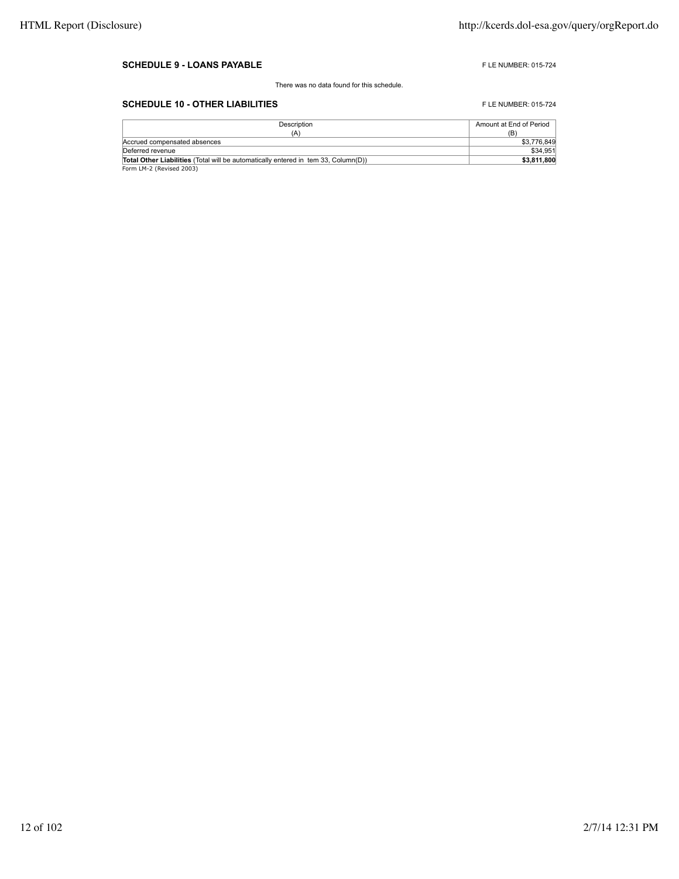**SCHEDULE 9 - LOANS PAYABLE** F LE NUMBER: 015-724

There was no data found for this schedule.

**SCHEDULE 10 - OTHER LIABILITIES** F LE NUMBER: 015-724

| Description (A) | Amount at End of Period (B) |
|---|---|
| Accrued compensated absences | $3,776,849 |
| Deferred revenue | $34,951 |
| **Total Other Liabilities** (Total will be automatically entered in tem 33, Column(D)) | **$3,811,800** |

Form LM-2 (Revised 2003)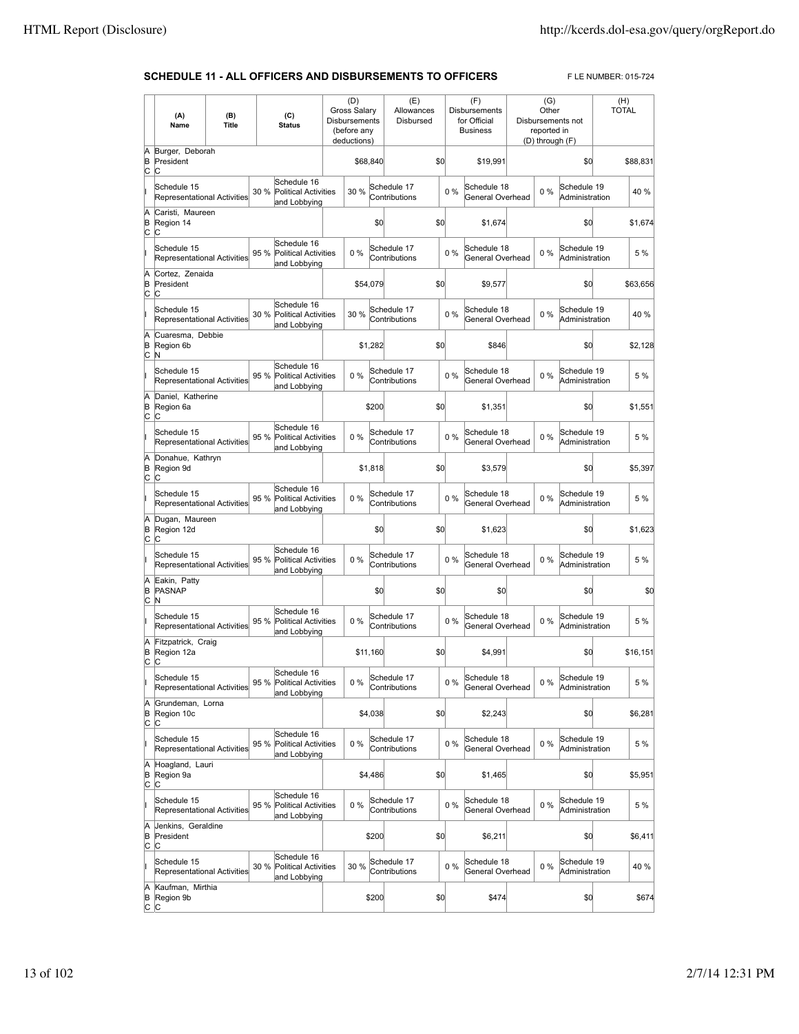## SCHEDULE 11 - ALL OFFICERS AND DISBURSEMENTS TO OFFICERS

F LE NUMBER: 015-724

| | (A) Name | (B) Title | | (C) Status | (D) Gross Salary Disbursements (before any deductions) | | (E) Allowances Disbursed | | (F) Disbursements for Official Business | | (G) Other Disbursements not reported in (D) through (F) | | (H) TOTAL |
|---|---|---|---|---|---|---|---|---|---|---|---|---|---|
| A<br>B<br>C | Burger, Deborah<br>President<br>C | | | | $68,840 | | $0 | | $19,991 | | $0 | | $88,831 |
| I | Schedule 15 Representational Activities | | 30 % | Schedule 16 Political Activities and Lobbying | 30 % | Schedule 17 Contributions | | 0 % | Schedule 18 General Overhead | 0 % | Schedule 19 Administration | | 40 % |
| A<br>B<br>C | Caristi, Maureen<br>Region 14<br>C | | | | $0 | | $0 | | $1,674 | | $0 | | $1,674 |
| I | Schedule 15 Representational Activities | | 95 % | Schedule 16 Political Activities and Lobbying | 0 % | Schedule 17 Contributions | | 0 % | Schedule 18 General Overhead | 0 % | Schedule 19 Administration | | 5 % |
| A<br>B<br>C | Cortez, Zenaida<br>President<br>C | | | | $54,079 | | $0 | | $9,577 | | $0 | | $63,656 |
| I | Schedule 15 Representational Activities | | 30 % | Schedule 16 Political Activities and Lobbying | 30 % | Schedule 17 Contributions | | 0 % | Schedule 18 General Overhead | 0 % | Schedule 19 Administration | | 40 % |
| A<br>B<br>C | Cuaresma, Debbie<br>Region 6b<br>N | | | | $1,282 | | $0 | | $846 | | $0 | | $2,128 |
| I | Schedule 15 Representational Activities | | 95 % | Schedule 16 Political Activities and Lobbying | 0 % | Schedule 17 Contributions | | 0 % | Schedule 18 General Overhead | 0 % | Schedule 19 Administration | | 5 % |
| A<br>B<br>C | Daniel, Katherine<br>Region 6a<br>C | | | | $200 | | $0 | | $1,351 | | $0 | | $1,551 |
| I | Schedule 15 Representational Activities | | 95 % | Schedule 16 Political Activities and Lobbying | 0 % | Schedule 17 Contributions | | 0 % | Schedule 18 General Overhead | 0 % | Schedule 19 Administration | | 5 % |
| A<br>B<br>C | Donahue, Kathryn<br>Region 9d<br>C | | | | $1,818 | | $0 | | $3,579 | | $0 | | $5,397 |
| I | Schedule 15 Representational Activities | | 95 % | Schedule 16 Political Activities and Lobbying | 0 % | Schedule 17 Contributions | | 0 % | Schedule 18 General Overhead | 0 % | Schedule 19 Administration | | 5 % |
| A<br>B<br>C | Dugan, Maureen<br>Region 12d<br>C | | | | $0 | | $0 | | $1,623 | | $0 | | $1,623 |
| I | Schedule 15 Representational Activities | | 95 % | Schedule 16 Political Activities and Lobbying | 0 % | Schedule 17 Contributions | | 0 % | Schedule 18 General Overhead | 0 % | Schedule 19 Administration | | 5 % |
| A<br>B<br>C | Eakin, Patty<br>PASNAP<br>N | | | | $0 | | $0 | | $0 | | $0 | | $0 |
| I | Schedule 15 Representational Activities | | 95 % | Schedule 16 Political Activities and Lobbying | 0 % | Schedule 17 Contributions | | 0 % | Schedule 18 General Overhead | 0 % | Schedule 19 Administration | | 5 % |
| A<br>B<br>C | Fitzpatrick, Craig<br>Region 12a<br>C | | | | $11,160 | | $0 | | $4,991 | | $0 | | $16,151 |
| I | Schedule 15 Representational Activities | | 95 % | Schedule 16 Political Activities and Lobbying | 0 % | Schedule 17 Contributions | | 0 % | Schedule 18 General Overhead | 0 % | Schedule 19 Administration | | 5 % |
| A<br>B<br>C | Grundeman, Lorna<br>Region 10c<br>C | | | | $4,038 | | $0 | | $2,243 | | $0 | | $6,281 |
| I | Schedule 15 Representational Activities | | 95 % | Schedule 16 Political Activities and Lobbying | 0 % | Schedule 17 Contributions | | 0 % | Schedule 18 General Overhead | 0 % | Schedule 19 Administration | | 5 % |
| A<br>B<br>C | Hoagland, Lauri<br>Region 9a<br>C | | | | $4,486 | | $0 | | $1,465 | | $0 | | $5,951 |
| I | Schedule 15 Representational Activities | | 95 % | Schedule 16 Political Activities and Lobbying | 0 % | Schedule 17 Contributions | | 0 % | Schedule 18 General Overhead | 0 % | Schedule 19 Administration | | 5 % |
| A<br>B<br>C | Jenkins, Geraldine<br>President<br>C | | | | $200 | | $0 | | $6,211 | | $0 | | $6,411 |
| I | Schedule 15 Representational Activities | | 30 % | Schedule 16 Political Activities and Lobbying | 30 % | Schedule 17 Contributions | | 0 % | Schedule 18 General Overhead | 0 % | Schedule 19 Administration | | 40 % |
| A<br>B<br>C | Kaufman, Mirthia<br>Region 9b<br>C | | | | $200 | | $0 | | $474 | | $0 | | $674 |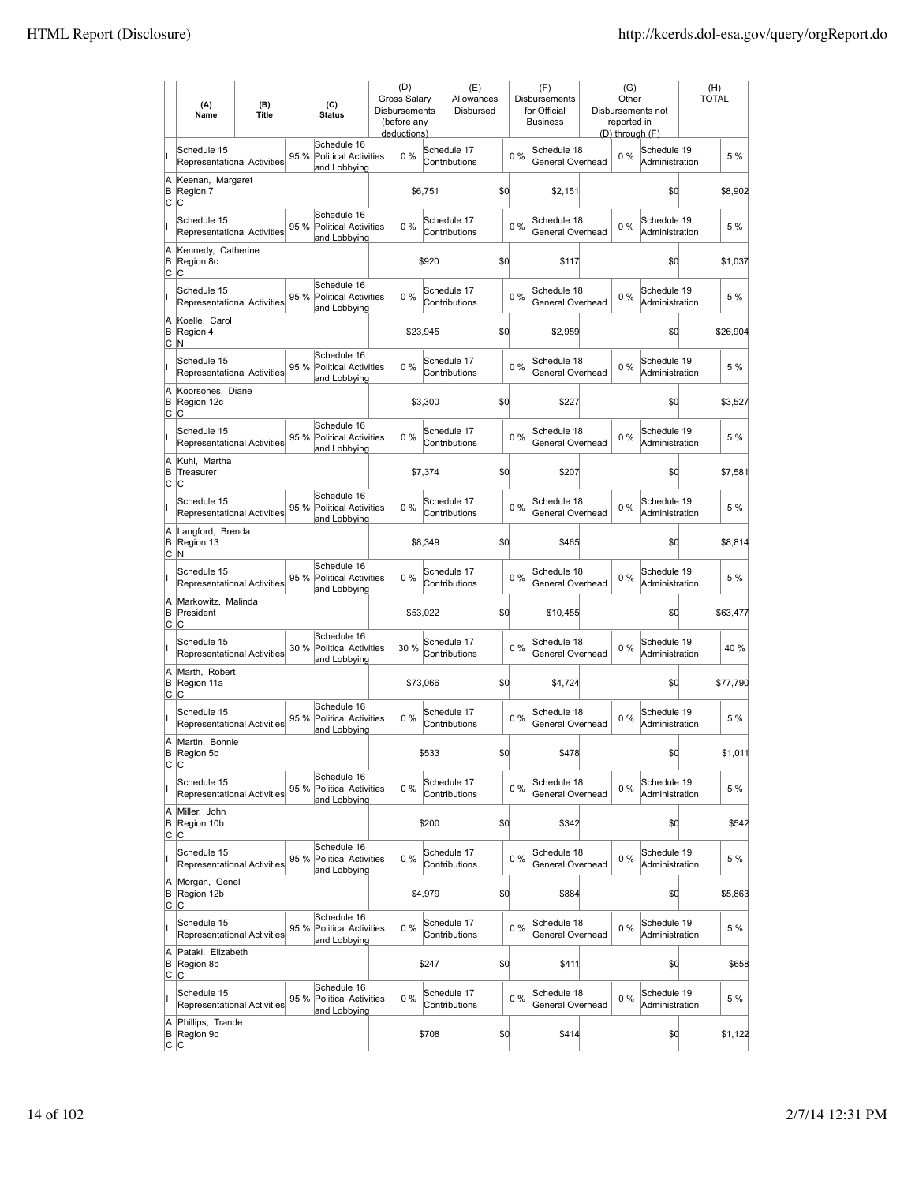| | (A) Name | (B) Title | (C) Status | (D) Gross Salary Disbursements (before any deductions) | (E) Allowances Disbursed | (F) Disbursements for Official Business | (G) Other Disbursements not reported in (D) through (F) | (H) TOTAL |
|---|---|---|---|---|---|---|---|---|
| I | Schedule 15 Representational Activities 95 % | Schedule 16 Political Activities and Lobbying 0 % | | Schedule 17 Contributions 0 % | | Schedule 18 General Overhead 0 % | Schedule 19 Administration | 5 % |
| A B C | Keenan, Margaret Region 7 C | | | $6,751 | $0 | $2,151 | $0 | $8,902 |
| I | Schedule 15 Representational Activities 95 % | Schedule 16 Political Activities and Lobbying 0 % | | Schedule 17 Contributions 0 % | | Schedule 18 General Overhead 0 % | Schedule 19 Administration | 5 % |
| A B C | Kennedy, Catherine Region 8c C | | | $920 | $0 | $117 | $0 | $1,037 |
| I | Schedule 15 Representational Activities 95 % | Schedule 16 Political Activities and Lobbying 0 % | | Schedule 17 Contributions 0 % | | Schedule 18 General Overhead 0 % | Schedule 19 Administration | 5 % |
| A B C | Koelle, Carol Region 4 N | | | $23,945 | $0 | $2,959 | $0 | $26,904 |
| I | Schedule 15 Representational Activities 95 % | Schedule 16 Political Activities and Lobbying 0 % | | Schedule 17 Contributions 0 % | | Schedule 18 General Overhead 0 % | Schedule 19 Administration | 5 % |
| A B C | Koorsones, Diane Region 12c C | | | $3,300 | $0 | $227 | $0 | $3,527 |
| I | Schedule 15 Representational Activities 95 % | Schedule 16 Political Activities and Lobbying 0 % | | Schedule 17 Contributions 0 % | | Schedule 18 General Overhead 0 % | Schedule 19 Administration | 5 % |
| A B C | Kuhl, Martha Treasurer C | | | $7,374 | $0 | $207 | $0 | $7,581 |
| I | Schedule 15 Representational Activities 95 % | Schedule 16 Political Activities and Lobbying 0 % | | Schedule 17 Contributions 0 % | | Schedule 18 General Overhead 0 % | Schedule 19 Administration | 5 % |
| A B C | Langford, Brenda Region 13 N | | | $8,349 | $0 | $465 | $0 | $8,814 |
| I | Schedule 15 Representational Activities 95 % | Schedule 16 Political Activities and Lobbying 0 % | | Schedule 17 Contributions 0 % | | Schedule 18 General Overhead 0 % | Schedule 19 Administration | 5 % |
| A B C | Markowitz, Malinda President C | | | $53,022 | $0 | $10,455 | $0 | $63,477 |
| I | Schedule 15 Representational Activities 30 % | Schedule 16 Political Activities and Lobbying 30 % | | Schedule 17 Contributions 0 % | | Schedule 18 General Overhead 0 % | Schedule 19 Administration | 40 % |
| A B C | Marth, Robert Region 11a C | | | $73,066 | $0 | $4,724 | $0 | $77,790 |
| I | Schedule 15 Representational Activities 95 % | Schedule 16 Political Activities and Lobbying 0 % | | Schedule 17 Contributions 0 % | | Schedule 18 General Overhead 0 % | Schedule 19 Administration | 5 % |
| A B C | Martin, Bonnie Region 5b C | | | $533 | $0 | $478 | $0 | $1,011 |
| I | Schedule 15 Representational Activities 95 % | Schedule 16 Political Activities and Lobbying 0 % | | Schedule 17 Contributions 0 % | | Schedule 18 General Overhead 0 % | Schedule 19 Administration | 5 % |
| A B C | Miller, John Region 10b C | | | $200 | $0 | $342 | $0 | $542 |
| I | Schedule 15 Representational Activities 95 % | Schedule 16 Political Activities and Lobbying 0 % | | Schedule 17 Contributions 0 % | | Schedule 18 General Overhead 0 % | Schedule 19 Administration | 5 % |
| A B C | Morgan, Genel Region 12b C | | | $4,979 | $0 | $884 | $0 | $5,863 |
| I | Schedule 15 Representational Activities 95 % | Schedule 16 Political Activities and Lobbying 0 % | | Schedule 17 Contributions 0 % | | Schedule 18 General Overhead 0 % | Schedule 19 Administration | 5 % |
| A B C | Pataki, Elizabeth Region 8b C | | | $247 | $0 | $411 | $0 | $658 |
| I | Schedule 15 Representational Activities 95 % | Schedule 16 Political Activities and Lobbying 0 % | | Schedule 17 Contributions 0 % | | Schedule 18 General Overhead 0 % | Schedule 19 Administration | 5 % |
| A B C | Phillips, Trande Region 9c C | | | $708 | $0 | $414 | $0 | $1,122 |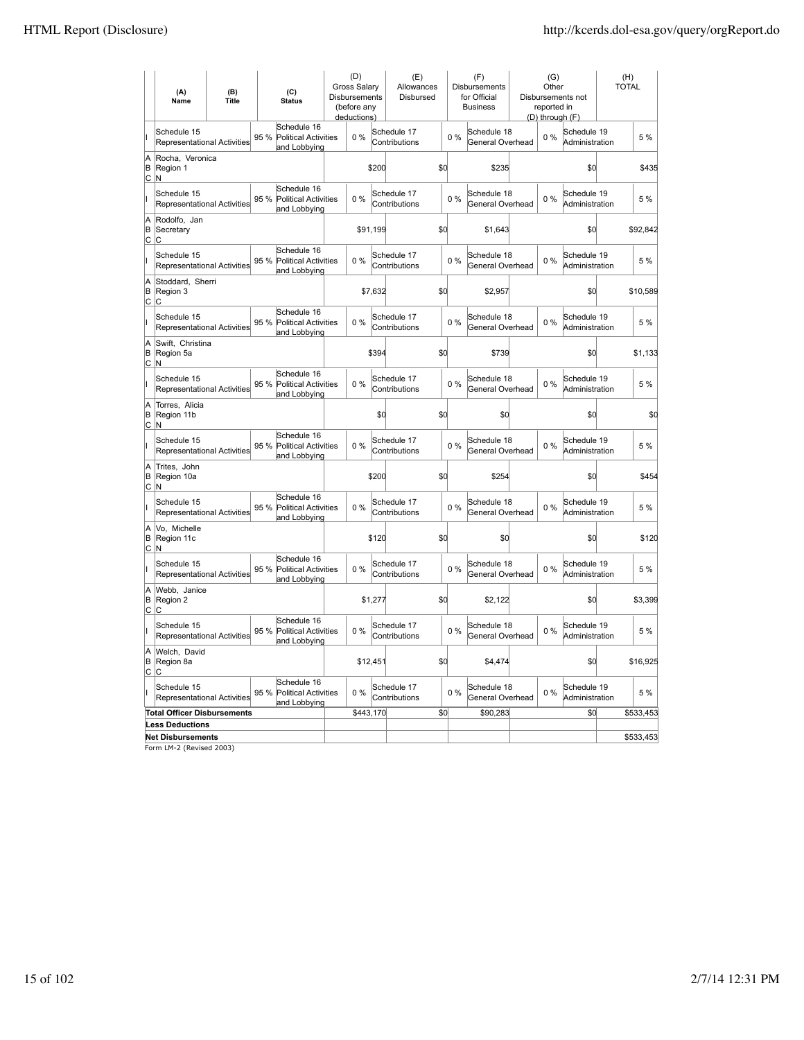| | (A) Name | (B) Title | (C) Status | (D) Gross Salary Disbursements (before any deductions) | (E) Allowances Disbursed | (F) Disbursements for Official Business | (G) Other Disbursements not reported in (D) through (F) | (H) TOTAL |
|---|---|---|---|---|---|---|---|---|
| I | Schedule 15 Representational Activities 95 % | Schedule 16 Political Activities and Lobbying 0 % | | Schedule 17 Contributions 0 % | | Schedule 18 General Overhead 0 % | Schedule 19 Administration | 5 % |
| A B C | Rocha, Veronica | Region 1 | N | $200 | $0 | $235 | $0 | $435 |
| I | Schedule 15 Representational Activities 95 % | Schedule 16 Political Activities and Lobbying 0 % | | Schedule 17 Contributions 0 % | | Schedule 18 General Overhead 0 % | Schedule 19 Administration | 5 % |
| A B C | Rodolfo, Jan | Secretary | C | $91,199 | $0 | $1,643 | $0 | $92,842 |
| I | Schedule 15 Representational Activities 95 % | Schedule 16 Political Activities and Lobbying 0 % | | Schedule 17 Contributions 0 % | | Schedule 18 General Overhead 0 % | Schedule 19 Administration | 5 % |
| A B C | Stoddard, Sherri | Region 3 | C | $7,632 | $0 | $2,957 | $0 | $10,589 |
| I | Schedule 15 Representational Activities 95 % | Schedule 16 Political Activities and Lobbying 0 % | | Schedule 17 Contributions 0 % | | Schedule 18 General Overhead 0 % | Schedule 19 Administration | 5 % |
| A B C | Swift, Christina | Region 5a | N | $394 | $0 | $739 | $0 | $1,133 |
| I | Schedule 15 Representational Activities 95 % | Schedule 16 Political Activities and Lobbying 0 % | | Schedule 17 Contributions 0 % | | Schedule 18 General Overhead 0 % | Schedule 19 Administration | 5 % |
| A B C | Torres, Alicia | Region 11b | N | $0 | $0 | $0 | $0 | $0 |
| I | Schedule 15 Representational Activities 95 % | Schedule 16 Political Activities and Lobbying 0 % | | Schedule 17 Contributions 0 % | | Schedule 18 General Overhead 0 % | Schedule 19 Administration | 5 % |
| A B C | Trites, John | Region 10a | N | $200 | $0 | $254 | $0 | $454 |
| I | Schedule 15 Representational Activities 95 % | Schedule 16 Political Activities and Lobbying 0 % | | Schedule 17 Contributions 0 % | | Schedule 18 General Overhead 0 % | Schedule 19 Administration | 5 % |
| A B C | Vo, Michelle | Region 11c | N | $120 | $0 | $0 | $0 | $120 |
| I | Schedule 15 Representational Activities 95 % | Schedule 16 Political Activities and Lobbying 0 % | | Schedule 17 Contributions 0 % | | Schedule 18 General Overhead 0 % | Schedule 19 Administration | 5 % |
| A B C | Webb, Janice | Region 2 | C | $1,277 | $0 | $2,122 | $0 | $3,399 |
| I | Schedule 15 Representational Activities 95 % | Schedule 16 Political Activities and Lobbying 0 % | | Schedule 17 Contributions 0 % | | Schedule 18 General Overhead 0 % | Schedule 19 Administration | 5 % |
| A B C | Welch, David | Region 8a | C | $12,451 | $0 | $4,474 | $0 | $16,925 |
| I | Schedule 15 Representational Activities 95 % | Schedule 16 Political Activities and Lobbying 0 % | | Schedule 17 Contributions 0 % | | Schedule 18 General Overhead 0 % | Schedule 19 Administration | 5 % |
| | **Total Officer Disbursements** | | | $443,170 | $0 | $90,283 | $0 | $533,453 |
| | **Less Deductions** | | | | | | | |
| | **Net Disbursements** | | | | | | | $533,453 |

Form LM-2 (Revised 2003)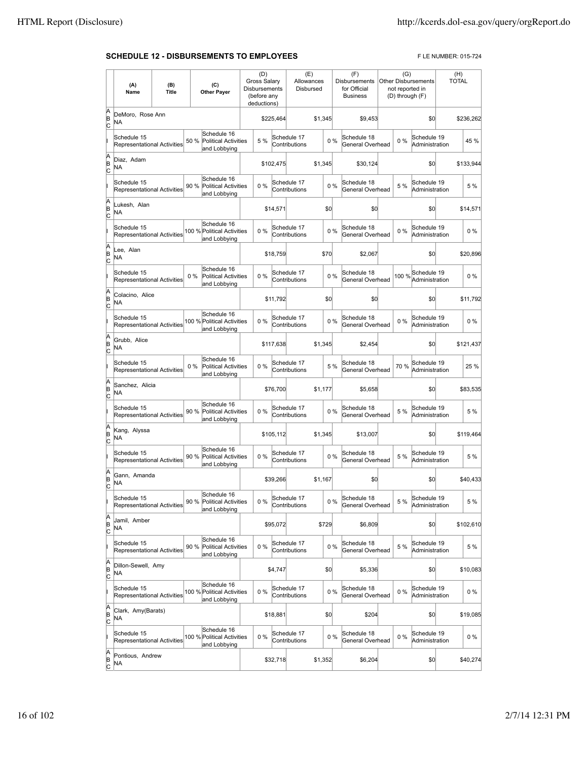## SCHEDULE 12 - DISBURSEMENTS TO EMPLOYEES

F LE NUMBER: 015-724

| | (A) Name | (B) Title | (C) Other Payer | (D) Gross Salary Disbursements (before any deductions) | (E) Allowances Disbursed | (F) Disbursements for Official Business | (G) Other Disbursements not reported in (D) through (F) | (H) TOTAL |
|---|---|---|---|---|---|---|---|---|
| A B C | DeMoro, Rose Ann NA | | | $225,464 | $1,345 | $9,453 | $0 | $236,262 |
| I | Schedule 15 Representational Activities 50 % | | Schedule 16 Political Activities and Lobbying 5 % | Schedule 17 Contributions 0 % | | Schedule 18 General Overhead 0 % | Schedule 19 Administration | 45 % |
| A B C | Diaz, Adam NA | | | $102,475 | $1,345 | $30,124 | $0 | $133,944 |
| I | Schedule 15 Representational Activities 90 % | | Schedule 16 Political Activities and Lobbying 0 % | Schedule 17 Contributions 0 % | | Schedule 18 General Overhead 5 % | Schedule 19 Administration | 5 % |
| A B C | Lukesh, Alan NA | | | $14,571 | $0 | $0 | $0 | $14,571 |
| I | Schedule 15 Representational Activities 100 % | | Schedule 16 Political Activities and Lobbying 0 % | Schedule 17 Contributions 0 % | | Schedule 18 General Overhead 0 % | Schedule 19 Administration | 0 % |
| A B C | Lee, Alan NA | | | $18,759 | $70 | $2,067 | $0 | $20,896 |
| I | Schedule 15 Representational Activities 0 % | | Schedule 16 Political Activities and Lobbying 0 % | Schedule 17 Contributions 0 % | | Schedule 18 General Overhead 100 % | Schedule 19 Administration | 0 % |
| A B C | Colacino, Alice NA | | | $11,792 | $0 | $0 | $0 | $11,792 |
| I | Schedule 15 Representational Activities 100 % | | Schedule 16 Political Activities and Lobbying 0 % | Schedule 17 Contributions 0 % | | Schedule 18 General Overhead 0 % | Schedule 19 Administration | 0 % |
| A B C | Grubb, Alice NA | | | $117,638 | $1,345 | $2,454 | $0 | $121,437 |
| I | Schedule 15 Representational Activities 0 % | | Schedule 16 Political Activities and Lobbying 0 % | Schedule 17 Contributions 5 % | | Schedule 18 General Overhead 70 % | Schedule 19 Administration | 25 % |
| A B C | Sanchez, Alicia NA | | | $76,700 | $1,177 | $5,658 | $0 | $83,535 |
| I | Schedule 15 Representational Activities 90 % | | Schedule 16 Political Activities and Lobbying 0 % | Schedule 17 Contributions 0 % | | Schedule 18 General Overhead 5 % | Schedule 19 Administration | 5 % |
| A B C | Kang, Alyssa NA | | | $105,112 | $1,345 | $13,007 | $0 | $119,464 |
| I | Schedule 15 Representational Activities 90 % | | Schedule 16 Political Activities and Lobbying 0 % | Schedule 17 Contributions 0 % | | Schedule 18 General Overhead 5 % | Schedule 19 Administration | 5 % |
| A B C | Gann, Amanda NA | | | $39,266 | $1,167 | $0 | $0 | $40,433 |
| I | Schedule 15 Representational Activities 90 % | | Schedule 16 Political Activities and Lobbying 0 % | Schedule 17 Contributions 0 % | | Schedule 18 General Overhead 5 % | Schedule 19 Administration | 5 % |
| A B C | Jamil, Amber NA | | | $95,072 | $729 | $6,809 | $0 | $102,610 |
| I | Schedule 15 Representational Activities 90 % | | Schedule 16 Political Activities and Lobbying 0 % | Schedule 17 Contributions 0 % | | Schedule 18 General Overhead 5 % | Schedule 19 Administration | 5 % |
| A B C | Dillon-Sewell, Amy NA | | | $4,747 | $0 | $5,336 | $0 | $10,083 |
| I | Schedule 15 Representational Activities 100 % | | Schedule 16 Political Activities and Lobbying 0 % | Schedule 17 Contributions 0 % | | Schedule 18 General Overhead 0 % | Schedule 19 Administration | 0 % |
| A B C | Clark, Amy(Barats) NA | | | $18,881 | $0 | $204 | $0 | $19,085 |
| I | Schedule 15 Representational Activities 100 % | | Schedule 16 Political Activities and Lobbying 0 % | Schedule 17 Contributions 0 % | | Schedule 18 General Overhead 0 % | Schedule 19 Administration | 0 % |
| A B C | Pontious, Andrew NA | | | $32,718 | $1,352 | $6,204 | $0 | $40,274 |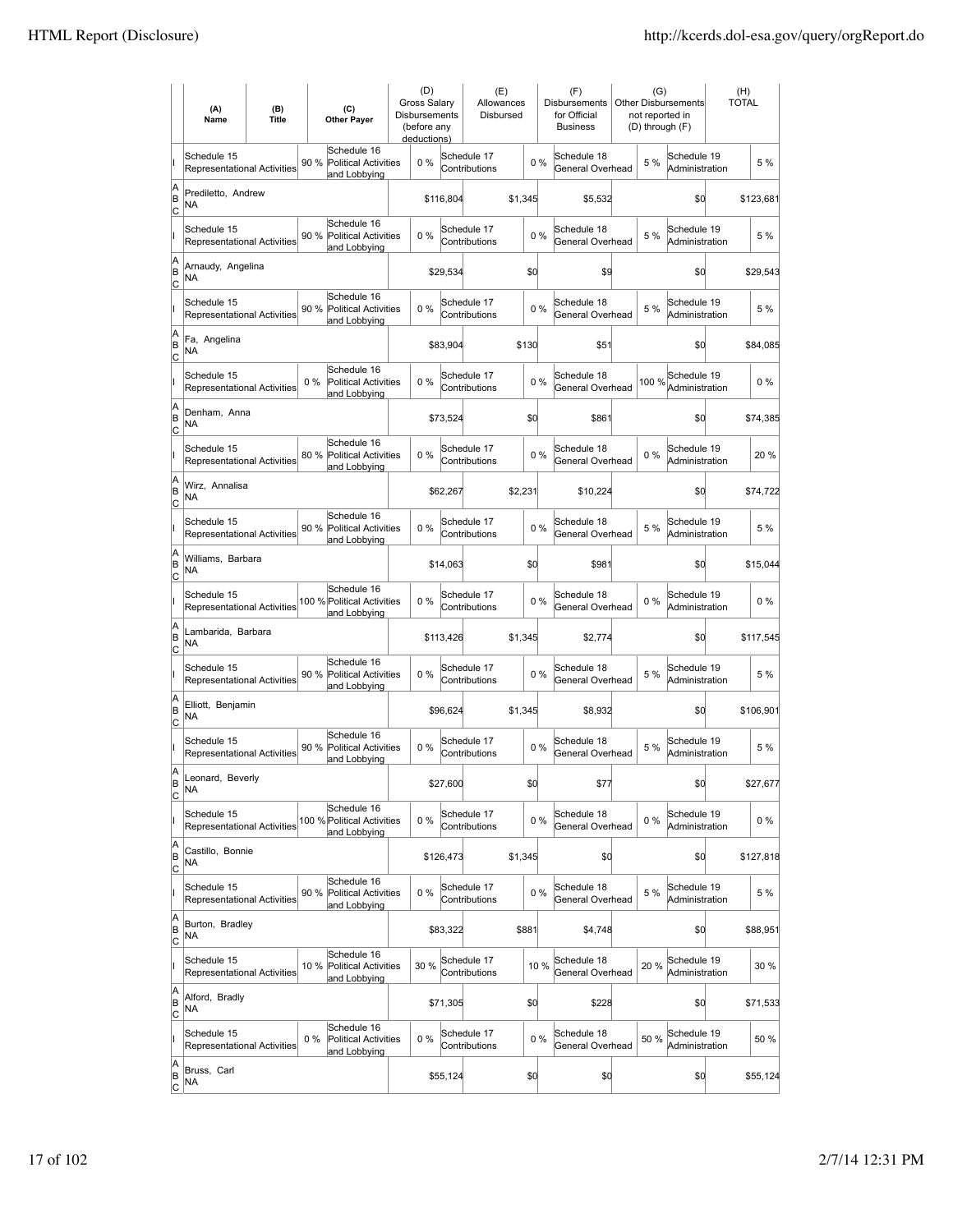| | (A) Name | (B) Title | (C) Other Payer | (D) Gross Salary Disbursements (before any deductions) | (E) Allowances Disbursed | (F) Disbursements for Official Business | (G) Other Disbursements not reported in (D) through (F) | (H) TOTAL |
|---|---|---|---|---|---|---|---|---|
| I | Schedule 15 Representational Activities 90 % | | Schedule 16 Political Activities and Lobbying 0 % | | Schedule 17 Contributions 0 % | Schedule 18 General Overhead 5 % | Schedule 19 Administration | 5 % |
| A B C | Prediletto, Andrew NA | | | $116,804 | $1,345 | $5,532 | $0 | $123,681 |
| I | Schedule 15 Representational Activities 90 % | | Schedule 16 Political Activities and Lobbying 0 % | | Schedule 17 Contributions 0 % | Schedule 18 General Overhead 5 % | Schedule 19 Administration | 5 % |
| A B C | Arnaudy, Angelina NA | | | $29,534 | $0 | $9 | $0 | $29,543 |
| I | Schedule 15 Representational Activities 90 % | | Schedule 16 Political Activities and Lobbying 0 % | | Schedule 17 Contributions 0 % | Schedule 18 General Overhead 5 % | Schedule 19 Administration | 5 % |
| A B C | Fa, Angelina NA | | | $83,904 | $130 | $51 | $0 | $84,085 |
| I | Schedule 15 Representational Activities 0 % | | Schedule 16 Political Activities and Lobbying 0 % | | Schedule 17 Contributions 0 % | Schedule 18 General Overhead 100 % | Schedule 19 Administration | 0 % |
| A B C | Denham, Anna NA | | | $73,524 | $0 | $861 | $0 | $74,385 |
| I | Schedule 15 Representational Activities 80 % | | Schedule 16 Political Activities and Lobbying 0 % | | Schedule 17 Contributions 0 % | Schedule 18 General Overhead 0 % | Schedule 19 Administration | 20 % |
| A B C | Wirz, Annalisa NA | | | $62,267 | $2,231 | $10,224 | $0 | $74,722 |
| I | Schedule 15 Representational Activities 90 % | | Schedule 16 Political Activities and Lobbying 0 % | | Schedule 17 Contributions 0 % | Schedule 18 General Overhead 5 % | Schedule 19 Administration | 5 % |
| A B C | Williams, Barbara NA | | | $14,063 | $0 | $981 | $0 | $15,044 |
| I | Schedule 15 Representational Activities 100 % | | Schedule 16 Political Activities and Lobbying 0 % | | Schedule 17 Contributions 0 % | Schedule 18 General Overhead 0 % | Schedule 19 Administration | 0 % |
| A B C | Lambarida, Barbara NA | | | $113,426 | $1,345 | $2,774 | $0 | $117,545 |
| I | Schedule 15 Representational Activities 90 % | | Schedule 16 Political Activities and Lobbying 0 % | | Schedule 17 Contributions 0 % | Schedule 18 General Overhead 5 % | Schedule 19 Administration | 5 % |
| A B C | Elliott, Benjamin NA | | | $96,624 | $1,345 | $8,932 | $0 | $106,901 |
| I | Schedule 15 Representational Activities 90 % | | Schedule 16 Political Activities and Lobbying 0 % | | Schedule 17 Contributions 0 % | Schedule 18 General Overhead 5 % | Schedule 19 Administration | 5 % |
| A B C | Leonard, Beverly NA | | | $27,600 | $0 | $77 | $0 | $27,677 |
| I | Schedule 15 Representational Activities 100 % | | Schedule 16 Political Activities and Lobbying 0 % | | Schedule 17 Contributions 0 % | Schedule 18 General Overhead 0 % | Schedule 19 Administration | 0 % |
| A B C | Castillo, Bonnie NA | | | $126,473 | $1,345 | $0 | $0 | $127,818 |
| I | Schedule 15 Representational Activities 90 % | | Schedule 16 Political Activities and Lobbying 0 % | | Schedule 17 Contributions 0 % | Schedule 18 General Overhead 5 % | Schedule 19 Administration | 5 % |
| A B C | Burton, Bradley NA | | | $83,322 | $881 | $4,748 | $0 | $88,951 |
| I | Schedule 15 Representational Activities 10 % | | Schedule 16 Political Activities and Lobbying 30 % | | Schedule 17 Contributions 10 % | Schedule 18 General Overhead 20 % | Schedule 19 Administration | 30 % |
| A B C | Alford, Bradly NA | | | $71,305 | $0 | $228 | $0 | $71,533 |
| I | Schedule 15 Representational Activities 0 % | | Schedule 16 Political Activities and Lobbying 0 % | | Schedule 17 Contributions 0 % | Schedule 18 General Overhead 50 % | Schedule 19 Administration | 50 % |
| A B C | Bruss, Carl NA | | | $55,124 | $0 | $0 | $0 | $55,124 |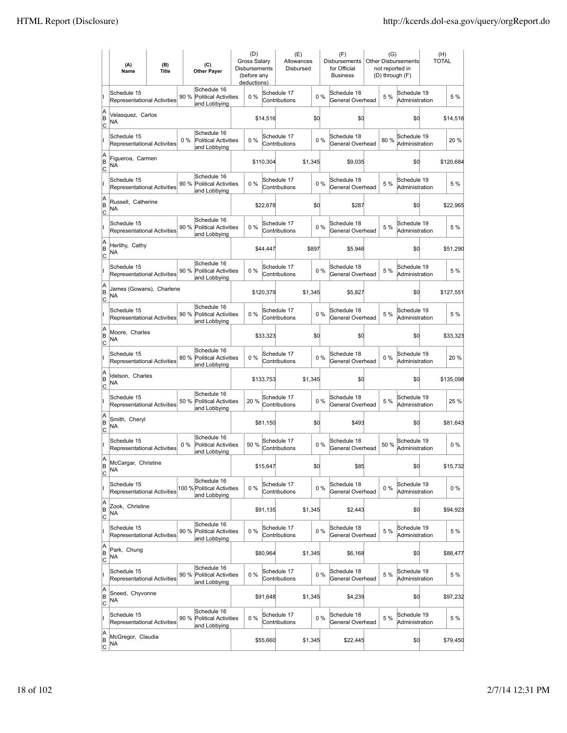| | (A) Name | (B) Title | | (C) Other Payer | (D) Gross Salary Disbursements (before any deductions) | | (E) Allowances Disbursed | | (F) Disbursements for Official Business | (G) Other Disbursements not reported in (D) through (F) | | (H) TOTAL |
|---|---|---|---|---|---|---|---|---|---|---|---|---|
| I | Schedule 15 Representational Activities | | 90 % | Schedule 16 Political Activities and Lobbying | 0 % | Schedule 17 Contributions | | 0 % | Schedule 18 General Overhead | 5 % | Schedule 19 Administration | 5 % |
| A B C | Velasquez, Carlos NA | | | | | $14,516 | | $0 | $0 | | $0 | $14,516 |
| I | Schedule 15 Representational Activities | | 0 % | Schedule 16 Political Activities and Lobbying | 0 % | Schedule 17 Contributions | | 0 % | Schedule 18 General Overhead | 80 % | Schedule 19 Administration | 20 % |
| A B C | Figueroa, Carmen NA | | | | | $110,304 | | $1,345 | $9,035 | | $0 | $120,684 |
| I | Schedule 15 Representational Activities | | 90 % | Schedule 16 Political Activities and Lobbying | 0 % | Schedule 17 Contributions | | 0 % | Schedule 18 General Overhead | 5 % | Schedule 19 Administration | 5 % |
| A B C | Russell, Catherine NA | | | | | $22,678 | | $0 | $287 | | $0 | $22,965 |
| I | Schedule 15 Representational Activities | | 90 % | Schedule 16 Political Activities and Lobbying | 0 % | Schedule 17 Contributions | | 0 % | Schedule 18 General Overhead | 5 % | Schedule 19 Administration | 5 % |
| A B C | Herlihy, Cathy NA | | | | | $44,447 | | $897 | $5,946 | | $0 | $51,290 |
| I | Schedule 15 Representational Activities | | 90 % | Schedule 16 Political Activities and Lobbying | 0 % | Schedule 17 Contributions | | 0 % | Schedule 18 General Overhead | 5 % | Schedule 19 Administration | 5 % |
| A B C | James (Gowans), Charlene NA | | | | | $120,379 | | $1,345 | $5,827 | | $0 | $127,551 |
| I | Schedule 15 Representational Activities | | 90 % | Schedule 16 Political Activities and Lobbying | 0 % | Schedule 17 Contributions | | 0 % | Schedule 18 General Overhead | 5 % | Schedule 19 Administration | 5 % |
| A B C | Moore, Charles NA | | | | | $33,323 | | $0 | $0 | | $0 | $33,323 |
| I | Schedule 15 Representational Activities | | 80 % | Schedule 16 Political Activities and Lobbying | 0 % | Schedule 17 Contributions | | 0 % | Schedule 18 General Overhead | 0 % | Schedule 19 Administration | 20 % |
| A B C | Idelson, Charles NA | | | | | $133,753 | | $1,345 | $0 | | $0 | $135,098 |
| I | Schedule 15 Representational Activities | | 50 % | Schedule 16 Political Activities and Lobbying | 20 % | Schedule 17 Contributions | | 0 % | Schedule 18 General Overhead | 5 % | Schedule 19 Administration | 25 % |
| A B C | Smith, Cheryl NA | | | | | $81,150 | | $0 | $493 | | $0 | $81,643 |
| I | Schedule 15 Representational Activities | | 0 % | Schedule 16 Political Activities and Lobbying | 50 % | Schedule 17 Contributions | | 0 % | Schedule 18 General Overhead | 50 % | Schedule 19 Administration | 0 % |
| A B C | McCargar, Christine NA | | | | | $15,647 | | $0 | $85 | | $0 | $15,732 |
| I | Schedule 15 Representational Activities | | 100 % | Schedule 16 Political Activities and Lobbying | 0 % | Schedule 17 Contributions | | 0 % | Schedule 18 General Overhead | 0 % | Schedule 19 Administration | 0 % |
| A B C | Zook, Christine NA | | | | | $91,135 | | $1,345 | $2,443 | | $0 | $94,923 |
| I | Schedule 15 Representational Activities | | 90 % | Schedule 16 Political Activities and Lobbying | 0 % | Schedule 17 Contributions | | 0 % | Schedule 18 General Overhead | 5 % | Schedule 19 Administration | 5 % |
| A B C | Park, Chung NA | | | | | $80,964 | | $1,345 | $6,168 | | $0 | $88,477 |
| I | Schedule 15 Representational Activities | | 90 % | Schedule 16 Political Activities and Lobbying | 0 % | Schedule 17 Contributions | | 0 % | Schedule 18 General Overhead | 5 % | Schedule 19 Administration | 5 % |
| A B C | Sneed, Chyvonne NA | | | | | $91,648 | | $1,345 | $4,239 | | $0 | $97,232 |
| I | Schedule 15 Representational Activities | | 90 % | Schedule 16 Political Activities and Lobbying | 0 % | Schedule 17 Contributions | | 0 % | Schedule 18 General Overhead | 5 % | Schedule 19 Administration | 5 % |
| A B C | McGregor, Claudia NA | | | | | $55,660 | | $1,345 | $22,445 | | $0 | $79,450 |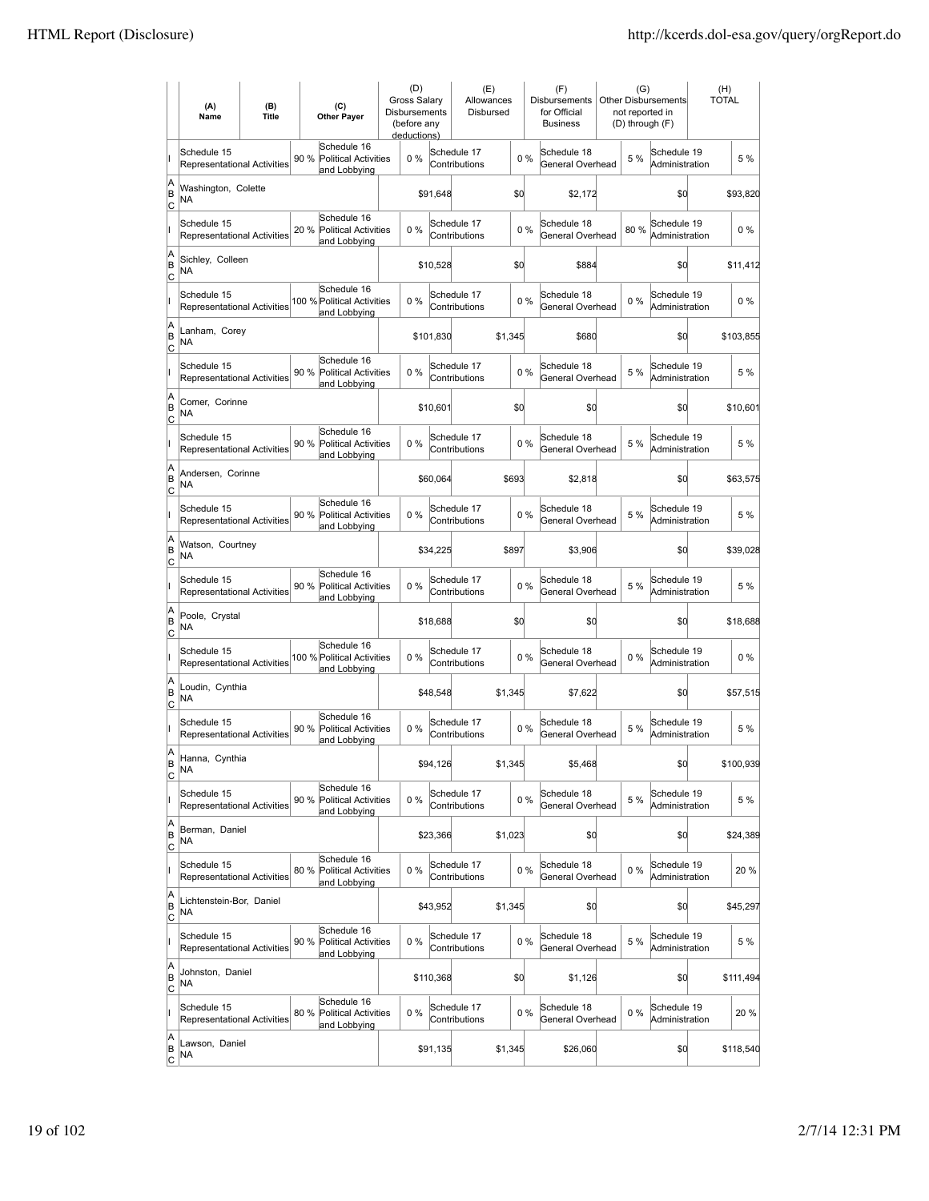| | (A) Name | (B) Title | (C) Other Payer | (D) Gross Salary Disbursements (before any deductions) | (E) Allowances Disbursed | (F) Disbursements for Official Business | (G) Other Disbursements not reported in (D) through (F) | (H) TOTAL |
|---|---|---|---|---|---|---|---|---|
| I | Schedule 15 Representational Activities 90 % | | Schedule 16 Political Activities and Lobbying 0 % | | Schedule 17 Contributions 0 % | Schedule 18 General Overhead 5 % | Schedule 19 Administration | 5 % |
| A B C | Washington, Colette NA | | | $91,648 | $0 | $2,172 | $0 | $93,820 |
| I | Schedule 15 Representational Activities 20 % | | Schedule 16 Political Activities and Lobbying 0 % | | Schedule 17 Contributions 0 % | Schedule 18 General Overhead 80 % | Schedule 19 Administration | 0 % |
| A B C | Sichley, Colleen NA | | | $10,528 | $0 | $884 | $0 | $11,412 |
| I | Schedule 15 Representational Activities 100 % | | Schedule 16 Political Activities and Lobbying 0 % | | Schedule 17 Contributions 0 % | Schedule 18 General Overhead 0 % | Schedule 19 Administration | 0 % |
| A B C | Lanham, Corey NA | | | $101,830 | $1,345 | $680 | $0 | $103,855 |
| I | Schedule 15 Representational Activities 90 % | | Schedule 16 Political Activities and Lobbying 0 % | | Schedule 17 Contributions 0 % | Schedule 18 General Overhead 5 % | Schedule 19 Administration | 5 % |
| A B C | Comer, Corinne NA | | | $10,601 | $0 | $0 | $0 | $10,601 |
| I | Schedule 15 Representational Activities 90 % | | Schedule 16 Political Activities and Lobbying 0 % | | Schedule 17 Contributions 0 % | Schedule 18 General Overhead 5 % | Schedule 19 Administration | 5 % |
| A B C | Andersen, Corinne NA | | | $60,064 | $693 | $2,818 | $0 | $63,575 |
| I | Schedule 15 Representational Activities 90 % | | Schedule 16 Political Activities and Lobbying 0 % | | Schedule 17 Contributions 0 % | Schedule 18 General Overhead 5 % | Schedule 19 Administration | 5 % |
| A B C | Watson, Courtney NA | | | $34,225 | $897 | $3,906 | $0 | $39,028 |
| I | Schedule 15 Representational Activities 90 % | | Schedule 16 Political Activities and Lobbying 0 % | | Schedule 17 Contributions 0 % | Schedule 18 General Overhead 5 % | Schedule 19 Administration | 5 % |
| A B C | Poole, Crystal NA | | | $18,688 | $0 | $0 | $0 | $18,688 |
| I | Schedule 15 Representational Activities 100 % | | Schedule 16 Political Activities and Lobbying 0 % | | Schedule 17 Contributions 0 % | Schedule 18 General Overhead 0 % | Schedule 19 Administration | 0 % |
| A B C | Loudin, Cynthia NA | | | $48,548 | $1,345 | $7,622 | $0 | $57,515 |
| I | Schedule 15 Representational Activities 90 % | | Schedule 16 Political Activities and Lobbying 0 % | | Schedule 17 Contributions 0 % | Schedule 18 General Overhead 5 % | Schedule 19 Administration | 5 % |
| A B C | Hanna, Cynthia NA | | | $94,126 | $1,345 | $5,468 | $0 | $100,939 |
| I | Schedule 15 Representational Activities 90 % | | Schedule 16 Political Activities and Lobbying 0 % | | Schedule 17 Contributions 0 % | Schedule 18 General Overhead 5 % | Schedule 19 Administration | 5 % |
| A B C | Berman, Daniel NA | | | $23,366 | $1,023 | $0 | $0 | $24,389 |
| I | Schedule 15 Representational Activities 80 % | | Schedule 16 Political Activities and Lobbying 0 % | | Schedule 17 Contributions 0 % | Schedule 18 General Overhead 0 % | Schedule 19 Administration | 20 % |
| A B C | Lichtenstein-Bor, Daniel NA | | | $43,952 | $1,345 | $0 | $0 | $45,297 |
| I | Schedule 15 Representational Activities 90 % | | Schedule 16 Political Activities and Lobbying 0 % | | Schedule 17 Contributions 0 % | Schedule 18 General Overhead 5 % | Schedule 19 Administration | 5 % |
| A B C | Johnston, Daniel NA | | | $110,368 | $0 | $1,126 | $0 | $111,494 |
| I | Schedule 15 Representational Activities 80 % | | Schedule 16 Political Activities and Lobbying 0 % | | Schedule 17 Contributions 0 % | Schedule 18 General Overhead 0 % | Schedule 19 Administration | 20 % |
| A B C | Lawson, Daniel NA | | | $91,135 | $1,345 | $26,060 | $0 | $118,540 |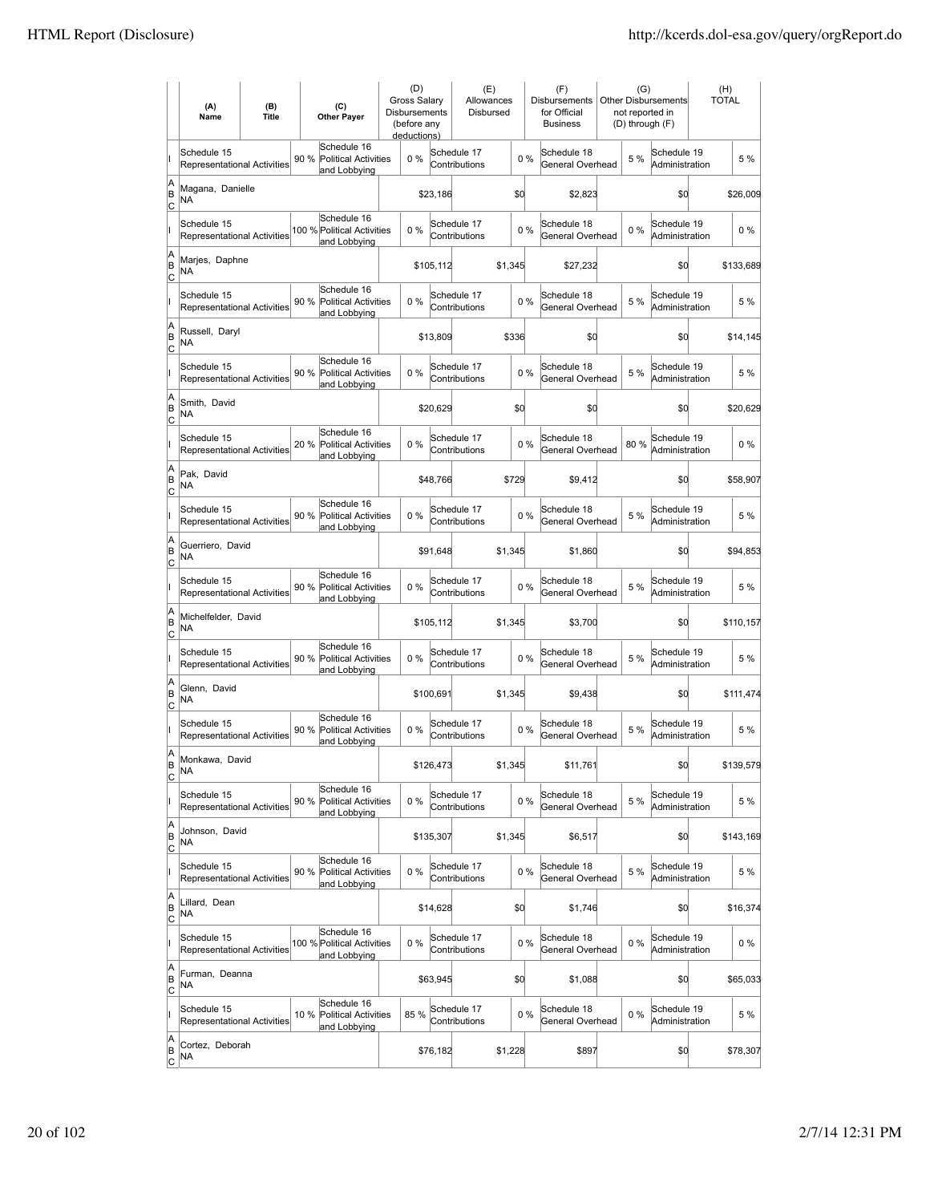| | (A) Name | (B) Title | (C) Other Payer | (D) Gross Salary Disbursements (before any deductions) | (E) Allowances Disbursed | (F) Disbursements for Official Business | (G) Other Disbursements not reported in (D) through (F) | (H) TOTAL |
|---|---|---|---|---|---|---|---|---|
| I | Schedule 15 Representational Activities 90 % | Schedule 16 Political Activities and Lobbying 0 % | | Schedule 17 Contributions 0 % | | Schedule 18 General Overhead 5 % | Schedule 19 Administration | 5 % |
| A B C | Magana, Danielle NA | | | $23,186 | $0 | $2,823 | $0 | $26,009 |
| I | Schedule 15 Representational Activities 100 % | Schedule 16 Political Activities and Lobbying 0 % | | Schedule 17 Contributions 0 % | | Schedule 18 General Overhead 0 % | Schedule 19 Administration | 0 % |
| A B C | Marjes, Daphne NA | | | $105,112 | $1,345 | $27,232 | $0 | $133,689 |
| I | Schedule 15 Representational Activities 90 % | Schedule 16 Political Activities and Lobbying 0 % | | Schedule 17 Contributions 0 % | | Schedule 18 General Overhead 5 % | Schedule 19 Administration | 5 % |
| A B C | Russell, Daryl NA | | | $13,809 | $336 | $0 | $0 | $14,145 |
| I | Schedule 15 Representational Activities 90 % | Schedule 16 Political Activities and Lobbying 0 % | | Schedule 17 Contributions 0 % | | Schedule 18 General Overhead 5 % | Schedule 19 Administration | 5 % |
| A B C | Smith, David NA | | | $20,629 | $0 | $0 | $0 | $20,629 |
| I | Schedule 15 Representational Activities 20 % | Schedule 16 Political Activities and Lobbying 0 % | | Schedule 17 Contributions 0 % | | Schedule 18 General Overhead 80 % | Schedule 19 Administration | 0 % |
| A B C | Pak, David NA | | | $48,766 | $729 | $9,412 | $0 | $58,907 |
| I | Schedule 15 Representational Activities 90 % | Schedule 16 Political Activities and Lobbying 0 % | | Schedule 17 Contributions 0 % | | Schedule 18 General Overhead 5 % | Schedule 19 Administration | 5 % |
| A B C | Guerriero, David NA | | | $91,648 | $1,345 | $1,860 | $0 | $94,853 |
| I | Schedule 15 Representational Activities 90 % | Schedule 16 Political Activities and Lobbying 0 % | | Schedule 17 Contributions 0 % | | Schedule 18 General Overhead 5 % | Schedule 19 Administration | 5 % |
| A B C | Michelfelder, David NA | | | $105,112 | $1,345 | $3,700 | $0 | $110,157 |
| I | Schedule 15 Representational Activities 90 % | Schedule 16 Political Activities and Lobbying 0 % | | Schedule 17 Contributions 0 % | | Schedule 18 General Overhead 5 % | Schedule 19 Administration | 5 % |
| A B C | Glenn, David NA | | | $100,691 | $1,345 | $9,438 | $0 | $111,474 |
| I | Schedule 15 Representational Activities 90 % | Schedule 16 Political Activities and Lobbying 0 % | | Schedule 17 Contributions 0 % | | Schedule 18 General Overhead 5 % | Schedule 19 Administration | 5 % |
| A B C | Monkawa, David NA | | | $126,473 | $1,345 | $11,761 | $0 | $139,579 |
| I | Schedule 15 Representational Activities 90 % | Schedule 16 Political Activities and Lobbying 0 % | | Schedule 17 Contributions 0 % | | Schedule 18 General Overhead 5 % | Schedule 19 Administration | 5 % |
| A B C | Johnson, David NA | | | $135,307 | $1,345 | $6,517 | $0 | $143,169 |
| I | Schedule 15 Representational Activities 90 % | Schedule 16 Political Activities and Lobbying 0 % | | Schedule 17 Contributions 0 % | | Schedule 18 General Overhead 5 % | Schedule 19 Administration | 5 % |
| A B C | Lillard, Dean NA | | | $14,628 | $0 | $1,746 | $0 | $16,374 |
| I | Schedule 15 Representational Activities 100 % | Schedule 16 Political Activities and Lobbying 0 % | | Schedule 17 Contributions 0 % | | Schedule 18 General Overhead 0 % | Schedule 19 Administration | 0 % |
| A B C | Furman, Deanna NA | | | $63,945 | $0 | $1,088 | $0 | $65,033 |
| I | Schedule 15 Representational Activities 10 % | Schedule 16 Political Activities and Lobbying 85 % | | Schedule 17 Contributions 0 % | | Schedule 18 General Overhead 0 % | Schedule 19 Administration | 5 % |
| A B C | Cortez, Deborah NA | | | $76,182 | $1,228 | $897 | $0 | $78,307 |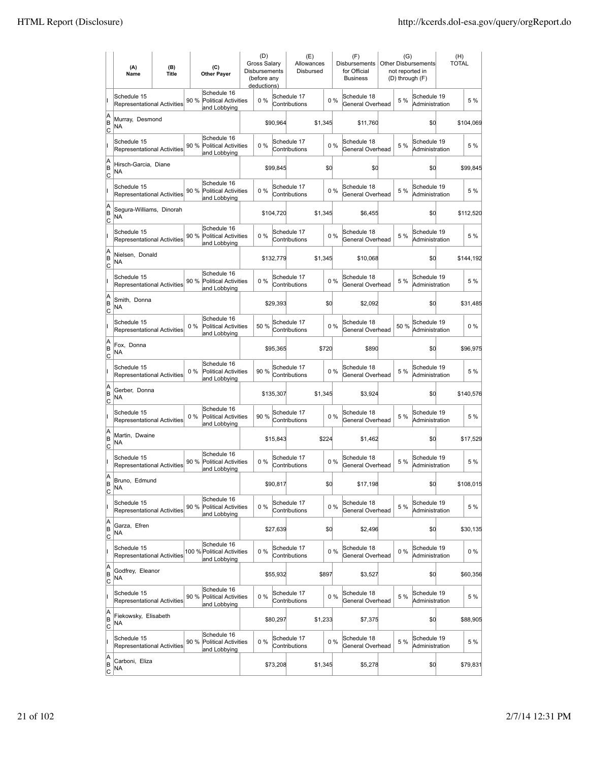| | (A) Name | (B) Title | | (C) Other Payer | (D) Gross Salary Disbursements (before any deductions) | | (E) Allowances Disbursed | | (F) Disbursements for Official Business | (G) Other Disbursements not reported in (D) through (F) | | (H) TOTAL |
|---|---|---|---|---|---|---|---|---|---|---|---|---|
| I | Schedule 15 Representational Activities | | 90 % | Schedule 16 Political Activities and Lobbying | 0 % | | Schedule 17 Contributions | 0 % | Schedule 18 General Overhead | 5 % | Schedule 19 Administration | 5 % |
| A B C | Murray, Desmond NA | | | | | $90,964 | | $1,345 | $11,760 | | $0 | $104,069 |
| I | Schedule 15 Representational Activities | | 90 % | Schedule 16 Political Activities and Lobbying | 0 % | | Schedule 17 Contributions | 0 % | Schedule 18 General Overhead | 5 % | Schedule 19 Administration | 5 % |
| A B C | Hirsch-Garcia, Diane NA | | | | | $99,845 | | $0 | $0 | | $0 | $99,845 |
| I | Schedule 15 Representational Activities | | 90 % | Schedule 16 Political Activities and Lobbying | 0 % | | Schedule 17 Contributions | 0 % | Schedule 18 General Overhead | 5 % | Schedule 19 Administration | 5 % |
| A B C | Segura-Williams, Dinorah NA | | | | | $104,720 | | $1,345 | $6,455 | | $0 | $112,520 |
| I | Schedule 15 Representational Activities | | 90 % | Schedule 16 Political Activities and Lobbying | 0 % | | Schedule 17 Contributions | 0 % | Schedule 18 General Overhead | 5 % | Schedule 19 Administration | 5 % |
| A B C | Nielsen, Donald NA | | | | | $132,779 | | $1,345 | $10,068 | | $0 | $144,192 |
| I | Schedule 15 Representational Activities | | 90 % | Schedule 16 Political Activities and Lobbying | 0 % | | Schedule 17 Contributions | 0 % | Schedule 18 General Overhead | 5 % | Schedule 19 Administration | 5 % |
| A B C | Smith, Donna NA | | | | | $29,393 | | $0 | $2,092 | | $0 | $31,485 |
| I | Schedule 15 Representational Activities | | 0 % | Schedule 16 Political Activities and Lobbying | 50 % | | Schedule 17 Contributions | 0 % | Schedule 18 General Overhead | 50 % | Schedule 19 Administration | 0 % |
| A B C | Fox, Donna NA | | | | | $95,365 | | $720 | $890 | | $0 | $96,975 |
| I | Schedule 15 Representational Activities | | 0 % | Schedule 16 Political Activities and Lobbying | 90 % | | Schedule 17 Contributions | 0 % | Schedule 18 General Overhead | 5 % | Schedule 19 Administration | 5 % |
| A B C | Gerber, Donna NA | | | | | $135,307 | | $1,345 | $3,924 | | $0 | $140,576 |
| I | Schedule 15 Representational Activities | | 0 % | Schedule 16 Political Activities and Lobbying | 90 % | | Schedule 17 Contributions | 0 % | Schedule 18 General Overhead | 5 % | Schedule 19 Administration | 5 % |
| A B C | Martin, Dwaine NA | | | | | $15,843 | | $224 | $1,462 | | $0 | $17,529 |
| I | Schedule 15 Representational Activities | | 90 % | Schedule 16 Political Activities and Lobbying | 0 % | | Schedule 17 Contributions | 0 % | Schedule 18 General Overhead | 5 % | Schedule 19 Administration | 5 % |
| A B C | Bruno, Edmund NA | | | | | $90,817 | | $0 | $17,198 | | $0 | $108,015 |
| I | Schedule 15 Representational Activities | | 90 % | Schedule 16 Political Activities and Lobbying | 0 % | | Schedule 17 Contributions | 0 % | Schedule 18 General Overhead | 5 % | Schedule 19 Administration | 5 % |
| A B C | Garza, Efren NA | | | | | $27,639 | | $0 | $2,496 | | $0 | $30,135 |
| I | Schedule 15 Representational Activities | | 100 % | Schedule 16 Political Activities and Lobbying | 0 % | | Schedule 17 Contributions | 0 % | Schedule 18 General Overhead | 0 % | Schedule 19 Administration | 0 % |
| A B C | Godfrey, Eleanor NA | | | | | $55,932 | | $897 | $3,527 | | $0 | $60,356 |
| I | Schedule 15 Representational Activities | | 90 % | Schedule 16 Political Activities and Lobbying | 0 % | | Schedule 17 Contributions | 0 % | Schedule 18 General Overhead | 5 % | Schedule 19 Administration | 5 % |
| A B C | Fiekowsky, Elisabeth NA | | | | | $80,297 | | $1,233 | $7,375 | | $0 | $88,905 |
| I | Schedule 15 Representational Activities | | 90 % | Schedule 16 Political Activities and Lobbying | 0 % | | Schedule 17 Contributions | 0 % | Schedule 18 General Overhead | 5 % | Schedule 19 Administration | 5 % |
| A B C | Carboni, Eliza NA | | | | | $73,208 | | $1,345 | $5,278 | | $0 | $79,831 |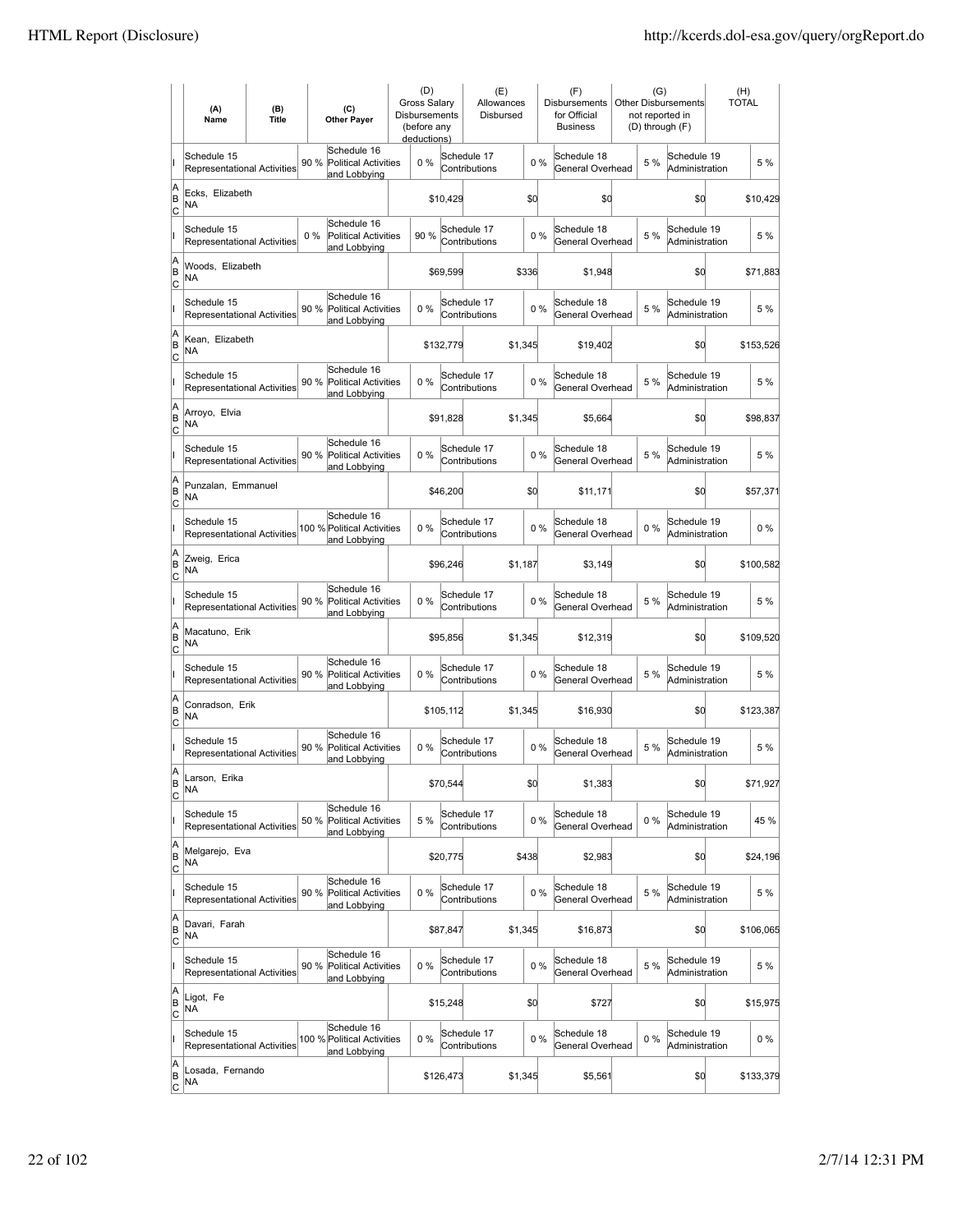| | (A) Name | (B) Title | | (C) Other Payer | (D) Gross Salary Disbursements (before any deductions) | | (E) Allowances Disbursed | | (F) Disbursements for Official Business | (G) Other Disbursements not reported in (D) through (F) | | (H) TOTAL |
|---|---|---|---|---|---|---|---|---|---|---|---|---|
| I | Schedule 15 Representational Activities | | 90 % | Schedule 16 Political Activities and Lobbying | 0 % | Schedule 17 Contributions | | 0 % | Schedule 18 General Overhead | 5 % | Schedule 19 Administration | 5 % |
| A B C | Ecks, Elizabeth NA | | | | $10,429 | | $0 | | $0 | | $0 | $10,429 |
| I | Schedule 15 Representational Activities | | 0 % | Schedule 16 Political Activities and Lobbying | 90 % | Schedule 17 Contributions | | 0 % | Schedule 18 General Overhead | 5 % | Schedule 19 Administration | 5 % |
| A B C | Woods, Elizabeth NA | | | | $69,599 | | $336 | | $1,948 | | $0 | $71,883 |
| I | Schedule 15 Representational Activities | | 90 % | Schedule 16 Political Activities and Lobbying | 0 % | Schedule 17 Contributions | | 0 % | Schedule 18 General Overhead | 5 % | Schedule 19 Administration | 5 % |
| A B C | Kean, Elizabeth NA | | | | $132,779 | | $1,345 | | $19,402 | | $0 | $153,526 |
| I | Schedule 15 Representational Activities | | 90 % | Schedule 16 Political Activities and Lobbying | 0 % | Schedule 17 Contributions | | 0 % | Schedule 18 General Overhead | 5 % | Schedule 19 Administration | 5 % |
| A B C | Arroyo, Elvia NA | | | | $91,828 | | $1,345 | | $5,664 | | $0 | $98,837 |
| I | Schedule 15 Representational Activities | | 90 % | Schedule 16 Political Activities and Lobbying | 0 % | Schedule 17 Contributions | | 0 % | Schedule 18 General Overhead | 5 % | Schedule 19 Administration | 5 % |
| A B C | Punzalan, Emmanuel NA | | | | $46,200 | | $0 | | $11,171 | | $0 | $57,371 |
| I | Schedule 15 Representational Activities | | 100 % | Schedule 16 Political Activities and Lobbying | 0 % | Schedule 17 Contributions | | 0 % | Schedule 18 General Overhead | 0 % | Schedule 19 Administration | 0 % |
| A B C | Zweig, Erica NA | | | | $96,246 | | $1,187 | | $3,149 | | $0 | $100,582 |
| I | Schedule 15 Representational Activities | | 90 % | Schedule 16 Political Activities and Lobbying | 0 % | Schedule 17 Contributions | | 0 % | Schedule 18 General Overhead | 5 % | Schedule 19 Administration | 5 % |
| A B C | Macatuno, Erik NA | | | | $95,856 | | $1,345 | | $12,319 | | $0 | $109,520 |
| I | Schedule 15 Representational Activities | | 90 % | Schedule 16 Political Activities and Lobbying | 0 % | Schedule 17 Contributions | | 0 % | Schedule 18 General Overhead | 5 % | Schedule 19 Administration | 5 % |
| A B C | Conradson, Erik NA | | | | $105,112 | | $1,345 | | $16,930 | | $0 | $123,387 |
| I | Schedule 15 Representational Activities | | 90 % | Schedule 16 Political Activities and Lobbying | 0 % | Schedule 17 Contributions | | 0 % | Schedule 18 General Overhead | 5 % | Schedule 19 Administration | 5 % |
| A B C | Larson, Erika NA | | | | $70,544 | | $0 | | $1,383 | | $0 | $71,927 |
| I | Schedule 15 Representational Activities | | 50 % | Schedule 16 Political Activities and Lobbying | 5 % | Schedule 17 Contributions | | 0 % | Schedule 18 General Overhead | 0 % | Schedule 19 Administration | 45 % |
| A B C | Melgarejo, Eva NA | | | | $20,775 | | $438 | | $2,983 | | $0 | $24,196 |
| I | Schedule 15 Representational Activities | | 90 % | Schedule 16 Political Activities and Lobbying | 0 % | Schedule 17 Contributions | | 0 % | Schedule 18 General Overhead | 5 % | Schedule 19 Administration | 5 % |
| A B C | Davari, Farah NA | | | | $87,847 | | $1,345 | | $16,873 | | $0 | $106,065 |
| I | Schedule 15 Representational Activities | | 90 % | Schedule 16 Political Activities and Lobbying | 0 % | Schedule 17 Contributions | | 0 % | Schedule 18 General Overhead | 5 % | Schedule 19 Administration | 5 % |
| A B C | Ligot, Fe NA | | | | $15,248 | | $0 | | $727 | | $0 | $15,975 |
| I | Schedule 15 Representational Activities | | 100 % | Schedule 16 Political Activities and Lobbying | 0 % | Schedule 17 Contributions | | 0 % | Schedule 18 General Overhead | 0 % | Schedule 19 Administration | 0 % |
| A B C | Losada, Fernando NA | | | | $126,473 | | $1,345 | | $5,561 | | $0 | $133,379 |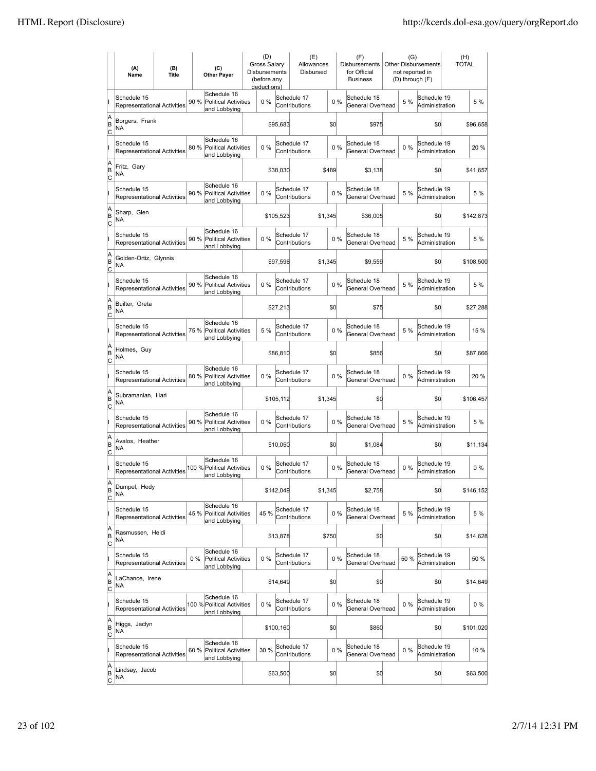| | (A) Name | (B) Title | (C) Other Payer | (D) Gross Salary Disbursements (before any deductions) | (E) Allowances Disbursed | (F) Disbursements for Official Business | (G) Other Disbursements not reported in (D) through (F) | (H) TOTAL |
|---|---|---|---|---|---|---|---|---|
| I | Schedule 15 Representational Activities 90 % | | Schedule 16 Political Activities and Lobbying 0 % | | Schedule 17 Contributions 0 % | | Schedule 18 General Overhead 5 % | Schedule 19 Administration 5 % |
| A B C | Borgers, Frank NA | | | $95,683 | $0 | $975 | $0 | $96,658 |
| I | Schedule 15 Representational Activities 80 % | | Schedule 16 Political Activities and Lobbying 0 % | | Schedule 17 Contributions 0 % | | Schedule 18 General Overhead 0 % | Schedule 19 Administration 20 % |
| A B C | Fritz, Gary NA | | | $38,030 | $489 | $3,138 | $0 | $41,657 |
| I | Schedule 15 Representational Activities 90 % | | Schedule 16 Political Activities and Lobbying 0 % | | Schedule 17 Contributions 0 % | | Schedule 18 General Overhead 5 % | Schedule 19 Administration 5 % |
| A B C | Sharp, Glen NA | | | $105,523 | $1,345 | $36,005 | $0 | $142,873 |
| I | Schedule 15 Representational Activities 90 % | | Schedule 16 Political Activities and Lobbying 0 % | | Schedule 17 Contributions 0 % | | Schedule 18 General Overhead 5 % | Schedule 19 Administration 5 % |
| A B C | Golden-Ortiz, Glynnis NA | | | $97,596 | $1,345 | $9,559 | $0 | $108,500 |
| I | Schedule 15 Representational Activities 90 % | | Schedule 16 Political Activities and Lobbying 0 % | | Schedule 17 Contributions 0 % | | Schedule 18 General Overhead 5 % | Schedule 19 Administration 5 % |
| A B C | Builter, Greta NA | | | $27,213 | $0 | $75 | $0 | $27,288 |
| I | Schedule 15 Representational Activities 75 % | | Schedule 16 Political Activities and Lobbying 5 % | | Schedule 17 Contributions 0 % | | Schedule 18 General Overhead 5 % | Schedule 19 Administration 15 % |
| A B C | Holmes, Guy NA | | | $86,810 | $0 | $856 | $0 | $87,666 |
| I | Schedule 15 Representational Activities 80 % | | Schedule 16 Political Activities and Lobbying 0 % | | Schedule 17 Contributions 0 % | | Schedule 18 General Overhead 0 % | Schedule 19 Administration 20 % |
| A B C | Subramanian, Hari NA | | | $105,112 | $1,345 | $0 | $0 | $106,457 |
| I | Schedule 15 Representational Activities 90 % | | Schedule 16 Political Activities and Lobbying 0 % | | Schedule 17 Contributions 0 % | | Schedule 18 General Overhead 5 % | Schedule 19 Administration 5 % |
| A B C | Avalos, Heather NA | | | $10,050 | $0 | $1,084 | $0 | $11,134 |
| I | Schedule 15 Representational Activities 100 % | | Schedule 16 Political Activities and Lobbying 0 % | | Schedule 17 Contributions 0 % | | Schedule 18 General Overhead 0 % | Schedule 19 Administration 0 % |
| A B C | Dumpel, Hedy NA | | | $142,049 | $1,345 | $2,758 | $0 | $146,152 |
| I | Schedule 15 Representational Activities 45 % | | Schedule 16 Political Activities and Lobbying 45 % | | Schedule 17 Contributions 0 % | | Schedule 18 General Overhead 5 % | Schedule 19 Administration 5 % |
| A B C | Rasmussen, Heidi NA | | | $13,878 | $750 | $0 | $0 | $14,628 |
| I | Schedule 15 Representational Activities 0 % | | Schedule 16 Political Activities and Lobbying 0 % | | Schedule 17 Contributions 0 % | | Schedule 18 General Overhead 50 % | Schedule 19 Administration 50 % |
| A B C | LaChance, Irene NA | | | $14,649 | $0 | $0 | $0 | $14,649 |
| I | Schedule 15 Representational Activities 100 % | | Schedule 16 Political Activities and Lobbying 0 % | | Schedule 17 Contributions 0 % | | Schedule 18 General Overhead 0 % | Schedule 19 Administration 0 % |
| A B C | Higgs, Jaclyn NA | | | $100,160 | $0 | $860 | $0 | $101,020 |
| I | Schedule 15 Representational Activities 60 % | | Schedule 16 Political Activities and Lobbying 30 % | | Schedule 17 Contributions 0 % | | Schedule 18 General Overhead 0 % | Schedule 19 Administration 10 % |
| A B C | Lindsay, Jacob NA | | | $63,500 | $0 | $0 | $0 | $63,500 |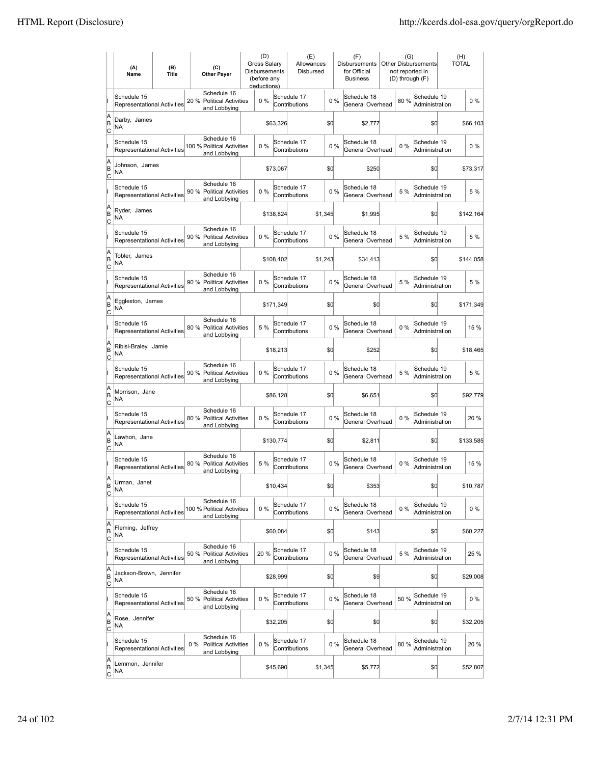| | (A) Name | (B) Title | (C) Other Payer | (D) Gross Salary Disbursements (before any deductions) | (E) Allowances Disbursed | (F) Disbursements for Official Business | (G) Other Disbursements not reported in (D) through (F) | (H) TOTAL |
|---|---|---|---|---|---|---|---|---|
| I | Schedule 15 Representational Activities 20 % | | Schedule 16 Political Activities and Lobbying 0 % | | Schedule 17 Contributions 0 % | Schedule 18 General Overhead 80 % | Schedule 19 Administration 0 % | |
| A B C | Darby, James NA | | | $63,326 | $0 | $2,777 | $0 | $66,103 |
| I | Schedule 15 Representational Activities 100 % | | Schedule 16 Political Activities and Lobbying 0 % | | Schedule 17 Contributions 0 % | Schedule 18 General Overhead 0 % | Schedule 19 Administration 0 % | |
| A B C | Johnson, James NA | | | $73,067 | $0 | $250 | $0 | $73,317 |
| I | Schedule 15 Representational Activities 90 % | | Schedule 16 Political Activities and Lobbying 0 % | | Schedule 17 Contributions 0 % | Schedule 18 General Overhead 5 % | Schedule 19 Administration 5 % | |
| A B C | Ryder, James NA | | | $138,824 | $1,345 | $1,995 | $0 | $142,164 |
| I | Schedule 15 Representational Activities 90 % | | Schedule 16 Political Activities and Lobbying 0 % | | Schedule 17 Contributions 0 % | Schedule 18 General Overhead 5 % | Schedule 19 Administration 5 % | |
| A B C | Tobler, James NA | | | $108,402 | $1,243 | $34,413 | $0 | $144,058 |
| I | Schedule 15 Representational Activities 90 % | | Schedule 16 Political Activities and Lobbying 0 % | | Schedule 17 Contributions 0 % | Schedule 18 General Overhead 5 % | Schedule 19 Administration 5 % | |
| A B C | Eggleston, James NA | | | $171,349 | $0 | $0 | $0 | $171,349 |
| I | Schedule 15 Representational Activities 80 % | | Schedule 16 Political Activities and Lobbying 5 % | | Schedule 17 Contributions 0 % | Schedule 18 General Overhead 0 % | Schedule 19 Administration 15 % | |
| A B C | Ribisi-Braley, Jamie NA | | | $18,213 | $0 | $252 | $0 | $18,465 |
| I | Schedule 15 Representational Activities 90 % | | Schedule 16 Political Activities and Lobbying 0 % | | Schedule 17 Contributions 0 % | Schedule 18 General Overhead 5 % | Schedule 19 Administration 5 % | |
| A B C | Morrison, Jane NA | | | $86,128 | $0 | $6,651 | $0 | $92,779 |
| I | Schedule 15 Representational Activities 80 % | | Schedule 16 Political Activities and Lobbying 0 % | | Schedule 17 Contributions 0 % | Schedule 18 General Overhead 0 % | Schedule 19 Administration 20 % | |
| A B C | Lawhon, Jane NA | | | $130,774 | $0 | $2,811 | $0 | $133,585 |
| I | Schedule 15 Representational Activities 80 % | | Schedule 16 Political Activities and Lobbying 5 % | | Schedule 17 Contributions 0 % | Schedule 18 General Overhead 0 % | Schedule 19 Administration 15 % | |
| A B C | Urman, Janet NA | | | $10,434 | $0 | $353 | $0 | $10,787 |
| I | Schedule 15 Representational Activities 100 % | | Schedule 16 Political Activities and Lobbying 0 % | | Schedule 17 Contributions 0 % | Schedule 18 General Overhead 0 % | Schedule 19 Administration 0 % | |
| A B C | Fleming, Jeffrey NA | | | $60,084 | $0 | $143 | $0 | $60,227 |
| I | Schedule 15 Representational Activities 50 % | | Schedule 16 Political Activities and Lobbying 20 % | | Schedule 17 Contributions 0 % | Schedule 18 General Overhead 5 % | Schedule 19 Administration 25 % | |
| A B C | Jackson-Brown, Jennifer NA | | | $28,999 | $0 | $9 | $0 | $29,008 |
| I | Schedule 15 Representational Activities 50 % | | Schedule 16 Political Activities and Lobbying 0 % | | Schedule 17 Contributions 0 % | Schedule 18 General Overhead 50 % | Schedule 19 Administration 0 % | |
| A B C | Rose, Jennifer NA | | | $32,205 | $0 | $0 | $0 | $32,205 |
| I | Schedule 15 Representational Activities 0 % | | Schedule 16 Political Activities and Lobbying 0 % | | Schedule 17 Contributions 0 % | Schedule 18 General Overhead 80 % | Schedule 19 Administration 20 % | |
| A B C | Lemmon, Jennifer NA | | | $45,690 | $1,345 | $5,772 | $0 | $52,807 |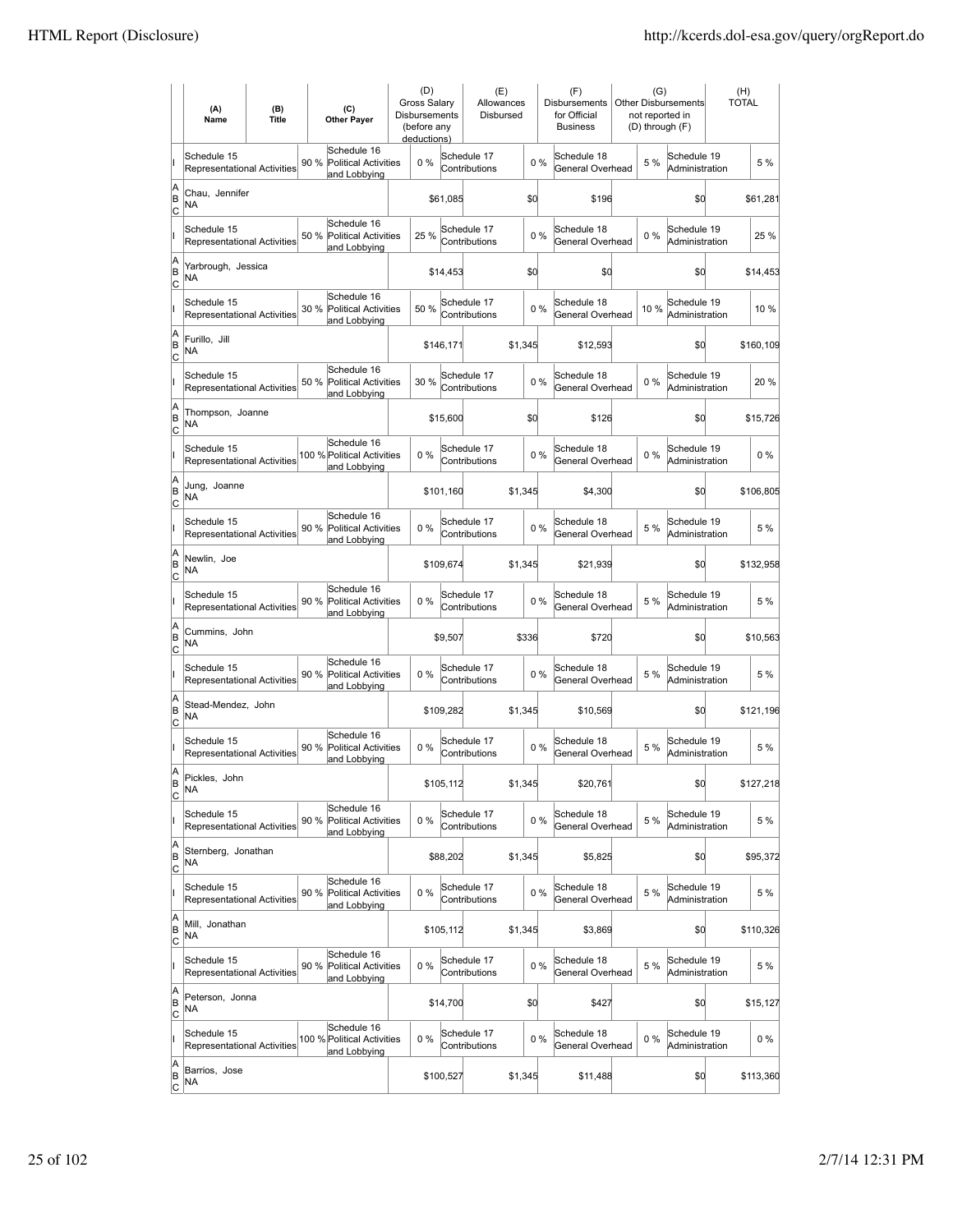| | (A) Name | (B) Title | (C) Other Payer | (D) Gross Salary Disbursements (before any deductions) | (E) Allowances Disbursed | (F) Disbursements for Official Business | (G) Other Disbursements not reported in (D) through (F) | (H) TOTAL |
|---|---|---|---|---|---|---|---|---|
| I | Schedule 15 Representational Activities 90 % | | Schedule 16 Political Activities and Lobbying 0 % | | Schedule 17 Contributions 0 % | Schedule 18 General Overhead 5 % | Schedule 19 Administration | 5 % |
| A B C | Chau, Jennifer NA | | | $61,085 | $0 | $196 | $0 | $61,281 |
| I | Schedule 15 Representational Activities 50 % | | Schedule 16 Political Activities and Lobbying 25 % | | Schedule 17 Contributions 0 % | Schedule 18 General Overhead 0 % | Schedule 19 Administration | 25 % |
| A B C | Yarbrough, Jessica NA | | | $14,453 | $0 | $0 | $0 | $14,453 |
| I | Schedule 15 Representational Activities 30 % | | Schedule 16 Political Activities and Lobbying 50 % | | Schedule 17 Contributions 0 % | Schedule 18 General Overhead 10 % | Schedule 19 Administration | 10 % |
| A B C | Furillo, Jill NA | | | $146,171 | $1,345 | $12,593 | $0 | $160,109 |
| I | Schedule 15 Representational Activities 50 % | | Schedule 16 Political Activities and Lobbying 30 % | | Schedule 17 Contributions 0 % | Schedule 18 General Overhead 0 % | Schedule 19 Administration | 20 % |
| A B C | Thompson, Joanne NA | | | $15,600 | $0 | $126 | $0 | $15,726 |
| I | Schedule 15 Representational Activities 100 % | | Schedule 16 Political Activities and Lobbying 0 % | | Schedule 17 Contributions 0 % | Schedule 18 General Overhead 0 % | Schedule 19 Administration | 0 % |
| A B C | Jung, Joanne NA | | | $101,160 | $1,345 | $4,300 | $0 | $106,805 |
| I | Schedule 15 Representational Activities 90 % | | Schedule 16 Political Activities and Lobbying 0 % | | Schedule 17 Contributions 0 % | Schedule 18 General Overhead 5 % | Schedule 19 Administration | 5 % |
| A B C | Newlin, Joe NA | | | $109,674 | $1,345 | $21,939 | $0 | $132,958 |
| I | Schedule 15 Representational Activities 90 % | | Schedule 16 Political Activities and Lobbying 0 % | | Schedule 17 Contributions 0 % | Schedule 18 General Overhead 5 % | Schedule 19 Administration | 5 % |
| A B C | Cummins, John NA | | | $9,507 | $336 | $720 | $0 | $10,563 |
| I | Schedule 15 Representational Activities 90 % | | Schedule 16 Political Activities and Lobbying 0 % | | Schedule 17 Contributions 0 % | Schedule 18 General Overhead 5 % | Schedule 19 Administration | 5 % |
| A B C | Stead-Mendez, John NA | | | $109,282 | $1,345 | $10,569 | $0 | $121,196 |
| I | Schedule 15 Representational Activities 90 % | | Schedule 16 Political Activities and Lobbying 0 % | | Schedule 17 Contributions 0 % | Schedule 18 General Overhead 5 % | Schedule 19 Administration | 5 % |
| A B C | Pickles, John NA | | | $105,112 | $1,345 | $20,761 | $0 | $127,218 |
| I | Schedule 15 Representational Activities 90 % | | Schedule 16 Political Activities and Lobbying 0 % | | Schedule 17 Contributions 0 % | Schedule 18 General Overhead 5 % | Schedule 19 Administration | 5 % |
| A B C | Sternberg, Jonathan NA | | | $88,202 | $1,345 | $5,825 | $0 | $95,372 |
| I | Schedule 15 Representational Activities 90 % | | Schedule 16 Political Activities and Lobbying 0 % | | Schedule 17 Contributions 0 % | Schedule 18 General Overhead 5 % | Schedule 19 Administration | 5 % |
| A B C | Mill, Jonathan NA | | | $105,112 | $1,345 | $3,869 | $0 | $110,326 |
| I | Schedule 15 Representational Activities 90 % | | Schedule 16 Political Activities and Lobbying 0 % | | Schedule 17 Contributions 0 % | Schedule 18 General Overhead 5 % | Schedule 19 Administration | 5 % |
| A B C | Peterson, Jonna NA | | | $14,700 | $0 | $427 | $0 | $15,127 |
| I | Schedule 15 Representational Activities 100 % | | Schedule 16 Political Activities and Lobbying 0 % | | Schedule 17 Contributions 0 % | Schedule 18 General Overhead 0 % | Schedule 19 Administration | 0 % |
| A B C | Barrios, Jose NA | | | $100,527 | $1,345 | $11,488 | $0 | $113,360 |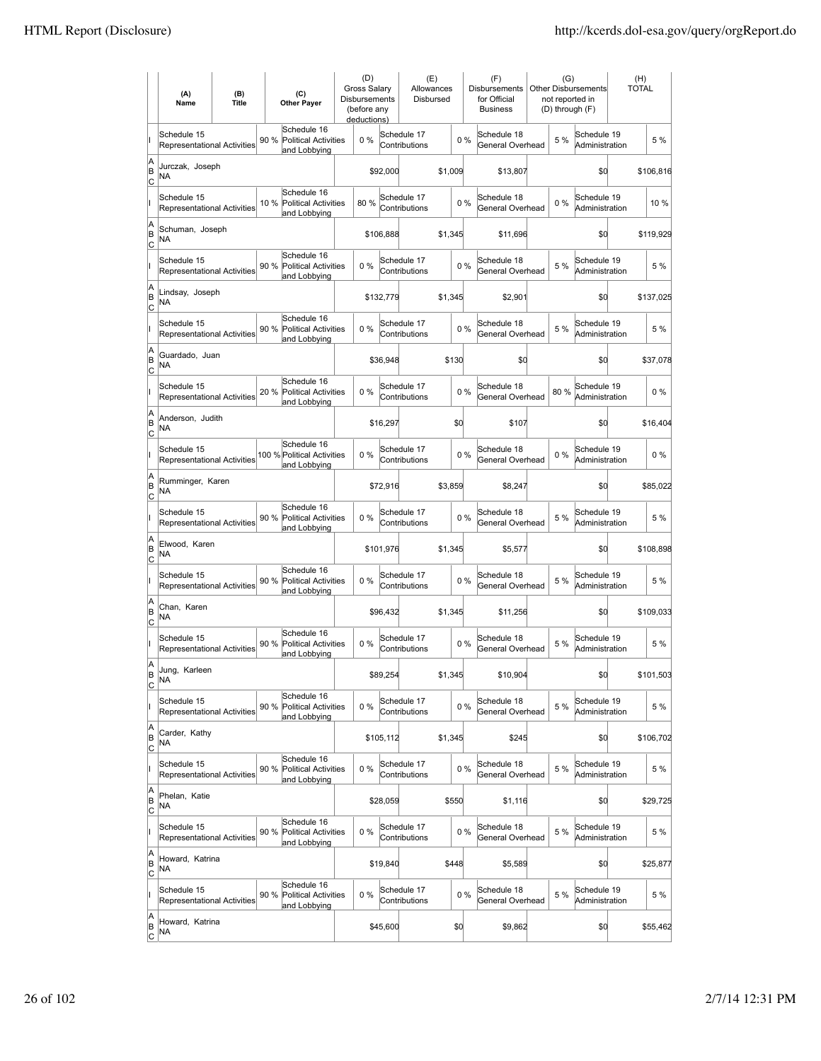| | (A) Name | (B) Title | (C) Other Payer | (D) Gross Salary Disbursements (before any deductions) | (E) Allowances Disbursed | (F) Disbursements for Official Business | (G) Other Disbursements not reported in (D) through (F) | (H) TOTAL |
|---|---|---|---|---|---|---|---|---|
| I | Schedule 15 Representational Activities 90 % | | Schedule 16 Political Activities and Lobbying 0 % | | Schedule 17 Contributions 0 % | Schedule 18 General Overhead 5 % | Schedule 19 Administration | 5 % |
| A B C | Jurczak, Joseph NA | | | $92,000 | $1,009 | $13,807 | $0 | $106,816 |
| I | Schedule 15 Representational Activities 10 % | | Schedule 16 Political Activities and Lobbying 80 % | | Schedule 17 Contributions 0 % | Schedule 18 General Overhead 0 % | Schedule 19 Administration | 10 % |
| A B C | Schuman, Joseph NA | | | $106,888 | $1,345 | $11,696 | $0 | $119,929 |
| I | Schedule 15 Representational Activities 90 % | | Schedule 16 Political Activities and Lobbying 0 % | | Schedule 17 Contributions 0 % | Schedule 18 General Overhead 5 % | Schedule 19 Administration | 5 % |
| A B C | Lindsay, Joseph NA | | | $132,779 | $1,345 | $2,901 | $0 | $137,025 |
| I | Schedule 15 Representational Activities 90 % | | Schedule 16 Political Activities and Lobbying 0 % | | Schedule 17 Contributions 0 % | Schedule 18 General Overhead 5 % | Schedule 19 Administration | 5 % |
| A B C | Guardado, Juan NA | | | $36,948 | $130 | $0 | $0 | $37,078 |
| I | Schedule 15 Representational Activities 20 % | | Schedule 16 Political Activities and Lobbying 0 % | | Schedule 17 Contributions 0 % | Schedule 18 General Overhead 80 % | Schedule 19 Administration | 0 % |
| A B C | Anderson, Judith NA | | | $16,297 | $0 | $107 | $0 | $16,404 |
| I | Schedule 15 Representational Activities 100 % | | Schedule 16 Political Activities and Lobbying 0 % | | Schedule 17 Contributions 0 % | Schedule 18 General Overhead 0 % | Schedule 19 Administration | 0 % |
| A B C | Rumminger, Karen NA | | | $72,916 | $3,859 | $8,247 | $0 | $85,022 |
| I | Schedule 15 Representational Activities 90 % | | Schedule 16 Political Activities and Lobbying 0 % | | Schedule 17 Contributions 0 % | Schedule 18 General Overhead 5 % | Schedule 19 Administration | 5 % |
| A B C | Elwood, Karen NA | | | $101,976 | $1,345 | $5,577 | $0 | $108,898 |
| I | Schedule 15 Representational Activities 90 % | | Schedule 16 Political Activities and Lobbying 0 % | | Schedule 17 Contributions 0 % | Schedule 18 General Overhead 5 % | Schedule 19 Administration | 5 % |
| A B C | Chan, Karen NA | | | $96,432 | $1,345 | $11,256 | $0 | $109,033 |
| I | Schedule 15 Representational Activities 90 % | | Schedule 16 Political Activities and Lobbying 0 % | | Schedule 17 Contributions 0 % | Schedule 18 General Overhead 5 % | Schedule 19 Administration | 5 % |
| A B C | Jung, Karleen NA | | | $89,254 | $1,345 | $10,904 | $0 | $101,503 |
| I | Schedule 15 Representational Activities 90 % | | Schedule 16 Political Activities and Lobbying 0 % | | Schedule 17 Contributions 0 % | Schedule 18 General Overhead 5 % | Schedule 19 Administration | 5 % |
| A B C | Carder, Kathy NA | | | $105,112 | $1,345 | $245 | $0 | $106,702 |
| I | Schedule 15 Representational Activities 90 % | | Schedule 16 Political Activities and Lobbying 0 % | | Schedule 17 Contributions 0 % | Schedule 18 General Overhead 5 % | Schedule 19 Administration | 5 % |
| A B C | Phelan, Katie NA | | | $28,059 | $550 | $1,116 | $0 | $29,725 |
| I | Schedule 15 Representational Activities 90 % | | Schedule 16 Political Activities and Lobbying 0 % | | Schedule 17 Contributions 0 % | Schedule 18 General Overhead 5 % | Schedule 19 Administration | 5 % |
| A B C | Howard, Katrina NA | | | $19,840 | $448 | $5,589 | $0 | $25,877 |
| I | Schedule 15 Representational Activities 90 % | | Schedule 16 Political Activities and Lobbying 0 % | | Schedule 17 Contributions 0 % | Schedule 18 General Overhead 5 % | Schedule 19 Administration | 5 % |
| A B C | Howard, Katrina NA | | | $45,600 | $0 | $9,862 | $0 | $55,462 |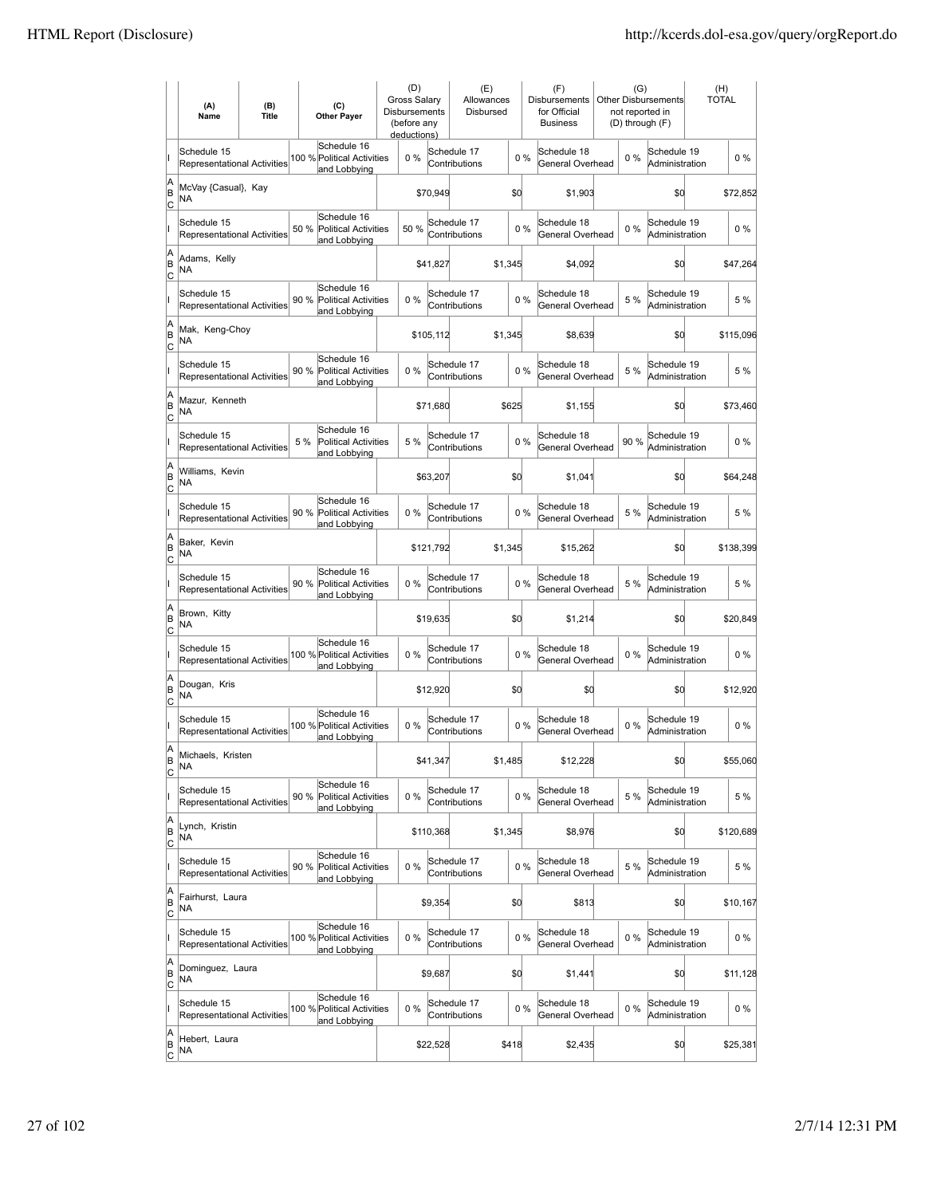| | (A) Name | (B) Title | (C) Other Payer | (D) Gross Salary Disbursements (before any deductions) | (E) Allowances Disbursed | (F) Disbursements for Official Business | (G) Other Disbursements not reported in (D) through (F) | (H) TOTAL |
|---|---|---|---|---|---|---|---|---|
| I | Schedule 15 Representational Activities 100 % | | Schedule 16 Political Activities and Lobbying 0 % | | Schedule 17 Contributions 0 % | Schedule 18 General Overhead 0 % | Schedule 19 Administration | 0 % |
| A B C | McVay {Casual}, Kay NA | | | $70,949 | $0 | $1,903 | $0 | $72,852 |
| I | Schedule 15 Representational Activities 50 % | | Schedule 16 Political Activities and Lobbying 50 % | | Schedule 17 Contributions 0 % | Schedule 18 General Overhead 0 % | Schedule 19 Administration | 0 % |
| A B C | Adams, Kelly NA | | | $41,827 | $1,345 | $4,092 | $0 | $47,264 |
| I | Schedule 15 Representational Activities 90 % | | Schedule 16 Political Activities and Lobbying 0 % | | Schedule 17 Contributions 0 % | Schedule 18 General Overhead 5 % | Schedule 19 Administration | 5 % |
| A B C | Mak, Keng-Choy NA | | | $105,112 | $1,345 | $8,639 | $0 | $115,096 |
| I | Schedule 15 Representational Activities 90 % | | Schedule 16 Political Activities and Lobbying 0 % | | Schedule 17 Contributions 0 % | Schedule 18 General Overhead 5 % | Schedule 19 Administration | 5 % |
| A B C | Mazur, Kenneth NA | | | $71,680 | $625 | $1,155 | $0 | $73,460 |
| I | Schedule 15 Representational Activities 5 % | | Schedule 16 Political Activities and Lobbying 5 % | | Schedule 17 Contributions 0 % | Schedule 18 General Overhead 90 % | Schedule 19 Administration | 0 % |
| A B C | Williams, Kevin NA | | | $63,207 | $0 | $1,041 | $0 | $64,248 |
| I | Schedule 15 Representational Activities 90 % | | Schedule 16 Political Activities and Lobbying 0 % | | Schedule 17 Contributions 0 % | Schedule 18 General Overhead 5 % | Schedule 19 Administration | 5 % |
| A B C | Baker, Kevin NA | | | $121,792 | $1,345 | $15,262 | $0 | $138,399 |
| I | Schedule 15 Representational Activities 90 % | | Schedule 16 Political Activities and Lobbying 0 % | | Schedule 17 Contributions 0 % | Schedule 18 General Overhead 5 % | Schedule 19 Administration | 5 % |
| A B C | Brown, Kitty NA | | | $19,635 | $0 | $1,214 | $0 | $20,849 |
| I | Schedule 15 Representational Activities 100 % | | Schedule 16 Political Activities and Lobbying 0 % | | Schedule 17 Contributions 0 % | Schedule 18 General Overhead 0 % | Schedule 19 Administration | 0 % |
| A B C | Dougan, Kris NA | | | $12,920 | $0 | $0 | $0 | $12,920 |
| I | Schedule 15 Representational Activities 100 % | | Schedule 16 Political Activities and Lobbying 0 % | | Schedule 17 Contributions 0 % | Schedule 18 General Overhead 0 % | Schedule 19 Administration | 0 % |
| A B C | Michaels, Kristen NA | | | $41,347 | $1,485 | $12,228 | $0 | $55,060 |
| I | Schedule 15 Representational Activities 90 % | | Schedule 16 Political Activities and Lobbying 0 % | | Schedule 17 Contributions 0 % | Schedule 18 General Overhead 5 % | Schedule 19 Administration | 5 % |
| A B C | Lynch, Kristin NA | | | $110,368 | $1,345 | $8,976 | $0 | $120,689 |
| I | Schedule 15 Representational Activities 90 % | | Schedule 16 Political Activities and Lobbying 0 % | | Schedule 17 Contributions 0 % | Schedule 18 General Overhead 5 % | Schedule 19 Administration | 5 % |
| A B C | Fairhurst, Laura NA | | | $9,354 | $0 | $813 | $0 | $10,167 |
| I | Schedule 15 Representational Activities 100 % | | Schedule 16 Political Activities and Lobbying 0 % | | Schedule 17 Contributions 0 % | Schedule 18 General Overhead 0 % | Schedule 19 Administration | 0 % |
| A B C | Dominguez, Laura NA | | | $9,687 | $0 | $1,441 | $0 | $11,128 |
| I | Schedule 15 Representational Activities 100 % | | Schedule 16 Political Activities and Lobbying 0 % | | Schedule 17 Contributions 0 % | Schedule 18 General Overhead 0 % | Schedule 19 Administration | 0 % |
| A B C | Hebert, Laura NA | | | $22,528 | $418 | $2,435 | $0 | $25,381 |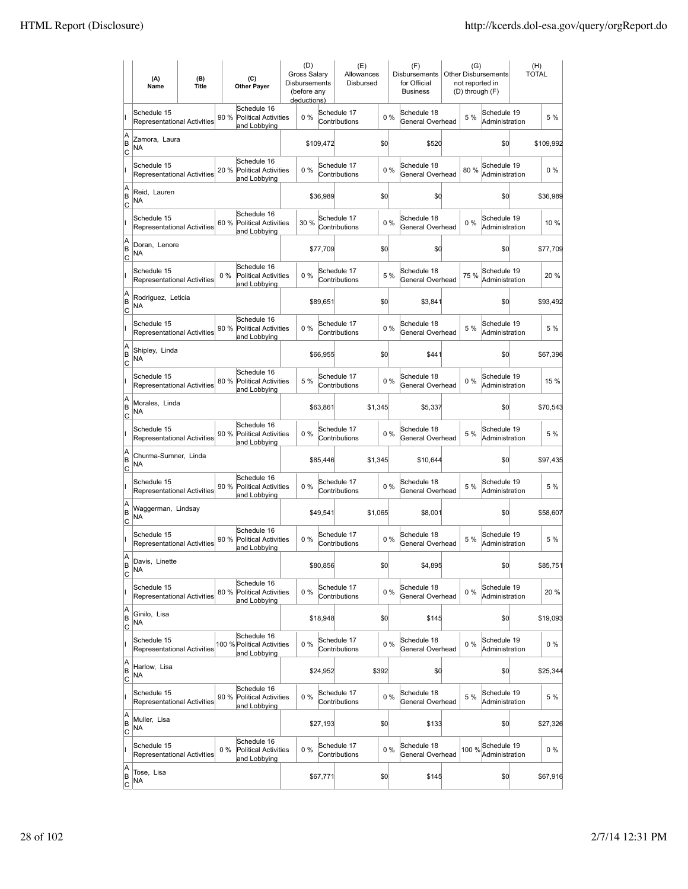| | (A) Name | (B) Title | (C) Other Payer | (D) Gross Salary Disbursements (before any deductions) | (E) Allowances Disbursed | (F) Disbursements for Official Business | (G) Other Disbursements not reported in (D) through (F) | (H) TOTAL |
|---|---|---|---|---|---|---|---|---|
| I | Schedule 15 Representational Activities 90 % | | Schedule 16 Political Activities and Lobbying 0 % | | Schedule 17 Contributions 0 % | Schedule 18 General Overhead 5 % | Schedule 19 Administration 5 % | |
| A B C | Zamora, Laura NA | | | $109,472 | $0 | $520 | $0 | $109,992 |
| I | Schedule 15 Representational Activities 20 % | | Schedule 16 Political Activities and Lobbying 0 % | | Schedule 17 Contributions 0 % | Schedule 18 General Overhead 80 % | Schedule 19 Administration 0 % | |
| A B C | Reid, Lauren NA | | | $36,989 | $0 | $0 | $0 | $36,989 |
| I | Schedule 15 Representational Activities 60 % | | Schedule 16 Political Activities and Lobbying 30 % | | Schedule 17 Contributions 0 % | Schedule 18 General Overhead 0 % | Schedule 19 Administration 10 % | |
| A B C | Doran, Lenore NA | | | $77,709 | $0 | $0 | $0 | $77,709 |
| I | Schedule 15 Representational Activities 0 % | | Schedule 16 Political Activities and Lobbying 0 % | | Schedule 17 Contributions 5 % | Schedule 18 General Overhead 75 % | Schedule 19 Administration 20 % | |
| A B C | Rodriguez, Leticia NA | | | $89,651 | $0 | $3,841 | $0 | $93,492 |
| I | Schedule 15 Representational Activities 90 % | | Schedule 16 Political Activities and Lobbying 0 % | | Schedule 17 Contributions 0 % | Schedule 18 General Overhead 5 % | Schedule 19 Administration 5 % | |
| A B C | Shipley, Linda NA | | | $66,955 | $0 | $441 | $0 | $67,396 |
| I | Schedule 15 Representational Activities 80 % | | Schedule 16 Political Activities and Lobbying 5 % | | Schedule 17 Contributions 0 % | Schedule 18 General Overhead 0 % | Schedule 19 Administration 15 % | |
| A B C | Morales, Linda NA | | | $63,861 | $1,345 | $5,337 | $0 | $70,543 |
| I | Schedule 15 Representational Activities 90 % | | Schedule 16 Political Activities and Lobbying 0 % | | Schedule 17 Contributions 0 % | Schedule 18 General Overhead 5 % | Schedule 19 Administration 5 % | |
| A B C | Churma-Sumner, Linda NA | | | $85,446 | $1,345 | $10,644 | $0 | $97,435 |
| I | Schedule 15 Representational Activities 90 % | | Schedule 16 Political Activities and Lobbying 0 % | | Schedule 17 Contributions 0 % | Schedule 18 General Overhead 5 % | Schedule 19 Administration 5 % | |
| A B C | Waggerman, Lindsay NA | | | $49,541 | $1,065 | $8,001 | $0 | $58,607 |
| I | Schedule 15 Representational Activities 90 % | | Schedule 16 Political Activities and Lobbying 0 % | | Schedule 17 Contributions 0 % | Schedule 18 General Overhead 5 % | Schedule 19 Administration 5 % | |
| A B C | Davis, Linette NA | | | $80,856 | $0 | $4,895 | $0 | $85,751 |
| I | Schedule 15 Representational Activities 80 % | | Schedule 16 Political Activities and Lobbying 0 % | | Schedule 17 Contributions 0 % | Schedule 18 General Overhead 0 % | Schedule 19 Administration 20 % | |
| A B C | Ginilo, Lisa NA | | | $18,948 | $0 | $145 | $0 | $19,093 |
| I | Schedule 15 Representational Activities 100 % | | Schedule 16 Political Activities and Lobbying 0 % | | Schedule 17 Contributions 0 % | Schedule 18 General Overhead 0 % | Schedule 19 Administration 0 % | |
| A B C | Harlow, Lisa NA | | | $24,952 | $392 | $0 | $0 | $25,344 |
| I | Schedule 15 Representational Activities 90 % | | Schedule 16 Political Activities and Lobbying 0 % | | Schedule 17 Contributions 0 % | Schedule 18 General Overhead 5 % | Schedule 19 Administration 5 % | |
| A B C | Muller, Lisa NA | | | $27,193 | $0 | $133 | $0 | $27,326 |
| I | Schedule 15 Representational Activities 0 % | | Schedule 16 Political Activities and Lobbying 0 % | | Schedule 17 Contributions 0 % | Schedule 18 General Overhead 100 % | Schedule 19 Administration 0 % | |
| A B C | Tose, Lisa NA | | | $67,771 | $0 | $145 | $0 | $67,916 |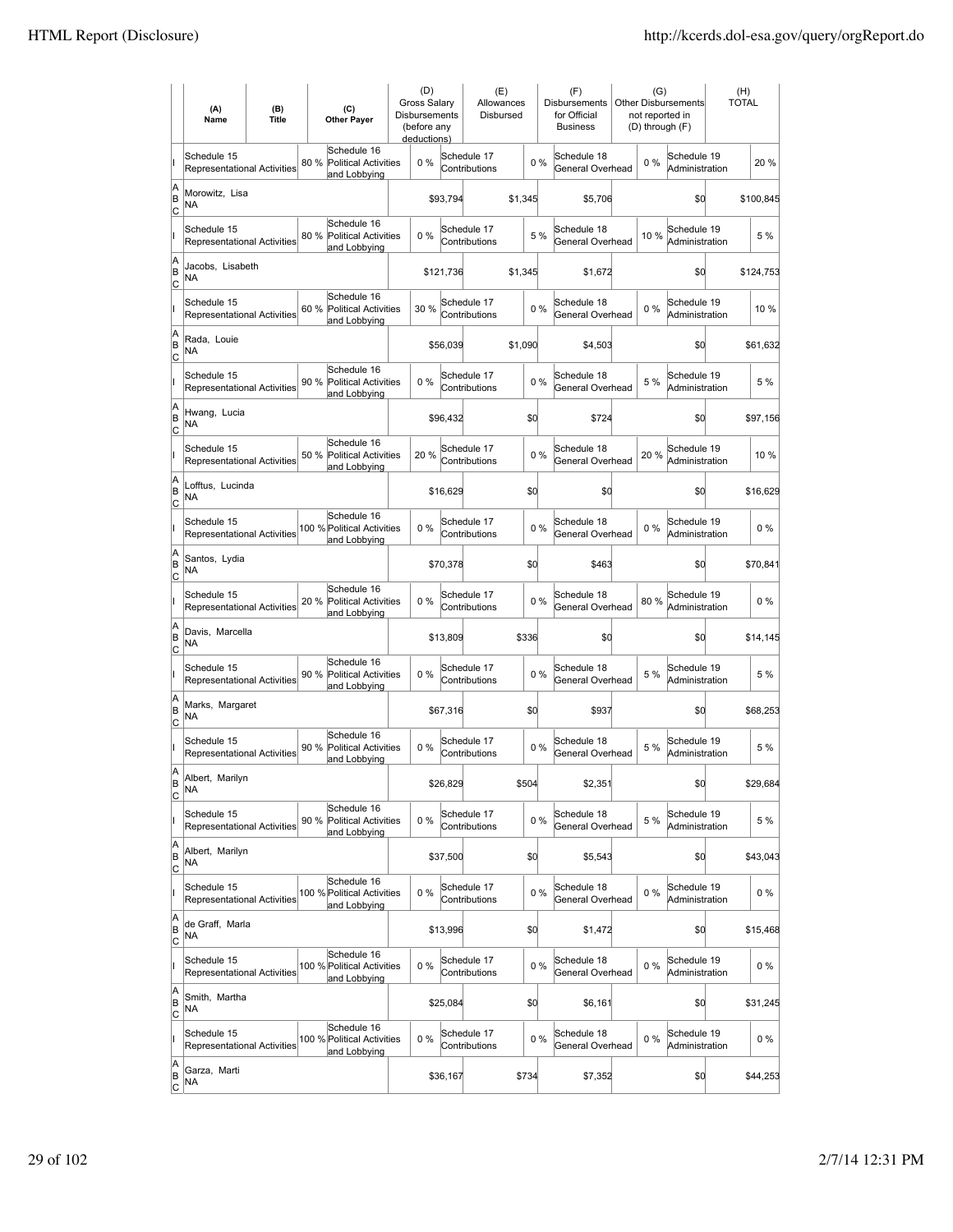| | (A) Name | (B) Title | (C) Other Payer | (D) Gross Salary Disbursements (before any deductions) | (E) Allowances Disbursed | (F) Disbursements for Official Business | (G) Other Disbursements not reported in (D) through (F) | (H) TOTAL |
|---|---|---|---|---|---|---|---|---|
| I | Schedule 15 Representational Activities | 80 % | Schedule 16 Political Activities and Lobbying | 0 % | Schedule 17 Contributions | 0 % | Schedule 18 General Overhead | 0 % | Schedule 19 Administration | 20 % |
| A B C | Morowitz, Lisa NA | | | $93,794 | $1,345 | $5,706 | $0 | $100,845 |
| I | Schedule 15 Representational Activities | 80 % | Schedule 16 Political Activities and Lobbying | 0 % | Schedule 17 Contributions | 5 % | Schedule 18 General Overhead | 10 % | Schedule 19 Administration | 5 % |
| A B C | Jacobs, Lisabeth NA | | | $121,736 | $1,345 | $1,672 | $0 | $124,753 |
| I | Schedule 15 Representational Activities | 60 % | Schedule 16 Political Activities and Lobbying | 30 % | Schedule 17 Contributions | 0 % | Schedule 18 General Overhead | 0 % | Schedule 19 Administration | 10 % |
| A B C | Rada, Louie NA | | | $56,039 | $1,090 | $4,503 | $0 | $61,632 |
| I | Schedule 15 Representational Activities | 90 % | Schedule 16 Political Activities and Lobbying | 0 % | Schedule 17 Contributions | 0 % | Schedule 18 General Overhead | 5 % | Schedule 19 Administration | 5 % |
| A B C | Hwang, Lucia NA | | | $96,432 | $0 | $724 | $0 | $97,156 |
| I | Schedule 15 Representational Activities | 50 % | Schedule 16 Political Activities and Lobbying | 20 % | Schedule 17 Contributions | 0 % | Schedule 18 General Overhead | 20 % | Schedule 19 Administration | 10 % |
| A B C | Lofftus, Lucinda NA | | | $16,629 | $0 | $0 | $0 | $16,629 |
| I | Schedule 15 Representational Activities | 100 % | Schedule 16 Political Activities and Lobbying | 0 % | Schedule 17 Contributions | 0 % | Schedule 18 General Overhead | 0 % | Schedule 19 Administration | 0 % |
| A B C | Santos, Lydia NA | | | $70,378 | $0 | $463 | $0 | $70,841 |
| I | Schedule 15 Representational Activities | 20 % | Schedule 16 Political Activities and Lobbying | 0 % | Schedule 17 Contributions | 0 % | Schedule 18 General Overhead | 80 % | Schedule 19 Administration | 0 % |
| A B C | Davis, Marcella NA | | | $13,809 | $336 | $0 | $0 | $14,145 |
| I | Schedule 15 Representational Activities | 90 % | Schedule 16 Political Activities and Lobbying | 0 % | Schedule 17 Contributions | 0 % | Schedule 18 General Overhead | 5 % | Schedule 19 Administration | 5 % |
| A B C | Marks, Margaret NA | | | $67,316 | $0 | $937 | $0 | $68,253 |
| I | Schedule 15 Representational Activities | 90 % | Schedule 16 Political Activities and Lobbying | 0 % | Schedule 17 Contributions | 0 % | Schedule 18 General Overhead | 5 % | Schedule 19 Administration | 5 % |
| A B C | Albert, Marilyn NA | | | $26,829 | $504 | $2,351 | $0 | $29,684 |
| I | Schedule 15 Representational Activities | 90 % | Schedule 16 Political Activities and Lobbying | 0 % | Schedule 17 Contributions | 0 % | Schedule 18 General Overhead | 5 % | Schedule 19 Administration | 5 % |
| A B C | Albert, Marilyn NA | | | $37,500 | $0 | $5,543 | $0 | $43,043 |
| I | Schedule 15 Representational Activities | 100 % | Schedule 16 Political Activities and Lobbying | 0 % | Schedule 17 Contributions | 0 % | Schedule 18 General Overhead | 0 % | Schedule 19 Administration | 0 % |
| A B C | de Graff, Marla NA | | | $13,996 | $0 | $1,472 | $0 | $15,468 |
| I | Schedule 15 Representational Activities | 100 % | Schedule 16 Political Activities and Lobbying | 0 % | Schedule 17 Contributions | 0 % | Schedule 18 General Overhead | 0 % | Schedule 19 Administration | 0 % |
| A B C | Smith, Martha NA | | | $25,084 | $0 | $6,161 | $0 | $31,245 |
| I | Schedule 15 Representational Activities | 100 % | Schedule 16 Political Activities and Lobbying | 0 % | Schedule 17 Contributions | 0 % | Schedule 18 General Overhead | 0 % | Schedule 19 Administration | 0 % |
| A B C | Garza, Marti NA | | | $36,167 | $734 | $7,352 | $0 | $44,253 |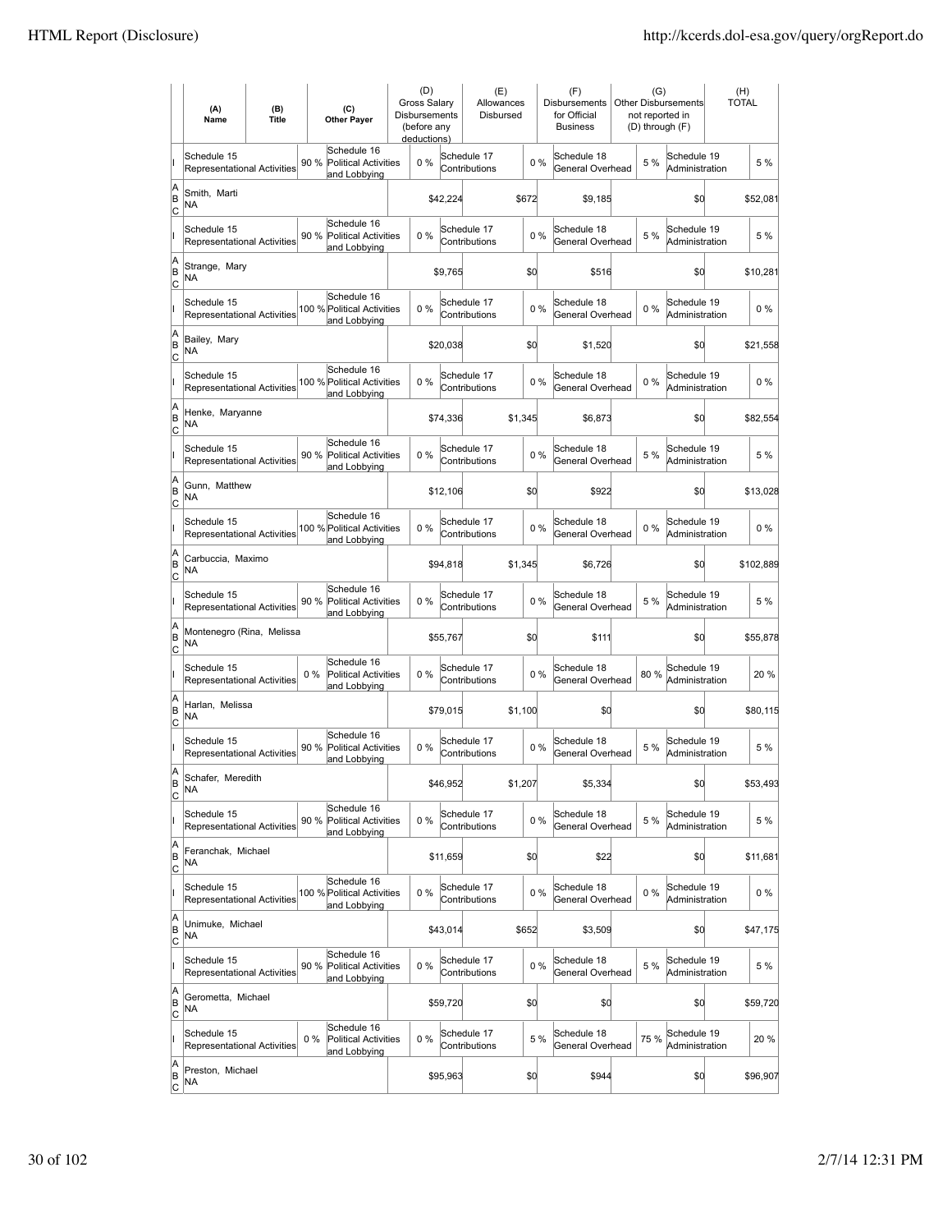| | (A) Name | (B) Title | (C) Other Payer | (D) Gross Salary Disbursements (before any deductions) | (E) Allowances Disbursed | (F) Disbursements for Official Business | (G) Other Disbursements not reported in (D) through (F) | (H) TOTAL |
|---|---|---|---|---|---|---|---|---|
| I | Schedule 15 Representational Activities 90 % | Schedule 16 Political Activities and Lobbying 0 % | | Schedule 17 Contributions 0 % | | Schedule 18 General Overhead 5 % | Schedule 19 Administration 5 % | |
| A B C | Smith, Marti NA | | | $42,224 | $672 | $9,185 | $0 | $52,081 |
| I | Schedule 15 Representational Activities 90 % | Schedule 16 Political Activities and Lobbying 0 % | | Schedule 17 Contributions 0 % | | Schedule 18 General Overhead 5 % | Schedule 19 Administration 5 % | |
| A B C | Strange, Mary NA | | | $9,765 | $0 | $516 | $0 | $10,281 |
| I | Schedule 15 Representational Activities 100 % | Schedule 16 Political Activities and Lobbying 0 % | | Schedule 17 Contributions 0 % | | Schedule 18 General Overhead 0 % | Schedule 19 Administration 0 % | |
| A B C | Bailey, Mary NA | | | $20,038 | $0 | $1,520 | $0 | $21,558 |
| I | Schedule 15 Representational Activities 100 % | Schedule 16 Political Activities and Lobbying 0 % | | Schedule 17 Contributions 0 % | | Schedule 18 General Overhead 0 % | Schedule 19 Administration 0 % | |
| A B C | Henke, Maryanne NA | | | $74,336 | $1,345 | $6,873 | $0 | $82,554 |
| I | Schedule 15 Representational Activities 90 % | Schedule 16 Political Activities and Lobbying 0 % | | Schedule 17 Contributions 0 % | | Schedule 18 General Overhead 5 % | Schedule 19 Administration 5 % | |
| A B C | Gunn, Matthew NA | | | $12,106 | $0 | $922 | $0 | $13,028 |
| I | Schedule 15 Representational Activities 100 % | Schedule 16 Political Activities and Lobbying 0 % | | Schedule 17 Contributions 0 % | | Schedule 18 General Overhead 0 % | Schedule 19 Administration 0 % | |
| A B C | Carbuccia, Maximo NA | | | $94,818 | $1,345 | $6,726 | $0 | $102,889 |
| I | Schedule 15 Representational Activities 90 % | Schedule 16 Political Activities and Lobbying 0 % | | Schedule 17 Contributions 0 % | | Schedule 18 General Overhead 5 % | Schedule 19 Administration 5 % | |
| A B C | Montenegro (Rina, Melissa NA | | | $55,767 | $0 | $111 | $0 | $55,878 |
| I | Schedule 15 Representational Activities 0 % | Schedule 16 Political Activities and Lobbying 0 % | | Schedule 17 Contributions 0 % | | Schedule 18 General Overhead 80 % | Schedule 19 Administration 20 % | |
| A B C | Harlan, Melissa NA | | | $79,015 | $1,100 | $0 | $0 | $80,115 |
| I | Schedule 15 Representational Activities 90 % | Schedule 16 Political Activities and Lobbying 0 % | | Schedule 17 Contributions 0 % | | Schedule 18 General Overhead 5 % | Schedule 19 Administration 5 % | |
| A B C | Schafer, Meredith NA | | | $46,952 | $1,207 | $5,334 | $0 | $53,493 |
| I | Schedule 15 Representational Activities 90 % | Schedule 16 Political Activities and Lobbying 0 % | | Schedule 17 Contributions 0 % | | Schedule 18 General Overhead 5 % | Schedule 19 Administration 5 % | |
| A B C | Feranchak, Michael NA | | | $11,659 | $0 | $22 | $0 | $11,681 |
| I | Schedule 15 Representational Activities 100 % | Schedule 16 Political Activities and Lobbying 0 % | | Schedule 17 Contributions 0 % | | Schedule 18 General Overhead 0 % | Schedule 19 Administration 0 % | |
| A B C | Unimuke, Michael NA | | | $43,014 | $652 | $3,509 | $0 | $47,175 |
| I | Schedule 15 Representational Activities 90 % | Schedule 16 Political Activities and Lobbying 0 % | | Schedule 17 Contributions 0 % | | Schedule 18 General Overhead 5 % | Schedule 19 Administration 5 % | |
| A B C | Gerometta, Michael NA | | | $59,720 | $0 | $0 | $0 | $59,720 |
| I | Schedule 15 Representational Activities 0 % | Schedule 16 Political Activities and Lobbying 0 % | | Schedule 17 Contributions 5 % | | Schedule 18 General Overhead 75 % | Schedule 19 Administration 20 % | |
| A B C | Preston, Michael NA | | | $95,963 | $0 | $944 | $0 | $96,907 |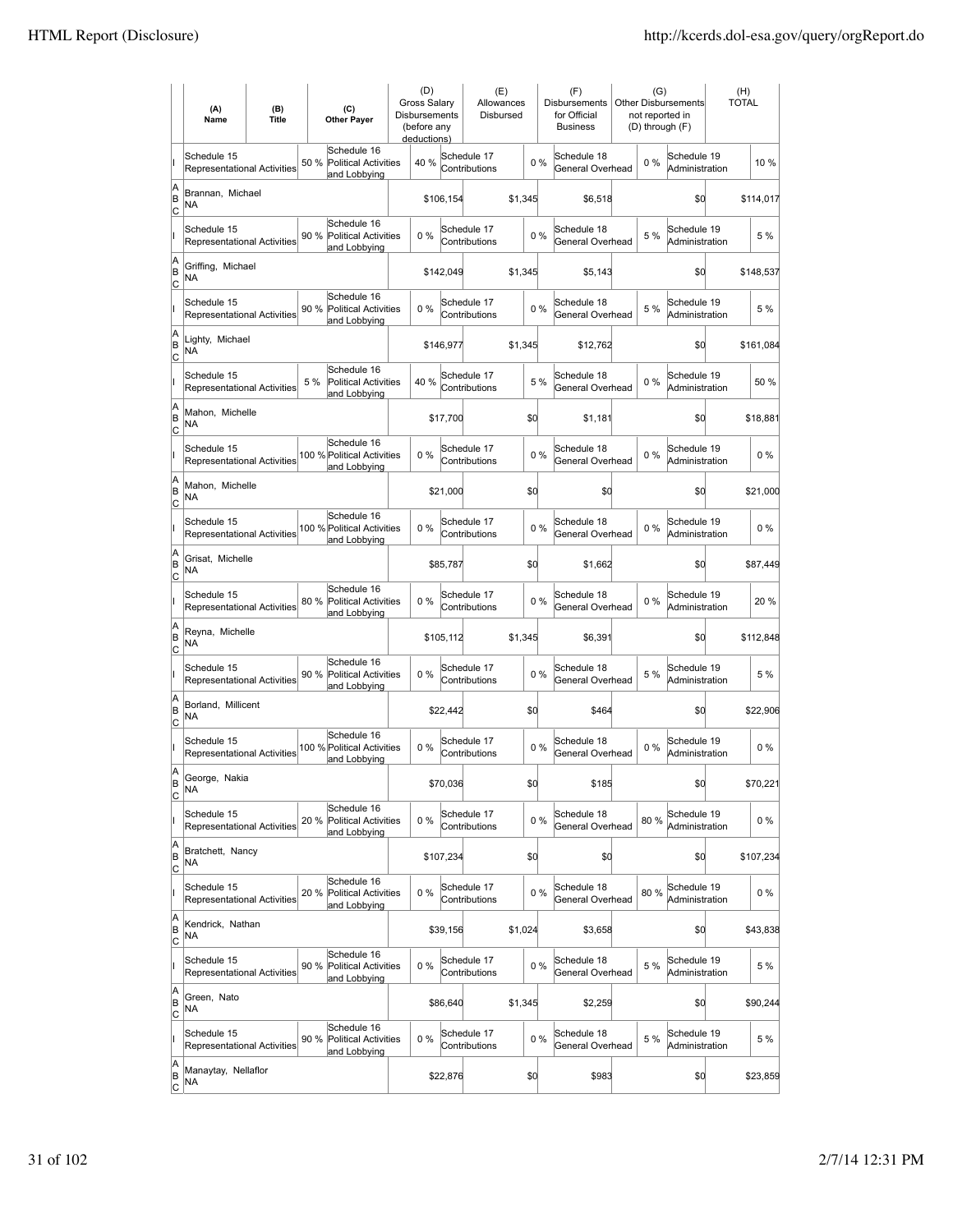| | (A) Name | (B) Title | (C) Other Payer | (D) Gross Salary Disbursements (before any deductions) | (E) Allowances Disbursed | (F) Disbursements for Official Business | (G) Other Disbursements not reported in (D) through (F) | (H) TOTAL |
|---|---|---|---|---|---|---|---|---|
| I | Schedule 15 Representational Activities 50 % | | Schedule 16 Political Activities and Lobbying 40 % | | Schedule 17 Contributions 0 % | Schedule 18 General Overhead 0 % | Schedule 19 Administration | 10 % |
| A B C | Brannan, Michael NA | | | $106,154 | $1,345 | $6,518 | $0 | $114,017 |
| I | Schedule 15 Representational Activities 90 % | | Schedule 16 Political Activities and Lobbying 0 % | | Schedule 17 Contributions 0 % | Schedule 18 General Overhead 5 % | Schedule 19 Administration | 5 % |
| A B C | Griffing, Michael NA | | | $142,049 | $1,345 | $5,143 | $0 | $148,537 |
| I | Schedule 15 Representational Activities 90 % | | Schedule 16 Political Activities and Lobbying 0 % | | Schedule 17 Contributions 0 % | Schedule 18 General Overhead 5 % | Schedule 19 Administration | 5 % |
| A B C | Lighty, Michael NA | | | $146,977 | $1,345 | $12,762 | $0 | $161,084 |
| I | Schedule 15 Representational Activities 5 % | | Schedule 16 Political Activities and Lobbying 40 % | | Schedule 17 Contributions 5 % | Schedule 18 General Overhead 0 % | Schedule 19 Administration | 50 % |
| A B C | Mahon, Michelle NA | | | $17,700 | $0 | $1,181 | $0 | $18,881 |
| I | Schedule 15 Representational Activities 100 % | | Schedule 16 Political Activities and Lobbying 0 % | | Schedule 17 Contributions 0 % | Schedule 18 General Overhead 0 % | Schedule 19 Administration | 0 % |
| A B C | Mahon, Michelle NA | | | $21,000 | $0 | $0 | $0 | $21,000 |
| I | Schedule 15 Representational Activities 100 % | | Schedule 16 Political Activities and Lobbying 0 % | | Schedule 17 Contributions 0 % | Schedule 18 General Overhead 0 % | Schedule 19 Administration | 0 % |
| A B C | Grisat, Michelle NA | | | $85,787 | $0 | $1,662 | $0 | $87,449 |
| I | Schedule 15 Representational Activities 80 % | | Schedule 16 Political Activities and Lobbying 0 % | | Schedule 17 Contributions 0 % | Schedule 18 General Overhead 0 % | Schedule 19 Administration | 20 % |
| A B C | Reyna, Michelle NA | | | $105,112 | $1,345 | $6,391 | $0 | $112,848 |
| I | Schedule 15 Representational Activities 90 % | | Schedule 16 Political Activities and Lobbying 0 % | | Schedule 17 Contributions 0 % | Schedule 18 General Overhead 5 % | Schedule 19 Administration | 5 % |
| A B C | Borland, Millicent NA | | | $22,442 | $0 | $464 | $0 | $22,906 |
| I | Schedule 15 Representational Activities 100 % | | Schedule 16 Political Activities and Lobbying 0 % | | Schedule 17 Contributions 0 % | Schedule 18 General Overhead 0 % | Schedule 19 Administration | 0 % |
| A B C | George, Nakia NA | | | $70,036 | $0 | $185 | $0 | $70,221 |
| I | Schedule 15 Representational Activities 20 % | | Schedule 16 Political Activities and Lobbying 0 % | | Schedule 17 Contributions 0 % | Schedule 18 General Overhead 80 % | Schedule 19 Administration | 0 % |
| A B C | Bratchett, Nancy NA | | | $107,234 | $0 | $0 | $0 | $107,234 |
| I | Schedule 15 Representational Activities 20 % | | Schedule 16 Political Activities and Lobbying 0 % | | Schedule 17 Contributions 0 % | Schedule 18 General Overhead 80 % | Schedule 19 Administration | 0 % |
| A B C | Kendrick, Nathan NA | | | $39,156 | $1,024 | $3,658 | $0 | $43,838 |
| I | Schedule 15 Representational Activities 90 % | | Schedule 16 Political Activities and Lobbying 0 % | | Schedule 17 Contributions 0 % | Schedule 18 General Overhead 5 % | Schedule 19 Administration | 5 % |
| A B C | Green, Nato NA | | | $86,640 | $1,345 | $2,259 | $0 | $90,244 |
| I | Schedule 15 Representational Activities 90 % | | Schedule 16 Political Activities and Lobbying 0 % | | Schedule 17 Contributions 0 % | Schedule 18 General Overhead 5 % | Schedule 19 Administration | 5 % |
| A B C | Manaytay, Nellaflor NA | | | $22,876 | $0 | $983 | $0 | $23,859 |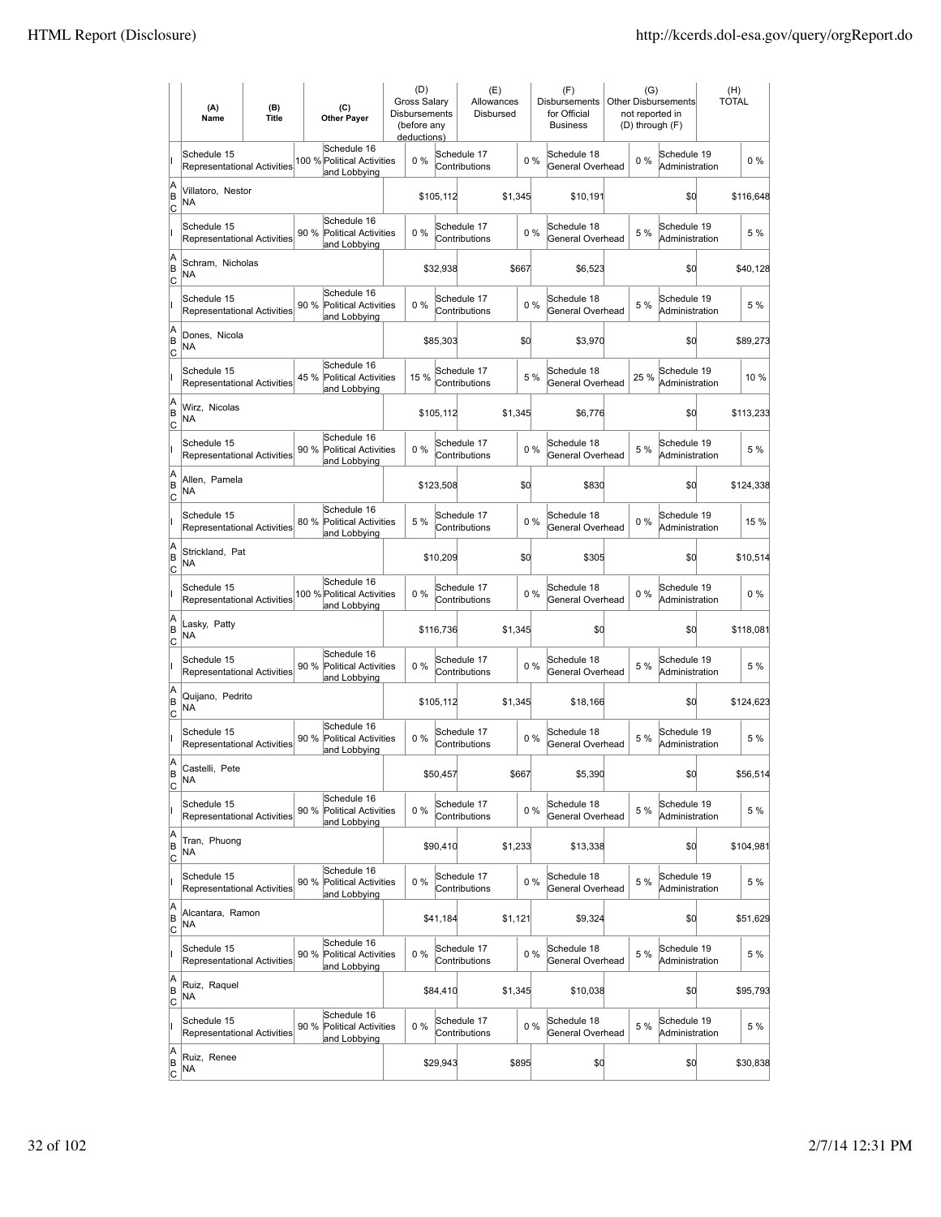| | (A) Name | (B) Title | (C) Other Payer | (D) Gross Salary Disbursements (before any deductions) | (E) Allowances Disbursed | (F) Disbursements for Official Business | (G) Other Disbursements not reported in (D) through (F) | (H) TOTAL |
|---|---|---|---|---|---|---|---|---|
| I | Schedule 15 Representational Activities | 100 % | Schedule 16 Political Activities and Lobbying | 0 % | Schedule 17 Contributions | 0 % | Schedule 18 General Overhead | 0 % | Schedule 19 Administration | 0 % |
| A B C | Villatoro, Nestor NA | | | $105,112 | $1,345 | $10,191 | $0 | $116,648 |
| I | Schedule 15 Representational Activities | 90 % | Schedule 16 Political Activities and Lobbying | 0 % | Schedule 17 Contributions | 0 % | Schedule 18 General Overhead | 5 % | Schedule 19 Administration | 5 % |
| A B C | Schram, Nicholas NA | | | $32,938 | $667 | $6,523 | $0 | $40,128 |
| I | Schedule 15 Representational Activities | 90 % | Schedule 16 Political Activities and Lobbying | 0 % | Schedule 17 Contributions | 0 % | Schedule 18 General Overhead | 5 % | Schedule 19 Administration | 5 % |
| A B C | Dones, Nicola NA | | | $85,303 | $0 | $3,970 | $0 | $89,273 |
| I | Schedule 15 Representational Activities | 45 % | Schedule 16 Political Activities and Lobbying | 15 % | Schedule 17 Contributions | 5 % | Schedule 18 General Overhead | 25 % | Schedule 19 Administration | 10 % |
| A B C | Wirz, Nicolas NA | | | $105,112 | $1,345 | $6,776 | $0 | $113,233 |
| I | Schedule 15 Representational Activities | 90 % | Schedule 16 Political Activities and Lobbying | 0 % | Schedule 17 Contributions | 0 % | Schedule 18 General Overhead | 5 % | Schedule 19 Administration | 5 % |
| A B C | Allen, Pamela NA | | | $123,508 | $0 | $830 | $0 | $124,338 |
| I | Schedule 15 Representational Activities | 80 % | Schedule 16 Political Activities and Lobbying | 5 % | Schedule 17 Contributions | 0 % | Schedule 18 General Overhead | 0 % | Schedule 19 Administration | 15 % |
| A B C | Strickland, Pat NA | | | $10,209 | $0 | $305 | $0 | $10,514 |
| I | Schedule 15 Representational Activities | 100 % | Schedule 16 Political Activities and Lobbying | 0 % | Schedule 17 Contributions | 0 % | Schedule 18 General Overhead | 0 % | Schedule 19 Administration | 0 % |
| A B C | Lasky, Patty NA | | | $116,736 | $1,345 | $0 | $0 | $118,081 |
| I | Schedule 15 Representational Activities | 90 % | Schedule 16 Political Activities and Lobbying | 0 % | Schedule 17 Contributions | 0 % | Schedule 18 General Overhead | 5 % | Schedule 19 Administration | 5 % |
| A B C | Quijano, Pedrito NA | | | $105,112 | $1,345 | $18,166 | $0 | $124,623 |
| I | Schedule 15 Representational Activities | 90 % | Schedule 16 Political Activities and Lobbying | 0 % | Schedule 17 Contributions | 0 % | Schedule 18 General Overhead | 5 % | Schedule 19 Administration | 5 % |
| A B C | Castelli, Pete NA | | | $50,457 | $667 | $5,390 | $0 | $56,514 |
| I | Schedule 15 Representational Activities | 90 % | Schedule 16 Political Activities and Lobbying | 0 % | Schedule 17 Contributions | 0 % | Schedule 18 General Overhead | 5 % | Schedule 19 Administration | 5 % |
| A B C | Tran, Phuong NA | | | $90,410 | $1,233 | $13,338 | $0 | $104,981 |
| I | Schedule 15 Representational Activities | 90 % | Schedule 16 Political Activities and Lobbying | 0 % | Schedule 17 Contributions | 0 % | Schedule 18 General Overhead | 5 % | Schedule 19 Administration | 5 % |
| A B C | Alcantara, Ramon NA | | | $41,184 | $1,121 | $9,324 | $0 | $51,629 |
| I | Schedule 15 Representational Activities | 90 % | Schedule 16 Political Activities and Lobbying | 0 % | Schedule 17 Contributions | 0 % | Schedule 18 General Overhead | 5 % | Schedule 19 Administration | 5 % |
| A B C | Ruiz, Raquel NA | | | $84,410 | $1,345 | $10,038 | $0 | $95,793 |
| I | Schedule 15 Representational Activities | 90 % | Schedule 16 Political Activities and Lobbying | 0 % | Schedule 17 Contributions | 0 % | Schedule 18 General Overhead | 5 % | Schedule 19 Administration | 5 % |
| A B C | Ruiz, Renee NA | | | $29,943 | $895 | $0 | $0 | $30,838 |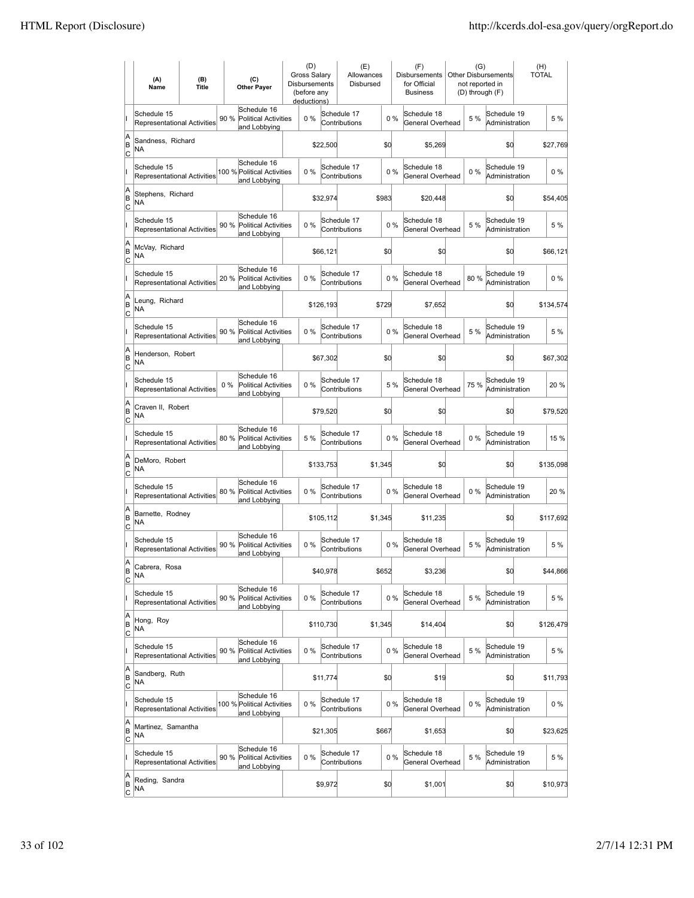| | (A) Name | (B) Title | (C) Other Payer | (D) Gross Salary Disbursements (before any deductions) | (E) Allowances Disbursed | (F) Disbursements for Official Business | (G) Other Disbursements not reported in (D) through (F) | (H) TOTAL |
|---|---|---|---|---|---|---|---|---|
| I | Schedule 15 Representational Activities 90 % | | Schedule 16 Political Activities and Lobbying 0 % | | Schedule 17 Contributions 0 % | Schedule 18 General Overhead 5 % | Schedule 19 Administration | 5 % |
| A B C | Sandness, Richard NA | | | $22,500 | $0 | $5,269 | $0 | $27,769 |
| I | Schedule 15 Representational Activities 100 % | | Schedule 16 Political Activities and Lobbying 0 % | | Schedule 17 Contributions 0 % | Schedule 18 General Overhead 0 % | Schedule 19 Administration | 0 % |
| A B C | Stephens, Richard NA | | | $32,974 | $983 | $20,448 | $0 | $54,405 |
| I | Schedule 15 Representational Activities 90 % | | Schedule 16 Political Activities and Lobbying 0 % | | Schedule 17 Contributions 0 % | Schedule 18 General Overhead 5 % | Schedule 19 Administration | 5 % |
| A B C | McVay, Richard NA | | | $66,121 | $0 | $0 | $0 | $66,121 |
| I | Schedule 15 Representational Activities 20 % | | Schedule 16 Political Activities and Lobbying 0 % | | Schedule 17 Contributions 0 % | Schedule 18 General Overhead 80 % | Schedule 19 Administration | 0 % |
| A B C | Leung, Richard NA | | | $126,193 | $729 | $7,652 | $0 | $134,574 |
| I | Schedule 15 Representational Activities 90 % | | Schedule 16 Political Activities and Lobbying 0 % | | Schedule 17 Contributions 0 % | Schedule 18 General Overhead 5 % | Schedule 19 Administration | 5 % |
| A B C | Henderson, Robert NA | | | $67,302 | $0 | $0 | $0 | $67,302 |
| I | Schedule 15 Representational Activities 0 % | | Schedule 16 Political Activities and Lobbying 0 % | | Schedule 17 Contributions 5 % | Schedule 18 General Overhead 75 % | Schedule 19 Administration | 20 % |
| A B C | Craven II, Robert NA | | | $79,520 | $0 | $0 | $0 | $79,520 |
| I | Schedule 15 Representational Activities 80 % | | Schedule 16 Political Activities and Lobbying 5 % | | Schedule 17 Contributions 0 % | Schedule 18 General Overhead 0 % | Schedule 19 Administration | 15 % |
| A B C | DeMoro, Robert NA | | | $133,753 | $1,345 | $0 | $0 | $135,098 |
| I | Schedule 15 Representational Activities 80 % | | Schedule 16 Political Activities and Lobbying 0 % | | Schedule 17 Contributions 0 % | Schedule 18 General Overhead 0 % | Schedule 19 Administration | 20 % |
| A B C | Barnette, Rodney NA | | | $105,112 | $1,345 | $11,235 | $0 | $117,692 |
| I | Schedule 15 Representational Activities 90 % | | Schedule 16 Political Activities and Lobbying 0 % | | Schedule 17 Contributions 0 % | Schedule 18 General Overhead 5 % | Schedule 19 Administration | 5 % |
| A B C | Cabrera, Rosa NA | | | $40,978 | $652 | $3,236 | $0 | $44,866 |
| I | Schedule 15 Representational Activities 90 % | | Schedule 16 Political Activities and Lobbying 0 % | | Schedule 17 Contributions 0 % | Schedule 18 General Overhead 5 % | Schedule 19 Administration | 5 % |
| A B C | Hong, Roy NA | | | $110,730 | $1,345 | $14,404 | $0 | $126,479 |
| I | Schedule 15 Representational Activities 90 % | | Schedule 16 Political Activities and Lobbying 0 % | | Schedule 17 Contributions 0 % | Schedule 18 General Overhead 5 % | Schedule 19 Administration | 5 % |
| A B C | Sandberg, Ruth NA | | | $11,774 | $0 | $19 | $0 | $11,793 |
| I | Schedule 15 Representational Activities 100 % | | Schedule 16 Political Activities and Lobbying 0 % | | Schedule 17 Contributions 0 % | Schedule 18 General Overhead 0 % | Schedule 19 Administration | 0 % |
| A B C | Martinez, Samantha NA | | | $21,305 | $667 | $1,653 | $0 | $23,625 |
| I | Schedule 15 Representational Activities 90 % | | Schedule 16 Political Activities and Lobbying 0 % | | Schedule 17 Contributions 0 % | Schedule 18 General Overhead 5 % | Schedule 19 Administration | 5 % |
| A B C | Reding, Sandra NA | | | $9,972 | $0 | $1,001 | $0 | $10,973 |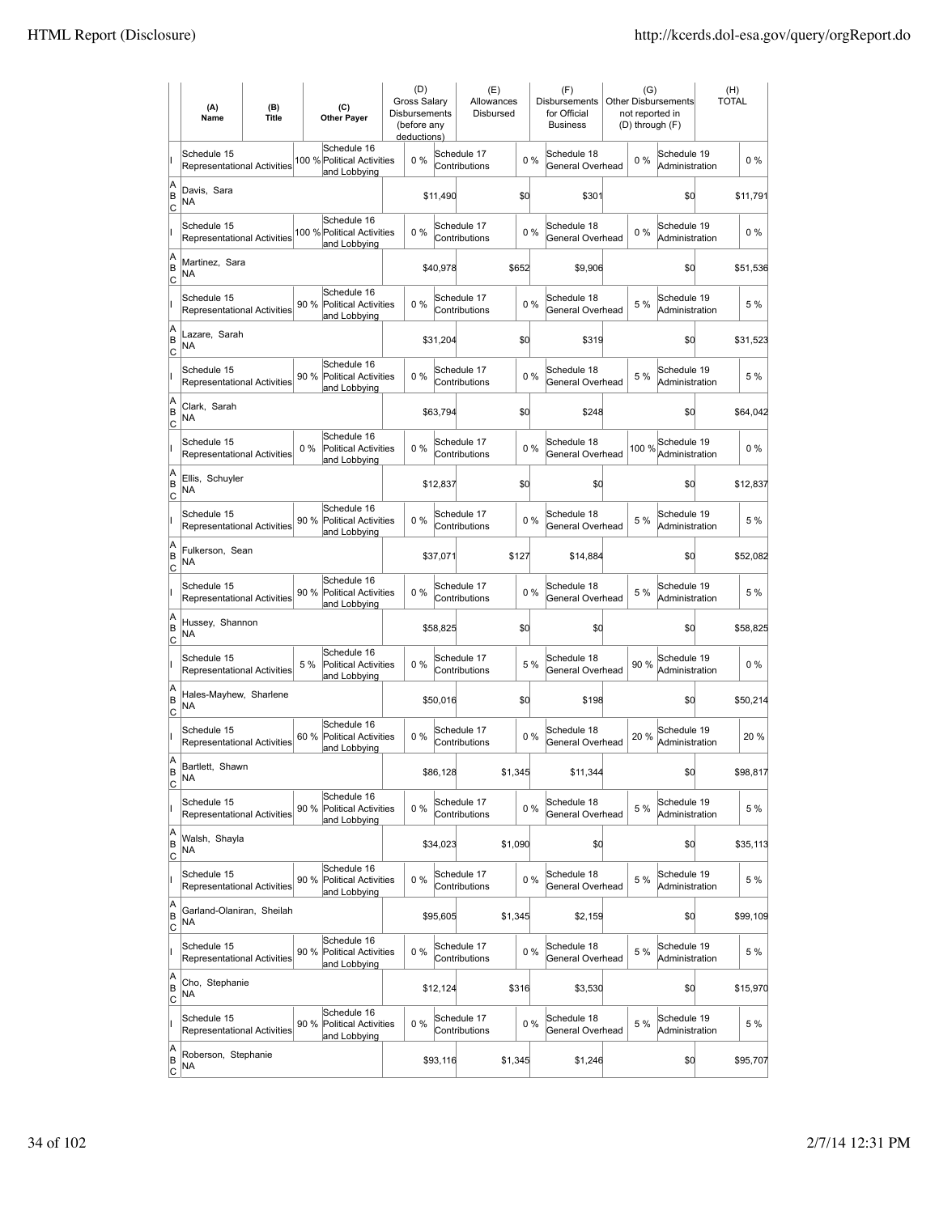| | (A) Name | (B) Title | (C) Other Payer | (D) Gross Salary Disbursements (before any deductions) | (E) Allowances Disbursed | (F) Disbursements for Official Business | (G) Other Disbursements not reported in (D) through (F) | (H) TOTAL |
|---|---|---|---|---|---|---|---|---|
| I | Schedule 15 Representational Activities | 100 % | Schedule 16 Political Activities and Lobbying 0 % | Schedule 17 Contributions 0 % | Schedule 18 General Overhead 0 % | Schedule 19 Administration 0 % | | |
| A B C | Davis, Sara NA | | | $11,490 | $0 | $301 | $0 | $11,791 |
| I | Schedule 15 Representational Activities | 100 % | Schedule 16 Political Activities and Lobbying 0 % | Schedule 17 Contributions 0 % | Schedule 18 General Overhead 0 % | Schedule 19 Administration 0 % | | |
| A B C | Martinez, Sara NA | | | $40,978 | $652 | $9,906 | $0 | $51,536 |
| I | Schedule 15 Representational Activities | 90 % | Schedule 16 Political Activities and Lobbying 0 % | Schedule 17 Contributions 0 % | Schedule 18 General Overhead 5 % | Schedule 19 Administration 5 % | | |
| A B C | Lazare, Sarah NA | | | $31,204 | $0 | $319 | $0 | $31,523 |
| I | Schedule 15 Representational Activities | 90 % | Schedule 16 Political Activities and Lobbying 0 % | Schedule 17 Contributions 0 % | Schedule 18 General Overhead 5 % | Schedule 19 Administration 5 % | | |
| A B C | Clark, Sarah NA | | | $63,794 | $0 | $248 | $0 | $64,042 |
| I | Schedule 15 Representational Activities | 0 % | Schedule 16 Political Activities and Lobbying 0 % | Schedule 17 Contributions 0 % | Schedule 18 General Overhead 100 % | Schedule 19 Administration 0 % | | |
| A B C | Ellis, Schuyler NA | | | $12,837 | $0 | $0 | $0 | $12,837 |
| I | Schedule 15 Representational Activities | 90 % | Schedule 16 Political Activities and Lobbying 0 % | Schedule 17 Contributions 0 % | Schedule 18 General Overhead 5 % | Schedule 19 Administration 5 % | | |
| A B C | Fulkerson, Sean NA | | | $37,071 | $127 | $14,884 | $0 | $52,082 |
| I | Schedule 15 Representational Activities | 90 % | Schedule 16 Political Activities and Lobbying 0 % | Schedule 17 Contributions 0 % | Schedule 18 General Overhead 5 % | Schedule 19 Administration 5 % | | |
| A B C | Hussey, Shannon NA | | | $58,825 | $0 | $0 | $0 | $58,825 |
| I | Schedule 15 Representational Activities | 5 % | Schedule 16 Political Activities and Lobbying 0 % | Schedule 17 Contributions 5 % | Schedule 18 General Overhead 90 % | Schedule 19 Administration 0 % | | |
| A B C | Hales-Mayhew, Sharlene NA | | | $50,016 | $0 | $198 | $0 | $50,214 |
| I | Schedule 15 Representational Activities | 60 % | Schedule 16 Political Activities and Lobbying 0 % | Schedule 17 Contributions 0 % | Schedule 18 General Overhead 20 % | Schedule 19 Administration 20 % | | |
| A B C | Bartlett, Shawn NA | | | $86,128 | $1,345 | $11,344 | $0 | $98,817 |
| I | Schedule 15 Representational Activities | 90 % | Schedule 16 Political Activities and Lobbying 0 % | Schedule 17 Contributions 0 % | Schedule 18 General Overhead 5 % | Schedule 19 Administration 5 % | | |
| A B C | Walsh, Shayla NA | | | $34,023 | $1,090 | $0 | $0 | $35,113 |
| I | Schedule 15 Representational Activities | 90 % | Schedule 16 Political Activities and Lobbying 0 % | Schedule 17 Contributions 0 % | Schedule 18 General Overhead 5 % | Schedule 19 Administration 5 % | | |
| A B C | Garland-Olaniran, Sheilah NA | | | $95,605 | $1,345 | $2,159 | $0 | $99,109 |
| I | Schedule 15 Representational Activities | 90 % | Schedule 16 Political Activities and Lobbying 0 % | Schedule 17 Contributions 0 % | Schedule 18 General Overhead 5 % | Schedule 19 Administration 5 % | | |
| A B C | Cho, Stephanie NA | | | $12,124 | $316 | $3,530 | $0 | $15,970 |
| I | Schedule 15 Representational Activities | 90 % | Schedule 16 Political Activities and Lobbying 0 % | Schedule 17 Contributions 0 % | Schedule 18 General Overhead 5 % | Schedule 19 Administration 5 % | | |
| A B C | Roberson, Stephanie NA | | | $93,116 | $1,345 | $1,246 | $0 | $95,707 |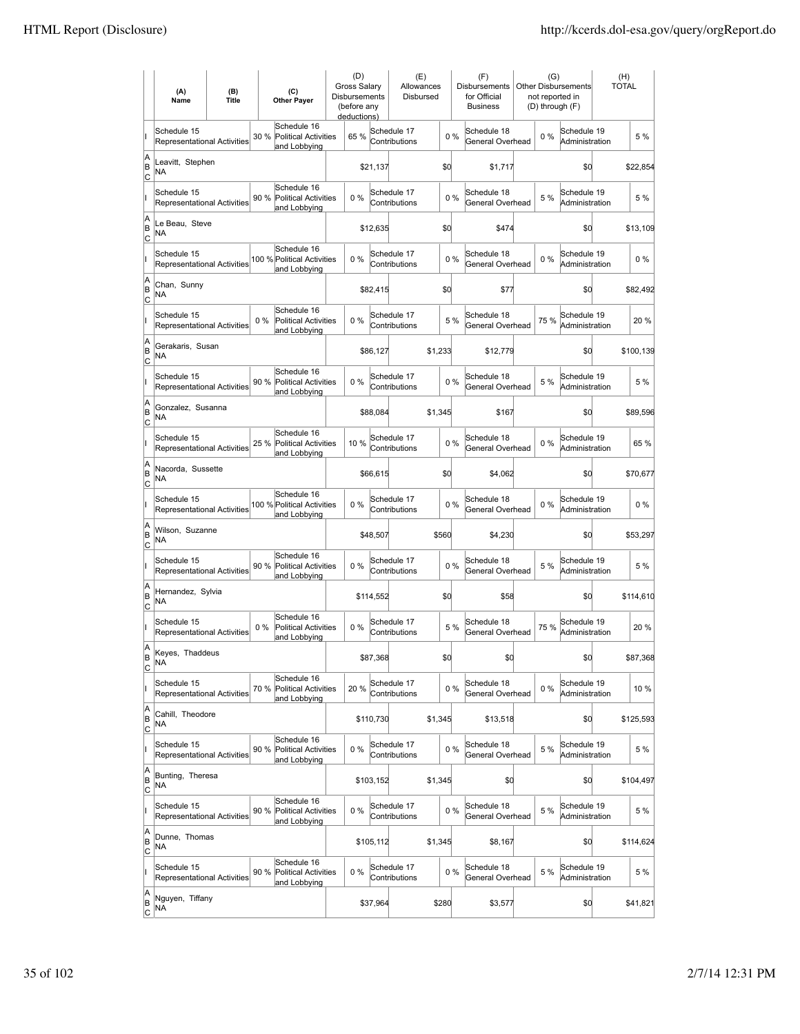| | (A) Name | (B) Title | | (C) Other Payer | (D) Gross Salary Disbursements (before any deductions) | | (E) Allowances Disbursed | | (F) Disbursements for Official Business | (G) Other Disbursements not reported in (D) through (F) | | (H) TOTAL |
|---|---|---|---|---|---|---|---|---|---|---|---|---|
| I | Schedule 15 Representational Activities | | 30 % | Schedule 16 Political Activities and Lobbying | 65 % | Schedule 17 Contributions | | 0 % | Schedule 18 General Overhead | 0 % | Schedule 19 Administration | 5 % |
| A B C | Leavitt, Stephen NA | | | | | $21,137 | | $0 | $1,717 | | $0 | $22,854 |
| I | Schedule 15 Representational Activities | | 90 % | Schedule 16 Political Activities and Lobbying | 0 % | Schedule 17 Contributions | | 0 % | Schedule 18 General Overhead | 5 % | Schedule 19 Administration | 5 % |
| A B C | Le Beau, Steve NA | | | | | $12,635 | | $0 | $474 | | $0 | $13,109 |
| I | Schedule 15 Representational Activities | | 100 % | Schedule 16 Political Activities and Lobbying | 0 % | Schedule 17 Contributions | | 0 % | Schedule 18 General Overhead | 0 % | Schedule 19 Administration | 0 % |
| A B C | Chan, Sunny NA | | | | | $82,415 | | $0 | $77 | | $0 | $82,492 |
| I | Schedule 15 Representational Activities | | 0 % | Schedule 16 Political Activities and Lobbying | 0 % | Schedule 17 Contributions | | 5 % | Schedule 18 General Overhead | 75 % | Schedule 19 Administration | 20 % |
| A B C | Gerakaris, Susan NA | | | | | $86,127 | | $1,233 | $12,779 | | $0 | $100,139 |
| I | Schedule 15 Representational Activities | | 90 % | Schedule 16 Political Activities and Lobbying | 0 % | Schedule 17 Contributions | | 0 % | Schedule 18 General Overhead | 5 % | Schedule 19 Administration | 5 % |
| A B C | Gonzalez, Susanna NA | | | | | $88,084 | | $1,345 | $167 | | $0 | $89,596 |
| I | Schedule 15 Representational Activities | | 25 % | Schedule 16 Political Activities and Lobbying | 10 % | Schedule 17 Contributions | | 0 % | Schedule 18 General Overhead | 0 % | Schedule 19 Administration | 65 % |
| A B C | Nacorda, Sussette NA | | | | | $66,615 | | $0 | $4,062 | | $0 | $70,677 |
| I | Schedule 15 Representational Activities | | 100 % | Schedule 16 Political Activities and Lobbying | 0 % | Schedule 17 Contributions | | 0 % | Schedule 18 General Overhead | 0 % | Schedule 19 Administration | 0 % |
| A B C | Wilson, Suzanne NA | | | | | $48,507 | | $560 | $4,230 | | $0 | $53,297 |
| I | Schedule 15 Representational Activities | | 90 % | Schedule 16 Political Activities and Lobbying | 0 % | Schedule 17 Contributions | | 0 % | Schedule 18 General Overhead | 5 % | Schedule 19 Administration | 5 % |
| A B C | Hernandez, Sylvia NA | | | | | $114,552 | | $0 | $58 | | $0 | $114,610 |
| I | Schedule 15 Representational Activities | | 0 % | Schedule 16 Political Activities and Lobbying | 0 % | Schedule 17 Contributions | | 5 % | Schedule 18 General Overhead | 75 % | Schedule 19 Administration | 20 % |
| A B C | Keyes, Thaddeus NA | | | | | $87,368 | | $0 | $0 | | $0 | $87,368 |
| I | Schedule 15 Representational Activities | | 70 % | Schedule 16 Political Activities and Lobbying | 20 % | Schedule 17 Contributions | | 0 % | Schedule 18 General Overhead | 0 % | Schedule 19 Administration | 10 % |
| A B C | Cahill, Theodore NA | | | | | $110,730 | | $1,345 | $13,518 | | $0 | $125,593 |
| I | Schedule 15 Representational Activities | | 90 % | Schedule 16 Political Activities and Lobbying | 0 % | Schedule 17 Contributions | | 0 % | Schedule 18 General Overhead | 5 % | Schedule 19 Administration | 5 % |
| A B C | Bunting, Theresa NA | | | | | $103,152 | | $1,345 | $0 | | $0 | $104,497 |
| I | Schedule 15 Representational Activities | | 90 % | Schedule 16 Political Activities and Lobbying | 0 % | Schedule 17 Contributions | | 0 % | Schedule 18 General Overhead | 5 % | Schedule 19 Administration | 5 % |
| A B C | Dunne, Thomas NA | | | | | $105,112 | | $1,345 | $8,167 | | $0 | $114,624 |
| I | Schedule 15 Representational Activities | | 90 % | Schedule 16 Political Activities and Lobbying | 0 % | Schedule 17 Contributions | | 0 % | Schedule 18 General Overhead | 5 % | Schedule 19 Administration | 5 % |
| A B C | Nguyen, Tiffany NA | | | | | $37,964 | | $280 | $3,577 | | $0 | $41,821 |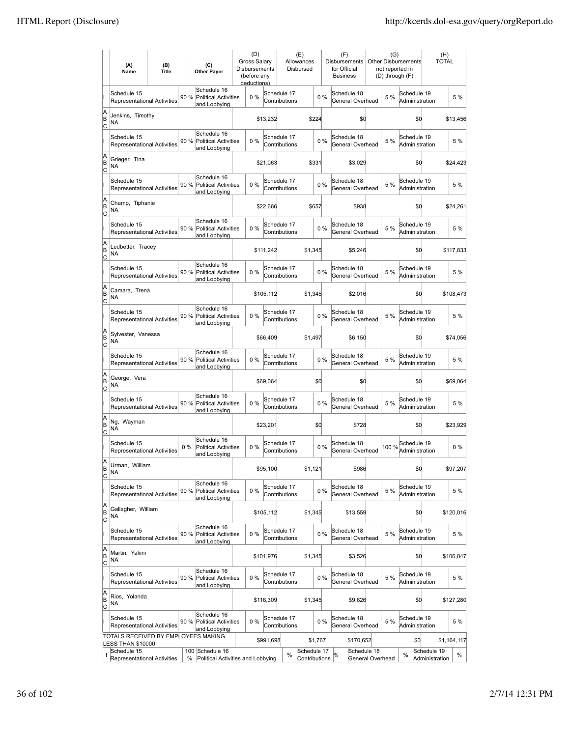| | (A) Name | (B) Title | (C) Other Payer | (D) Gross Salary Disbursements (before any deductions) | (E) Allowances Disbursed | (F) Disbursements for Official Business | (G) Other Disbursements not reported in (D) through (F) | (H) TOTAL |
|---|---|---|---|---|---|---|---|---|
| I | Schedule 15 Representational Activities 90 % | | Schedule 16 Political Activities and Lobbying 0 % | | Schedule 17 Contributions 0 % | Schedule 18 General Overhead 5 % | Schedule 19 Administration | 5 % |
| A B C | Jenkins, Timothy NA | | | $13,232 | $224 | $0 | $0 | $13,456 |
| I | Schedule 15 Representational Activities 90 % | | Schedule 16 Political Activities and Lobbying 0 % | | Schedule 17 Contributions 0 % | Schedule 18 General Overhead 5 % | Schedule 19 Administration | 5 % |
| A B C | Grieger, Tina NA | | | $21,063 | $331 | $3,029 | $0 | $24,423 |
| I | Schedule 15 Representational Activities 90 % | | Schedule 16 Political Activities and Lobbying 0 % | | Schedule 17 Contributions 0 % | Schedule 18 General Overhead 5 % | Schedule 19 Administration | 5 % |
| A B C | Champ, Tiphanie NA | | | $22,666 | $657 | $938 | $0 | $24,261 |
| I | Schedule 15 Representational Activities 90 % | | Schedule 16 Political Activities and Lobbying 0 % | | Schedule 17 Contributions 0 % | Schedule 18 General Overhead 5 % | Schedule 19 Administration | 5 % |
| A B C | Ledbetter, Tracey NA | | | $111,242 | $1,345 | $5,246 | $0 | $117,833 |
| I | Schedule 15 Representational Activities 90 % | | Schedule 16 Political Activities and Lobbying 0 % | | Schedule 17 Contributions 0 % | Schedule 18 General Overhead 5 % | Schedule 19 Administration | 5 % |
| A B C | Camara, Trena NA | | | $105,112 | $1,345 | $2,016 | $0 | $108,473 |
| I | Schedule 15 Representational Activities 90 % | | Schedule 16 Political Activities and Lobbying 0 % | | Schedule 17 Contributions 0 % | Schedule 18 General Overhead 5 % | Schedule 19 Administration | 5 % |
| A B C | Sylvester, Vanessa NA | | | $66,409 | $1,497 | $6,150 | $0 | $74,056 |
| I | Schedule 15 Representational Activities 90 % | | Schedule 16 Political Activities and Lobbying 0 % | | Schedule 17 Contributions 0 % | Schedule 18 General Overhead 5 % | Schedule 19 Administration | 5 % |
| A B C | George, Vera NA | | | $69,064 | $0 | $0 | $0 | $69,064 |
| I | Schedule 15 Representational Activities 90 % | | Schedule 16 Political Activities and Lobbying 0 % | | Schedule 17 Contributions 0 % | Schedule 18 General Overhead 5 % | Schedule 19 Administration | 5 % |
| A B C | Ng, Wayman NA | | | $23,201 | $0 | $728 | $0 | $23,929 |
| I | Schedule 15 Representational Activities 0 % | | Schedule 16 Political Activities and Lobbying 0 % | | Schedule 17 Contributions 0 % | Schedule 18 General Overhead 100 % | Schedule 19 Administration | 0 % |
| A B C | Urman, William NA | | | $95,100 | $1,121 | $986 | $0 | $97,207 |
| I | Schedule 15 Representational Activities 90 % | | Schedule 16 Political Activities and Lobbying 0 % | | Schedule 17 Contributions 0 % | Schedule 18 General Overhead 5 % | Schedule 19 Administration | 5 % |
| A B C | Gallagher, William NA | | | $105,112 | $1,345 | $13,559 | $0 | $120,016 |
| I | Schedule 15 Representational Activities 90 % | | Schedule 16 Political Activities and Lobbying 0 % | | Schedule 17 Contributions 0 % | Schedule 18 General Overhead 5 % | Schedule 19 Administration | 5 % |
| A B C | Martin, Yakini NA | | | $101,976 | $1,345 | $3,526 | $0 | $106,847 |
| I | Schedule 15 Representational Activities 90 % | | Schedule 16 Political Activities and Lobbying 0 % | | Schedule 17 Contributions 0 % | Schedule 18 General Overhead 5 % | Schedule 19 Administration | 5 % |
| A B C | Rios, Yolanda NA | | | $116,309 | $1,345 | $9,626 | $0 | $127,280 |
| I | Schedule 15 Representational Activities 90 % | | Schedule 16 Political Activities and Lobbying 0 % | | Schedule 17 Contributions 0 % | Schedule 18 General Overhead 5 % | Schedule 19 Administration | 5 % |
| | TOTALS RECEIVED BY EMPLOYEES MAKING LESS THAN $10000 | | | $991,698 | $1,767 | $170,652 | $0 | $1,164,117 |
| I | Schedule 15 Representational Activities 100 % | | Schedule 16 Political Activities and Lobbying % | | Schedule 17 Contributions % | Schedule 18 General Overhead % | Schedule 19 Administration | % |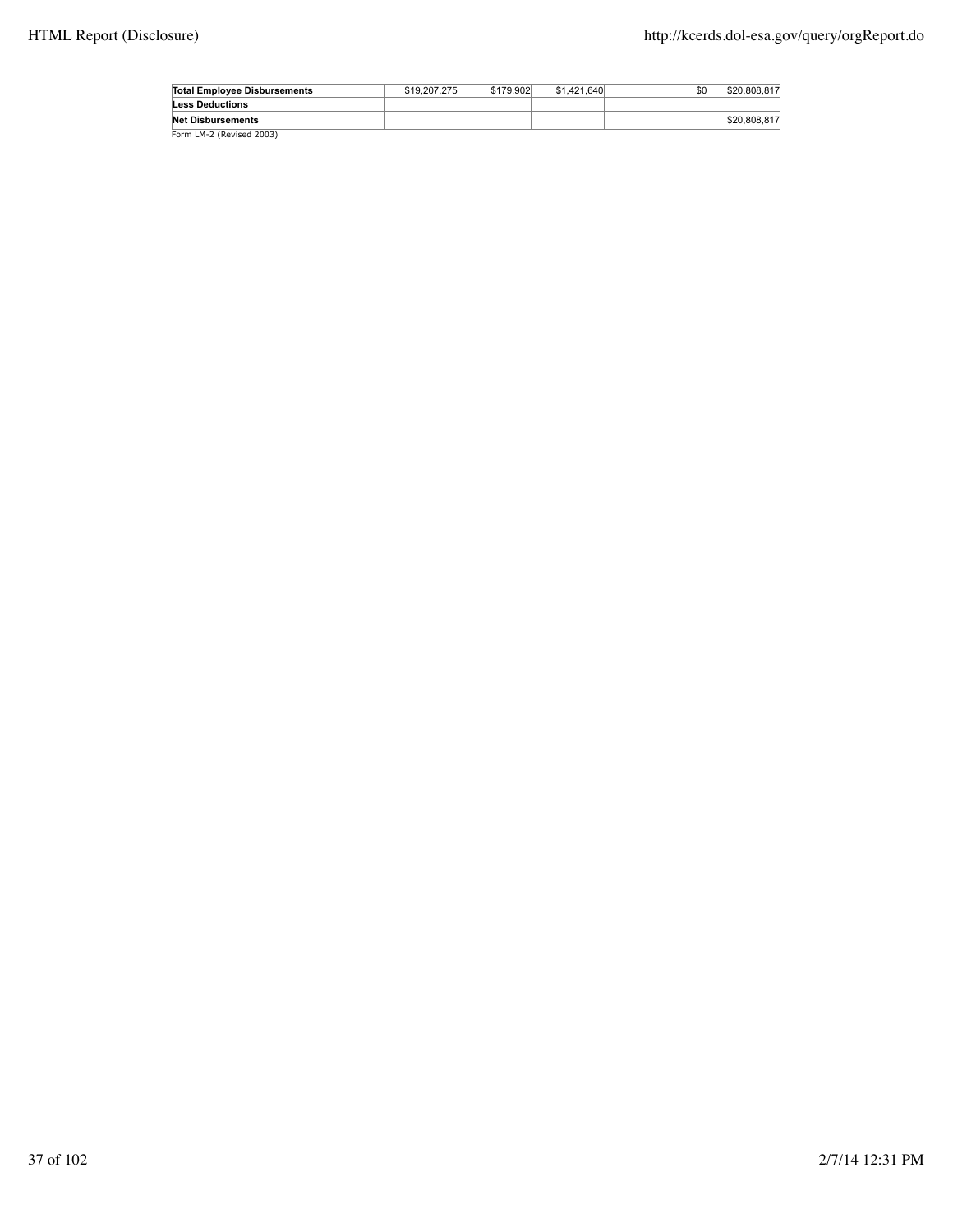| | | | | | |
|---|---|---|---|---|---|
| **Total Employee Disbursements** | $19,207,275 | $179,902 | $1,421,640 | $0 | $20,808,817 |
| **Less Deductions** | | | | | |
| **Net Disbursements** | | | | | $20,808,817 |

Form LM-2 (Revised 2003)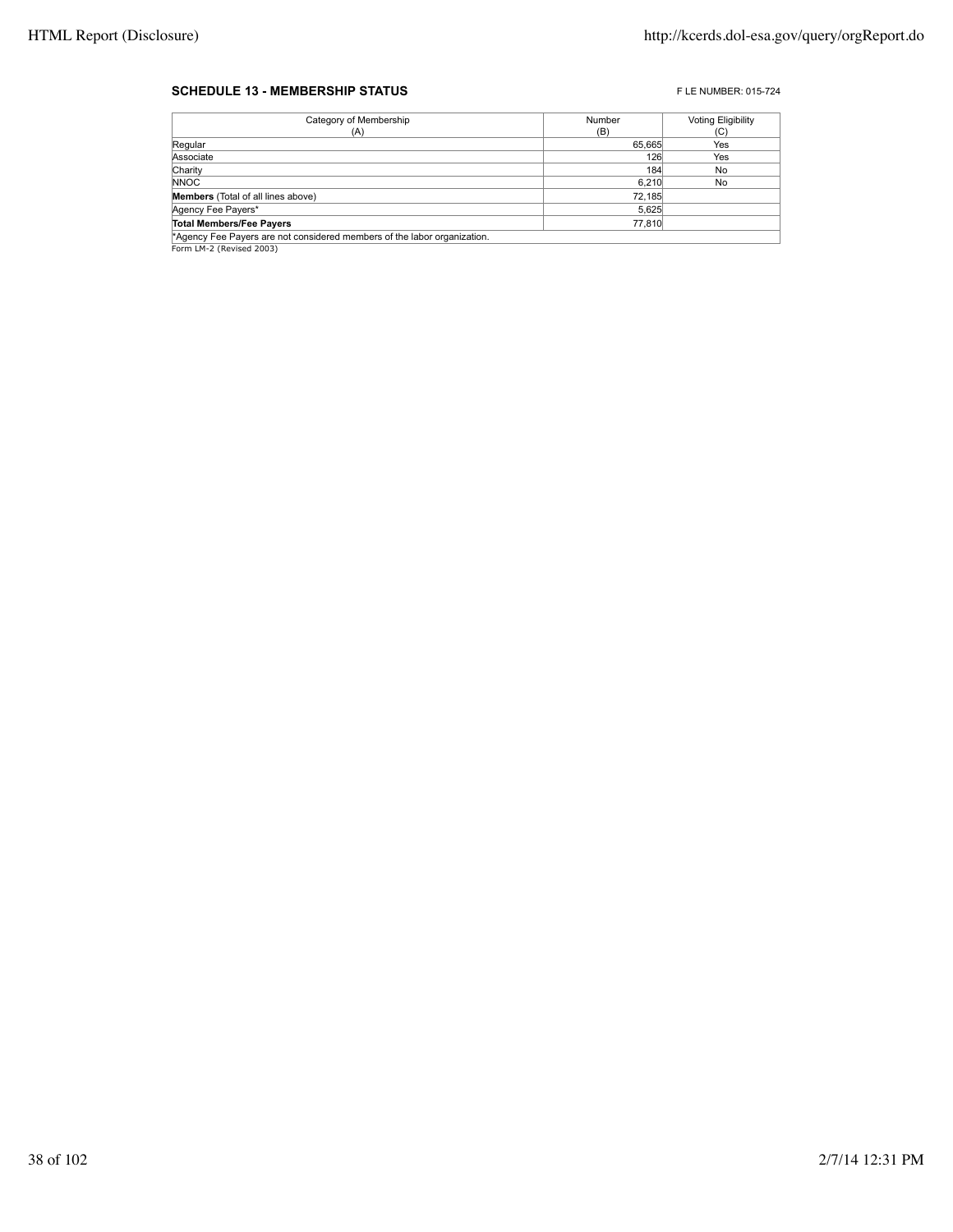**SCHEDULE 13 - MEMBERSHIP STATUS**

F LE NUMBER: 015-724

| Category of Membership (A) | Number (B) | Voting Eligibility (C) |
|---|---|---|
| Regular | 65,665 | Yes |
| Associate | 126 | Yes |
| Charity | 184 | No |
| NNOC | 6,210 | No |
| **Members** (Total of all lines above) | 72,185 | |
| Agency Fee Payers* | 5,625 | |
| **Total Members/Fee Payers** | 77,810 | |

*Agency Fee Payers are not considered members of the labor organization.

Form LM-2 (Revised 2003)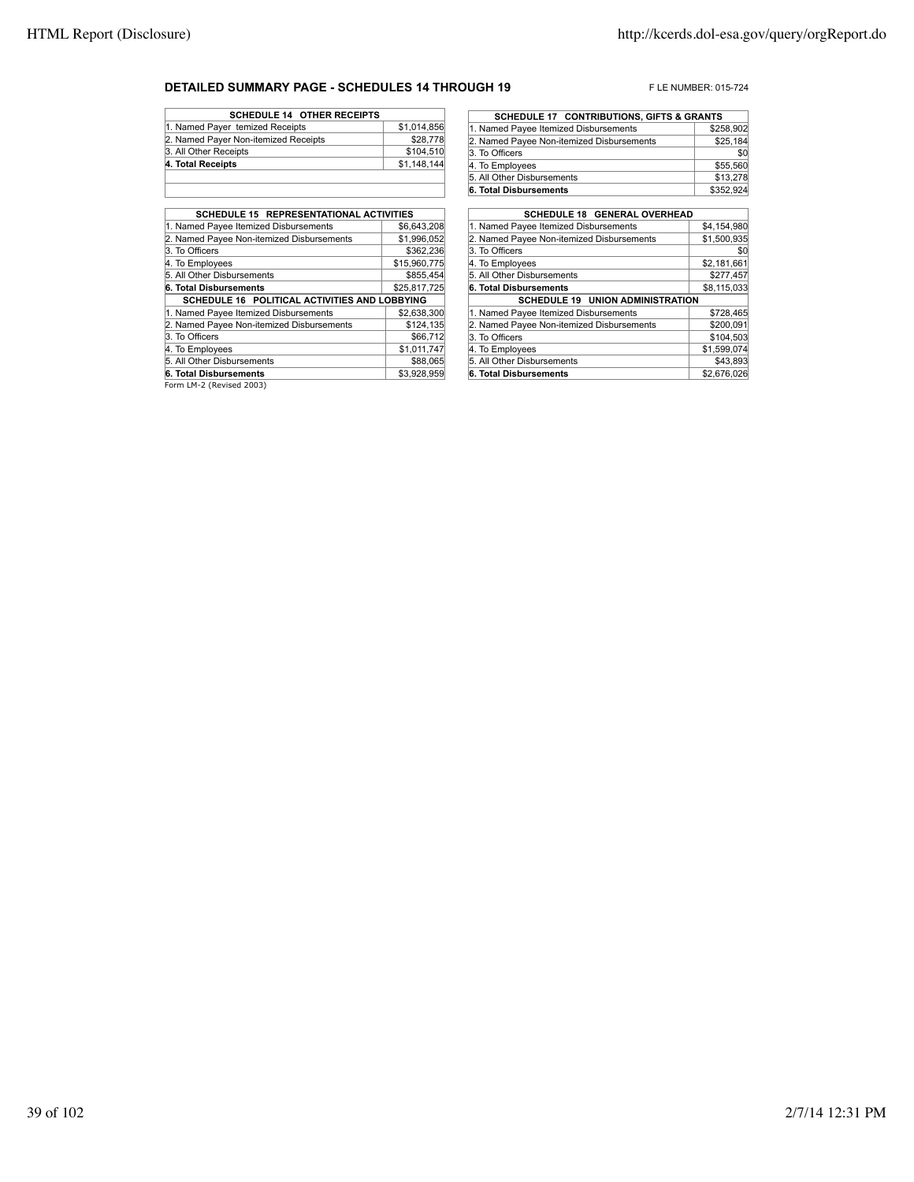## DETAILED SUMMARY PAGE - SCHEDULES 14 THROUGH 19

F LE NUMBER: 015-724

| SCHEDULE 14 OTHER RECEIPTS | |
|---|---|
| 1. Named Payer temized Receipts | $1,014,856 |
| 2. Named Payer Non-itemized Receipts | $28,778 |
| 3. All Other Receipts | $104,510 |
| **4. Total Receipts** | $1,148,144 |

| SCHEDULE 15 REPRESENTATIONAL ACTIVITIES | |
|---|---|
| 1. Named Payee Itemized Disbursements | $6,643,208 |
| 2. Named Payee Non-itemized Disbursements | $1,996,052 |
| 3. To Officers | $362,236 |
| 4. To Employees | $15,960,775 |
| 5. All Other Disbursements | $855,454 |
| **6. Total Disbursements** | $25,817,725 |

| SCHEDULE 16 POLITICAL ACTIVITIES AND LOBBYING | |
|---|---|
| 1. Named Payee Itemized Disbursements | $2,638,300 |
| 2. Named Payee Non-itemized Disbursements | $124,135 |
| 3. To Officers | $66,712 |
| 4. To Employees | $1,011,747 |
| 5. All Other Disbursements | $88,065 |
| **6. Total Disbursements** | $3,928,959 |

Form LM-2 (Revised 2003)

| SCHEDULE 17 CONTRIBUTIONS, GIFTS & GRANTS | |
|---|---|
| 1. Named Payee Itemized Disbursements | $258,902 |
| 2. Named Payee Non-itemized Disbursements | $25,184 |
| 3. To Officers | $0 |
| 4. To Employees | $55,560 |
| 5. All Other Disbursements | $13,278 |
| **6. Total Disbursements** | $352,924 |

| SCHEDULE 18 GENERAL OVERHEAD | |
|---|---|
| 1. Named Payee Itemized Disbursements | $4,154,980 |
| 2. Named Payee Non-itemized Disbursements | $1,500,935 |
| 3. To Officers | $0 |
| 4. To Employees | $2,181,661 |
| 5. All Other Disbursements | $277,457 |
| **6. Total Disbursements** | $8,115,033 |

| SCHEDULE 19 UNION ADMINISTRATION | |
|---|---|
| 1. Named Payee Itemized Disbursements | $728,465 |
| 2. Named Payee Non-itemized Disbursements | $200,091 |
| 3. To Officers | $104,503 |
| 4. To Employees | $1,599,074 |
| 5. All Other Disbursements | $43,893 |
| **6. Total Disbursements** | $2,676,026 |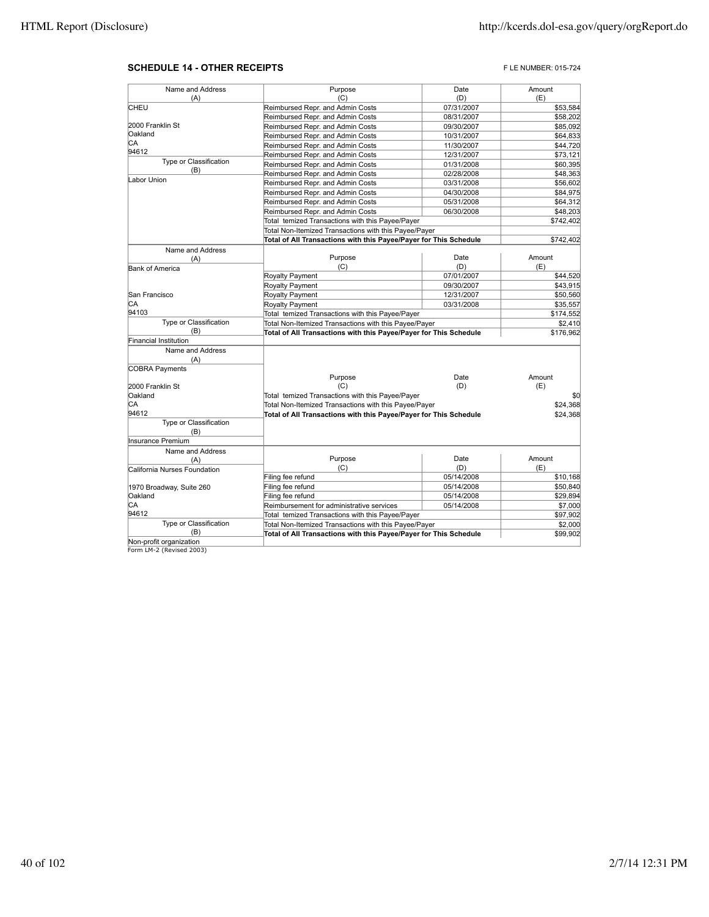## SCHEDULE 14 - OTHER RECEIPTS

FILE NUMBER: 015-724

| Name and Address (A) | Purpose (C) | Date (D) | Amount (E) |
|---|---|---|---|
| CHEU | Reimbursed Repr. and Admin Costs | 07/31/2007 | $53,584 |
| | Reimbursed Repr. and Admin Costs | 08/31/2007 | $58,202 |
| 2000 Franklin St | Reimbursed Repr. and Admin Costs | 09/30/2007 | $85,092 |
| Oakland | Reimbursed Repr. and Admin Costs | 10/31/2007 | $64,833 |
| CA | Reimbursed Repr. and Admin Costs | 11/30/2007 | $44,720 |
| 94612 | Reimbursed Repr. and Admin Costs | 12/31/2007 | $73,121 |
| Type or Classification (B) | Reimbursed Repr. and Admin Costs | 01/31/2008 | $60,395 |
| | Reimbursed Repr. and Admin Costs | 02/28/2008 | $48,363 |
| Labor Union | Reimbursed Repr. and Admin Costs | 03/31/2008 | $56,602 |
| | Reimbursed Repr. and Admin Costs | 04/30/2008 | $84,975 |
| | Reimbursed Repr. and Admin Costs | 05/31/2008 | $64,312 |
| | Reimbursed Repr. and Admin Costs | 06/30/2008 | $48,203 |
| | Total Itemized Transactions with this Payee/Payer | | $742,402 |
| | Total Non-Itemized Transactions with this Payee/Payer | | |
| | **Total of All Transactions with this Payee/Payer for This Schedule** | | $742,402 |

| Name and Address (A) | Purpose (C) | Date (D) | Amount (E) |
|---|---|---|---|
| Bank of America | Royalty Payment | 07/01/2007 | $44,520 |
| | Royalty Payment | 09/30/2007 | $43,915 |
| San Francisco | Royalty Payment | 12/31/2007 | $50,560 |
| CA | Royalty Payment | 03/31/2008 | $35,557 |
| 94103 | Total Itemized Transactions with this Payee/Payer | | $174,552 |
| Type or Classification (B) | Total Non-Itemized Transactions with this Payee/Payer | | $2,410 |
| Financial Institution | **Total of All Transactions with this Payee/Payer for This Schedule** | | $176,962 |

| Name and Address (A) | Purpose (C) | Date (D) | Amount (E) |
|---|---|---|---|
| COBRA Payments | | | |
| 2000 Franklin St | | | |
| Oakland | Total Itemized Transactions with this Payee/Payer | | $0 |
| CA | Total Non-Itemized Transactions with this Payee/Payer | | $24,368 |
| 94612 | **Total of All Transactions with this Payee/Payer for This Schedule** | | $24,368 |
| Type or Classification (B) | | | |
| Insurance Premium | | | |

| Name and Address (A) | Purpose (C) | Date (D) | Amount (E) |
|---|---|---|---|
| California Nurses Foundation | Filing fee refund | 05/14/2008 | $10,168 |
| 1970 Broadway, Suite 260 | Filing fee refund | 05/14/2008 | $50,840 |
| Oakland | Filing fee refund | 05/14/2008 | $29,894 |
| CA | Reimbursement for administrative services | 05/14/2008 | $7,000 |
| 94612 | Total Itemized Transactions with this Payee/Payer | | $97,902 |
| Type or Classification (B) | Total Non-Itemized Transactions with this Payee/Payer | | $2,000 |
| Non-profit organization | **Total of All Transactions with this Payee/Payer for This Schedule** | | $99,902 |

Form LM-2 (Revised 2003)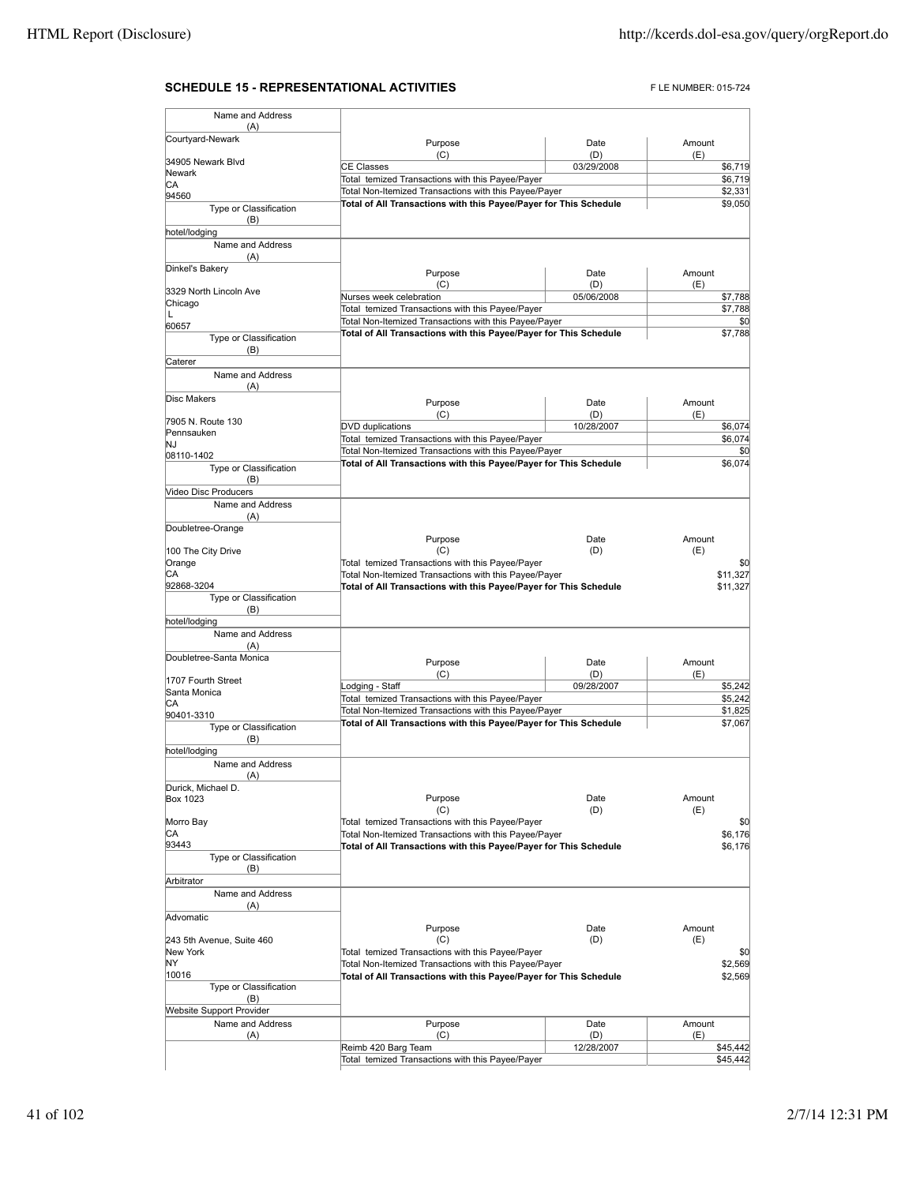## SCHEDULE 15 - REPRESENTATIONAL ACTIVITIES

FILE NUMBER: 015-724

| Name and Address (A) | Purpose (C) | Date (D) | Amount (E) |
|---|---|---|---|
| Courtyard-Newark<br>34905 Newark Blvd<br>Newark<br>CA<br>94560 | CE Classes | 03/29/2008 | $6,719 |
| | Total temized Transactions with this Payee/Payer | | $6,719 |
| | Total Non-Itemized Transactions with this Payee/Payer | | $2,331 |
| Type or Classification (B): hotel/lodging | **Total of All Transactions with this Payee/Payer for This Schedule** | | $9,050 |

| Name and Address (A) | Purpose (C) | Date (D) | Amount (E) |
|---|---|---|---|
| Dinkel's Bakery<br>3329 North Lincoln Ave<br>Chicago<br>L<br>60657 | Nurses week celebration | 05/06/2008 | $7,788 |
| | Total temized Transactions with this Payee/Payer | | $7,788 |
| | Total Non-Itemized Transactions with this Payee/Payer | | $0 |
| Type or Classification (B): Caterer | **Total of All Transactions with this Payee/Payer for This Schedule** | | $7,788 |

| Name and Address (A) | Purpose (C) | Date (D) | Amount (E) |
|---|---|---|---|
| Disc Makers<br>7905 N. Route 130<br>Pennsauken<br>NJ<br>08110-1402 | DVD duplications | 10/28/2007 | $6,074 |
| | Total temized Transactions with this Payee/Payer | | $6,074 |
| | Total Non-Itemized Transactions with this Payee/Payer | | $0 |
| Type or Classification (B): Video Disc Producers | **Total of All Transactions with this Payee/Payer for This Schedule** | | $6,074 |

| Name and Address (A) | Purpose (C) | Date (D) | Amount (E) |
|---|---|---|---|
| Doubletree-Orange<br>100 The City Drive<br>Orange<br>CA<br>92868-3204 | Total temized Transactions with this Payee/Payer | | $0 |
| | Total Non-Itemized Transactions with this Payee/Payer | | $11,327 |
| Type or Classification (B): hotel/lodging | **Total of All Transactions with this Payee/Payer for This Schedule** | | $11,327 |

| Name and Address (A) | Purpose (C) | Date (D) | Amount (E) |
|---|---|---|---|
| Doubletree-Santa Monica<br>1707 Fourth Street<br>Santa Monica<br>CA<br>90401-3310 | Lodging - Staff | 09/28/2007 | $5,242 |
| | Total temized Transactions with this Payee/Payer | | $5,242 |
| | Total Non-Itemized Transactions with this Payee/Payer | | $1,825 |
| Type or Classification (B): hotel/lodging | **Total of All Transactions with this Payee/Payer for This Schedule** | | $7,067 |

| Name and Address (A) | Purpose (C) | Date (D) | Amount (E) |
|---|---|---|---|
| Durick, Michael D.<br>Box 1023<br>Morro Bay<br>CA<br>93443 | Total temized Transactions with this Payee/Payer | | $0 |
| | Total Non-Itemized Transactions with this Payee/Payer | | $6,176 |
| Type or Classification (B): Arbitrator | **Total of All Transactions with this Payee/Payer for This Schedule** | | $6,176 |

| Name and Address (A) | Purpose (C) | Date (D) | Amount (E) |
|---|---|---|---|
| Advomatic<br>243 5th Avenue, Suite 460<br>New York<br>NY<br>10016 | Total temized Transactions with this Payee/Payer | | $0 |
| | Total Non-Itemized Transactions with this Payee/Payer | | $2,569 |
| Type or Classification (B): Website Support Provider | **Total of All Transactions with this Payee/Payer for This Schedule** | | $2,569 |

| Name and Address (A) | Purpose (C) | Date (D) | Amount (E) |
|---|---|---|---|
| | Reimb 420 Barg Team | 12/28/2007 | $45,442 |
| | Total temized Transactions with this Payee/Payer | | $45,442 |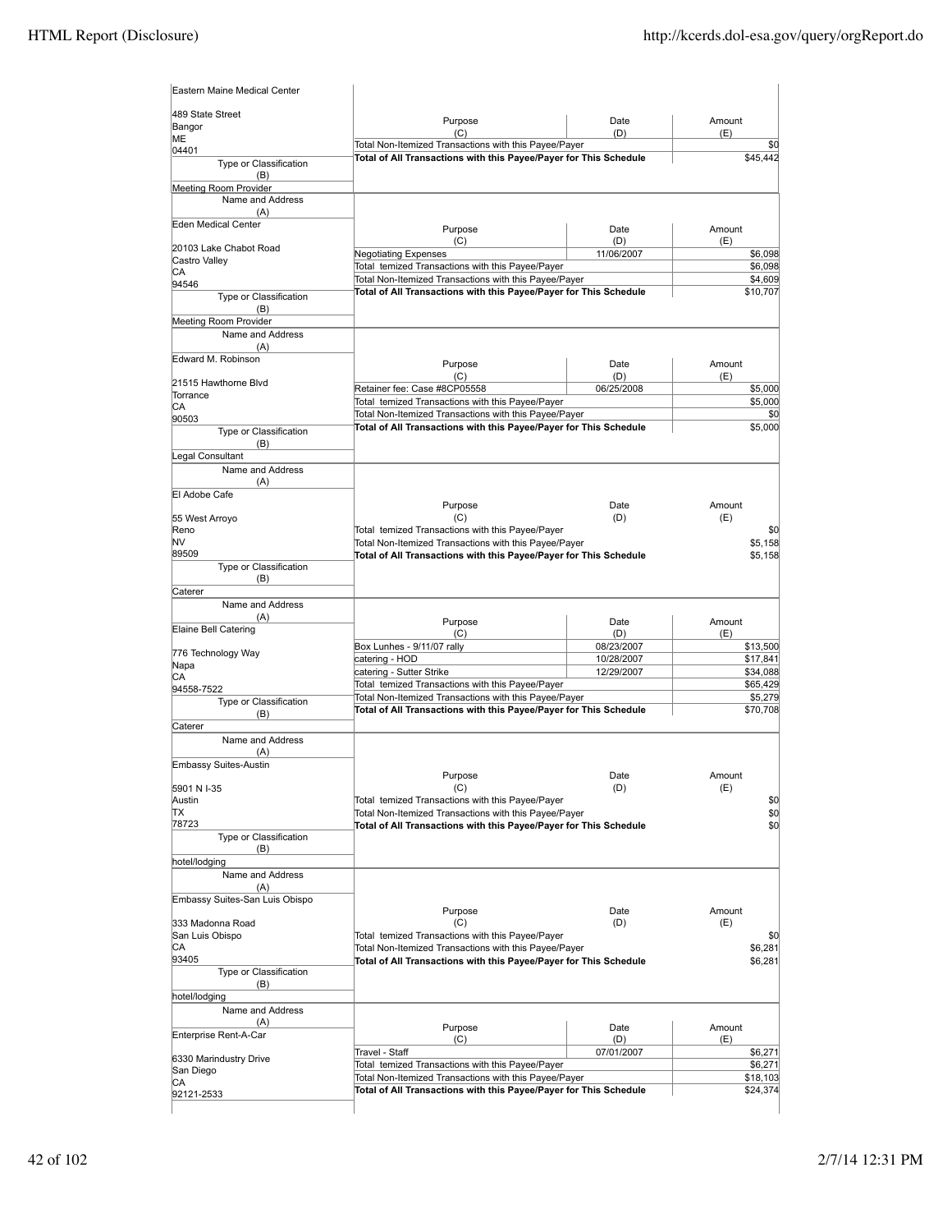| Name and Address (A) | Purpose (C) | Date (D) | Amount (E) |
|---|---|---|---|
| Eastern Maine Medical Center<br><br>489 State Street<br>Bangor<br>ME<br>04401 | Total Non-Itemized Transactions with this Payee/Payer | | $0 |
| | **Total of All Transactions with this Payee/Payer for This Schedule** | | $45,442 |
| Type or Classification (B): Meeting Room Provider | | | |

| Name and Address (A) | Purpose (C) | Date (D) | Amount (E) |
|---|---|---|---|
| Eden Medical Center<br><br>20103 Lake Chabot Road<br>Castro Valley<br>CA<br>94546 | Negotiating Expenses | 11/06/2007 | $6,098 |
| | Total temized Transactions with this Payee/Payer | | $6,098 |
| | Total Non-Itemized Transactions with this Payee/Payer | | $4,609 |
| | **Total of All Transactions with this Payee/Payer for This Schedule** | | $10,707 |
| Type or Classification (B): Meeting Room Provider | | | |

| Name and Address (A) | Purpose (C) | Date (D) | Amount (E) |
|---|---|---|---|
| Edward M. Robinson<br><br>21515 Hawthorne Blvd<br>Torrance<br>CA<br>90503 | Retainer fee: Case #8CP05558 | 06/25/2008 | $5,000 |
| | Total temized Transactions with this Payee/Payer | | $5,000 |
| | Total Non-Itemized Transactions with this Payee/Payer | | $0 |
| | **Total of All Transactions with this Payee/Payer for This Schedule** | | $5,000 |
| Type or Classification (B): Legal Consultant | | | |

| Name and Address (A) | Purpose (C) | Date (D) | Amount (E) |
|---|---|---|---|
| El Adobe Cafe<br><br>55 West Arroyo<br>Reno<br>NV<br>89509 | Total temized Transactions with this Payee/Payer | | $0 |
| | Total Non-Itemized Transactions with this Payee/Payer | | $5,158 |
| | **Total of All Transactions with this Payee/Payer for This Schedule** | | $5,158 |
| Type or Classification (B): Caterer | | | |

| Name and Address (A) | Purpose (C) | Date (D) | Amount (E) |
|---|---|---|---|
| Elaine Bell Catering<br><br>776 Technology Way<br>Napa<br>CA<br>94558-7522 | Box Lunhes - 9/11/07 rally | 08/23/2007 | $13,500 |
| | catering - HOD | 10/28/2007 | $17,841 |
| | catering - Sutter Strike | 12/29/2007 | $34,088 |
| | Total temized Transactions with this Payee/Payer | | $65,429 |
| | Total Non-Itemized Transactions with this Payee/Payer | | $5,279 |
| | **Total of All Transactions with this Payee/Payer for This Schedule** | | $70,708 |
| Type or Classification (B): Caterer | | | |

| Name and Address (A) | Purpose (C) | Date (D) | Amount (E) |
|---|---|---|---|
| Embassy Suites-Austin<br><br>5901 N I-35<br>Austin<br>TX<br>78723 | Total temized Transactions with this Payee/Payer | | $0 |
| | Total Non-Itemized Transactions with this Payee/Payer | | $0 |
| | **Total of All Transactions with this Payee/Payer for This Schedule** | | $0 |
| Type or Classification (B): hotel/lodging | | | |

| Name and Address (A) | Purpose (C) | Date (D) | Amount (E) |
|---|---|---|---|
| Embassy Suites-San Luis Obispo<br><br>333 Madonna Road<br>San Luis Obispo<br>CA<br>93405 | Total temized Transactions with this Payee/Payer | | $0 |
| | Total Non-Itemized Transactions with this Payee/Payer | | $6,281 |
| | **Total of All Transactions with this Payee/Payer for This Schedule** | | $6,281 |
| Type or Classification (B): hotel/lodging | | | |

| Name and Address (A) | Purpose (C) | Date (D) | Amount (E) |
|---|---|---|---|
| Enterprise Rent-A-Car<br><br>6330 Marindustry Drive<br>San Diego<br>CA<br>92121-2533 | Travel - Staff | 07/01/2007 | $6,271 |
| | Total temized Transactions with this Payee/Payer | | $6,271 |
| | Total Non-Itemized Transactions with this Payee/Payer | | $18,103 |
| | **Total of All Transactions with this Payee/Payer for This Schedule** | | $24,374 |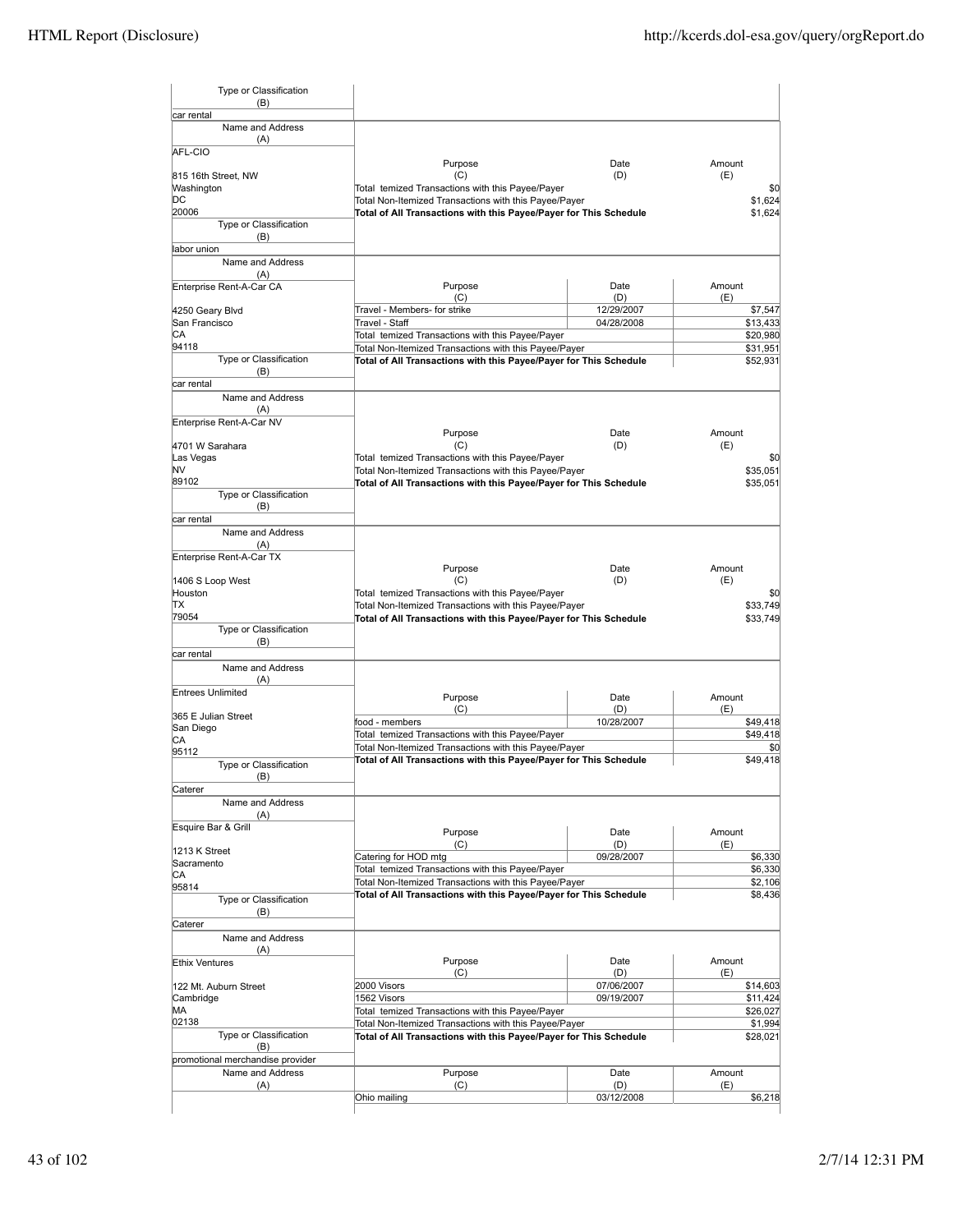| Type or Classification (B) | | | |
|---|---|---|---|
| car rental | | | |

| Name and Address (A) | Purpose (C) | Date (D) | Amount (E) |
|---|---|---|---|
| AFL-CIO<br>815 16th Street, NW<br>Washington<br>DC<br>20006 | Total temized Transactions with this Payee/Payer | | $0 |
| | Total Non-Itemized Transactions with this Payee/Payer | | $1,624 |
| | **Total of All Transactions with this Payee/Payer for This Schedule** | | $1,624 |
| **Type or Classification (B)** | | | |
| labor union | | | |

| Name and Address (A) | Purpose (C) | Date (D) | Amount (E) |
|---|---|---|---|
| Enterprise Rent-A-Car CA<br>4250 Geary Blvd<br>San Francisco<br>CA<br>94118 | Travel - Members- for strike | 12/29/2007 | $7,547 |
| | Travel - Staff | 04/28/2008 | $13,433 |
| | Total temized Transactions with this Payee/Payer | | $20,980 |
| | Total Non-Itemized Transactions with this Payee/Payer | | $31,951 |
| | **Total of All Transactions with this Payee/Payer for This Schedule** | | $52,931 |
| **Type or Classification (B)** | | | |
| car rental | | | |

| Name and Address (A) | Purpose (C) | Date (D) | Amount (E) |
|---|---|---|---|
| Enterprise Rent-A-Car NV<br>4701 W Sarahara<br>Las Vegas<br>NV<br>89102 | Total temized Transactions with this Payee/Payer | | $0 |
| | Total Non-Itemized Transactions with this Payee/Payer | | $35,051 |
| | **Total of All Transactions with this Payee/Payer for This Schedule** | | $35,051 |
| **Type or Classification (B)** | | | |
| car rental | | | |

| Name and Address (A) | Purpose (C) | Date (D) | Amount (E) |
|---|---|---|---|
| Enterprise Rent-A-Car TX<br>1406 S Loop West<br>Houston<br>TX<br>79054 | Total temized Transactions with this Payee/Payer | | $0 |
| | Total Non-Itemized Transactions with this Payee/Payer | | $33,749 |
| | **Total of All Transactions with this Payee/Payer for This Schedule** | | $33,749 |
| **Type or Classification (B)** | | | |
| car rental | | | |

| Name and Address (A) | Purpose (C) | Date (D) | Amount (E) |
|---|---|---|---|
| Entrees Unlimited<br>365 E Julian Street<br>San Diego<br>CA<br>95112 | food - members | 10/28/2007 | $49,418 |
| | Total temized Transactions with this Payee/Payer | | $49,418 |
| | Total Non-Itemized Transactions with this Payee/Payer | | $0 |
| | **Total of All Transactions with this Payee/Payer for This Schedule** | | $49,418 |
| **Type or Classification (B)** | | | |
| Caterer | | | |

| Name and Address (A) | Purpose (C) | Date (D) | Amount (E) |
|---|---|---|---|
| Esquire Bar & Grill<br>1213 K Street<br>Sacramento<br>CA<br>95814 | Catering for HOD mtg | 09/28/2007 | $6,330 |
| | Total temized Transactions with this Payee/Payer | | $6,330 |
| | Total Non-Itemized Transactions with this Payee/Payer | | $2,106 |
| | **Total of All Transactions with this Payee/Payer for This Schedule** | | $8,436 |
| **Type or Classification (B)** | | | |
| Caterer | | | |

| Name and Address (A) | Purpose (C) | Date (D) | Amount (E) |
|---|---|---|---|
| Ethix Ventures<br>122 Mt. Auburn Street<br>Cambridge<br>MA<br>02138 | 2000 Visors | 07/06/2007 | $14,603 |
| | 1562 Visors | 09/19/2007 | $11,424 |
| | Total temized Transactions with this Payee/Payer | | $26,027 |
| | Total Non-Itemized Transactions with this Payee/Payer | | $1,994 |
| | **Total of All Transactions with this Payee/Payer for This Schedule** | | $28,021 |
| **Type or Classification (B)** | | | |
| promotional merchandise provider | | | |

| Name and Address (A) | Purpose (C) | Date (D) | Amount (E) |
|---|---|---|---|
| | Ohio mailing | 03/12/2008 | $6,218 |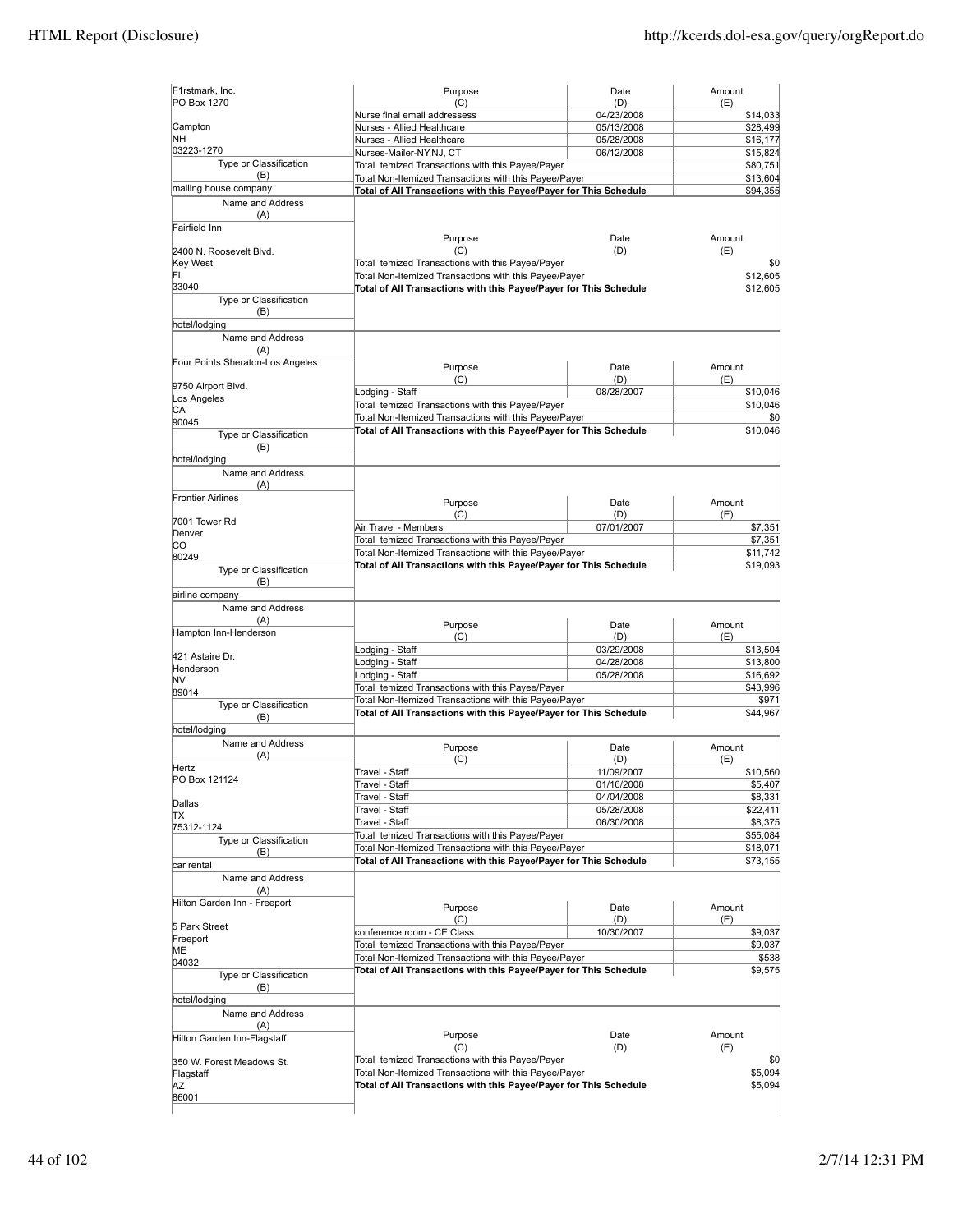**F1rstmark, Inc.**
PO Box 1270

Campton
NH
03223-1270

Type or Classification (B): mailing house company

| Purpose (C) | Date (D) | Amount (E) |
|---|---|---|
| Nurse final email addressess | 04/23/2008 | $14,033 |
| Nurses - Allied Healthcare | 05/13/2008 | $28,499 |
| Nurses - Allied Healthcare | 05/28/2008 | $16,177 |
| Nurses-Mailer-NY,NJ, CT | 06/12/2008 | $15,824 |
| Total temized Transactions with this Payee/Payer | | $80,751 |
| Total Non-Itemized Transactions with this Payee/Payer | | $13,604 |
| **Total of All Transactions with this Payee/Payer for This Schedule** | | $94,355 |

Name and Address (A)

**Fairfield Inn**

2400 N. Roosevelt Blvd.
Key West
FL
33040

Type or Classification (B): hotel/lodging

| Purpose (C) | Date (D) | Amount (E) |
|---|---|---|
| Total temized Transactions with this Payee/Payer | | $0 |
| Total Non-Itemized Transactions with this Payee/Payer | | $12,605 |
| **Total of All Transactions with this Payee/Payer for This Schedule** | | $12,605 |

Name and Address (A)

**Four Points Sheraton-Los Angeles**

9750 Airport Blvd.
Los Angeles
CA
90045

Type or Classification (B): hotel/lodging

| Purpose (C) | Date (D) | Amount (E) |
|---|---|---|
| Lodging - Staff | 08/28/2007 | $10,046 |
| Total temized Transactions with this Payee/Payer | | $10,046 |
| Total Non-Itemized Transactions with this Payee/Payer | | $0 |
| **Total of All Transactions with this Payee/Payer for This Schedule** | | $10,046 |

Name and Address (A)

**Frontier Airlines**

7001 Tower Rd
Denver
CO
80249

Type or Classification (B): airline company

| Purpose (C) | Date (D) | Amount (E) |
|---|---|---|
| Air Travel - Members | 07/01/2007 | $7,351 |
| Total temized Transactions with this Payee/Payer | | $7,351 |
| Total Non-Itemized Transactions with this Payee/Payer | | $11,742 |
| **Total of All Transactions with this Payee/Payer for This Schedule** | | $19,093 |

Name and Address (A)

**Hampton Inn-Henderson**

421 Astaire Dr.
Henderson
NV
89014

Type or Classification (B): hotel/lodging

| Purpose (C) | Date (D) | Amount (E) |
|---|---|---|
| Lodging - Staff | 03/29/2008 | $13,504 |
| Lodging - Staff | 04/28/2008 | $13,800 |
| Lodging - Staff | 05/28/2008 | $16,692 |
| Total temized Transactions with this Payee/Payer | | $43,996 |
| Total Non-Itemized Transactions with this Payee/Payer | | $971 |
| **Total of All Transactions with this Payee/Payer for This Schedule** | | $44,967 |

Name and Address (A)

**Hertz**
PO Box 121124

Dallas
TX
75312-1124

Type or Classification (B): car rental

| Purpose (C) | Date (D) | Amount (E) |
|---|---|---|
| Travel - Staff | 11/09/2007 | $10,560 |
| Travel - Staff | 01/16/2008 | $5,407 |
| Travel - Staff | 04/04/2008 | $8,331 |
| Travel - Staff | 05/28/2008 | $22,411 |
| Travel - Staff | 06/30/2008 | $8,375 |
| Total temized Transactions with this Payee/Payer | | $55,084 |
| Total Non-Itemized Transactions with this Payee/Payer | | $18,071 |
| **Total of All Transactions with this Payee/Payer for This Schedule** | | $73,155 |

Name and Address (A)

**Hilton Garden Inn - Freeport**

5 Park Street
Freeport
ME
04032

Type or Classification (B): hotel/lodging

| Purpose (C) | Date (D) | Amount (E) |
|---|---|---|
| conference room - CE Class | 10/30/2007 | $9,037 |
| Total temized Transactions with this Payee/Payer | | $9,037 |
| Total Non-Itemized Transactions with this Payee/Payer | | $538 |
| **Total of All Transactions with this Payee/Payer for This Schedule** | | $9,575 |

Name and Address (A)

**Hilton Garden Inn-Flagstaff**

350 W. Forest Meadows St.
Flagstaff
AZ
86001

| Purpose (C) | Date (D) | Amount (E) |
|---|---|---|
| Total temized Transactions with this Payee/Payer | | $0 |
| Total Non-Itemized Transactions with this Payee/Payer | | $5,094 |
| **Total of All Transactions with this Payee/Payer for This Schedule** | | $5,094 |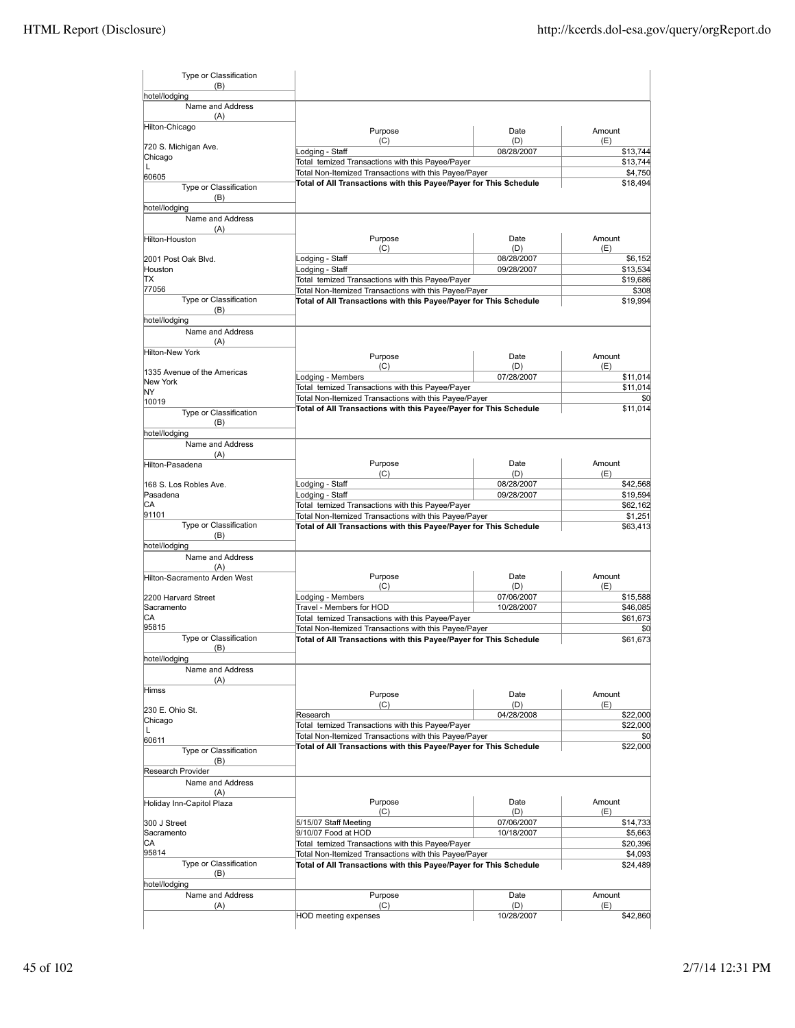| Type or Classification (B) | | | |
|---|---|---|---|
| hotel/lodging | | | |

| Name and Address (A) | Purpose (C) | Date (D) | Amount (E) |
|---|---|---|---|
| Hilton-Chicago<br>720 S. Michigan Ave.<br>Chicago<br>L<br>60605 | Lodging - Staff | 08/28/2007 | $13,744 |
| | Total temized Transactions with this Payee/Payer | | $13,744 |
| | Total Non-Itemized Transactions with this Payee/Payer | | $4,750 |
| | Total of All Transactions with this Payee/Payer for This Schedule | | $18,494 |
| Type or Classification (B) | | | |
| hotel/lodging | | | |

| Name and Address (A) | Purpose (C) | Date (D) | Amount (E) |
|---|---|---|---|
| Hilton-Houston<br>2001 Post Oak Blvd.<br>Houston<br>TX<br>77056 | Lodging - Staff | 08/28/2007 | $6,152 |
| | Lodging - Staff | 09/28/2007 | $13,534 |
| | Total temized Transactions with this Payee/Payer | | $19,686 |
| | Total Non-Itemized Transactions with this Payee/Payer | | $308 |
| | Total of All Transactions with this Payee/Payer for This Schedule | | $19,994 |
| Type or Classification (B) | | | |
| hotel/lodging | | | |

| Name and Address (A) | Purpose (C) | Date (D) | Amount (E) |
|---|---|---|---|
| Hilton-New York<br>1335 Avenue of the Americas<br>New York<br>NY<br>10019 | Lodging - Members | 07/28/2007 | $11,014 |
| | Total temized Transactions with this Payee/Payer | | $11,014 |
| | Total Non-Itemized Transactions with this Payee/Payer | | $0 |
| | Total of All Transactions with this Payee/Payer for This Schedule | | $11,014 |
| Type or Classification (B) | | | |
| hotel/lodging | | | |

| Name and Address (A) | Purpose (C) | Date (D) | Amount (E) |
|---|---|---|---|
| Hilton-Pasadena<br>168 S. Los Robles Ave.<br>Pasadena<br>CA<br>91101 | Lodging - Staff | 08/28/2007 | $42,568 |
| | Lodging - Staff | 09/28/2007 | $19,594 |
| | Total temized Transactions with this Payee/Payer | | $62,162 |
| | Total Non-Itemized Transactions with this Payee/Payer | | $1,251 |
| | Total of All Transactions with this Payee/Payer for This Schedule | | $63,413 |
| Type or Classification (B) | | | |
| hotel/lodging | | | |

| Name and Address (A) | Purpose (C) | Date (D) | Amount (E) |
|---|---|---|---|
| Hilton-Sacramento Arden West<br>2200 Harvard Street<br>Sacramento<br>CA<br>95815 | Lodging - Members | 07/06/2007 | $15,588 |
| | Travel - Members for HOD | 10/28/2007 | $46,085 |
| | Total temized Transactions with this Payee/Payer | | $61,673 |
| | Total Non-Itemized Transactions with this Payee/Payer | | $0 |
| | Total of All Transactions with this Payee/Payer for This Schedule | | $61,673 |
| Type or Classification (B) | | | |
| hotel/lodging | | | |

| Name and Address (A) | Purpose (C) | Date (D) | Amount (E) |
|---|---|---|---|
| Himss<br>230 E. Ohio St.<br>Chicago<br>L<br>60611 | Research | 04/28/2008 | $22,000 |
| | Total temized Transactions with this Payee/Payer | | $22,000 |
| | Total Non-Itemized Transactions with this Payee/Payer | | $0 |
| | Total of All Transactions with this Payee/Payer for This Schedule | | $22,000 |
| Type or Classification (B) | | | |
| Research Provider | | | |

| Name and Address (A) | Purpose (C) | Date (D) | Amount (E) |
|---|---|---|---|
| Holiday Inn-Capitol Plaza<br>300 J Street<br>Sacramento<br>CA<br>95814 | 5/15/07 Staff Meeting | 07/06/2007 | $14,733 |
| | 9/10/07 Food at HOD | 10/18/2007 | $5,663 |
| | Total temized Transactions with this Payee/Payer | | $20,396 |
| | Total Non-Itemized Transactions with this Payee/Payer | | $4,093 |
| | Total of All Transactions with this Payee/Payer for This Schedule | | $24,489 |
| Type or Classification (B) | | | |
| hotel/lodging | | | |

| Name and Address (A) | Purpose (C) | Date (D) | Amount (E) |
|---|---|---|---|
| | HOD meeting expenses | 10/28/2007 | $42,860 |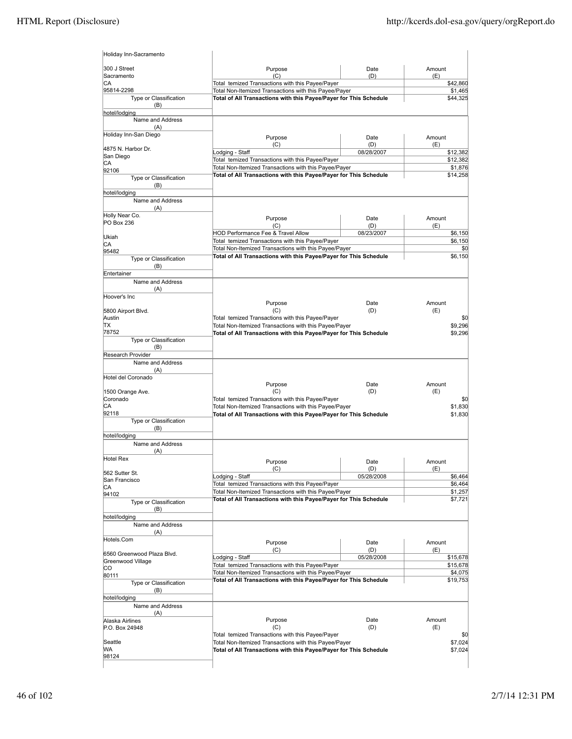| Name and Address (A) | Purpose (C) | Date (D) | Amount (E) |
|---|---|---|---|
| Holiday Inn-Sacramento<br>300 J Street<br>Sacramento<br>CA<br>95814-2298 | Total temized Transactions with this Payee/Payer | | $42,860 |
| | Total Non-Itemized Transactions with this Payee/Payer | | $1,465 |
| | **Total of All Transactions with this Payee/Payer for This Schedule** | | $44,325 |
| Type or Classification (B): hotel/lodging | | | |

| Name and Address (A) | Purpose (C) | Date (D) | Amount (E) |
|---|---|---|---|
| Holiday Inn-San Diego<br>4875 N. Harbor Dr.<br>San Diego<br>CA<br>92106 | Lodging - Staff | 08/28/2007 | $12,382 |
| | Total temized Transactions with this Payee/Payer | | $12,382 |
| | Total Non-Itemized Transactions with this Payee/Payer | | $1,876 |
| | **Total of All Transactions with this Payee/Payer for This Schedule** | | $14,258 |
| Type or Classification (B): hotel/lodging | | | |

| Name and Address (A) | Purpose (C) | Date (D) | Amount (E) |
|---|---|---|---|
| Holly Near Co.<br>PO Box 236<br>Ukiah<br>CA<br>95482 | HOD Performance Fee & Travel Allow | 08/23/2007 | $6,150 |
| | Total temized Transactions with this Payee/Payer | | $6,150 |
| | Total Non-Itemized Transactions with this Payee/Payer | | $0 |
| | **Total of All Transactions with this Payee/Payer for This Schedule** | | $6,150 |
| Type or Classification (B): Entertainer | | | |

| Name and Address (A) | Purpose (C) | Date (D) | Amount (E) |
|---|---|---|---|
| Hoover's Inc<br>5800 Airport Blvd.<br>Austin<br>TX<br>78752 | Total temized Transactions with this Payee/Payer | | $0 |
| | Total Non-Itemized Transactions with this Payee/Payer | | $9,296 |
| | **Total of All Transactions with this Payee/Payer for This Schedule** | | $9,296 |
| Type or Classification (B): Research Provider | | | |

| Name and Address (A) | Purpose (C) | Date (D) | Amount (E) |
|---|---|---|---|
| Hotel del Coronado<br>1500 Orange Ave.<br>Coronado<br>CA<br>92118 | Total temized Transactions with this Payee/Payer | | $0 |
| | Total Non-Itemized Transactions with this Payee/Payer | | $1,830 |
| | **Total of All Transactions with this Payee/Payer for This Schedule** | | $1,830 |
| Type or Classification (B): hotel/lodging | | | |

| Name and Address (A) | Purpose (C) | Date (D) | Amount (E) |
|---|---|---|---|
| Hotel Rex<br>562 Sutter St.<br>San Francisco<br>CA<br>94102 | Lodging - Staff | 05/28/2008 | $6,464 |
| | Total temized Transactions with this Payee/Payer | | $6,464 |
| | Total Non-Itemized Transactions with this Payee/Payer | | $1,257 |
| | **Total of All Transactions with this Payee/Payer for This Schedule** | | $7,721 |
| Type or Classification (B): hotel/lodging | | | |

| Name and Address (A) | Purpose (C) | Date (D) | Amount (E) |
|---|---|---|---|
| Hotels.Com<br>6560 Greenwood Plaza Blvd.<br>Greenwood Village<br>CO<br>80111 | Lodging - Staff | 05/28/2008 | $15,678 |
| | Total temized Transactions with this Payee/Payer | | $15,678 |
| | Total Non-Itemized Transactions with this Payee/Payer | | $4,075 |
| | **Total of All Transactions with this Payee/Payer for This Schedule** | | $19,753 |
| Type or Classification (B): hotel/lodging | | | |

| Name and Address (A) | Purpose (C) | Date (D) | Amount (E) |
|---|---|---|---|
| Alaska Airlines<br>P.O. Box 24948<br>Seattle<br>WA<br>98124 | Total temized Transactions with this Payee/Payer | | $0 |
| | Total Non-Itemized Transactions with this Payee/Payer | | $7,024 |
| | **Total of All Transactions with this Payee/Payer for This Schedule** | | $7,024 |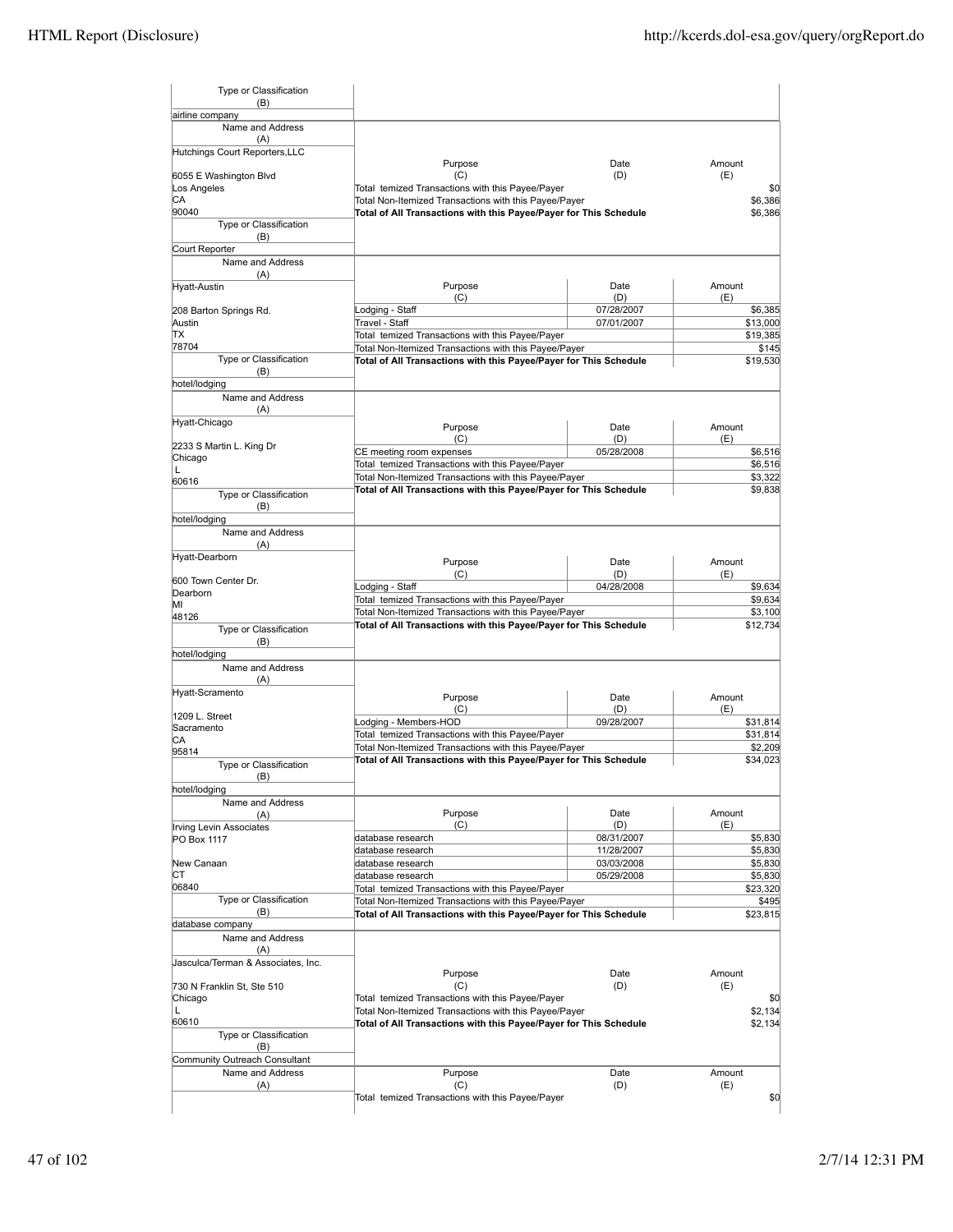| Type or Classification (B) | | | |
|---|---|---|---|
| airline company | | | |

| Name and Address (A) | Purpose (C) | Date (D) | Amount (E) |
|---|---|---|---|
| Hutchings Court Reporters,LLC<br>6055 E Washington Blvd<br>Los Angeles<br>CA<br>90040 | Total temized Transactions with this Payee/Payer | | $0 |
| | Total Non-Itemized Transactions with this Payee/Payer | | $6,386 |
| | **Total of All Transactions with this Payee/Payer for This Schedule** | | $6,386 |
| **Type or Classification (B)**<br>Court Reporter | | | |

| Name and Address (A) | Purpose (C) | Date (D) | Amount (E) |
|---|---|---|---|
| Hyatt-Austin<br>208 Barton Springs Rd.<br>Austin<br>TX<br>78704 | Lodging - Staff | 07/28/2007 | $6,385 |
| | Travel - Staff | 07/01/2007 | $13,000 |
| | Total temized Transactions with this Payee/Payer | | $19,385 |
| | Total Non-Itemized Transactions with this Payee/Payer | | $145 |
| | **Total of All Transactions with this Payee/Payer for This Schedule** | | $19,530 |
| **Type or Classification (B)**<br>hotel/lodging | | | |

| Name and Address (A) | Purpose (C) | Date (D) | Amount (E) |
|---|---|---|---|
| Hyatt-Chicago<br>2233 S Martin L. King Dr<br>Chicago<br>L<br>60616 | CE meeting room expenses | 05/28/2008 | $6,516 |
| | Total temized Transactions with this Payee/Payer | | $6,516 |
| | Total Non-Itemized Transactions with this Payee/Payer | | $3,322 |
| | **Total of All Transactions with this Payee/Payer for This Schedule** | | $9,838 |
| **Type or Classification (B)**<br>hotel/lodging | | | |

| Name and Address (A) | Purpose (C) | Date (D) | Amount (E) |
|---|---|---|---|
| Hyatt-Dearborn<br>600 Town Center Dr.<br>Dearborn<br>MI<br>48126 | Lodging - Staff | 04/28/2008 | $9,634 |
| | Total temized Transactions with this Payee/Payer | | $9,634 |
| | Total Non-Itemized Transactions with this Payee/Payer | | $3,100 |
| | **Total of All Transactions with this Payee/Payer for This Schedule** | | $12,734 |
| **Type or Classification (B)**<br>hotel/lodging | | | |

| Name and Address (A) | Purpose (C) | Date (D) | Amount (E) |
|---|---|---|---|
| Hyatt-Scramento<br>1209 L. Street<br>Sacramento<br>CA<br>95814 | Lodging - Members-HOD | 09/28/2007 | $31,814 |
| | Total temized Transactions with this Payee/Payer | | $31,814 |
| | Total Non-Itemized Transactions with this Payee/Payer | | $2,209 |
| | **Total of All Transactions with this Payee/Payer for This Schedule** | | $34,023 |
| **Type or Classification (B)**<br>hotel/lodging | | | |

| Name and Address (A) | Purpose (C) | Date (D) | Amount (E) |
|---|---|---|---|
| Irving Levin Associates<br>PO Box 1117<br>New Canaan<br>CT<br>06840 | database research | 08/31/2007 | $5,830 |
| | database research | 11/28/2007 | $5,830 |
| | database research | 03/03/2008 | $5,830 |
| | database research | 05/29/2008 | $5,830 |
| | Total temized Transactions with this Payee/Payer | | $23,320 |
| | Total Non-Itemized Transactions with this Payee/Payer | | $495 |
| | **Total of All Transactions with this Payee/Payer for This Schedule** | | $23,815 |
| **Type or Classification (B)**<br>database company | | | |

| Name and Address (A) | Purpose (C) | Date (D) | Amount (E) |
|---|---|---|---|
| Jasculca/Terman & Associates, Inc.<br>730 N Franklin St, Ste 510<br>Chicago<br>L<br>60610 | Total temized Transactions with this Payee/Payer | | $0 |
| | Total Non-Itemized Transactions with this Payee/Payer | | $2,134 |
| | **Total of All Transactions with this Payee/Payer for This Schedule** | | $2,134 |
| **Type or Classification (B)**<br>Community Outreach Consultant | | | |

| Name and Address (A) | Purpose (C) | Date (D) | Amount (E) |
|---|---|---|---|
| | Total temized Transactions with this Payee/Payer | | $0 |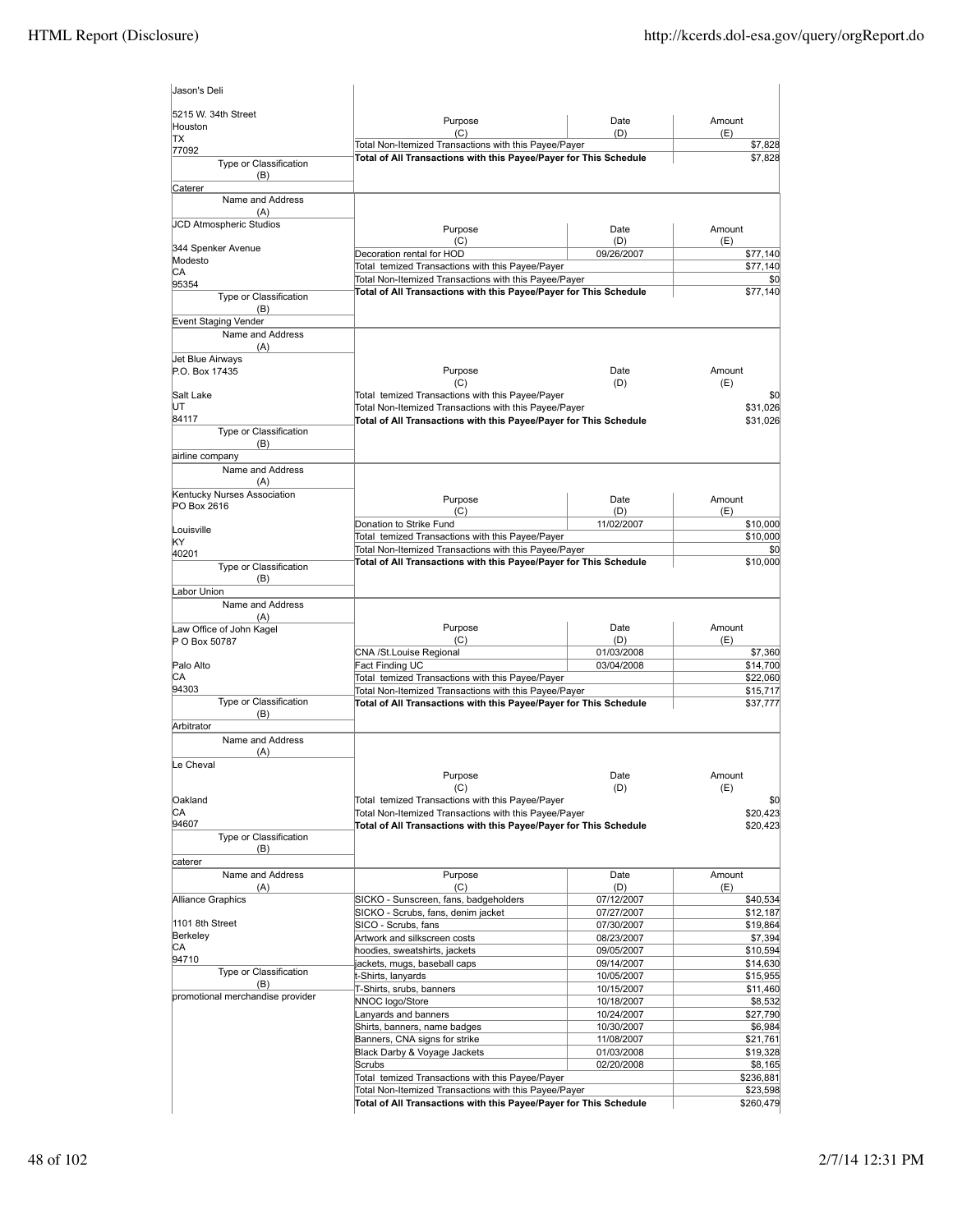| Name and Address (A) | Purpose (C) | Date (D) | Amount (E) |
|---|---|---|---|
| Jason's Deli<br>5215 W. 34th Street<br>Houston<br>TX<br>77092 | Total Non-Itemized Transactions with this Payee/Payer | | $7,828 |
| | **Total of All Transactions with this Payee/Payer for This Schedule** | | $7,828 |
| Type or Classification (B): Caterer | | | |

| Name and Address (A) | Purpose (C) | Date (D) | Amount (E) |
|---|---|---|---|
| JCD Atmospheric Studios<br>344 Spenker Avenue<br>Modesto<br>CA<br>95354 | Decoration rental for HOD | 09/26/2007 | $77,140 |
| | Total temized Transactions with this Payee/Payer | | $77,140 |
| | Total Non-Itemized Transactions with this Payee/Payer | | $0 |
| | **Total of All Transactions with this Payee/Payer for This Schedule** | | $77,140 |
| Type or Classification (B): Event Staging Vender | | | |

| Name and Address (A) | Purpose (C) | Date (D) | Amount (E) |
|---|---|---|---|
| Jet Blue Airways<br>P.O. Box 17435<br>Salt Lake<br>UT<br>84117 | Total temized Transactions with this Payee/Payer | | $0 |
| | Total Non-Itemized Transactions with this Payee/Payer | | $31,026 |
| | **Total of All Transactions with this Payee/Payer for This Schedule** | | $31,026 |
| Type or Classification (B): airline company | | | |

| Name and Address (A) | Purpose (C) | Date (D) | Amount (E) |
|---|---|---|---|
| Kentucky Nurses Association<br>PO Box 2616<br>Louisville<br>KY<br>40201 | Donation to Strike Fund | 11/02/2007 | $10,000 |
| | Total temized Transactions with this Payee/Payer | | $10,000 |
| | Total Non-Itemized Transactions with this Payee/Payer | | $0 |
| | **Total of All Transactions with this Payee/Payer for This Schedule** | | $10,000 |
| Type or Classification (B): Labor Union | | | |

| Name and Address (A) | Purpose (C) | Date (D) | Amount (E) |
|---|---|---|---|
| Law Office of John Kagel<br>P O Box 50787<br>Palo Alto<br>CA<br>94303 | CNA /St.Louise Regional | 01/03/2008 | $7,360 |
| | Fact Finding UC | 03/04/2008 | $14,700 |
| | Total temized Transactions with this Payee/Payer | | $22,060 |
| | Total Non-Itemized Transactions with this Payee/Payer | | $15,717 |
| | **Total of All Transactions with this Payee/Payer for This Schedule** | | $37,777 |
| Type or Classification (B): Arbitrator | | | |

| Name and Address (A) | Purpose (C) | Date (D) | Amount (E) |
|---|---|---|---|
| Le Cheval<br>Oakland<br>CA<br>94607 | Total temized Transactions with this Payee/Payer | | $0 |
| | Total Non-Itemized Transactions with this Payee/Payer | | $20,423 |
| | **Total of All Transactions with this Payee/Payer for This Schedule** | | $20,423 |
| Type or Classification (B): caterer | | | |

| Name and Address (A) | Purpose (C) | Date (D) | Amount (E) |
|---|---|---|---|
| Alliance Graphics<br>1101 8th Street<br>Berkeley<br>CA<br>94710 | SICKO - Sunscreen, fans, badgeholders | 07/12/2007 | $40,534 |
| | SICKO - Scrubs, fans, denim jacket | 07/27/2007 | $12,187 |
| | SICO - Scrubs, fans | 07/30/2007 | $19,864 |
| | Artwork and silkscreen costs | 08/23/2007 | $7,394 |
| | hoodies, sweatshirts, jackets | 09/05/2007 | $10,594 |
| | jackets, mugs, baseball caps | 09/14/2007 | $14,630 |
| Type or Classification (B): promotional merchandise provider | t-Shirts, lanyards | 10/05/2007 | $15,955 |
| | T-Shirts, srubs, banners | 10/15/2007 | $11,460 |
| | NNOC logo/Store | 10/18/2007 | $8,532 |
| | Lanyards and banners | 10/24/2007 | $27,790 |
| | Shirts, banners, name badges | 10/30/2007 | $6,984 |
| | Banners, CNA signs for strike | 11/08/2007 | $21,761 |
| | Black Darby & Voyage Jackets | 01/03/2008 | $19,328 |
| | Scrubs | 02/20/2008 | $8,165 |
| | Total temized Transactions with this Payee/Payer | | $236,881 |
| | Total Non-Itemized Transactions with this Payee/Payer | | $23,598 |
| | **Total of All Transactions with this Payee/Payer for This Schedule** | | $260,479 |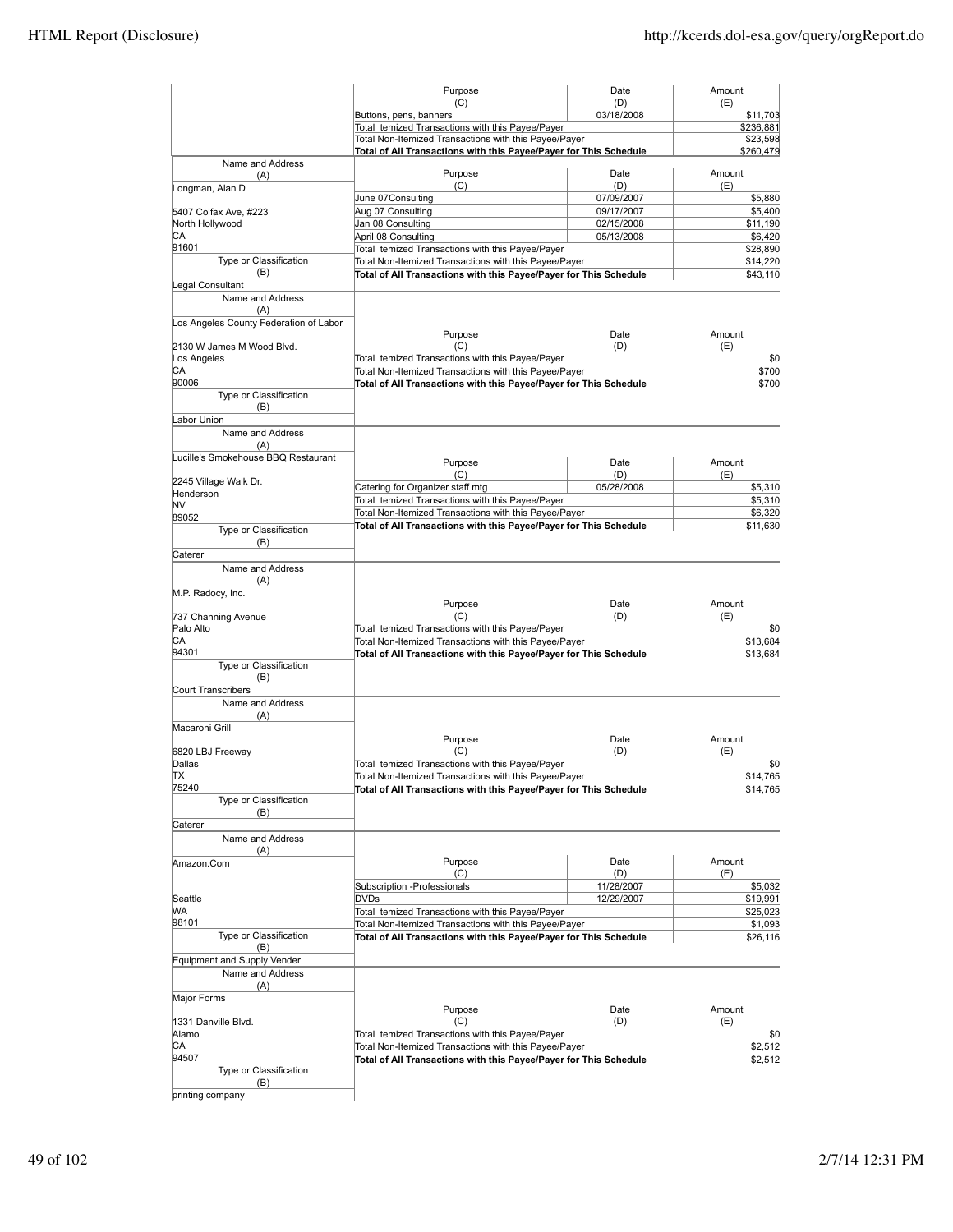| Name and Address (A) | Purpose (C) | Date (D) | Amount (E) |
|---|---|---|---|
| | Buttons, pens, banners | 03/18/2008 | $11,703 |
| | Total temized Transactions with this Payee/Payer | | $236,881 |
| | Total Non-Itemized Transactions with this Payee/Payer | | $23,598 |
| | **Total of All Transactions with this Payee/Payer for This Schedule** | | $260,479 |

| Name and Address (A) | Purpose (C) | Date (D) | Amount (E) |
|---|---|---|---|
| Longman, Alan D | June 07Consulting | 07/09/2007 | $5,880 |
| 5407 Colfax Ave, #223 | Aug 07 Consulting | 09/17/2007 | $5,400 |
| North Hollywood | Jan 08 Consulting | 02/15/2008 | $11,190 |
| CA | April 08 Consulting | 05/13/2008 | $6,420 |
| 91601 | Total temized Transactions with this Payee/Payer | | $28,890 |
| Type or Classification (B) | Total Non-Itemized Transactions with this Payee/Payer | | $14,220 |
| Legal Consultant | **Total of All Transactions with this Payee/Payer for This Schedule** | | $43,110 |

| Name and Address (A) | Purpose (C) | Date (D) | Amount (E) |
|---|---|---|---|
| Los Angeles County Federation of Labor | | | |
| 2130 W James M Wood Blvd. | | | |
| Los Angeles | Total temized Transactions with this Payee/Payer | | $0 |
| CA | Total Non-Itemized Transactions with this Payee/Payer | | $700 |
| 90006 | **Total of All Transactions with this Payee/Payer for This Schedule** | | $700 |
| Type or Classification (B) | | | |
| Labor Union | | | |

| Name and Address (A) | Purpose (C) | Date (D) | Amount (E) |
|---|---|---|---|
| Lucille's Smokehouse BBQ Restaurant | | | |
| 2245 Village Walk Dr. | Catering for Organizer staff mtg | 05/28/2008 | $5,310 |
| Henderson | Total temized Transactions with this Payee/Payer | | $5,310 |
| NV | Total Non-Itemized Transactions with this Payee/Payer | | $6,320 |
| 89052 | **Total of All Transactions with this Payee/Payer for This Schedule** | | $11,630 |
| Type or Classification (B) | | | |
| Caterer | | | |

| Name and Address (A) | Purpose (C) | Date (D) | Amount (E) |
|---|---|---|---|
| M.P. Radocy, Inc. | | | |
| 737 Channing Avenue | | | |
| Palo Alto | Total temized Transactions with this Payee/Payer | | $0 |
| CA | Total Non-Itemized Transactions with this Payee/Payer | | $13,684 |
| 94301 | **Total of All Transactions with this Payee/Payer for This Schedule** | | $13,684 |
| Type or Classification (B) | | | |
| Court Transcribers | | | |

| Name and Address (A) | Purpose (C) | Date (D) | Amount (E) |
|---|---|---|---|
| Macaroni Grill | | | |
| 6820 LBJ Freeway | | | |
| Dallas | Total temized Transactions with this Payee/Payer | | $0 |
| TX | Total Non-Itemized Transactions with this Payee/Payer | | $14,765 |
| 75240 | **Total of All Transactions with this Payee/Payer for This Schedule** | | $14,765 |
| Type or Classification (B) | | | |
| Caterer | | | |

| Name and Address (A) | Purpose (C) | Date (D) | Amount (E) |
|---|---|---|---|
| Amazon.Com | Subscription -Professionals | 11/28/2007 | $5,032 |
| Seattle | DVDs | 12/29/2007 | $19,991 |
| WA | Total temized Transactions with this Payee/Payer | | $25,023 |
| 98101 | Total Non-Itemized Transactions with this Payee/Payer | | $1,093 |
| Type or Classification (B) | **Total of All Transactions with this Payee/Payer for This Schedule** | | $26,116 |
| Equipment and Supply Vender | | | |

| Name and Address (A) | Purpose (C) | Date (D) | Amount (E) |
|---|---|---|---|
| Major Forms | | | |
| 1331 Danville Blvd. | | | |
| Alamo | Total temized Transactions with this Payee/Payer | | $0 |
| CA | Total Non-Itemized Transactions with this Payee/Payer | | $2,512 |
| 94507 | **Total of All Transactions with this Payee/Payer for This Schedule** | | $2,512 |
| Type or Classification (B) | | | |
| printing company | | | |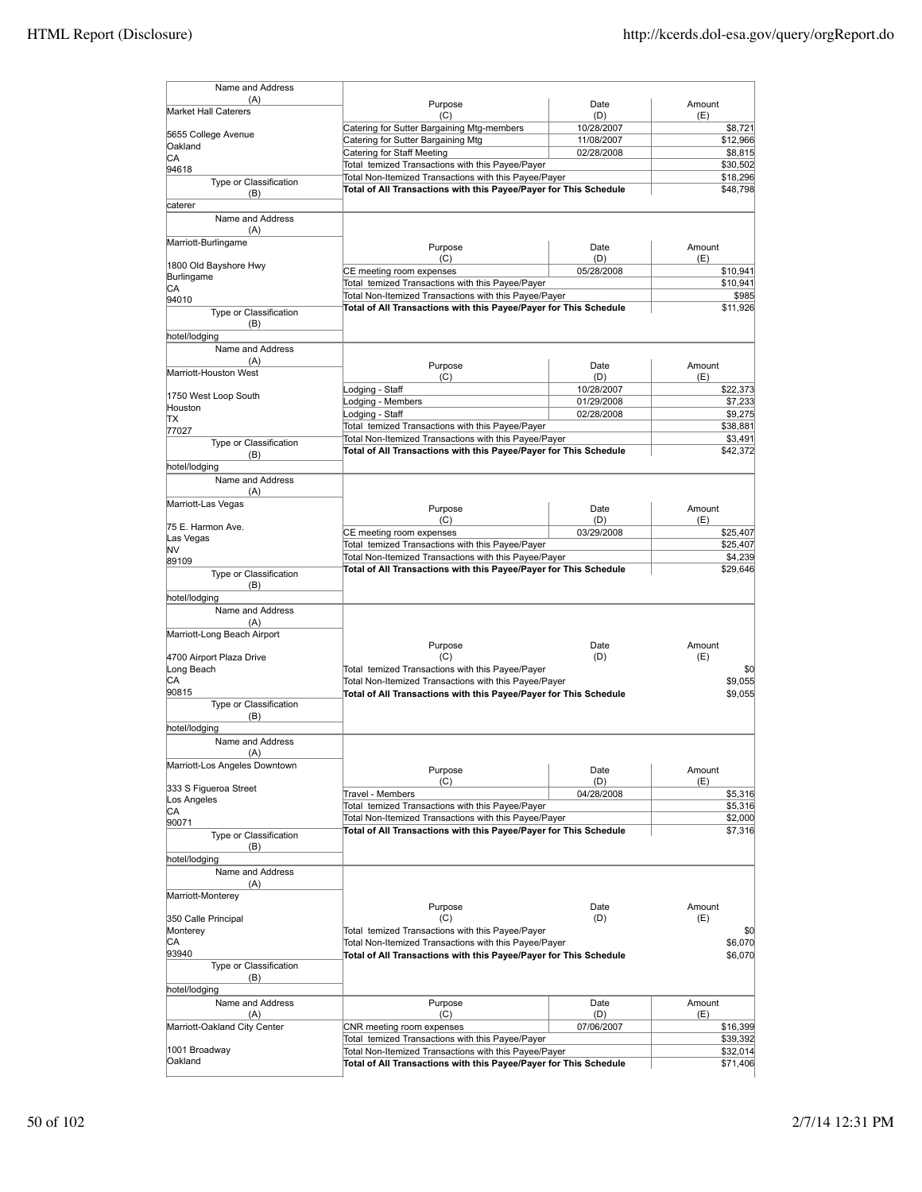| Name and Address (A) | Purpose (C) | Date (D) | Amount (E) |
|---|---|---|---|
| Market Hall Caterers<br><br>5655 College Avenue<br>Oakland<br>CA<br>94618 | Catering for Sutter Bargaining Mtg-members | 10/28/2007 | $8,721 |
| | Catering for Sutter Bargaining Mtg | 11/08/2007 | $12,966 |
| | Catering for Staff Meeting | 02/28/2008 | $8,815 |
| | Total temized Transactions with this Payee/Payer | | $30,502 |
| | Total Non-Itemized Transactions with this Payee/Payer | | $18,296 |
| Type or Classification (B)<br>caterer | **Total of All Transactions with this Payee/Payer for This Schedule** | | $48,798 |

| Name and Address (A) | Purpose (C) | Date (D) | Amount (E) |
|---|---|---|---|
| Marriott-Burlingame<br><br>1800 Old Bayshore Hwy<br>Burlingame<br>CA<br>94010 | CE meeting room expenses | 05/28/2008 | $10,941 |
| | Total temized Transactions with this Payee/Payer | | $10,941 |
| | Total Non-Itemized Transactions with this Payee/Payer | | $985 |
| Type or Classification (B)<br>hotel/lodging | **Total of All Transactions with this Payee/Payer for This Schedule** | | $11,926 |

| Name and Address (A) | Purpose (C) | Date (D) | Amount (E) |
|---|---|---|---|
| Marriott-Houston West<br><br>1750 West Loop South<br>Houston<br>TX<br>77027 | Lodging - Staff | 10/28/2007 | $22,373 |
| | Lodging - Members | 01/29/2008 | $7,233 |
| | Lodging - Staff | 02/28/2008 | $9,275 |
| | Total temized Transactions with this Payee/Payer | | $38,881 |
| | Total Non-Itemized Transactions with this Payee/Payer | | $3,491 |
| Type or Classification (B)<br>hotel/lodging | **Total of All Transactions with this Payee/Payer for This Schedule** | | $42,372 |

| Name and Address (A) | Purpose (C) | Date (D) | Amount (E) |
|---|---|---|---|
| Marriott-Las Vegas<br><br>75 E. Harmon Ave.<br>Las Vegas<br>NV<br>89109 | CE meeting room expenses | 03/29/2008 | $25,407 |
| | Total temized Transactions with this Payee/Payer | | $25,407 |
| | Total Non-Itemized Transactions with this Payee/Payer | | $4,239 |
| Type or Classification (B)<br>hotel/lodging | **Total of All Transactions with this Payee/Payer for This Schedule** | | $29,646 |

| Name and Address (A) | Purpose (C) | Date (D) | Amount (E) |
|---|---|---|---|
| Marriott-Long Beach Airport<br><br>4700 Airport Plaza Drive<br>Long Beach<br>CA<br>90815 | Total temized Transactions with this Payee/Payer | | $0 |
| | Total Non-Itemized Transactions with this Payee/Payer | | $9,055 |
| Type or Classification (B)<br>hotel/lodging | **Total of All Transactions with this Payee/Payer for This Schedule** | | $9,055 |

| Name and Address (A) | Purpose (C) | Date (D) | Amount (E) |
|---|---|---|---|
| Marriott-Los Angeles Downtown<br><br>333 S Figueroa Street<br>Los Angeles<br>CA<br>90071 | Travel - Members | 04/28/2008 | $5,316 |
| | Total temized Transactions with this Payee/Payer | | $5,316 |
| | Total Non-Itemized Transactions with this Payee/Payer | | $2,000 |
| Type or Classification (B)<br>hotel/lodging | **Total of All Transactions with this Payee/Payer for This Schedule** | | $7,316 |

| Name and Address (A) | Purpose (C) | Date (D) | Amount (E) |
|---|---|---|---|
| Marriott-Monterey<br><br>350 Calle Principal<br>Monterey<br>CA<br>93940 | Total temized Transactions with this Payee/Payer | | $0 |
| | Total Non-Itemized Transactions with this Payee/Payer | | $6,070 |
| Type or Classification (B)<br>hotel/lodging | **Total of All Transactions with this Payee/Payer for This Schedule** | | $6,070 |

| Name and Address (A) | Purpose (C) | Date (D) | Amount (E) |
|---|---|---|---|
| Marriott-Oakland City Center<br><br>1001 Broadway<br>Oakland | CNR meeting room expenses | 07/06/2007 | $16,399 |
| | Total temized Transactions with this Payee/Payer | | $39,392 |
| | Total Non-Itemized Transactions with this Payee/Payer | | $32,014 |
| | **Total of All Transactions with this Payee/Payer for This Schedule** | | $71,406 |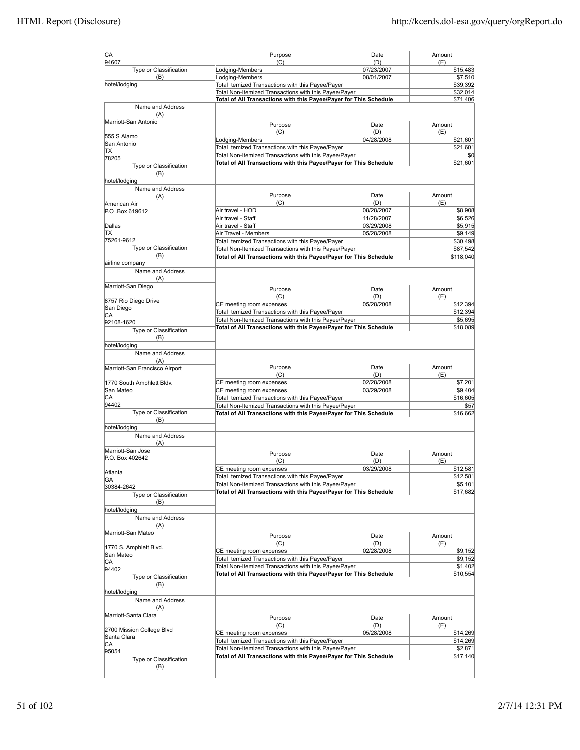| Name and Address (A) | Purpose (C) | Date (D) | Amount (E) |
|---|---|---|---|
| CA 94607 | Lodging-Members | 07/23/2007 | $15,483 |
| | Lodging-Members | 08/01/2007 | $7,510 |
| Type or Classification (B): hotel/lodging | Total temized Transactions with this Payee/Payer | | $39,392 |
| | Total Non-Itemized Transactions with this Payee/Payer | | $32,014 |
| | **Total of All Transactions with this Payee/Payer for This Schedule** | | $71,406 |

| Name and Address (A) | Purpose (C) | Date (D) | Amount (E) |
|---|---|---|---|
| Marriott-San Antonio<br>555 S Alamo<br>San Antonio<br>TX<br>78205 | Lodging-Members | 04/28/2008 | $21,601 |
| | Total temized Transactions with this Payee/Payer | | $21,601 |
| | Total Non-Itemized Transactions with this Payee/Payer | | $0 |
| Type or Classification (B): hotel/lodging | **Total of All Transactions with this Payee/Payer for This Schedule** | | $21,601 |

| Name and Address (A) | Purpose (C) | Date (D) | Amount (E) |
|---|---|---|---|
| American Air<br>P.O .Box 619612<br>Dallas<br>TX<br>75261-9612 | Air travel - HOD | 08/28/2007 | $8,908 |
| | Air travel - Staff | 11/28/2007 | $6,526 |
| | Air travel - Staff | 03/29/2008 | $5,915 |
| | Air Travel - Members | 05/28/2008 | $9,149 |
| | Total temized Transactions with this Payee/Payer | | $30,498 |
| Type or Classification (B): airline company | Total Non-Itemized Transactions with this Payee/Payer | | $87,542 |
| | **Total of All Transactions with this Payee/Payer for This Schedule** | | $118,040 |

| Name and Address (A) | Purpose (C) | Date (D) | Amount (E) |
|---|---|---|---|
| Marriott-San Diego<br>8757 Rio Diego Drive<br>San Diego<br>CA<br>92108-1620 | CE meeting room expenses | 05/28/2008 | $12,394 |
| | Total temized Transactions with this Payee/Payer | | $12,394 |
| | Total Non-Itemized Transactions with this Payee/Payer | | $5,695 |
| Type or Classification (B): hotel/lodging | **Total of All Transactions with this Payee/Payer for This Schedule** | | $18,089 |

| Name and Address (A) | Purpose (C) | Date (D) | Amount (E) |
|---|---|---|---|
| Marriott-San Francisco Airport<br>1770 South Amphlett Bldv.<br>San Mateo<br>CA<br>94402 | CE meeting room expenses | 02/28/2008 | $7,201 |
| | CE meeting room expenses | 03/29/2008 | $9,404 |
| | Total temized Transactions with this Payee/Payer | | $16,605 |
| | Total Non-Itemized Transactions with this Payee/Payer | | $57 |
| Type or Classification (B): hotel/lodging | **Total of All Transactions with this Payee/Payer for This Schedule** | | $16,662 |

| Name and Address (A) | Purpose (C) | Date (D) | Amount (E) |
|---|---|---|---|
| Marriott-San Jose<br>P.O. Box 402642<br>Atlanta<br>GA<br>30384-2642 | CE meeting room expenses | 03/29/2008 | $12,581 |
| | Total temized Transactions with this Payee/Payer | | $12,581 |
| | Total Non-Itemized Transactions with this Payee/Payer | | $5,101 |
| Type or Classification (B): hotel/lodging | **Total of All Transactions with this Payee/Payer for This Schedule** | | $17,682 |

| Name and Address (A) | Purpose (C) | Date (D) | Amount (E) |
|---|---|---|---|
| Marriott-San Mateo<br>1770 S. Amphlett Blvd.<br>San Mateo<br>CA<br>94402 | CE meeting room expenses | 02/28/2008 | $9,152 |
| | Total temized Transactions with this Payee/Payer | | $9,152 |
| | Total Non-Itemized Transactions with this Payee/Payer | | $1,402 |
| Type or Classification (B): hotel/lodging | **Total of All Transactions with this Payee/Payer for This Schedule** | | $10,554 |

| Name and Address (A) | Purpose (C) | Date (D) | Amount (E) |
|---|---|---|---|
| Marriott-Santa Clara<br>2700 Mission College Blvd<br>Santa Clara<br>CA<br>95054 | CE meeting room expenses | 05/28/2008 | $14,269 |
| | Total temized Transactions with this Payee/Payer | | $14,269 |
| | Total Non-Itemized Transactions with this Payee/Payer | | $2,871 |
| Type or Classification (B) | **Total of All Transactions with this Payee/Payer for This Schedule** | | $17,140 |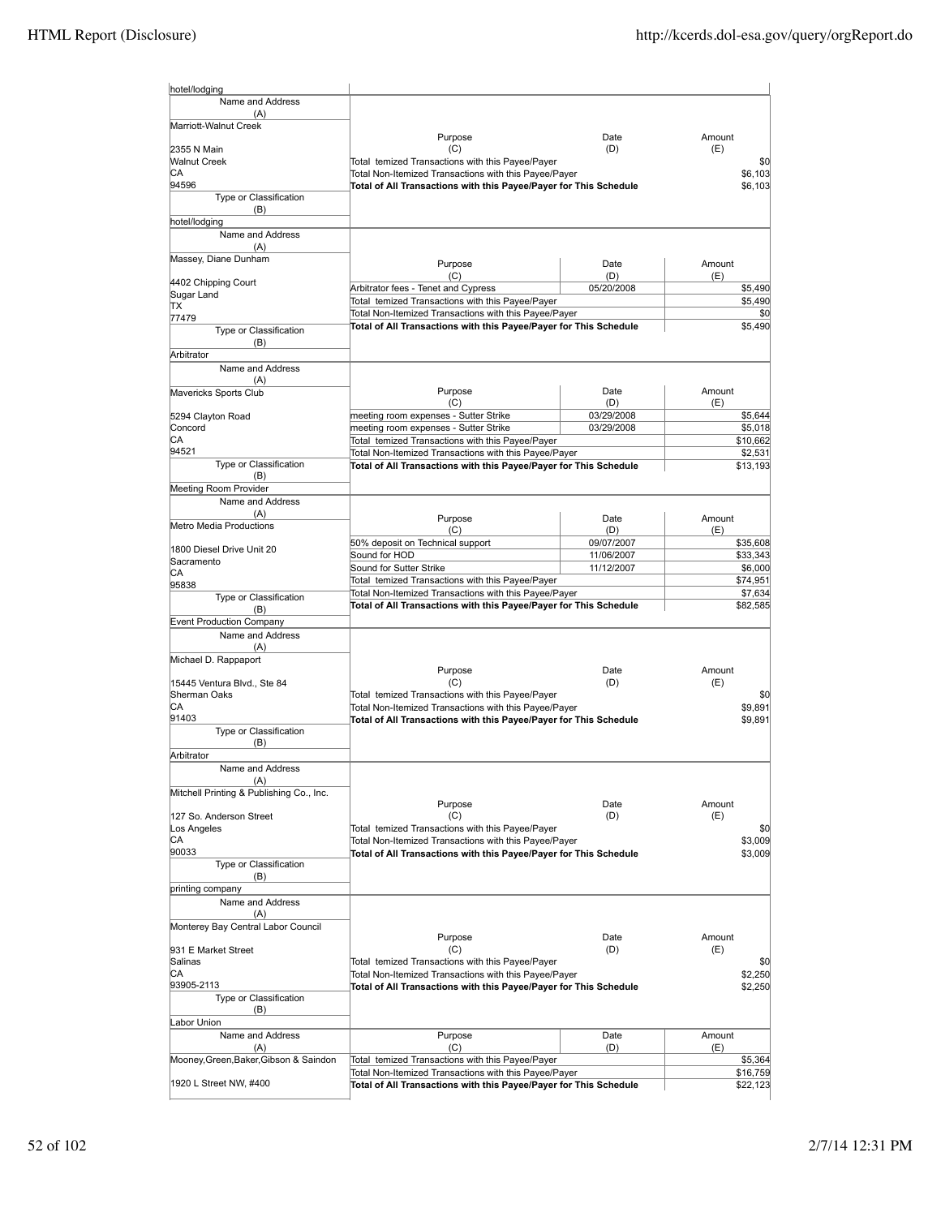| Name and Address (A) | Purpose (C) | Date (D) | Amount (E) |
|---|---|---|---|
| hotel/lodging | | | |

**Name and Address (A):** Marriott-Walnut Creek, 2355 N Main, Walnut Creek, CA 94596
**Type or Classification (B):** hotel/lodging

| Purpose (C) | Date (D) | Amount (E) |
|---|---|---|
| Total temized Transactions with this Payee/Payer | | $0 |
| Total Non-Itemized Transactions with this Payee/Payer | | $6,103 |
| **Total of All Transactions with this Payee/Payer for This Schedule** | | **$6,103** |

**Name and Address (A):** Massey, Diane Dunham, 4402 Chipping Court, Sugar Land, TX 77479
**Type or Classification (B):** Arbitrator

| Purpose (C) | Date (D) | Amount (E) |
|---|---|---|
| Arbitrator fees - Tenet and Cypress | 05/20/2008 | $5,490 |
| Total temized Transactions with this Payee/Payer | | $5,490 |
| Total Non-Itemized Transactions with this Payee/Payer | | $0 |
| **Total of All Transactions with this Payee/Payer for This Schedule** | | **$5,490** |

**Name and Address (A):** Mavericks Sports Club, 5294 Clayton Road, Concord, CA 94521
**Type or Classification (B):** Meeting Room Provider

| Purpose (C) | Date (D) | Amount (E) |
|---|---|---|
| meeting room expenses - Sutter Strike | 03/29/2008 | $5,644 |
| meeting room expenses - Sutter Strike | 03/29/2008 | $5,018 |
| Total temized Transactions with this Payee/Payer | | $10,662 |
| Total Non-Itemized Transactions with this Payee/Payer | | $2,531 |
| **Total of All Transactions with this Payee/Payer for This Schedule** | | **$13,193** |

**Name and Address (A):** Metro Media Productions, 1800 Diesel Drive Unit 20, Sacramento, CA 95838
**Type or Classification (B):** Event Production Company

| Purpose (C) | Date (D) | Amount (E) |
|---|---|---|
| 50% deposit on Technical support | 09/07/2007 | $35,608 |
| Sound for HOD | 11/06/2007 | $33,343 |
| Sound for Sutter Strike | 11/12/2007 | $6,000 |
| Total temized Transactions with this Payee/Payer | | $74,951 |
| Total Non-Itemized Transactions with this Payee/Payer | | $7,634 |
| **Total of All Transactions with this Payee/Payer for This Schedule** | | **$82,585** |

**Name and Address (A):** Michael D. Rappaport, 15445 Ventura Blvd., Ste 84, Sherman Oaks, CA 91403
**Type or Classification (B):** Arbitrator

| Purpose (C) | Date (D) | Amount (E) |
|---|---|---|
| Total temized Transactions with this Payee/Payer | | $0 |
| Total Non-Itemized Transactions with this Payee/Payer | | $9,891 |
| **Total of All Transactions with this Payee/Payer for This Schedule** | | **$9,891** |

**Name and Address (A):** Mitchell Printing & Publishing Co., Inc., 127 So. Anderson Street, Los Angeles, CA 90033
**Type or Classification (B):** printing company

| Purpose (C) | Date (D) | Amount (E) |
|---|---|---|
| Total temized Transactions with this Payee/Payer | | $0 |
| Total Non-Itemized Transactions with this Payee/Payer | | $3,009 |
| **Total of All Transactions with this Payee/Payer for This Schedule** | | **$3,009** |

**Name and Address (A):** Monterey Bay Central Labor Council, 931 E Market Street, Salinas, CA 93905-2113
**Type or Classification (B):** Labor Union

| Purpose (C) | Date (D) | Amount (E) |
|---|---|---|
| Total temized Transactions with this Payee/Payer | | $0 |
| Total Non-Itemized Transactions with this Payee/Payer | | $2,250 |
| **Total of All Transactions with this Payee/Payer for This Schedule** | | **$2,250** |

**Name and Address (A):** Mooney,Green,Baker,Gibson & Saindon, 1920 L Street NW, #400

| Purpose (C) | Date (D) | Amount (E) |
|---|---|---|
| Total temized Transactions with this Payee/Payer | | $5,364 |
| Total Non-Itemized Transactions with this Payee/Payer | | $16,759 |
| **Total of All Transactions with this Payee/Payer for This Schedule** | | **$22,123** |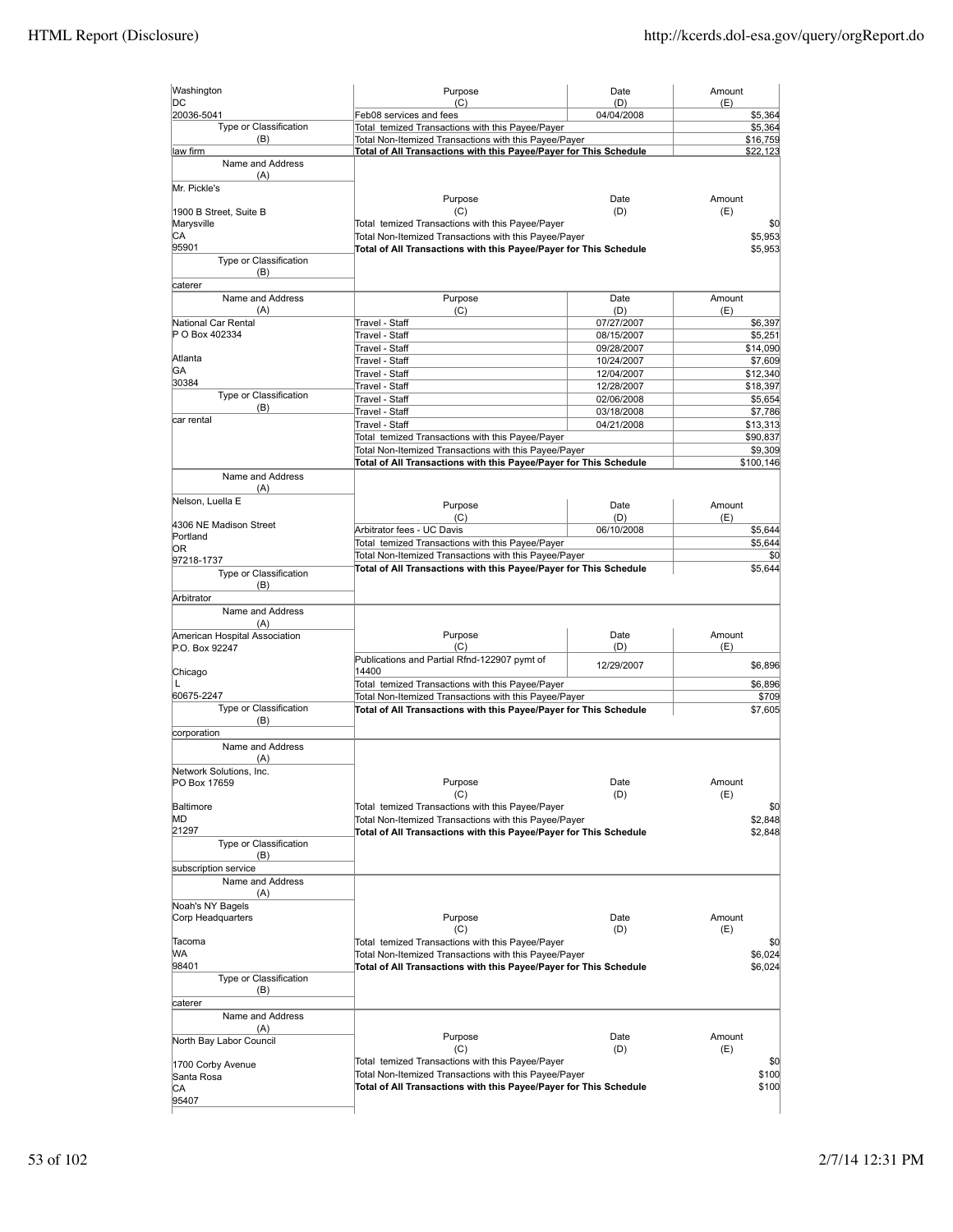| Name and Address (A) | Purpose (C) | Date (D) | Amount (E) |
|---|---|---|---|
| Washington DC 20036-5041 | Feb08 services and fees | 04/04/2008 | $5,364 |
| Type or Classification (B) | Total temized Transactions with this Payee/Payer | | $5,364 |
| law firm | Total Non-Itemized Transactions with this Payee/Payer | | $16,759 |
| | **Total of All Transactions with this Payee/Payer for This Schedule** | | **$22,123** |

| Name and Address (A) | Purpose (C) | Date (D) | Amount (E) |
|---|---|---|---|
| Mr. Pickle's<br>1900 B Street, Suite B<br>Marysville<br>CA<br>95901 | Total temized Transactions with this Payee/Payer | | $0 |
| Type or Classification (B) | Total Non-Itemized Transactions with this Payee/Payer | | $5,953 |
| caterer | **Total of All Transactions with this Payee/Payer for This Schedule** | | **$5,953** |

| Name and Address (A) | Purpose (C) | Date (D) | Amount (E) |
|---|---|---|---|
| National Car Rental<br>P O Box 402334<br>Atlanta<br>GA<br>30384 | Travel - Staff | 07/27/2007 | $6,397 |
| | Travel - Staff | 08/15/2007 | $5,251 |
| | Travel - Staff | 09/28/2007 | $14,090 |
| | Travel - Staff | 10/24/2007 | $7,609 |
| | Travel - Staff | 12/04/2007 | $12,340 |
| | Travel - Staff | 12/28/2007 | $18,397 |
| Type or Classification (B) | Travel - Staff | 02/06/2008 | $5,654 |
| | Travel - Staff | 03/18/2008 | $7,786 |
| car rental | Travel - Staff | 04/21/2008 | $13,313 |
| | Total temized Transactions with this Payee/Payer | | $90,837 |
| | Total Non-Itemized Transactions with this Payee/Payer | | $9,309 |
| | **Total of All Transactions with this Payee/Payer for This Schedule** | | **$100,146** |

| Name and Address (A) | Purpose (C) | Date (D) | Amount (E) |
|---|---|---|---|
| Nelson, Luella E<br>4306 NE Madison Street<br>Portland<br>OR<br>97218-1737 | Arbitrator fees - UC Davis | 06/10/2008 | $5,644 |
| | Total temized Transactions with this Payee/Payer | | $5,644 |
| Type or Classification (B) | Total Non-Itemized Transactions with this Payee/Payer | | $0 |
| Arbitrator | **Total of All Transactions with this Payee/Payer for This Schedule** | | **$5,644** |

| Name and Address (A) | Purpose (C) | Date (D) | Amount (E) |
|---|---|---|---|
| American Hospital Association<br>P.O. Box 92247<br>Chicago<br>L<br>60675-2247 | Publications and Partial Rfnd-122907 pymt of 14400 | 12/29/2007 | $6,896 |
| | Total temized Transactions with this Payee/Payer | | $6,896 |
| Type or Classification (B) | Total Non-Itemized Transactions with this Payee/Payer | | $709 |
| corporation | **Total of All Transactions with this Payee/Payer for This Schedule** | | **$7,605** |

| Name and Address (A) | Purpose (C) | Date (D) | Amount (E) |
|---|---|---|---|
| Network Solutions, Inc.<br>PO Box 17659<br>Baltimore<br>MD<br>21297 | Total temized Transactions with this Payee/Payer | | $0 |
| Type or Classification (B) | Total Non-Itemized Transactions with this Payee/Payer | | $2,848 |
| subscription service | **Total of All Transactions with this Payee/Payer for This Schedule** | | **$2,848** |

| Name and Address (A) | Purpose (C) | Date (D) | Amount (E) |
|---|---|---|---|
| Noah's NY Bagels<br>Corp Headquarters<br>Tacoma<br>WA<br>98401 | Total temized Transactions with this Payee/Payer | | $0 |
| Type or Classification (B) | Total Non-Itemized Transactions with this Payee/Payer | | $6,024 |
| caterer | **Total of All Transactions with this Payee/Payer for This Schedule** | | **$6,024** |

| Name and Address (A) | Purpose (C) | Date (D) | Amount (E) |
|---|---|---|---|
| North Bay Labor Council<br>1700 Corby Avenue<br>Santa Rosa<br>CA<br>95407 | Total temized Transactions with this Payee/Payer | | $0 |
| | Total Non-Itemized Transactions with this Payee/Payer | | $100 |
| | **Total of All Transactions with this Payee/Payer for This Schedule** | | **$100** |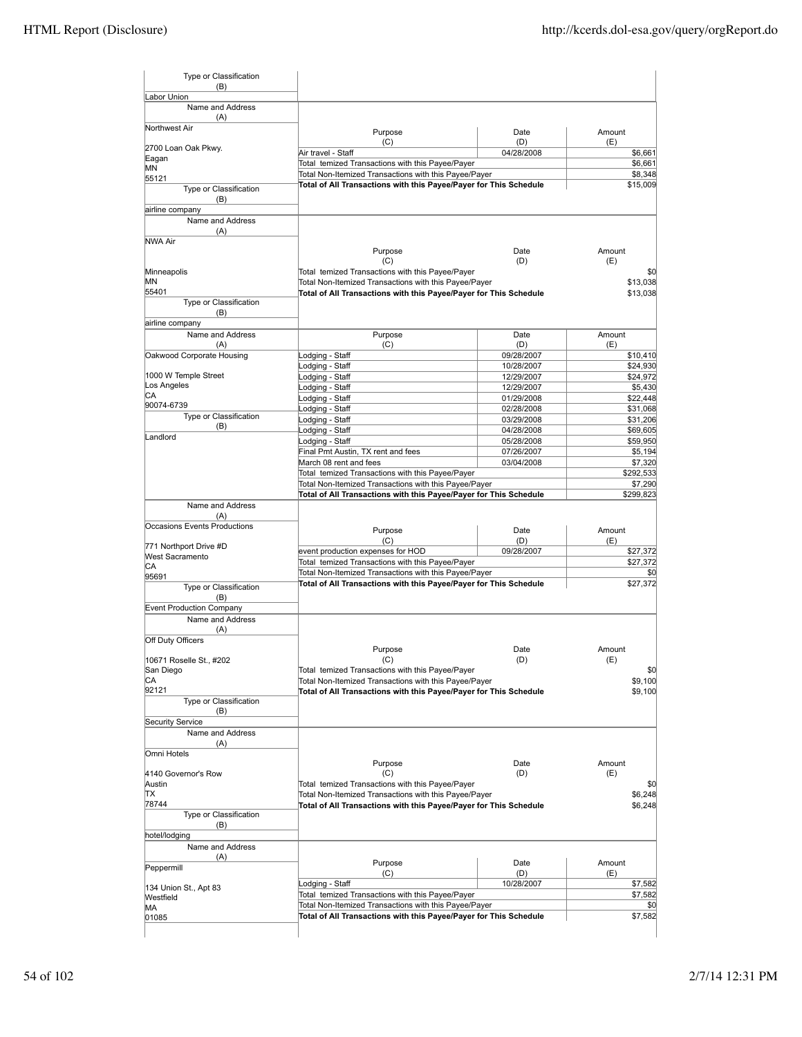| Type or Classification (B) | | | |
|---|---|---|---|
| Labor Union | | | |

| Name and Address (A) | Purpose (C) | Date (D) | Amount (E) |
|---|---|---|---|
| Northwest Air<br><br>2700 Loan Oak Pkwy.<br>Eagan<br>MN<br>55121 | Air travel - Staff | 04/28/2008 | $6,661 |
| | Total temized Transactions with this Payee/Payer | | $6,661 |
| | Total Non-Itemized Transactions with this Payee/Payer | | $8,348 |
| | **Total of All Transactions with this Payee/Payer for This Schedule** | | $15,009 |
| **Type or Classification (B)** | | | |
| airline company | | | |

| Name and Address (A) | Purpose (C) | Date (D) | Amount (E) |
|---|---|---|---|
| NWA Air<br><br>Minneapolis<br>MN<br>55401 | Total temized Transactions with this Payee/Payer | | $0 |
| | Total Non-Itemized Transactions with this Payee/Payer | | $13,038 |
| | **Total of All Transactions with this Payee/Payer for This Schedule** | | $13,038 |
| **Type or Classification (B)** | | | |
| airline company | | | |

| Name and Address (A) | Purpose (C) | Date (D) | Amount (E) |
|---|---|---|---|
| Oakwood Corporate Housing<br><br>1000 W Temple Street<br>Los Angeles<br>CA<br>90074-6739 | Lodging - Staff | 09/28/2007 | $10,410 |
| | Lodging - Staff | 10/28/2007 | $24,930 |
| | Lodging - Staff | 12/29/2007 | $24,972 |
| | Lodging - Staff | 12/29/2007 | $5,430 |
| | Lodging - Staff | 01/29/2008 | $22,448 |
| | Lodging - Staff | 02/28/2008 | $31,068 |
| **Type or Classification (B)** | Lodging - Staff | 03/29/2008 | $31,206 |
| | Lodging - Staff | 04/28/2008 | $69,605 |
| Landlord | Lodging - Staff | 05/28/2008 | $59,950 |
| | Final Pmt Austin, TX rent and fees | 07/26/2007 | $5,194 |
| | March 08 rent and fees | 03/04/2008 | $7,320 |
| | Total temized Transactions with this Payee/Payer | | $292,533 |
| | Total Non-Itemized Transactions with this Payee/Payer | | $7,290 |
| | **Total of All Transactions with this Payee/Payer for This Schedule** | | $299,823 |

| Name and Address (A) | Purpose (C) | Date (D) | Amount (E) |
|---|---|---|---|
| Occasions Events Productions<br><br>771 Northport Drive #D<br>West Sacramento<br>CA<br>95691 | event production expenses for HOD | 09/28/2007 | $27,372 |
| | Total temized Transactions with this Payee/Payer | | $27,372 |
| | Total Non-Itemized Transactions with this Payee/Payer | | $0 |
| | **Total of All Transactions with this Payee/Payer for This Schedule** | | $27,372 |
| **Type or Classification (B)** | | | |
| Event Production Company | | | |

| Name and Address (A) | Purpose (C) | Date (D) | Amount (E) |
|---|---|---|---|
| Off Duty Officers<br><br>10671 Roselle St., #202<br>San Diego<br>CA<br>92121 | Total temized Transactions with this Payee/Payer | | $0 |
| | Total Non-Itemized Transactions with this Payee/Payer | | $9,100 |
| | **Total of All Transactions with this Payee/Payer for This Schedule** | | $9,100 |
| **Type or Classification (B)** | | | |
| Security Service | | | |

| Name and Address (A) | Purpose (C) | Date (D) | Amount (E) |
|---|---|---|---|
| Omni Hotels<br><br>4140 Governor's Row<br>Austin<br>TX<br>78744 | Total temized Transactions with this Payee/Payer | | $0 |
| | Total Non-Itemized Transactions with this Payee/Payer | | $6,248 |
| | **Total of All Transactions with this Payee/Payer for This Schedule** | | $6,248 |
| **Type or Classification (B)** | | | |
| hotel/lodging | | | |

| Name and Address (A) | Purpose (C) | Date (D) | Amount (E) |
|---|---|---|---|
| Peppermill<br><br>134 Union St., Apt 83<br>Westfield<br>MA<br>01085 | Lodging - Staff | 10/28/2007 | $7,582 |
| | Total temized Transactions with this Payee/Payer | | $7,582 |
| | Total Non-Itemized Transactions with this Payee/Payer | | $0 |
| | **Total of All Transactions with this Payee/Payer for This Schedule** | | $7,582 |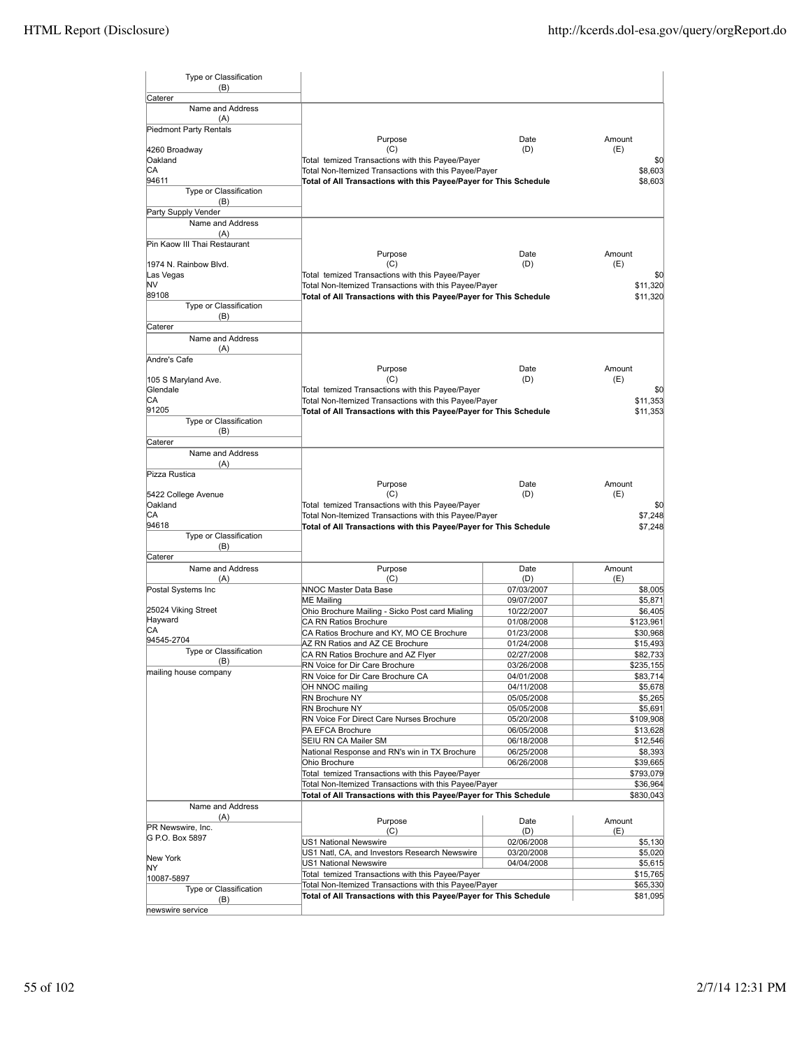| Type or Classification (B) | | | |
|---|---|---|---|
| Caterer | | | |

| Name and Address (A) | Purpose (C) | Date (D) | Amount (E) |
|---|---|---|---|
| Piedmont Party Rentals<br>4260 Broadway<br>Oakland<br>CA<br>94611 | Total temized Transactions with this Payee/Payer | | $0 |
| | Total Non-Itemized Transactions with this Payee/Payer | | $8,603 |
| | **Total of All Transactions with this Payee/Payer for This Schedule** | | $8,603 |
| Type or Classification (B)<br>Party Supply Vender | | | |

| Name and Address (A) | Purpose (C) | Date (D) | Amount (E) |
|---|---|---|---|
| Pin Kaow III Thai Restaurant<br>1974 N. Rainbow Blvd.<br>Las Vegas<br>NV<br>89108 | Total temized Transactions with this Payee/Payer | | $0 |
| | Total Non-Itemized Transactions with this Payee/Payer | | $11,320 |
| | **Total of All Transactions with this Payee/Payer for This Schedule** | | $11,320 |
| Type or Classification (B)<br>Caterer | | | |

| Name and Address (A) | Purpose (C) | Date (D) | Amount (E) |
|---|---|---|---|
| Andre's Cafe<br>105 S Maryland Ave.<br>Glendale<br>CA<br>91205 | Total temized Transactions with this Payee/Payer | | $0 |
| | Total Non-Itemized Transactions with this Payee/Payer | | $11,353 |
| | **Total of All Transactions with this Payee/Payer for This Schedule** | | $11,353 |
| Type or Classification (B)<br>Caterer | | | |

| Name and Address (A) | Purpose (C) | Date (D) | Amount (E) |
|---|---|---|---|
| Pizza Rustica<br>5422 College Avenue<br>Oakland<br>CA<br>94618 | Total temized Transactions with this Payee/Payer | | $0 |
| | Total Non-Itemized Transactions with this Payee/Payer | | $7,248 |
| | **Total of All Transactions with this Payee/Payer for This Schedule** | | $7,248 |
| Type or Classification (B)<br>Caterer | | | |

| Name and Address (A) | Purpose (C) | Date (D) | Amount (E) |
|---|---|---|---|
| Postal Systems Inc<br>25024 Viking Street<br>Hayward<br>CA<br>94545-2704 | NNOC Master Data Base | 07/03/2007 | $8,005 |
| | ME Mailing | 09/07/2007 | $5,871 |
| | Ohio Brochure Mailing - Sicko Post card Mialing | 10/22/2007 | $6,405 |
| | CA RN Ratios Brochure | 01/08/2008 | $123,961 |
| | CA Ratios Brochure and KY, MO CE Brochure | 01/23/2008 | $30,968 |
| | AZ RN Ratios and AZ CE Brochure | 01/24/2008 | $15,493 |
| Type or Classification (B)<br>mailing house company | CA RN Ratios Brochure and AZ Flyer | 02/27/2008 | $82,733 |
| | RN Voice for Dir Care Brochure | 03/26/2008 | $235,155 |
| | RN Voice for Dir Care Brochure CA | 04/01/2008 | $83,714 |
| | OH NNOC mailing | 04/11/2008 | $5,678 |
| | RN Brochure NY | 05/05/2008 | $5,265 |
| | RN Brochure NY | 05/05/2008 | $5,691 |
| | RN Voice For Direct Care Nurses Brochure | 05/20/2008 | $109,908 |
| | PA EFCA Brochure | 06/05/2008 | $13,628 |
| | SEIU RN CA Mailer SM | 06/18/2008 | $12,546 |
| | National Response and RN's win in TX Brochure | 06/25/2008 | $8,393 |
| | Ohio Brochure | 06/26/2008 | $39,665 |
| | Total temized Transactions with this Payee/Payer | | $793,079 |
| | Total Non-Itemized Transactions with this Payee/Payer | | $36,964 |
| | **Total of All Transactions with this Payee/Payer for This Schedule** | | $830,043 |

| Name and Address (A) | Purpose (C) | Date (D) | Amount (E) |
|---|---|---|---|
| PR Newswire, Inc.<br>G P.O. Box 5897<br>New York<br>NY<br>10087-5897 | US1 National Newswire | 02/06/2008 | $5,130 |
| | US1 Natl, CA, and Investors Research Newswire | 03/20/2008 | $5,020 |
| | US1 National Newswire | 04/04/2008 | $5,615 |
| | Total temized Transactions with this Payee/Payer | | $15,765 |
| Type or Classification (B)<br>newswire service | Total Non-Itemized Transactions with this Payee/Payer | | $65,330 |
| | **Total of All Transactions with this Payee/Payer for This Schedule** | | $81,095 |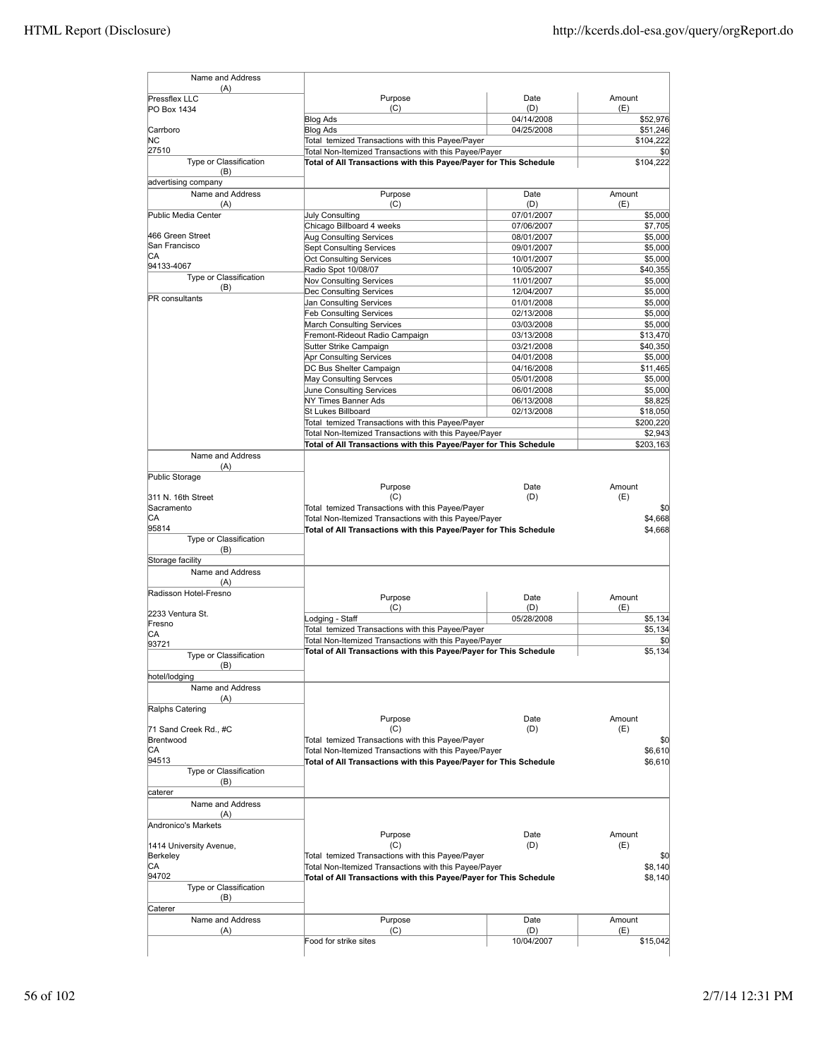| Name and Address (A) | Purpose (C) | Date (D) | Amount (E) |
|---|---|---|---|
| Pressflex LLC<br>PO Box 1434<br><br>Carrboro<br>NC<br>27510 | Blog Ads | 04/14/2008 | $52,976 |
| | Blog Ads | 04/25/2008 | $51,246 |
| | Total temized Transactions with this Payee/Payer | | $104,222 |
| | Total Non-Itemized Transactions with this Payee/Payer | | $0 |
| | **Total of All Transactions with this Payee/Payer for This Schedule** | | $104,222 |
| Type or Classification (B) | | | |
| advertising company | | | |

| Name and Address (A) | Purpose (C) | Date (D) | Amount (E) |
|---|---|---|---|
| Public Media Center<br><br>466 Green Street<br>San Francisco<br>CA<br>94133-4067 | July Consulting | 07/01/2007 | $5,000 |
| | Chicago Billboard 4 weeks | 07/06/2007 | $7,705 |
| | Aug Consulting Services | 08/01/2007 | $5,000 |
| | Sept Consulting Services | 09/01/2007 | $5,000 |
| | Oct Consulting Services | 10/01/2007 | $5,000 |
| | Radio Spot 10/08/07 | 10/05/2007 | $40,355 |
| Type or Classification (B) | Nov Consulting Services | 11/01/2007 | $5,000 |
| PR consultants | Dec Consulting Services | 12/04/2007 | $5,000 |
| | Jan Consulting Services | 01/01/2008 | $5,000 |
| | Feb Consulting Services | 02/13/2008 | $5,000 |
| | March Consulting Services | 03/03/2008 | $5,000 |
| | Fremont-Rideout Radio Campaign | 03/13/2008 | $13,470 |
| | Sutter Strike Campaign | 03/21/2008 | $40,350 |
| | Apr Consulting Services | 04/01/2008 | $5,000 |
| | DC Bus Shelter Campaign | 04/16/2008 | $11,465 |
| | May Consulting Servces | 05/01/2008 | $5,000 |
| | June Consulting Services | 06/01/2008 | $5,000 |
| | NY Times Banner Ads | 06/13/2008 | $8,825 |
| | St Lukes Billboard | 02/13/2008 | $18,050 |
| | Total temized Transactions with this Payee/Payer | | $200,220 |
| | Total Non-Itemized Transactions with this Payee/Payer | | $2,943 |
| | **Total of All Transactions with this Payee/Payer for This Schedule** | | $203,163 |

| Name and Address (A) | Purpose (C) | Date (D) | Amount (E) |
|---|---|---|---|
| Public Storage<br><br>311 N. 16th Street<br>Sacramento<br>CA<br>95814 | Total temized Transactions with this Payee/Payer | | $0 |
| | Total Non-Itemized Transactions with this Payee/Payer | | $4,668 |
| | **Total of All Transactions with this Payee/Payer for This Schedule** | | $4,668 |
| Type or Classification (B) | | | |
| Storage facility | | | |

| Name and Address (A) | Purpose (C) | Date (D) | Amount (E) |
|---|---|---|---|
| Radisson Hotel-Fresno<br><br>2233 Ventura St.<br>Fresno<br>CA<br>93721 | Lodging - Staff | 05/28/2008 | $5,134 |
| | Total temized Transactions with this Payee/Payer | | $5,134 |
| | Total Non-Itemized Transactions with this Payee/Payer | | $0 |
| | **Total of All Transactions with this Payee/Payer for This Schedule** | | $5,134 |
| Type or Classification (B) | | | |
| hotel/lodging | | | |

| Name and Address (A) | Purpose (C) | Date (D) | Amount (E) |
|---|---|---|---|
| Ralphs Catering<br><br>71 Sand Creek Rd., #C<br>Brentwood<br>CA<br>94513 | Total temized Transactions with this Payee/Payer | | $0 |
| | Total Non-Itemized Transactions with this Payee/Payer | | $6,610 |
| | **Total of All Transactions with this Payee/Payer for This Schedule** | | $6,610 |
| Type or Classification (B) | | | |
| caterer | | | |

| Name and Address (A) | Purpose (C) | Date (D) | Amount (E) |
|---|---|---|---|
| Andronico's Markets<br><br>1414 University Avenue,<br>Berkeley<br>CA<br>94702 | Total temized Transactions with this Payee/Payer | | $0 |
| | Total Non-Itemized Transactions with this Payee/Payer | | $8,140 |
| | **Total of All Transactions with this Payee/Payer for This Schedule** | | $8,140 |
| Type or Classification (B) | | | |
| Caterer | | | |

| Name and Address (A) | Purpose (C) | Date (D) | Amount (E) |
|---|---|---|---|
| | Food for strike sites | 10/04/2007 | $15,042 |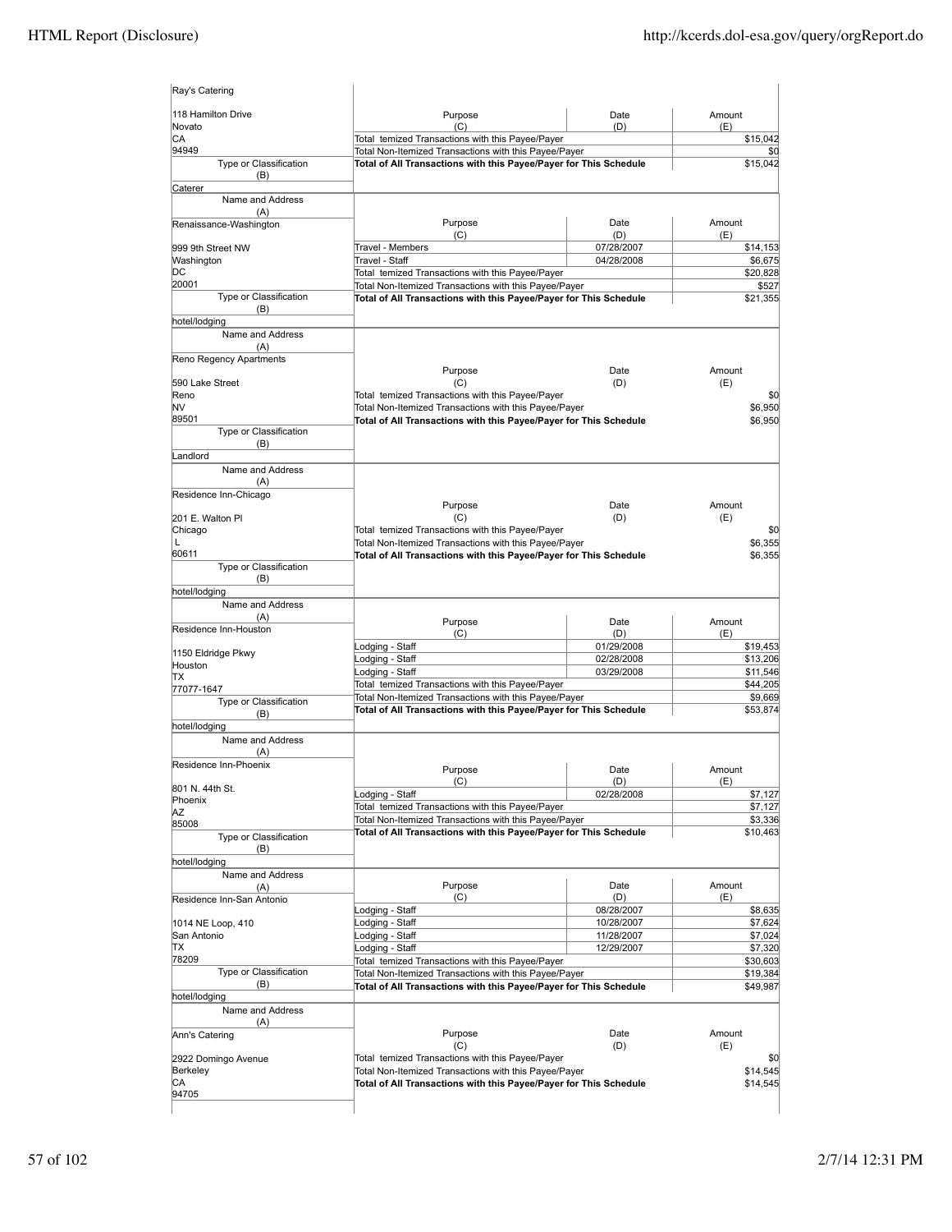| Name and Address (A) | Purpose (C) | Date (D) | Amount (E) |
|---|---|---|---|
| Ray's Catering<br>118 Hamilton Drive<br>Novato<br>CA<br>94949 | Total temized Transactions with this Payee/Payer | | $15,042 |
| | Total Non-Itemized Transactions with this Payee/Payer | | $0 |
| | **Total of All Transactions with this Payee/Payer for This Schedule** | | $15,042 |
| Type or Classification (B): Caterer | | | |

| Name and Address (A) | Purpose (C) | Date (D) | Amount (E) |
|---|---|---|---|
| Renaissance-Washington<br>999 9th Street NW<br>Washington<br>DC<br>20001 | Travel - Members | 07/28/2007 | $14,153 |
| | Travel - Staff | 04/28/2008 | $6,675 |
| | Total temized Transactions with this Payee/Payer | | $20,828 |
| | Total Non-Itemized Transactions with this Payee/Payer | | $527 |
| | **Total of All Transactions with this Payee/Payer for This Schedule** | | $21,355 |
| Type or Classification (B): hotel/lodging | | | |

| Name and Address (A) | Purpose (C) | Date (D) | Amount (E) |
|---|---|---|---|
| Reno Regency Apartments<br>590 Lake Street<br>Reno<br>NV<br>89501 | Total temized Transactions with this Payee/Payer | | $0 |
| | Total Non-Itemized Transactions with this Payee/Payer | | $6,950 |
| | **Total of All Transactions with this Payee/Payer for This Schedule** | | $6,950 |
| Type or Classification (B): Landlord | | | |

| Name and Address (A) | Purpose (C) | Date (D) | Amount (E) |
|---|---|---|---|
| Residence Inn-Chicago<br>201 E. Walton Pl<br>Chicago<br>L<br>60611 | Total temized Transactions with this Payee/Payer | | $0 |
| | Total Non-Itemized Transactions with this Payee/Payer | | $6,355 |
| | **Total of All Transactions with this Payee/Payer for This Schedule** | | $6,355 |
| Type or Classification (B): hotel/lodging | | | |

| Name and Address (A) | Purpose (C) | Date (D) | Amount (E) |
|---|---|---|---|
| Residence Inn-Houston<br>1150 Eldridge Pkwy<br>Houston<br>TX<br>77077-1647 | Lodging - Staff | 01/29/2008 | $19,453 |
| | Lodging - Staff | 02/28/2008 | $13,206 |
| | Lodging - Staff | 03/29/2008 | $11,546 |
| | Total temized Transactions with this Payee/Payer | | $44,205 |
| | Total Non-Itemized Transactions with this Payee/Payer | | $9,669 |
| | **Total of All Transactions with this Payee/Payer for This Schedule** | | $53,874 |
| Type or Classification (B): hotel/lodging | | | |

| Name and Address (A) | Purpose (C) | Date (D) | Amount (E) |
|---|---|---|---|
| Residence Inn-Phoenix<br>801 N. 44th St.<br>Phoenix<br>AZ<br>85008 | Lodging - Staff | 02/28/2008 | $7,127 |
| | Total temized Transactions with this Payee/Payer | | $7,127 |
| | Total Non-Itemized Transactions with this Payee/Payer | | $3,336 |
| | **Total of All Transactions with this Payee/Payer for This Schedule** | | $10,463 |
| Type or Classification (B): hotel/lodging | | | |

| Name and Address (A) | Purpose (C) | Date (D) | Amount (E) |
|---|---|---|---|
| Residence Inn-San Antonio<br>1014 NE Loop, 410<br>San Antonio<br>TX<br>78209 | Lodging - Staff | 08/28/2007 | $8,635 |
| | Lodging - Staff | 10/28/2007 | $7,624 |
| | Lodging - Staff | 11/28/2007 | $7,024 |
| | Lodging - Staff | 12/29/2007 | $7,320 |
| | Total temized Transactions with this Payee/Payer | | $30,603 |
| | Total Non-Itemized Transactions with this Payee/Payer | | $19,384 |
| | **Total of All Transactions with this Payee/Payer for This Schedule** | | $49,987 |
| Type or Classification (B): hotel/lodging | | | |

| Name and Address (A) | Purpose (C) | Date (D) | Amount (E) |
|---|---|---|---|
| Ann's Catering<br>2922 Domingo Avenue<br>Berkeley<br>CA<br>94705 | Total temized Transactions with this Payee/Payer | | $0 |
| | Total Non-Itemized Transactions with this Payee/Payer | | $14,545 |
| | **Total of All Transactions with this Payee/Payer for This Schedule** | | $14,545 |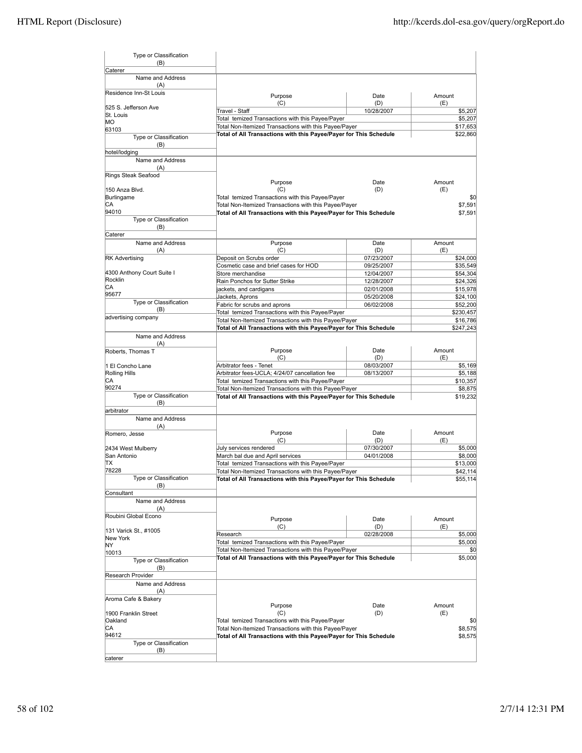| Type or Classification (B) | | | |
|---|---|---|---|
| Caterer | | | |

| Name and Address (A) | Purpose (C) | Date (D) | Amount (E) |
|---|---|---|---|
| Residence Inn-St Louis<br>525 S. Jefferson Ave<br>St. Louis<br>MO<br>63103 | Travel - Staff | 10/28/2007 | $5,207 |
| | Total temized Transactions with this Payee/Payer | | $5,207 |
| | Total Non-Itemized Transactions with this Payee/Payer | | $17,653 |
| | **Total of All Transactions with this Payee/Payer for This Schedule** | | $22,860 |
| **Type or Classification (B)**<br>hotel/lodging | | | |

| Name and Address (A) | Purpose (C) | Date (D) | Amount (E) |
|---|---|---|---|
| Rings Steak Seafood<br>150 Anza Blvd.<br>Burlingame<br>CA<br>94010 | Total temized Transactions with this Payee/Payer | | $0 |
| | Total Non-Itemized Transactions with this Payee/Payer | | $7,591 |
| | **Total of All Transactions with this Payee/Payer for This Schedule** | | $7,591 |
| **Type or Classification (B)**<br>Caterer | | | |

| Name and Address (A) | Purpose (C) | Date (D) | Amount (E) |
|---|---|---|---|
| RK Advertising<br>4300 Anthony Court Suite I<br>Rocklin<br>CA<br>95677 | Deposit on Scrubs order | 07/23/2007 | $24,000 |
| | Cosmetic case and brief cases for HOD | 09/25/2007 | $35,549 |
| | Store merchandise | 12/04/2007 | $54,304 |
| | Rain Ponchos for Sutter Strike | 12/28/2007 | $24,326 |
| | jackets, and cardigans | 02/01/2008 | $15,978 |
| | Jackets, Aprons | 05/20/2008 | $24,100 |
| | Fabric for scrubs and aprons | 06/02/2008 | $52,200 |
| | Total temized Transactions with this Payee/Payer | | $230,457 |
| | Total Non-Itemized Transactions with this Payee/Payer | | $16,786 |
| | **Total of All Transactions with this Payee/Payer for This Schedule** | | $247,243 |
| **Type or Classification (B)**<br>advertising company | | | |

| Name and Address (A) | Purpose (C) | Date (D) | Amount (E) |
|---|---|---|---|
| Roberts, Thomas T<br>1 El Concho Lane<br>Rolling Hills<br>CA<br>90274 | Arbitrator fees - Tenet | 08/03/2007 | $5,169 |
| | Arbitrator fees-UCLA; 4/24/07 cancellation fee | 08/13/2007 | $5,188 |
| | Total temized Transactions with this Payee/Payer | | $10,357 |
| | Total Non-Itemized Transactions with this Payee/Payer | | $8,875 |
| | **Total of All Transactions with this Payee/Payer for This Schedule** | | $19,232 |
| **Type or Classification (B)**<br>arbitrator | | | |

| Name and Address (A) | Purpose (C) | Date (D) | Amount (E) |
|---|---|---|---|
| Romero, Jesse<br>2434 West Mulberry<br>San Antonio<br>TX<br>78228 | July services rendered | 07/30/2007 | $5,000 |
| | March bal due and April services | 04/01/2008 | $8,000 |
| | Total temized Transactions with this Payee/Payer | | $13,000 |
| | Total Non-Itemized Transactions with this Payee/Payer | | $42,114 |
| | **Total of All Transactions with this Payee/Payer for This Schedule** | | $55,114 |
| **Type or Classification (B)**<br>Consultant | | | |

| Name and Address (A) | Purpose (C) | Date (D) | Amount (E) |
|---|---|---|---|
| Roubini Global Econo<br>131 Varick St., #1005<br>New York<br>NY<br>10013 | Research | 02/28/2008 | $5,000 |
| | Total temized Transactions with this Payee/Payer | | $5,000 |
| | Total Non-Itemized Transactions with this Payee/Payer | | $0 |
| | **Total of All Transactions with this Payee/Payer for This Schedule** | | $5,000 |
| **Type or Classification (B)**<br>Research Provider | | | |

| Name and Address (A) | Purpose (C) | Date (D) | Amount (E) |
|---|---|---|---|
| Aroma Cafe & Bakery<br>1900 Franklin Street<br>Oakland<br>CA<br>94612 | Total temized Transactions with this Payee/Payer | | $0 |
| | Total Non-Itemized Transactions with this Payee/Payer | | $8,575 |
| | **Total of All Transactions with this Payee/Payer for This Schedule** | | $8,575 |
| **Type or Classification (B)**<br>caterer | | | |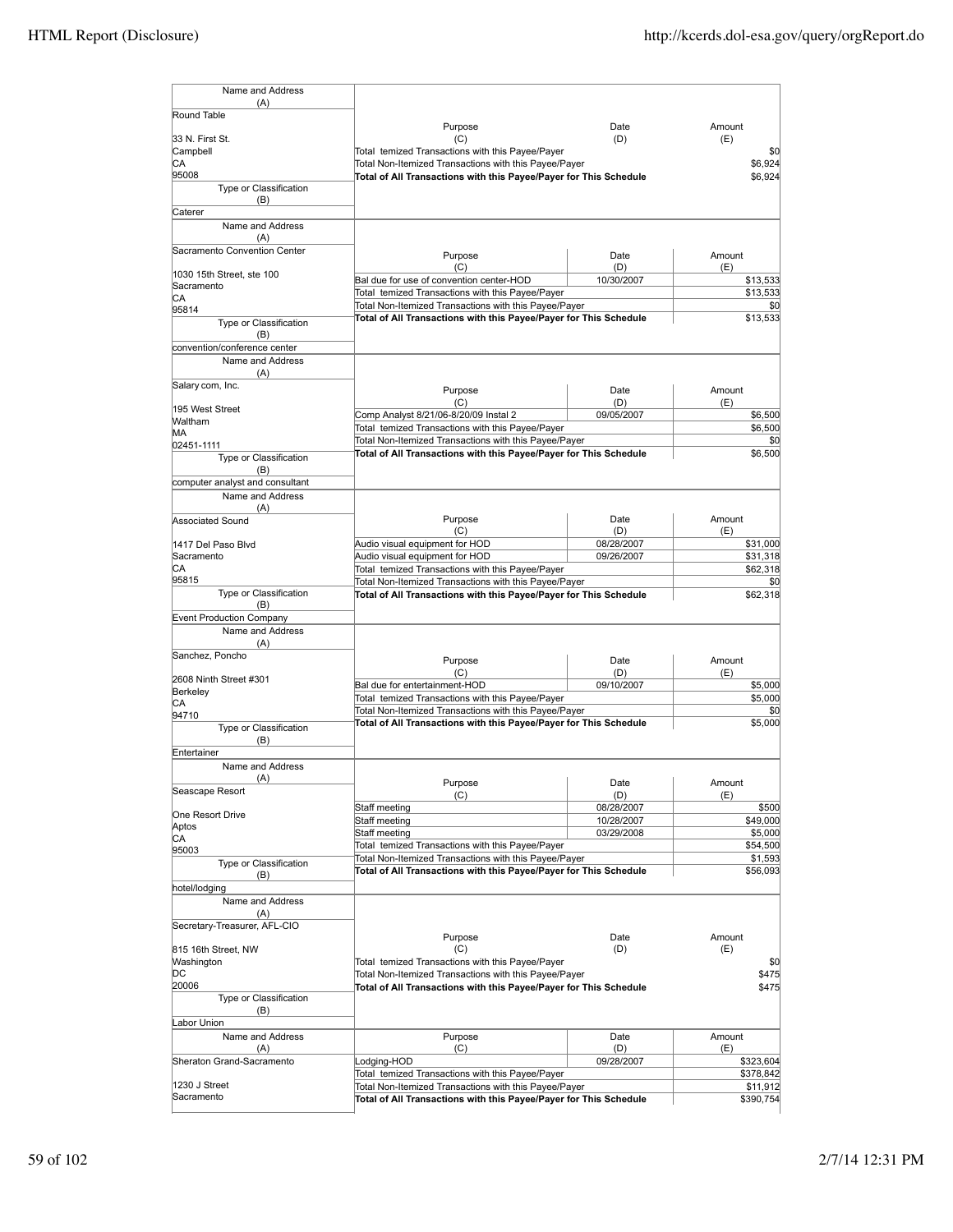| Name and Address (A) | Purpose (C) | Date (D) | Amount (E) |
|---|---|---|---|
| Round Table<br>33 N. First St.<br>Campbell<br>CA<br>95008 | Total temized Transactions with this Payee/Payer | | $0 |
| | Total Non-Itemized Transactions with this Payee/Payer | | $6,924 |
| | **Total of All Transactions with this Payee/Payer for This Schedule** | | $6,924 |
| Type or Classification (B): Caterer | | | |

| Name and Address (A) | Purpose (C) | Date (D) | Amount (E) |
|---|---|---|---|
| Sacramento Convention Center<br>1030 15th Street, ste 100<br>Sacramento<br>CA<br>95814 | Bal due for use of convention center-HOD | 10/30/2007 | $13,533 |
| | Total temized Transactions with this Payee/Payer | | $13,533 |
| | Total Non-Itemized Transactions with this Payee/Payer | | $0 |
| | **Total of All Transactions with this Payee/Payer for This Schedule** | | $13,533 |
| Type or Classification (B): convention/conference center | | | |

| Name and Address (A) | Purpose (C) | Date (D) | Amount (E) |
|---|---|---|---|
| Salary com, Inc.<br>195 West Street<br>Waltham<br>MA<br>02451-1111 | Comp Analyst 8/21/06-8/20/09 Instal 2 | 09/05/2007 | $6,500 |
| | Total temized Transactions with this Payee/Payer | | $6,500 |
| | Total Non-Itemized Transactions with this Payee/Payer | | $0 |
| | **Total of All Transactions with this Payee/Payer for This Schedule** | | $6,500 |
| Type or Classification (B): computer analyst and consultant | | | |

| Name and Address (A) | Purpose (C) | Date (D) | Amount (E) |
|---|---|---|---|
| Associated Sound<br>1417 Del Paso Blvd<br>Sacramento<br>CA<br>95815 | Audio visual equipment for HOD | 08/28/2007 | $31,000 |
| | Audio visual equipment for HOD | 09/26/2007 | $31,318 |
| | Total temized Transactions with this Payee/Payer | | $62,318 |
| | Total Non-Itemized Transactions with this Payee/Payer | | $0 |
| | **Total of All Transactions with this Payee/Payer for This Schedule** | | $62,318 |
| Type or Classification (B): Event Production Company | | | |

| Name and Address (A) | Purpose (C) | Date (D) | Amount (E) |
|---|---|---|---|
| Sanchez, Poncho<br>2608 Ninth Street #301<br>Berkeley<br>CA<br>94710 | Bal due for entertainment-HOD | 09/10/2007 | $5,000 |
| | Total temized Transactions with this Payee/Payer | | $5,000 |
| | Total Non-Itemized Transactions with this Payee/Payer | | $0 |
| | **Total of All Transactions with this Payee/Payer for This Schedule** | | $5,000 |
| Type or Classification (B): Entertainer | | | |

| Name and Address (A) | Purpose (C) | Date (D) | Amount (E) |
|---|---|---|---|
| Seascape Resort<br>One Resort Drive<br>Aptos<br>CA<br>95003 | Staff meeting | 08/28/2007 | $500 |
| | Staff meeting | 10/28/2007 | $49,000 |
| | Staff meeting | 03/29/2008 | $5,000 |
| | Total temized Transactions with this Payee/Payer | | $54,500 |
| | Total Non-Itemized Transactions with this Payee/Payer | | $1,593 |
| | **Total of All Transactions with this Payee/Payer for This Schedule** | | $56,093 |
| Type or Classification (B): hotel/lodging | | | |

| Name and Address (A) | Purpose (C) | Date (D) | Amount (E) |
|---|---|---|---|
| Secretary-Treasurer, AFL-CIO<br>815 16th Street, NW<br>Washington<br>DC<br>20006 | Total temized Transactions with this Payee/Payer | | $0 |
| | Total Non-Itemized Transactions with this Payee/Payer | | $475 |
| | **Total of All Transactions with this Payee/Payer for This Schedule** | | $475 |
| Type or Classification (B): Labor Union | | | |

| Name and Address (A) | Purpose (C) | Date (D) | Amount (E) |
|---|---|---|---|
| Sheraton Grand-Sacramento<br>1230 J Street<br>Sacramento | Lodging-HOD | 09/28/2007 | $323,604 |
| | Total temized Transactions with this Payee/Payer | | $378,842 |
| | Total Non-Itemized Transactions with this Payee/Payer | | $11,912 |
| | **Total of All Transactions with this Payee/Payer for This Schedule** | | $390,754 |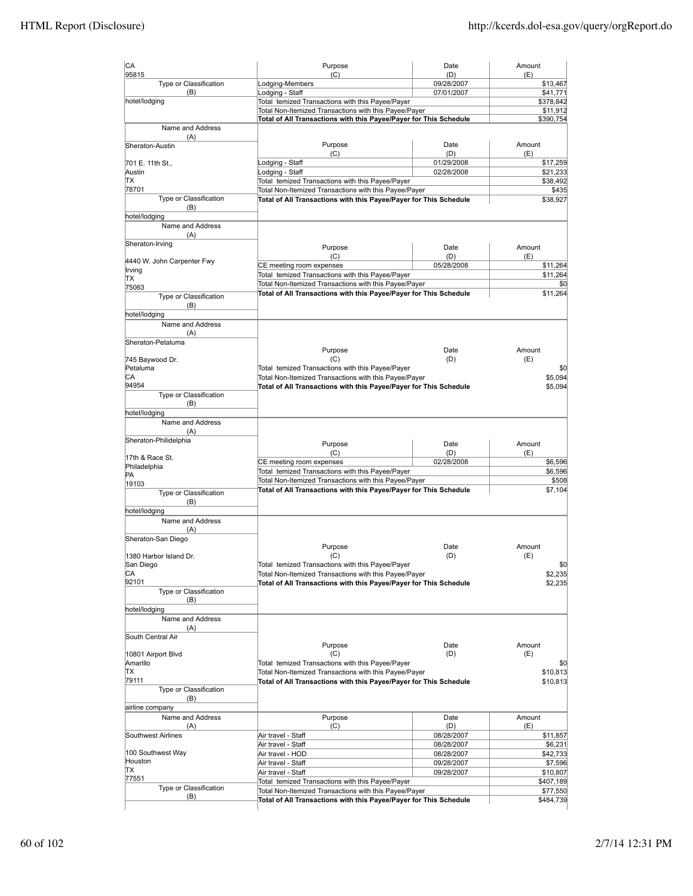| Name and Address (A) | Purpose (C) | Date (D) | Amount (E) |
|---|---|---|---|
| CA 95815 | Lodging-Members | 09/28/2007 | $13,467 |
| | Lodging - Staff | 07/01/2007 | $41,771 |
| Type or Classification (B): hotel/lodging | Total temized Transactions with this Payee/Payer | | $378,842 |
| | Total Non-Itemized Transactions with this Payee/Payer | | $11,912 |
| | **Total of All Transactions with this Payee/Payer for This Schedule** | | $390,754 |

| Name and Address (A) | Purpose (C) | Date (D) | Amount (E) |
|---|---|---|---|
| Sheraton-Austin | Lodging - Staff | 01/29/2008 | $17,259 |
| 701 E. 11th St., Austin TX 78701 | Lodging - Staff | 02/28/2008 | $21,233 |
| | Total temized Transactions with this Payee/Payer | | $38,492 |
| | Total Non-Itemized Transactions with this Payee/Payer | | $435 |
| Type or Classification (B): hotel/lodging | **Total of All Transactions with this Payee/Payer for This Schedule** | | $38,927 |

| Name and Address (A) | Purpose (C) | Date (D) | Amount (E) |
|---|---|---|---|
| Sheraton-Irving | CE meeting room expenses | 05/28/2008 | $11,264 |
| 4440 W. John Carpenter Fwy Irving TX 75063 | Total temized Transactions with this Payee/Payer | | $11,264 |
| | Total Non-Itemized Transactions with this Payee/Payer | | $0 |
| Type or Classification (B): hotel/lodging | **Total of All Transactions with this Payee/Payer for This Schedule** | | $11,264 |

| Name and Address (A) | Purpose (C) | Date (D) | Amount (E) |
|---|---|---|---|
| Sheraton-Petaluma | Total temized Transactions with this Payee/Payer | | $0 |
| 745 Baywood Dr. Petaluma CA 94954 | Total Non-Itemized Transactions with this Payee/Payer | | $5,094 |
| Type or Classification (B): hotel/lodging | **Total of All Transactions with this Payee/Payer for This Schedule** | | $5,094 |

| Name and Address (A) | Purpose (C) | Date (D) | Amount (E) |
|---|---|---|---|
| Sheraton-Philidelphia | CE meeting room expenses | 02/28/2008 | $6,596 |
| 17th & Race St. Philadelphia PA 19103 | Total temized Transactions with this Payee/Payer | | $6,596 |
| | Total Non-Itemized Transactions with this Payee/Payer | | $508 |
| Type or Classification (B): hotel/lodging | **Total of All Transactions with this Payee/Payer for This Schedule** | | $7,104 |

| Name and Address (A) | Purpose (C) | Date (D) | Amount (E) |
|---|---|---|---|
| Sheraton-San Diego | Total temized Transactions with this Payee/Payer | | $0 |
| 1380 Harbor Island Dr. San Diego CA 92101 | Total Non-Itemized Transactions with this Payee/Payer | | $2,235 |
| Type or Classification (B): hotel/lodging | **Total of All Transactions with this Payee/Payer for This Schedule** | | $2,235 |

| Name and Address (A) | Purpose (C) | Date (D) | Amount (E) |
|---|---|---|---|
| South Central Air | Total temized Transactions with this Payee/Payer | | $0 |
| 10801 Airport Blvd Amarillo TX 79111 | Total Non-Itemized Transactions with this Payee/Payer | | $10,813 |
| Type or Classification (B): airline company | **Total of All Transactions with this Payee/Payer for This Schedule** | | $10,813 |

| Name and Address (A) | Purpose (C) | Date (D) | Amount (E) |
|---|---|---|---|
| Southwest Airlines | Air travel - Staff | 08/28/2007 | $11,857 |
| | Air travel - Staff | 08/28/2007 | $6,231 |
| 100 Southwest Way | Air travel - HOD | 08/28/2007 | $42,733 |
| Houston | Air travel - Staff | 09/28/2007 | $7,596 |
| TX | Air travel - Staff | 09/28/2007 | $10,807 |
| 77551 | Total temized Transactions with this Payee/Payer | | $407,189 |
| Type or Classification (B) | Total Non-Itemized Transactions with this Payee/Payer | | $77,550 |
| | **Total of All Transactions with this Payee/Payer for This Schedule** | | $484,739 |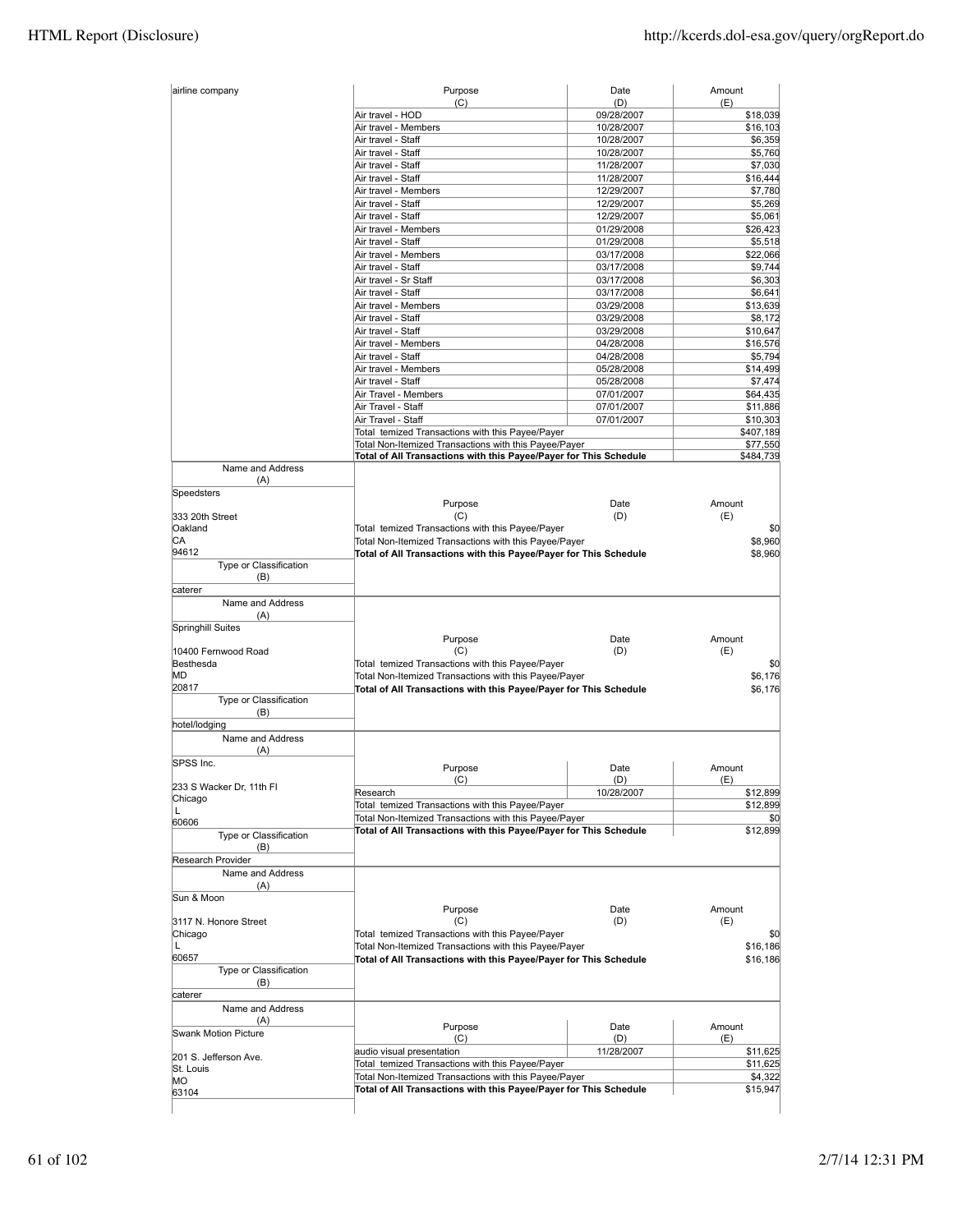| airline company | Purpose (C) | Date (D) | Amount (E) |
|---|---|---|---|
| | Air travel - HOD | 09/28/2007 | $18,039 |
| | Air travel - Members | 10/28/2007 | $16,103 |
| | Air travel - Staff | 10/28/2007 | $6,359 |
| | Air travel - Staff | 10/28/2007 | $5,760 |
| | Air travel - Staff | 11/28/2007 | $7,030 |
| | Air travel - Staff | 11/28/2007 | $16,444 |
| | Air travel - Members | 12/29/2007 | $7,780 |
| | Air travel - Staff | 12/29/2007 | $5,269 |
| | Air travel - Staff | 12/29/2007 | $5,061 |
| | Air travel - Members | 01/29/2008 | $26,423 |
| | Air travel - Staff | 01/29/2008 | $5,518 |
| | Air travel - Members | 03/17/2008 | $22,066 |
| | Air travel - Staff | 03/17/2008 | $9,744 |
| | Air travel - Sr Staff | 03/17/2008 | $6,303 |
| | Air travel - Staff | 03/17/2008 | $6,641 |
| | Air travel - Members | 03/29/2008 | $13,639 |
| | Air travel - Staff | 03/29/2008 | $8,172 |
| | Air travel - Staff | 03/29/2008 | $10,647 |
| | Air travel - Members | 04/28/2008 | $16,576 |
| | Air travel - Staff | 04/28/2008 | $5,794 |
| | Air travel - Members | 05/28/2008 | $14,499 |
| | Air travel - Staff | 05/28/2008 | $7,474 |
| | Air Travel - Members | 07/01/2007 | $64,435 |
| | Air Travel - Staff | 07/01/2007 | $11,886 |
| | Air Travel - Staff | 07/01/2007 | $10,303 |
| | Total temized Transactions with this Payee/Payer | | $407,189 |
| | Total Non-Itemized Transactions with this Payee/Payer | | $77,550 |
| | **Total of All Transactions with this Payee/Payer for This Schedule** | | **$484,739** |

| Name and Address (A) | Purpose (C) | Date (D) | Amount (E) |
|---|---|---|---|
| Speedsters<br>333 20th Street<br>Oakland<br>CA<br>94612 | Total temized Transactions with this Payee/Payer | | $0 |
| | Total Non-Itemized Transactions with this Payee/Payer | | $8,960 |
| | **Total of All Transactions with this Payee/Payer for This Schedule** | | **$8,960** |
| Type or Classification (B): caterer | | | |

| Name and Address (A) | Purpose (C) | Date (D) | Amount (E) |
|---|---|---|---|
| Springhill Suites<br>10400 Fernwood Road<br>Besthesda<br>MD<br>20817 | Total temized Transactions with this Payee/Payer | | $0 |
| | Total Non-Itemized Transactions with this Payee/Payer | | $6,176 |
| | **Total of All Transactions with this Payee/Payer for This Schedule** | | **$6,176** |
| Type or Classification (B): hotel/lodging | | | |

| Name and Address (A) | Purpose (C) | Date (D) | Amount (E) |
|---|---|---|---|
| SPSS Inc.<br>233 S Wacker Dr, 11th Fl<br>Chicago<br>L<br>60606 | Research | 10/28/2007 | $12,899 |
| | Total temized Transactions with this Payee/Payer | | $12,899 |
| | Total Non-Itemized Transactions with this Payee/Payer | | $0 |
| | **Total of All Transactions with this Payee/Payer for This Schedule** | | **$12,899** |
| Type or Classification (B): Research Provider | | | |

| Name and Address (A) | Purpose (C) | Date (D) | Amount (E) |
|---|---|---|---|
| Sun & Moon<br>3117 N. Honore Street<br>Chicago<br>L<br>60657 | Total temized Transactions with this Payee/Payer | | $0 |
| | Total Non-Itemized Transactions with this Payee/Payer | | $16,186 |
| | **Total of All Transactions with this Payee/Payer for This Schedule** | | **$16,186** |
| Type or Classification (B): caterer | | | |

| Name and Address (A) | Purpose (C) | Date (D) | Amount (E) |
|---|---|---|---|
| Swank Motion Picture<br>201 S. Jefferson Ave.<br>St. Louis<br>MO<br>63104 | audio visual presentation | 11/28/2007 | $11,625 |
| | Total temized Transactions with this Payee/Payer | | $11,625 |
| | Total Non-Itemized Transactions with this Payee/Payer | | $4,322 |
| | **Total of All Transactions with this Payee/Payer for This Schedule** | | **$15,947** |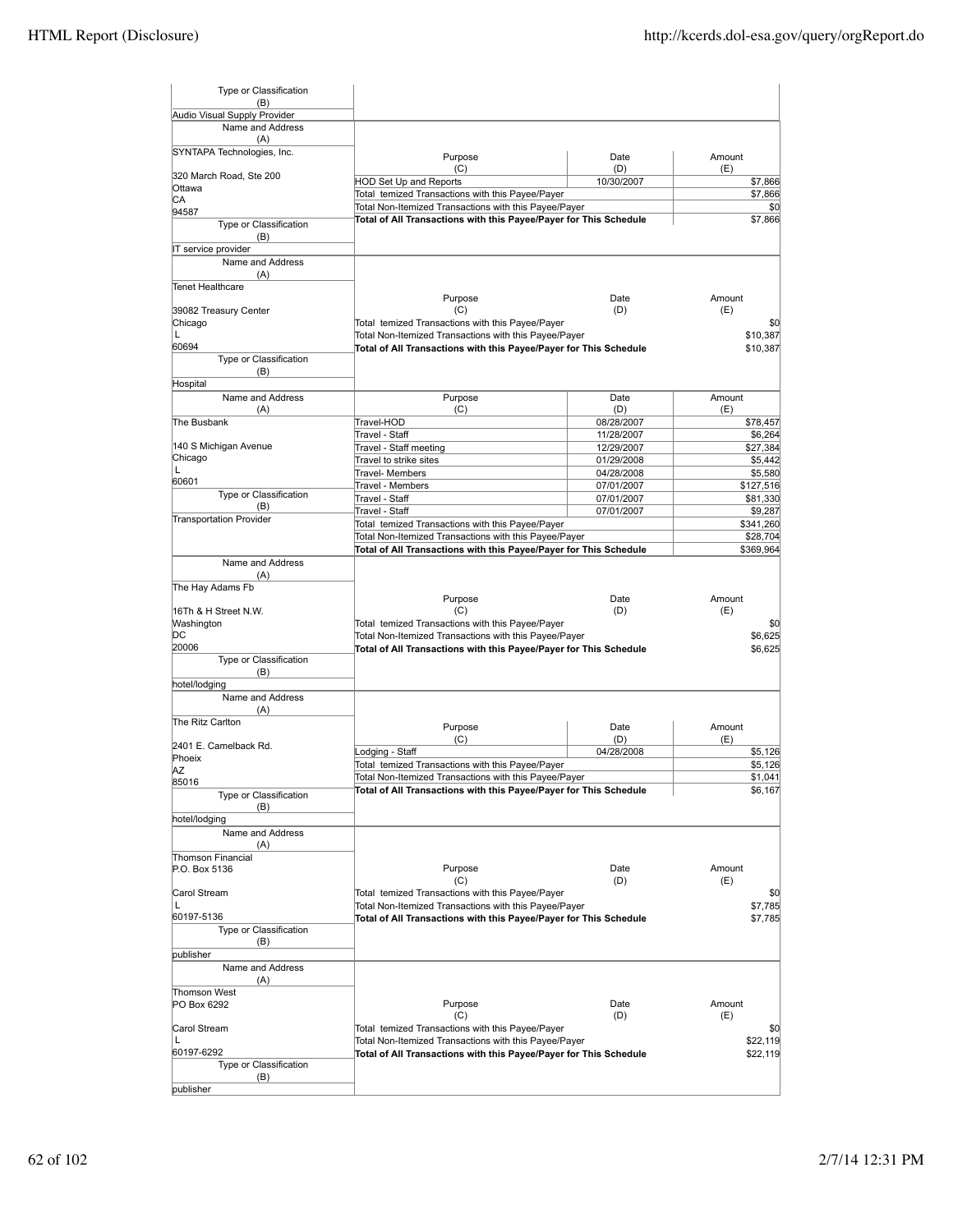| Type or Classification (B) | | | |
|---|---|---|---|
| Audio Visual Supply Provider | | | |

| Name and Address (A) | Purpose (C) | Date (D) | Amount (E) |
|---|---|---|---|
| SYNTAPA Technologies, Inc.<br><br>320 March Road, Ste 200<br>Ottawa<br>CA<br>94587 | HOD Set Up and Reports | 10/30/2007 | $7,866 |
| | Total temized Transactions with this Payee/Payer | | $7,866 |
| | Total Non-Itemized Transactions with this Payee/Payer | | $0 |
| | Total of All Transactions with this Payee/Payer for This Schedule | | $7,866 |
| **Type or Classification (B)** | | | |
| IT service provider | | | |

| Name and Address (A) | Purpose (C) | Date (D) | Amount (E) |
|---|---|---|---|
| Tenet Healthcare<br><br>39082 Treasury Center<br>Chicago<br>L<br>60694 | Total temized Transactions with this Payee/Payer | | $0 |
| | Total Non-Itemized Transactions with this Payee/Payer | | $10,387 |
| | Total of All Transactions with this Payee/Payer for This Schedule | | $10,387 |
| **Type or Classification (B)** | | | |
| Hospital | | | |

| Name and Address (A) | Purpose (C) | Date (D) | Amount (E) |
|---|---|---|---|
| The Busbank<br><br>140 S Michigan Avenue<br>Chicago<br>L<br>60601 | Travel-HOD | 08/28/2007 | $78,457 |
| | Travel - Staff | 11/28/2007 | $6,264 |
| | Travel - Staff meeting | 12/29/2007 | $27,384 |
| | Travel to strike sites | 01/29/2008 | $5,442 |
| | Travel- Members | 04/28/2008 | $5,580 |
| | Travel - Members | 07/01/2007 | $127,516 |
| **Type or Classification (B)** | Travel - Staff | 07/01/2007 | $81,330 |
| Transportation Provider | Travel - Staff | 07/01/2007 | $9,287 |
| | Total temized Transactions with this Payee/Payer | | $341,260 |
| | Total Non-Itemized Transactions with this Payee/Payer | | $28,704 |
| | Total of All Transactions with this Payee/Payer for This Schedule | | $369,964 |

| Name and Address (A) | Purpose (C) | Date (D) | Amount (E) |
|---|---|---|---|
| The Hay Adams Fb<br><br>16Th & H Street N.W.<br>Washington<br>DC<br>20006 | Total temized Transactions with this Payee/Payer | | $0 |
| | Total Non-Itemized Transactions with this Payee/Payer | | $6,625 |
| | Total of All Transactions with this Payee/Payer for This Schedule | | $6,625 |
| **Type or Classification (B)** | | | |
| hotel/lodging | | | |

| Name and Address (A) | Purpose (C) | Date (D) | Amount (E) |
|---|---|---|---|
| The Ritz Carlton<br><br>2401 E. Camelback Rd.<br>Phoeix<br>AZ<br>85016 | Lodging - Staff | 04/28/2008 | $5,126 |
| | Total temized Transactions with this Payee/Payer | | $5,126 |
| | Total Non-Itemized Transactions with this Payee/Payer | | $1,041 |
| | Total of All Transactions with this Payee/Payer for This Schedule | | $6,167 |
| **Type or Classification (B)** | | | |
| hotel/lodging | | | |

| Name and Address (A) | Purpose (C) | Date (D) | Amount (E) |
|---|---|---|---|
| Thomson Financial<br>P.O. Box 5136<br><br>Carol Stream<br>L<br>60197-5136 | Total temized Transactions with this Payee/Payer | | $0 |
| | Total Non-Itemized Transactions with this Payee/Payer | | $7,785 |
| | Total of All Transactions with this Payee/Payer for This Schedule | | $7,785 |
| **Type or Classification (B)** | | | |
| publisher | | | |

| Name and Address (A) | Purpose (C) | Date (D) | Amount (E) |
|---|---|---|---|
| Thomson West<br>PO Box 6292<br><br>Carol Stream<br>L<br>60197-6292 | Total temized Transactions with this Payee/Payer | | $0 |
| | Total Non-Itemized Transactions with this Payee/Payer | | $22,119 |
| | Total of All Transactions with this Payee/Payer for This Schedule | | $22,119 |
| **Type or Classification (B)** | | | |
| publisher | | | |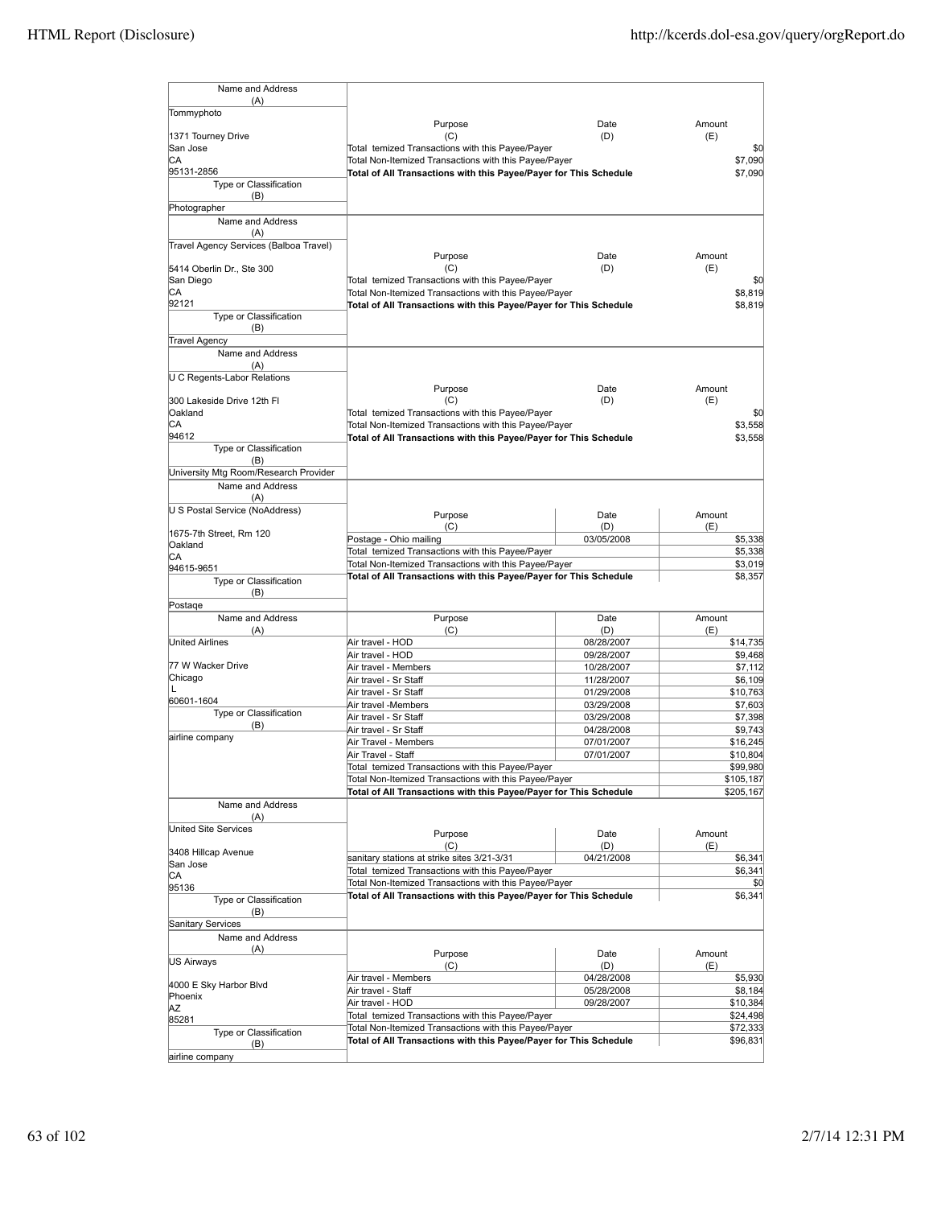| Name and Address (A) | Purpose (C) | Date (D) | Amount (E) |
|---|---|---|---|
| Tommyphoto<br>1371 Tourney Drive<br>San Jose<br>CA<br>95131-2856 | Total temized Transactions with this Payee/Payer | | $0 |
| | Total Non-Itemized Transactions with this Payee/Payer | | $7,090 |
| | **Total of All Transactions with this Payee/Payer for This Schedule** | | $7,090 |
| Type or Classification (B): Photographer | | | |

| Name and Address (A) | Purpose (C) | Date (D) | Amount (E) |
|---|---|---|---|
| Travel Agency Services (Balboa Travel)<br>5414 Oberlin Dr., Ste 300<br>San Diego<br>CA<br>92121 | Total temized Transactions with this Payee/Payer | | $0 |
| | Total Non-Itemized Transactions with this Payee/Payer | | $8,819 |
| | **Total of All Transactions with this Payee/Payer for This Schedule** | | $8,819 |
| Type or Classification (B): Travel Agency | | | |

| Name and Address (A) | Purpose (C) | Date (D) | Amount (E) |
|---|---|---|---|
| U C Regents-Labor Relations<br>300 Lakeside Drive 12th Fl<br>Oakland<br>CA<br>94612 | Total temized Transactions with this Payee/Payer | | $0 |
| | Total Non-Itemized Transactions with this Payee/Payer | | $3,558 |
| | **Total of All Transactions with this Payee/Payer for This Schedule** | | $3,558 |
| Type or Classification (B): University Mtg Room/Research Provider | | | |

| Name and Address (A) | Purpose (C) | Date (D) | Amount (E) |
|---|---|---|---|
| U S Postal Service (NoAddress)<br>1675-7th Street, Rm 120<br>Oakland<br>CA<br>94615-9651 | Postage - Ohio mailing | 03/05/2008 | $5,338 |
| | Total temized Transactions with this Payee/Payer | | $5,338 |
| | Total Non-Itemized Transactions with this Payee/Payer | | $3,019 |
| | **Total of All Transactions with this Payee/Payer for This Schedule** | | $8,357 |
| Type or Classification (B): Postage | | | |

| Name and Address (A) | Purpose (C) | Date (D) | Amount (E) |
|---|---|---|---|
| United Airlines<br>77 W Wacker Drive<br>Chicago<br>L<br>60601-1604 | Air travel - HOD | 08/28/2007 | $14,735 |
| | Air travel - HOD | 09/28/2007 | $9,468 |
| | Air travel - Members | 10/28/2007 | $7,112 |
| | Air travel - Sr Staff | 11/28/2007 | $6,109 |
| | Air travel - Sr Staff | 01/29/2008 | $10,763 |
| | Air travel -Members | 03/29/2008 | $7,603 |
| | Air travel - Sr Staff | 03/29/2008 | $7,398 |
| | Air travel - Sr Staff | 04/28/2008 | $9,743 |
| | Air Travel - Members | 07/01/2007 | $16,245 |
| | Air Travel - Staff | 07/01/2007 | $10,804 |
| | Total temized Transactions with this Payee/Payer | | $99,980 |
| | Total Non-Itemized Transactions with this Payee/Payer | | $105,187 |
| | **Total of All Transactions with this Payee/Payer for This Schedule** | | $205,167 |
| Type or Classification (B): airline company | | | |

| Name and Address (A) | Purpose (C) | Date (D) | Amount (E) |
|---|---|---|---|
| United Site Services<br>3408 Hillcap Avenue<br>San Jose<br>CA<br>95136 | sanitary stations at strike sites 3/21-3/31 | 04/21/2008 | $6,341 |
| | Total temized Transactions with this Payee/Payer | | $6,341 |
| | Total Non-Itemized Transactions with this Payee/Payer | | $0 |
| | **Total of All Transactions with this Payee/Payer for This Schedule** | | $6,341 |
| Type or Classification (B): Sanitary Services | | | |

| Name and Address (A) | Purpose (C) | Date (D) | Amount (E) |
|---|---|---|---|
| US Airways<br>4000 E Sky Harbor Blvd<br>Phoenix<br>AZ<br>85281 | Air travel - Members | 04/28/2008 | $5,930 |
| | Air travel - Staff | 05/28/2008 | $8,184 |
| | Air travel - HOD | 09/28/2007 | $10,384 |
| | Total temized Transactions with this Payee/Payer | | $24,498 |
| | Total Non-Itemized Transactions with this Payee/Payer | | $72,333 |
| | **Total of All Transactions with this Payee/Payer for This Schedule** | | $96,831 |
| Type or Classification (B): airline company | | | |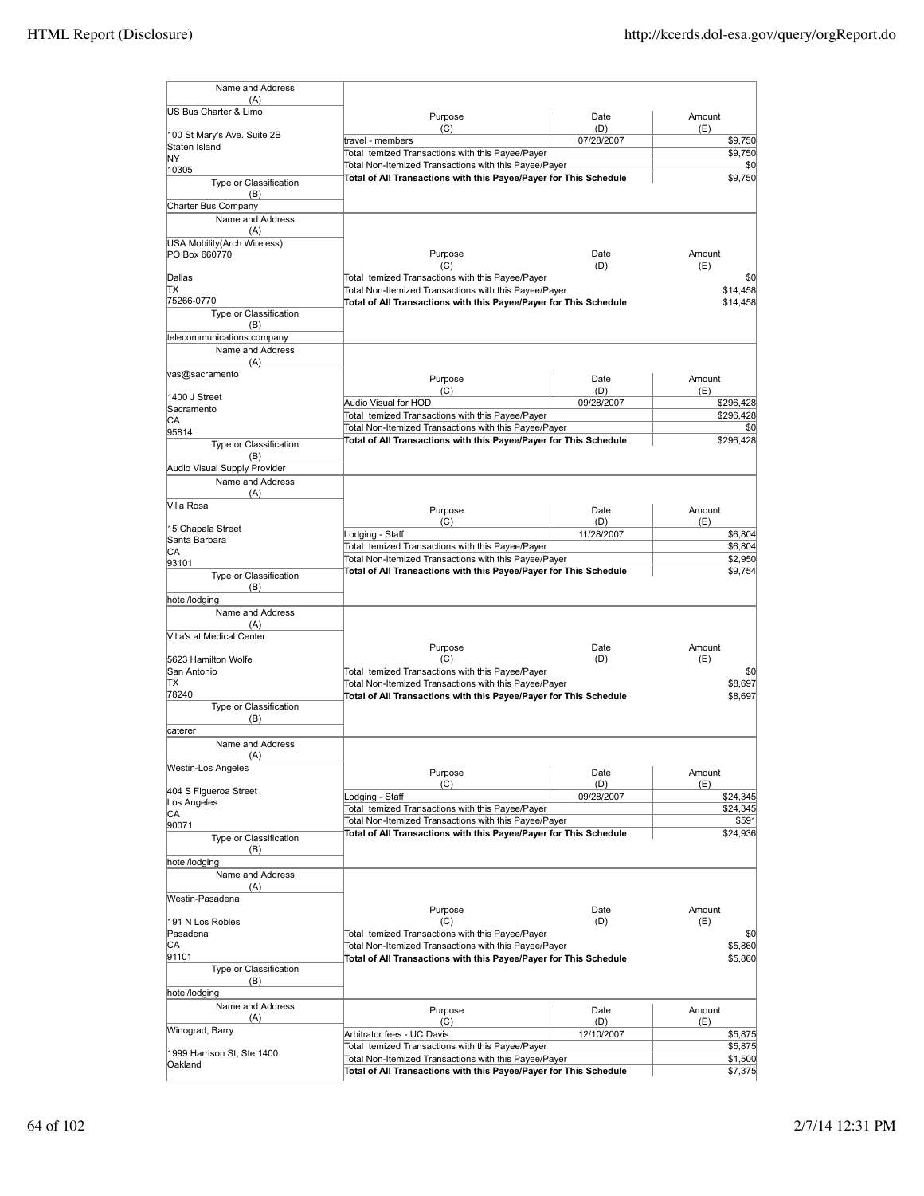| Name and Address (A) | Purpose (C) | Date (D) | Amount (E) |
|---|---|---|---|
| US Bus Charter & Limo<br><br>100 St Mary's Ave. Suite 2B<br>Staten Island<br>NY<br>10305 | travel - members | 07/28/2007 | $9,750 |
| | Total temized Transactions with this Payee/Payer | | $9,750 |
| | Total Non-Itemized Transactions with this Payee/Payer | | $0 |
| | **Total of All Transactions with this Payee/Payer for This Schedule** | | $9,750 |
| Type or Classification (B)<br>Charter Bus Company | | | |

| Name and Address (A) | Purpose (C) | Date (D) | Amount (E) |
|---|---|---|---|
| USA Mobility(Arch Wireless)<br>PO Box 660770<br><br>Dallas<br>TX<br>75266-0770 | Total temized Transactions with this Payee/Payer | | $0 |
| | Total Non-Itemized Transactions with this Payee/Payer | | $14,458 |
| | **Total of All Transactions with this Payee/Payer for This Schedule** | | $14,458 |
| Type or Classification (B)<br>telecommunications company | | | |

| Name and Address (A) | Purpose (C) | Date (D) | Amount (E) |
|---|---|---|---|
| vas@sacramento<br><br>1400 J Street<br>Sacramento<br>CA<br>95814 | Audio Visual for HOD | 09/28/2007 | $296,428 |
| | Total temized Transactions with this Payee/Payer | | $296,428 |
| | Total Non-Itemized Transactions with this Payee/Payer | | $0 |
| | **Total of All Transactions with this Payee/Payer for This Schedule** | | $296,428 |
| Type or Classification (B)<br>Audio Visual Supply Provider | | | |

| Name and Address (A) | Purpose (C) | Date (D) | Amount (E) |
|---|---|---|---|
| Villa Rosa<br><br>15 Chapala Street<br>Santa Barbara<br>CA<br>93101 | Lodging - Staff | 11/28/2007 | $6,804 |
| | Total temized Transactions with this Payee/Payer | | $6,804 |
| | Total Non-Itemized Transactions with this Payee/Payer | | $2,950 |
| | **Total of All Transactions with this Payee/Payer for This Schedule** | | $9,754 |
| Type or Classification (B)<br>hotel/lodging | | | |

| Name and Address (A) | Purpose (C) | Date (D) | Amount (E) |
|---|---|---|---|
| Villa's at Medical Center<br><br>5623 Hamilton Wolfe<br>San Antonio<br>TX<br>78240 | Total temized Transactions with this Payee/Payer | | $0 |
| | Total Non-Itemized Transactions with this Payee/Payer | | $8,697 |
| | **Total of All Transactions with this Payee/Payer for This Schedule** | | $8,697 |
| Type or Classification (B)<br>caterer | | | |

| Name and Address (A) | Purpose (C) | Date (D) | Amount (E) |
|---|---|---|---|
| Westin-Los Angeles<br><br>404 S Figueroa Street<br>Los Angeles<br>CA<br>90071 | Lodging - Staff | 09/28/2007 | $24,345 |
| | Total temized Transactions with this Payee/Payer | | $24,345 |
| | Total Non-Itemized Transactions with this Payee/Payer | | $591 |
| | **Total of All Transactions with this Payee/Payer for This Schedule** | | $24,936 |
| Type or Classification (B)<br>hotel/lodging | | | |

| Name and Address (A) | Purpose (C) | Date (D) | Amount (E) |
|---|---|---|---|
| Westin-Pasadena<br><br>191 N Los Robles<br>Pasadena<br>CA<br>91101 | Total temized Transactions with this Payee/Payer | | $0 |
| | Total Non-Itemized Transactions with this Payee/Payer | | $5,860 |
| | **Total of All Transactions with this Payee/Payer for This Schedule** | | $5,860 |
| Type or Classification (B)<br>hotel/lodging | | | |

| Name and Address (A) | Purpose (C) | Date (D) | Amount (E) |
|---|---|---|---|
| Winograd, Barry<br><br>1999 Harrison St, Ste 1400<br>Oakland | Arbitrator fees - UC Davis | 12/10/2007 | $5,875 |
| | Total temized Transactions with this Payee/Payer | | $5,875 |
| | Total Non-Itemized Transactions with this Payee/Payer | | $1,500 |
| | **Total of All Transactions with this Payee/Payer for This Schedule** | | $7,375 |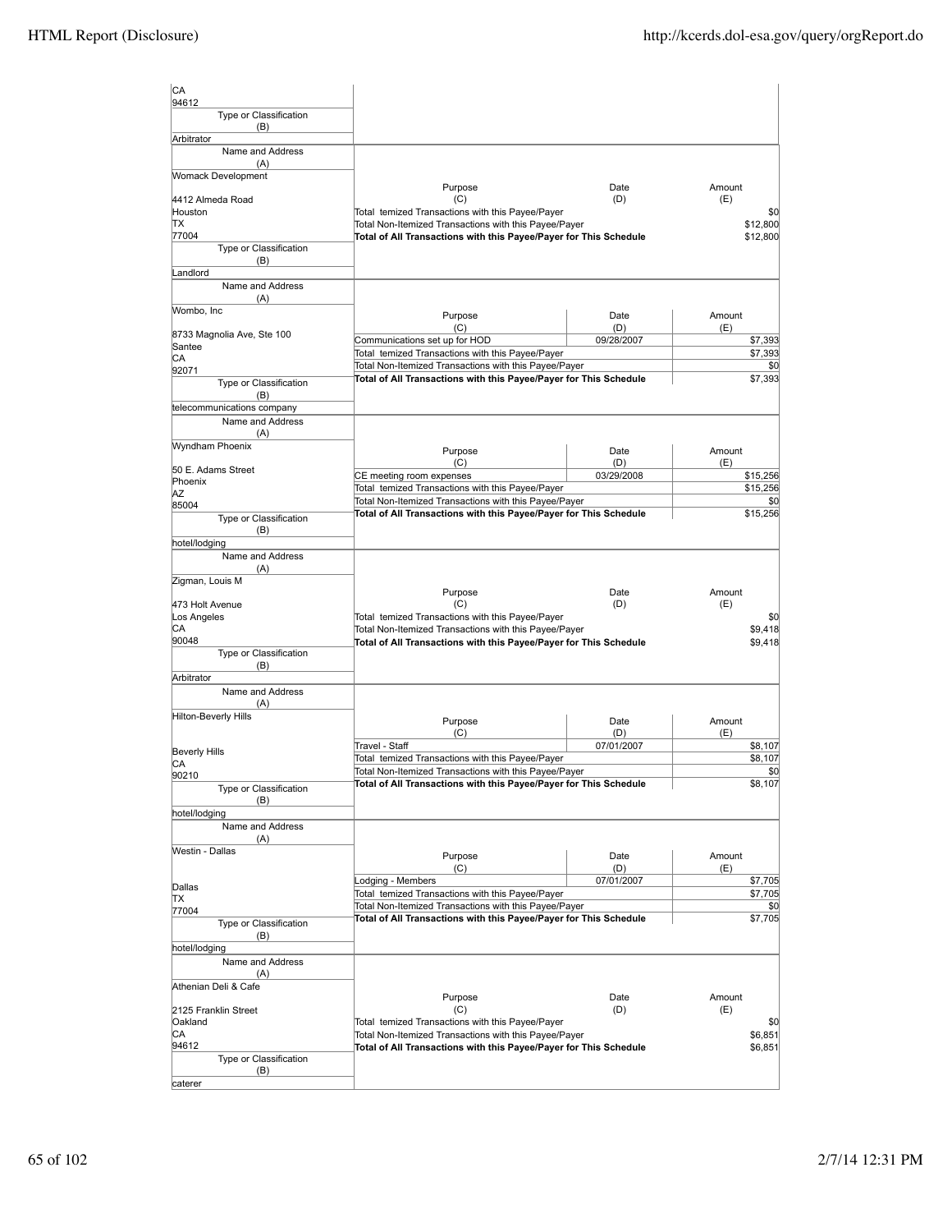| Name and Address (A) | Purpose (C) | Date (D) | Amount (E) |
|---|---|---|---|
| CA<br>94612<br>Type or Classification (B): Arbitrator | | | |
| Womack Development<br>4412 Almeda Road<br>Houston<br>TX<br>77004<br>Type or Classification (B): Landlord | Total temized Transactions with this Payee/Payer | | $0 |
| | Total Non-Itemized Transactions with this Payee/Payer | | $12,800 |
| | **Total of All Transactions with this Payee/Payer for This Schedule** | | $12,800 |
| Wombo, Inc<br>8733 Magnolia Ave, Ste 100<br>Santee<br>CA<br>92071<br>Type or Classification (B): telecommunications company | Communications set up for HOD | 09/28/2007 | $7,393 |
| | Total temized Transactions with this Payee/Payer | | $7,393 |
| | Total Non-Itemized Transactions with this Payee/Payer | | $0 |
| | **Total of All Transactions with this Payee/Payer for This Schedule** | | $7,393 |
| Wyndham Phoenix<br>50 E. Adams Street<br>Phoenix<br>AZ<br>85004<br>Type or Classification (B): hotel/lodging | CE meeting room expenses | 03/29/2008 | $15,256 |
| | Total temized Transactions with this Payee/Payer | | $15,256 |
| | Total Non-Itemized Transactions with this Payee/Payer | | $0 |
| | **Total of All Transactions with this Payee/Payer for This Schedule** | | $15,256 |
| Zigman, Louis M<br>473 Holt Avenue<br>Los Angeles<br>CA<br>90048<br>Type or Classification (B): Arbitrator | Total temized Transactions with this Payee/Payer | | $0 |
| | Total Non-Itemized Transactions with this Payee/Payer | | $9,418 |
| | **Total of All Transactions with this Payee/Payer for This Schedule** | | $9,418 |
| Hilton-Beverly Hills<br>Beverly Hills<br>CA<br>90210<br>Type or Classification (B): hotel/lodging | Travel - Staff | 07/01/2007 | $8,107 |
| | Total temized Transactions with this Payee/Payer | | $8,107 |
| | Total Non-Itemized Transactions with this Payee/Payer | | $0 |
| | **Total of All Transactions with this Payee/Payer for This Schedule** | | $8,107 |
| Westin - Dallas<br>Dallas<br>TX<br>77004<br>Type or Classification (B): hotel/lodging | Lodging - Members | 07/01/2007 | $7,705 |
| | Total temized Transactions with this Payee/Payer | | $7,705 |
| | Total Non-Itemized Transactions with this Payee/Payer | | $0 |
| | **Total of All Transactions with this Payee/Payer for This Schedule** | | $7,705 |
| Athenian Deli & Cafe<br>2125 Franklin Street<br>Oakland<br>CA<br>94612<br>Type or Classification (B): caterer | Total temized Transactions with this Payee/Payer | | $0 |
| | Total Non-Itemized Transactions with this Payee/Payer | | $6,851 |
| | **Total of All Transactions with this Payee/Payer for This Schedule** | | $6,851 |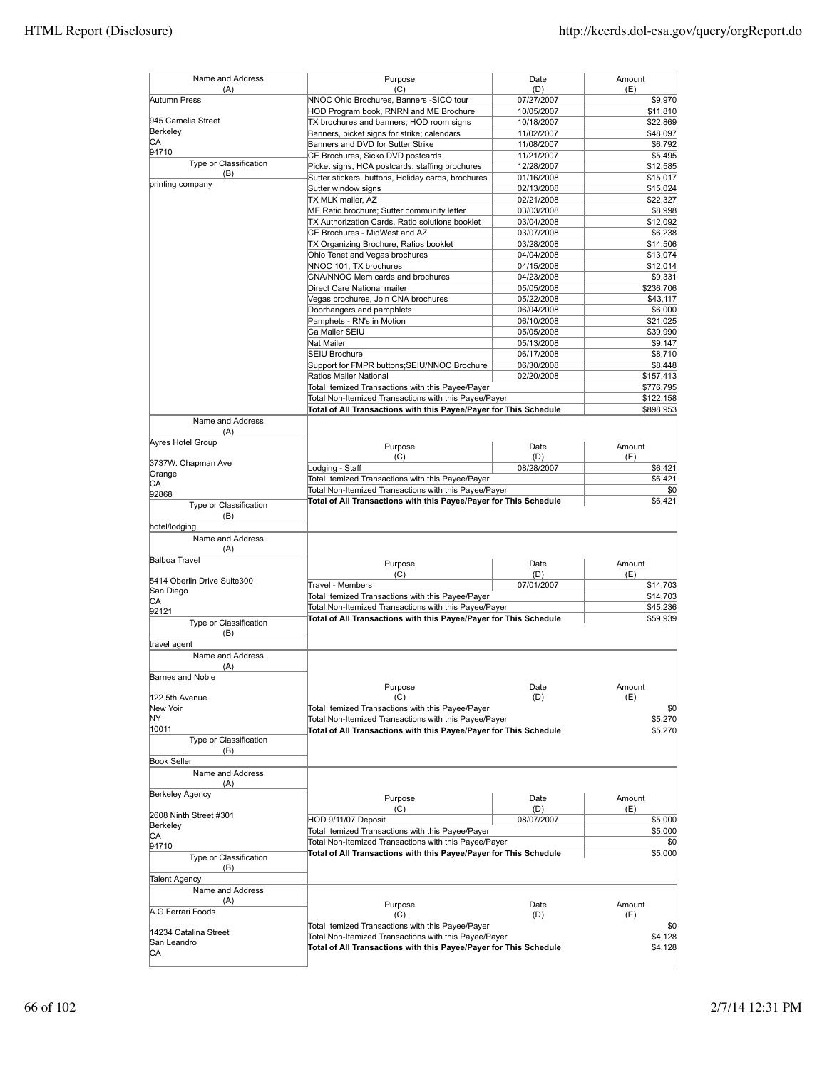| Name and Address (A) | Purpose (C) | Date (D) | Amount (E) |
|---|---|---|---|
| Autumn Press | NNOC Ohio Brochures, Banners -SICO tour | 07/27/2007 | $9,970 |
| | HOD Program book, RNRN and ME Brochure | 10/05/2007 | $11,810 |
| 945 Camelia Street | TX brochures and banners; HOD room signs | 10/18/2007 | $22,869 |
| Berkeley | Banners, picket signs for strike; calendars | 11/02/2007 | $48,097 |
| CA | Banners and DVD for Sutter Strike | 11/08/2007 | $6,792 |
| 94710 | CE Brochures, Sicko DVD postcards | 11/21/2007 | $5,495 |
| Type or Classification (B) | Picket signs, HCA postcards, staffing brochures | 12/28/2007 | $12,585 |
| printing company | Sutter stickers, buttons, Holiday cards, brochures | 01/16/2008 | $15,017 |
| | Sutter window signs | 02/13/2008 | $15,024 |
| | TX MLK mailer, AZ | 02/21/2008 | $22,327 |
| | ME Ratio brochure; Sutter community letter | 03/03/2008 | $8,998 |
| | TX Authorization Cards, Ratio solutions booklet | 03/04/2008 | $12,092 |
| | CE Brochures - MidWest and AZ | 03/07/2008 | $6,238 |
| | TX Organizing Brochure, Ratios booklet | 03/28/2008 | $14,506 |
| | Ohio Tenet and Vegas brochures | 04/04/2008 | $13,074 |
| | NNOC 101, TX brochures | 04/15/2008 | $12,014 |
| | CNA/NNOC Mem cards and brochures | 04/23/2008 | $9,331 |
| | Direct Care National mailer | 05/05/2008 | $236,706 |
| | Vegas brochures, Join CNA brochures | 05/22/2008 | $43,117 |
| | Doorhangers and pamphlets | 06/04/2008 | $6,000 |
| | Pamphets - RN's in Motion | 06/10/2008 | $21,025 |
| | Ca Mailer SEIU | 05/05/2008 | $39,990 |
| | Nat Mailer | 05/13/2008 | $9,147 |
| | SEIU Brochure | 06/17/2008 | $8,710 |
| | Support for FMPR buttons;SEIU/NNOC Brochure | 06/30/2008 | $8,448 |
| | Ratios Mailer National | 02/20/2008 | $157,413 |
| | Total temized Transactions with this Payee/Payer | | $776,795 |
| | Total Non-Itemized Transactions with this Payee/Payer | | $122,158 |
| | **Total of All Transactions with this Payee/Payer for This Schedule** | | $898,953 |

| Name and Address (A) | Purpose (C) | Date (D) | Amount (E) |
|---|---|---|---|
| Ayres Hotel Group | Lodging - Staff | 08/28/2007 | $6,421 |
| 3737W. Chapman Ave | Total temized Transactions with this Payee/Payer | | $6,421 |
| Orange | Total Non-Itemized Transactions with this Payee/Payer | | $0 |
| CA | **Total of All Transactions with this Payee/Payer for This Schedule** | | $6,421 |
| 92868 | | | |
| Type or Classification (B) | | | |
| hotel/lodging | | | |

| Name and Address (A) | Purpose (C) | Date (D) | Amount (E) |
|---|---|---|---|
| Balboa Travel | Travel - Members | 07/01/2007 | $14,703 |
| 5414 Oberlin Drive Suite300 | Total temized Transactions with this Payee/Payer | | $14,703 |
| San Diego | Total Non-Itemized Transactions with this Payee/Payer | | $45,236 |
| CA | **Total of All Transactions with this Payee/Payer for This Schedule** | | $59,939 |
| 92121 | | | |
| Type or Classification (B) | | | |
| travel agent | | | |

| Name and Address (A) | Purpose (C) | Date (D) | Amount (E) |
|---|---|---|---|
| Barnes and Noble | Total temized Transactions with this Payee/Payer | | $0 |
| 122 5th Avenue | Total Non-Itemized Transactions with this Payee/Payer | | $5,270 |
| New Yoir | **Total of All Transactions with this Payee/Payer for This Schedule** | | $5,270 |
| NY | | | |
| 10011 | | | |
| Type or Classification (B) | | | |
| Book Seller | | | |

| Name and Address (A) | Purpose (C) | Date (D) | Amount (E) |
|---|---|---|---|
| Berkeley Agency | HOD 9/11/07 Deposit | 08/07/2007 | $5,000 |
| 2608 Ninth Street #301 | Total temized Transactions with this Payee/Payer | | $5,000 |
| Berkeley | Total Non-Itemized Transactions with this Payee/Payer | | $0 |
| CA | **Total of All Transactions with this Payee/Payer for This Schedule** | | $5,000 |
| 94710 | | | |
| Type or Classification (B) | | | |
| Talent Agency | | | |

| Name and Address (A) | Purpose (C) | Date (D) | Amount (E) |
|---|---|---|---|
| A.G.Ferrari Foods | Total temized Transactions with this Payee/Payer | | $0 |
| 14234 Catalina Street | Total Non-Itemized Transactions with this Payee/Payer | | $4,128 |
| San Leandro | **Total of All Transactions with this Payee/Payer for This Schedule** | | $4,128 |
| CA | | | |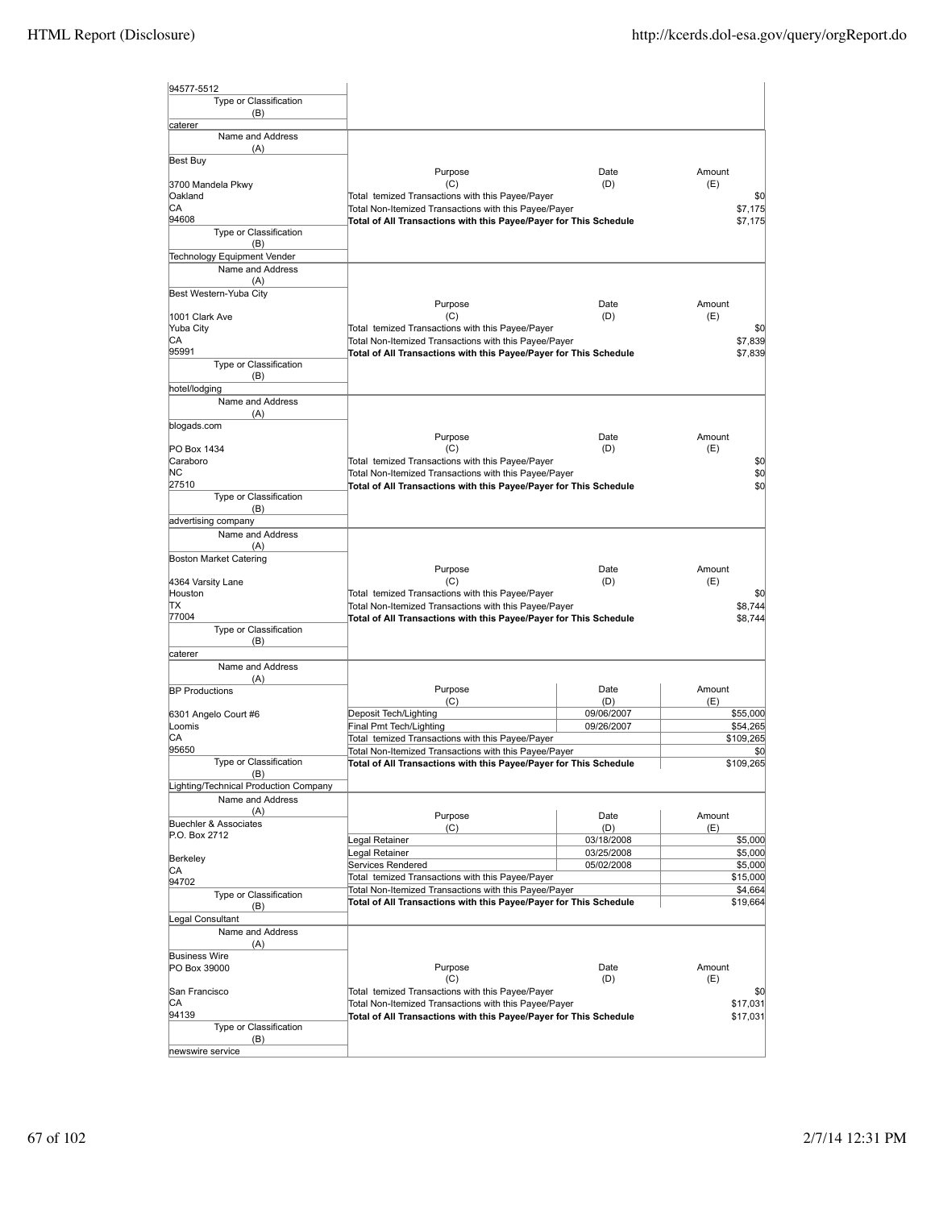| Name and Address (A) | Purpose (C) | Date (D) | Amount (E) |
|---|---|---|---|
| 94577-5512 | | | |
| Type or Classification (B): caterer | | | |

| Name and Address (A) | Purpose (C) | Date (D) | Amount (E) |
|---|---|---|---|
| Best Buy<br>3700 Mandela Pkwy<br>Oakland<br>CA<br>94608 | Total temized Transactions with this Payee/Payer | | $0 |
| | Total Non-Itemized Transactions with this Payee/Payer | | $7,175 |
| | **Total of All Transactions with this Payee/Payer for This Schedule** | | $7,175 |
| Type or Classification (B): Technology Equipment Vender | | | |

| Name and Address (A) | Purpose (C) | Date (D) | Amount (E) |
|---|---|---|---|
| Best Western-Yuba City<br>1001 Clark Ave<br>Yuba City<br>CA<br>95991 | Total temized Transactions with this Payee/Payer | | $0 |
| | Total Non-Itemized Transactions with this Payee/Payer | | $7,839 |
| | **Total of All Transactions with this Payee/Payer for This Schedule** | | $7,839 |
| Type or Classification (B): hotel/lodging | | | |

| Name and Address (A) | Purpose (C) | Date (D) | Amount (E) |
|---|---|---|---|
| blogads.com<br>PO Box 1434<br>Caraboro<br>NC<br>27510 | Total temized Transactions with this Payee/Payer | | $0 |
| | Total Non-Itemized Transactions with this Payee/Payer | | $0 |
| | **Total of All Transactions with this Payee/Payer for This Schedule** | | $0 |
| Type or Classification (B): advertising company | | | |

| Name and Address (A) | Purpose (C) | Date (D) | Amount (E) |
|---|---|---|---|
| Boston Market Catering<br>4364 Varsity Lane<br>Houston<br>TX<br>77004 | Total temized Transactions with this Payee/Payer | | $0 |
| | Total Non-Itemized Transactions with this Payee/Payer | | $8,744 |
| | **Total of All Transactions with this Payee/Payer for This Schedule** | | $8,744 |
| Type or Classification (B): caterer | | | |

| Name and Address (A) | Purpose (C) | Date (D) | Amount (E) |
|---|---|---|---|
| BP Productions<br>6301 Angelo Court #6<br>Loomis<br>CA<br>95650 | Deposit Tech/Lighting | 09/06/2007 | $55,000 |
| | Final Pmt Tech/Lighting | 09/26/2007 | $54,265 |
| | Total temized Transactions with this Payee/Payer | | $109,265 |
| | Total Non-Itemized Transactions with this Payee/Payer | | $0 |
| | **Total of All Transactions with this Payee/Payer for This Schedule** | | $109,265 |
| Type or Classification (B): Lighting/Technical Production Company | | | |

| Name and Address (A) | Purpose (C) | Date (D) | Amount (E) |
|---|---|---|---|
| Buechler & Associates<br>P.O. Box 2712<br>Berkeley<br>CA<br>94702 | Legal Retainer | 03/18/2008 | $5,000 |
| | Legal Retainer | 03/25/2008 | $5,000 |
| | Services Rendered | 05/02/2008 | $5,000 |
| | Total temized Transactions with this Payee/Payer | | $15,000 |
| | Total Non-Itemized Transactions with this Payee/Payer | | $4,664 |
| | **Total of All Transactions with this Payee/Payer for This Schedule** | | $19,664 |
| Type or Classification (B): Legal Consultant | | | |

| Name and Address (A) | Purpose (C) | Date (D) | Amount (E) |
|---|---|---|---|
| Business Wire<br>PO Box 39000<br>San Francisco<br>CA<br>94139 | Total temized Transactions with this Payee/Payer | | $0 |
| | Total Non-Itemized Transactions with this Payee/Payer | | $17,031 |
| | **Total of All Transactions with this Payee/Payer for This Schedule** | | $17,031 |
| Type or Classification (B): newswire service | | | |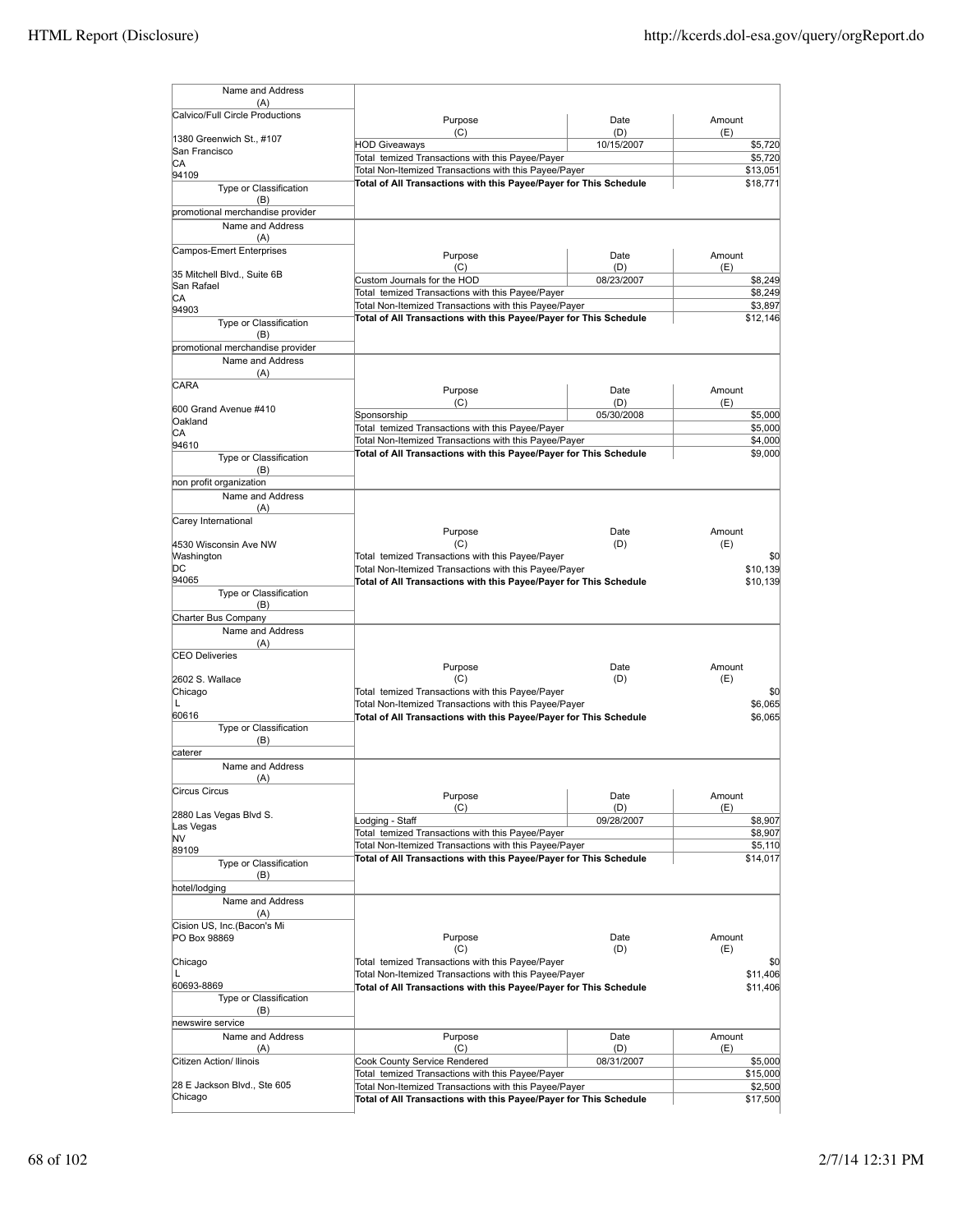| Name and Address (A) | Purpose (C) | Date (D) | Amount (E) |
|---|---|---|---|
| Calvico/Full Circle Productions<br><br>1380 Greenwich St., #107<br>San Francisco<br>CA<br>94109 | HOD Giveaways | 10/15/2007 | $5,720 |
| | Total temized Transactions with this Payee/Payer | | $5,720 |
| | Total Non-Itemized Transactions with this Payee/Payer | | $13,051 |
| | **Total of All Transactions with this Payee/Payer for This Schedule** | | $18,771 |
| Type or Classification (B): promotional merchandise provider | | | |

| Name and Address (A) | Purpose (C) | Date (D) | Amount (E) |
|---|---|---|---|
| Campos-Emert Enterprises<br><br>35 Mitchell Blvd., Suite 6B<br>San Rafael<br>CA<br>94903 | Custom Journals for the HOD | 08/23/2007 | $8,249 |
| | Total temized Transactions with this Payee/Payer | | $8,249 |
| | Total Non-Itemized Transactions with this Payee/Payer | | $3,897 |
| | **Total of All Transactions with this Payee/Payer for This Schedule** | | $12,146 |
| Type or Classification (B): promotional merchandise provider | | | |

| Name and Address (A) | Purpose (C) | Date (D) | Amount (E) |
|---|---|---|---|
| CARA<br><br>600 Grand Avenue #410<br>Oakland<br>CA<br>94610 | Sponsorship | 05/30/2008 | $5,000 |
| | Total temized Transactions with this Payee/Payer | | $5,000 |
| | Total Non-Itemized Transactions with this Payee/Payer | | $4,000 |
| | **Total of All Transactions with this Payee/Payer for This Schedule** | | $9,000 |
| Type or Classification (B): non profit organization | | | |

| Name and Address (A) | Purpose (C) | Date (D) | Amount (E) |
|---|---|---|---|
| Carey International<br><br>4530 Wisconsin Ave NW<br>Washington<br>DC<br>94065 | Total temized Transactions with this Payee/Payer | | $0 |
| | Total Non-Itemized Transactions with this Payee/Payer | | $10,139 |
| | **Total of All Transactions with this Payee/Payer for This Schedule** | | $10,139 |
| Type or Classification (B): Charter Bus Company | | | |

| Name and Address (A) | Purpose (C) | Date (D) | Amount (E) |
|---|---|---|---|
| CEO Deliveries<br><br>2602 S. Wallace<br>Chicago<br>L<br>60616 | Total temized Transactions with this Payee/Payer | | $0 |
| | Total Non-Itemized Transactions with this Payee/Payer | | $6,065 |
| | **Total of All Transactions with this Payee/Payer for This Schedule** | | $6,065 |
| Type or Classification (B): caterer | | | |

| Name and Address (A) | Purpose (C) | Date (D) | Amount (E) |
|---|---|---|---|
| Circus Circus<br><br>2880 Las Vegas Blvd S.<br>Las Vegas<br>NV<br>89109 | Lodging - Staff | 09/28/2007 | $8,907 |
| | Total temized Transactions with this Payee/Payer | | $8,907 |
| | Total Non-Itemized Transactions with this Payee/Payer | | $5,110 |
| | **Total of All Transactions with this Payee/Payer for This Schedule** | | $14,017 |
| Type or Classification (B): hotel/lodging | | | |

| Name and Address (A) | Purpose (C) | Date (D) | Amount (E) |
|---|---|---|---|
| Cision US, Inc.(Bacon's Mi<br>PO Box 98869<br><br>Chicago<br>L<br>60693-8869 | Total temized Transactions with this Payee/Payer | | $0 |
| | Total Non-Itemized Transactions with this Payee/Payer | | $11,406 |
| | **Total of All Transactions with this Payee/Payer for This Schedule** | | $11,406 |
| Type or Classification (B): newswire service | | | |

| Name and Address (A) | Purpose (C) | Date (D) | Amount (E) |
|---|---|---|---|
| Citizen Action/ llinois<br><br>28 E Jackson Blvd., Ste 605<br>Chicago | Cook County Service Rendered | 08/31/2007 | $5,000 |
| | Total temized Transactions with this Payee/Payer | | $15,000 |
| | Total Non-Itemized Transactions with this Payee/Payer | | $2,500 |
| | **Total of All Transactions with this Payee/Payer for This Schedule** | | $17,500 |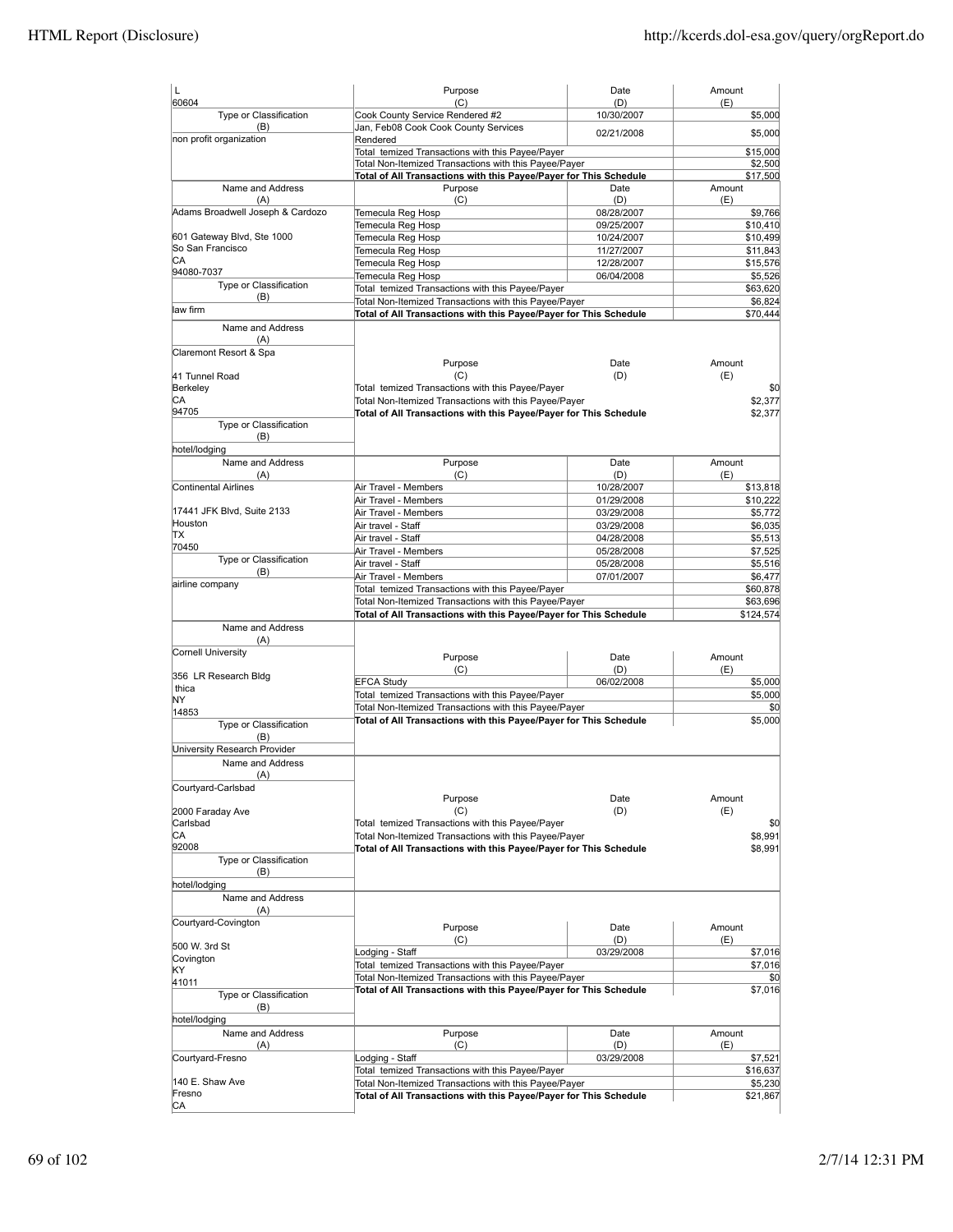| Name and Address (A) | Purpose (C) | Date (D) | Amount (E) |
|---|---|---|---|
| L<br>60604 | Cook County Service Rendered #2 | 10/30/2007 | $5,000 |
| Type or Classification (B)<br>non profit organization | Jan, Feb08 Cook Cook County Services Rendered | 02/21/2008 | $5,000 |
| | Total temized Transactions with this Payee/Payer | | $15,000 |
| | Total Non-Itemized Transactions with this Payee/Payer | | $2,500 |
| | **Total of All Transactions with this Payee/Payer for This Schedule** | | $17,500 |

| Name and Address (A) | Purpose (C) | Date (D) | Amount (E) |
|---|---|---|---|
| Adams Broadwell Joseph & Cardozo | Temecula Reg Hosp | 08/28/2007 | $9,766 |
| | Temecula Reg Hosp | 09/25/2007 | $10,410 |
| 601 Gateway Blvd, Ste 1000 | Temecula Reg Hosp | 10/24/2007 | $10,499 |
| So San Francisco | Temecula Reg Hosp | 11/27/2007 | $11,843 |
| CA | Temecula Reg Hosp | 12/28/2007 | $15,576 |
| 94080-7037 | Temecula Reg Hosp | 06/04/2008 | $5,526 |
| Type or Classification (B) | Total temized Transactions with this Payee/Payer | | $63,620 |
| | Total Non-Itemized Transactions with this Payee/Payer | | $6,824 |
| law firm | **Total of All Transactions with this Payee/Payer for This Schedule** | | $70,444 |

| Name and Address (A) | Purpose (C) | Date (D) | Amount (E) |
|---|---|---|---|
| Claremont Resort & Spa<br>41 Tunnel Road<br>Berkeley<br>CA<br>94705 | Total temized Transactions with this Payee/Payer | | $0 |
| | Total Non-Itemized Transactions with this Payee/Payer | | $2,377 |
| Type or Classification (B)<br>hotel/lodging | **Total of All Transactions with this Payee/Payer for This Schedule** | | $2,377 |

| Name and Address (A) | Purpose (C) | Date (D) | Amount (E) |
|---|---|---|---|
| Continental Airlines | Air Travel - Members | 10/28/2007 | $13,818 |
| | Air Travel - Members | 01/29/2008 | $10,222 |
| 17441 JFK Blvd, Suite 2133 | Air Travel - Members | 03/29/2008 | $5,772 |
| Houston | Air travel - Staff | 03/29/2008 | $6,035 |
| TX | Air travel - Staff | 04/28/2008 | $5,513 |
| 70450 | Air Travel - Members | 05/28/2008 | $7,525 |
| Type or Classification (B) | Air travel - Staff | 05/28/2008 | $5,516 |
| | Air Travel - Members | 07/01/2007 | $6,477 |
| airline company | Total temized Transactions with this Payee/Payer | | $60,878 |
| | Total Non-Itemized Transactions with this Payee/Payer | | $63,696 |
| | **Total of All Transactions with this Payee/Payer for This Schedule** | | $124,574 |

| Name and Address (A) | Purpose (C) | Date (D) | Amount (E) |
|---|---|---|---|
| Cornell University<br>356 LR Research Bldg<br>thica<br>NY<br>14853 | EFCA Study | 06/02/2008 | $5,000 |
| | Total temized Transactions with this Payee/Payer | | $5,000 |
| | Total Non-Itemized Transactions with this Payee/Payer | | $0 |
| Type or Classification (B)<br>University Research Provider | **Total of All Transactions with this Payee/Payer for This Schedule** | | $5,000 |

| Name and Address (A) | Purpose (C) | Date (D) | Amount (E) |
|---|---|---|---|
| Courtyard-Carlsbad<br>2000 Faraday Ave<br>Carlsbad<br>CA<br>92008 | Total temized Transactions with this Payee/Payer | | $0 |
| | Total Non-Itemized Transactions with this Payee/Payer | | $8,991 |
| Type or Classification (B)<br>hotel/lodging | **Total of All Transactions with this Payee/Payer for This Schedule** | | $8,991 |

| Name and Address (A) | Purpose (C) | Date (D) | Amount (E) |
|---|---|---|---|
| Courtyard-Covington<br>500 W. 3rd St<br>Covington<br>KY<br>41011 | Lodging - Staff | 03/29/2008 | $7,016 |
| | Total temized Transactions with this Payee/Payer | | $7,016 |
| | Total Non-Itemized Transactions with this Payee/Payer | | $0 |
| Type or Classification (B)<br>hotel/lodging | **Total of All Transactions with this Payee/Payer for This Schedule** | | $7,016 |

| Name and Address (A) | Purpose (C) | Date (D) | Amount (E) |
|---|---|---|---|
| Courtyard-Fresno | Lodging - Staff | 03/29/2008 | $7,521 |
| | Total temized Transactions with this Payee/Payer | | $16,637 |
| 140 E. Shaw Ave | Total Non-Itemized Transactions with this Payee/Payer | | $5,230 |
| Fresno | **Total of All Transactions with this Payee/Payer for This Schedule** | | $21,867 |
| CA | | | |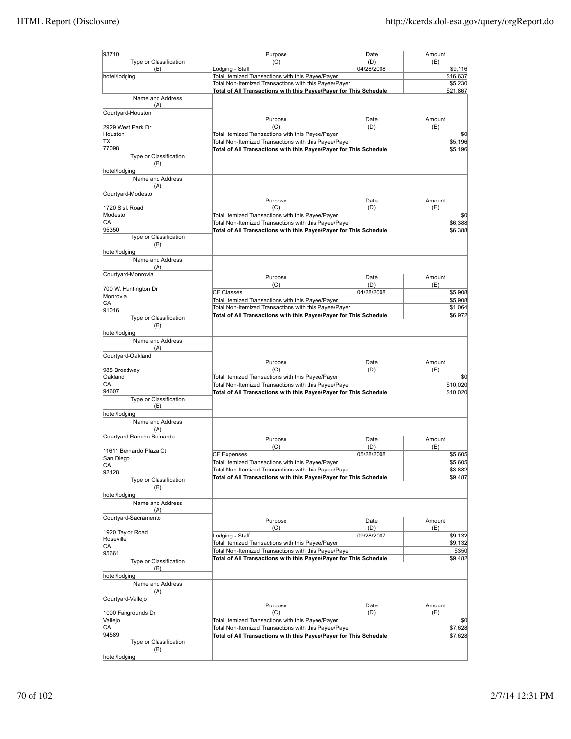| Name and Address (A) | Purpose (C) | Date (D) | Amount (E) |
|---|---|---|---|
| 93710 | Lodging - Staff | 04/28/2008 | $9,116 |
| Type or Classification (B): hotel/lodging | Total temized Transactions with this Payee/Payer | | $16,637 |
| | Total Non-Itemized Transactions with this Payee/Payer | | $5,230 |
| | **Total of All Transactions with this Payee/Payer for This Schedule** | | $21,867 |

| Name and Address (A) | Purpose (C) | Date (D) | Amount (E) |
|---|---|---|---|
| Courtyard-Houston<br>2929 West Park Dr<br>Houston<br>TX<br>77098 | Total temized Transactions with this Payee/Payer | | $0 |
| | Total Non-Itemized Transactions with this Payee/Payer | | $5,196 |
| Type or Classification (B): hotel/lodging | **Total of All Transactions with this Payee/Payer for This Schedule** | | $5,196 |

| Name and Address (A) | Purpose (C) | Date (D) | Amount (E) |
|---|---|---|---|
| Courtyard-Modesto<br>1720 Sisk Road<br>Modesto<br>CA<br>95350 | Total temized Transactions with this Payee/Payer | | $0 |
| | Total Non-Itemized Transactions with this Payee/Payer | | $6,388 |
| Type or Classification (B): hotel/lodging | **Total of All Transactions with this Payee/Payer for This Schedule** | | $6,388 |

| Name and Address (A) | Purpose (C) | Date (D) | Amount (E) |
|---|---|---|---|
| Courtyard-Monrovia<br>700 W. Huntington Dr<br>Monrovia<br>CA<br>91016 | CE Classes | 04/28/2008 | $5,908 |
| | Total temized Transactions with this Payee/Payer | | $5,908 |
| | Total Non-Itemized Transactions with this Payee/Payer | | $1,064 |
| Type or Classification (B): hotel/lodging | **Total of All Transactions with this Payee/Payer for This Schedule** | | $6,972 |

| Name and Address (A) | Purpose (C) | Date (D) | Amount (E) |
|---|---|---|---|
| Courtyard-Oakland<br>988 Broadway<br>Oakland<br>CA<br>94607 | Total temized Transactions with this Payee/Payer | | $0 |
| | Total Non-Itemized Transactions with this Payee/Payer | | $10,020 |
| Type or Classification (B): hotel/lodging | **Total of All Transactions with this Payee/Payer for This Schedule** | | $10,020 |

| Name and Address (A) | Purpose (C) | Date (D) | Amount (E) |
|---|---|---|---|
| Courtyard-Rancho Bernardo<br>11611 Bernardo Plaza Ct<br>San Diego<br>CA<br>92128 | CE Expenses | 05/28/2008 | $5,605 |
| | Total temized Transactions with this Payee/Payer | | $5,605 |
| | Total Non-Itemized Transactions with this Payee/Payer | | $3,882 |
| Type or Classification (B): hotel/lodging | **Total of All Transactions with this Payee/Payer for This Schedule** | | $9,487 |

| Name and Address (A) | Purpose (C) | Date (D) | Amount (E) |
|---|---|---|---|
| Courtyard-Sacramento<br>1920 Taylor Road<br>Roseville<br>CA<br>95661 | Lodging - Staff | 09/28/2007 | $9,132 |
| | Total temized Transactions with this Payee/Payer | | $9,132 |
| | Total Non-Itemized Transactions with this Payee/Payer | | $350 |
| Type or Classification (B): hotel/lodging | **Total of All Transactions with this Payee/Payer for This Schedule** | | $9,482 |

| Name and Address (A) | Purpose (C) | Date (D) | Amount (E) |
|---|---|---|---|
| Courtyard-Vallejo<br>1000 Fairgrounds Dr<br>Vallejo<br>CA<br>94589 | Total temized Transactions with this Payee/Payer | | $0 |
| | Total Non-Itemized Transactions with this Payee/Payer | | $7,628 |
| Type or Classification (B): hotel/lodging | **Total of All Transactions with this Payee/Payer for This Schedule** | | $7,628 |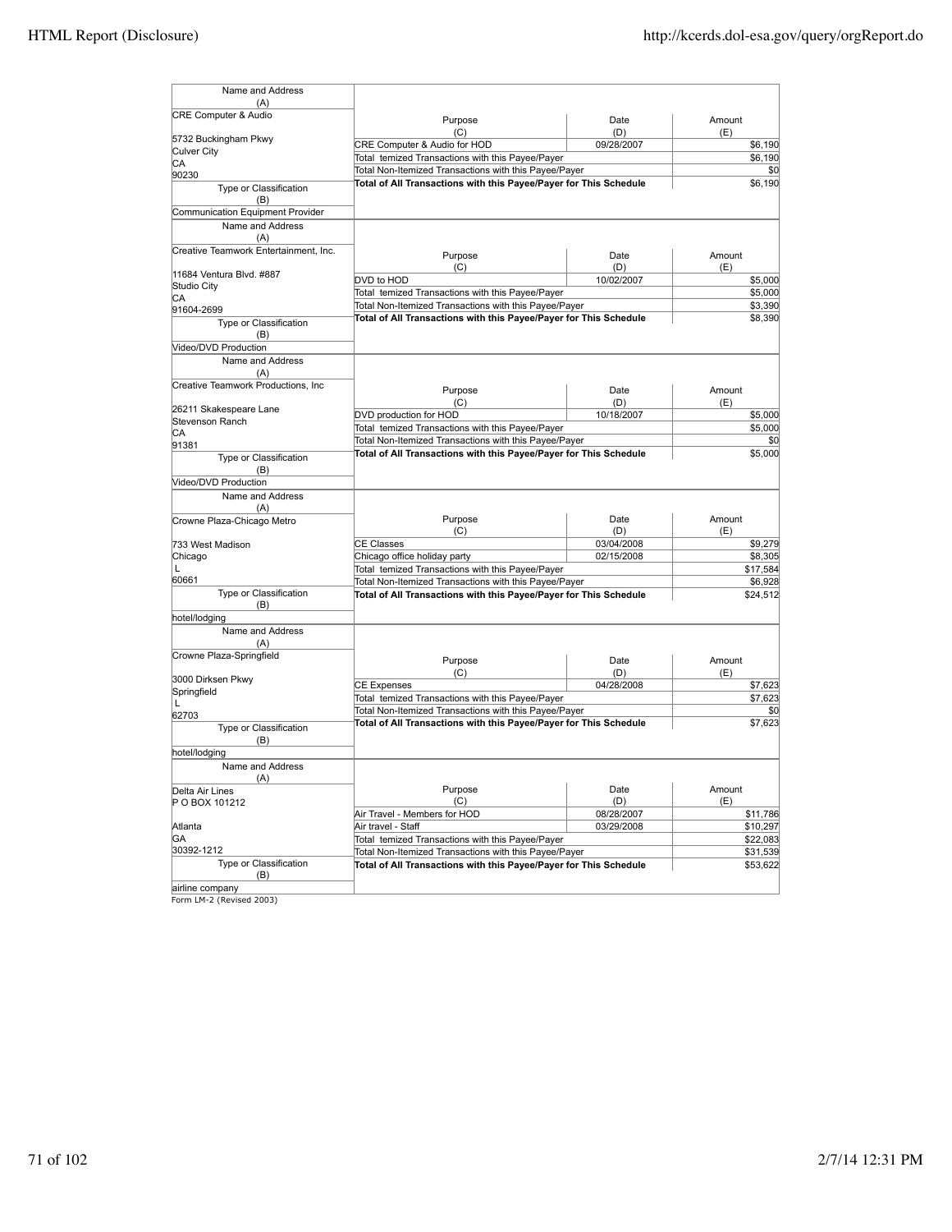| Name and Address (A) | Purpose (C) | Date (D) | Amount (E) |
|---|---|---|---|
| CRE Computer & Audio<br><br>5732 Buckingham Pkwy<br>Culver City<br>CA<br>90230 | CRE Computer & Audio for HOD | 09/28/2007 | $6,190 |
| | Total temized Transactions with this Payee/Payer | | $6,190 |
| | Total Non-Itemized Transactions with this Payee/Payer | | $0 |
| | **Total of All Transactions with this Payee/Payer for This Schedule** | | $6,190 |
| Type or Classification (B)<br>Communication Equipment Provider | | | |

| Name and Address (A) | Purpose (C) | Date (D) | Amount (E) |
|---|---|---|---|
| Creative Teamwork Entertainment, Inc.<br><br>11684 Ventura Blvd. #887<br>Studio City<br>CA<br>91604-2699 | DVD to HOD | 10/02/2007 | $5,000 |
| | Total temized Transactions with this Payee/Payer | | $5,000 |
| | Total Non-Itemized Transactions with this Payee/Payer | | $3,390 |
| | **Total of All Transactions with this Payee/Payer for This Schedule** | | $8,390 |
| Type or Classification (B)<br>Video/DVD Production | | | |

| Name and Address (A) | Purpose (C) | Date (D) | Amount (E) |
|---|---|---|---|
| Creative Teamwork Productions, Inc<br><br>26211 Skakespeare Lane<br>Stevenson Ranch<br>CA<br>91381 | DVD production for HOD | 10/18/2007 | $5,000 |
| | Total temized Transactions with this Payee/Payer | | $5,000 |
| | Total Non-Itemized Transactions with this Payee/Payer | | $0 |
| | **Total of All Transactions with this Payee/Payer for This Schedule** | | $5,000 |
| Type or Classification (B)<br>Video/DVD Production | | | |

| Name and Address (A) | Purpose (C) | Date (D) | Amount (E) |
|---|---|---|---|
| Crowne Plaza-Chicago Metro<br><br>733 West Madison<br>Chicago<br>L<br>60661 | CE Classes | 03/04/2008 | $9,279 |
| | Chicago office holiday party | 02/15/2008 | $8,305 |
| | Total temized Transactions with this Payee/Payer | | $17,584 |
| | Total Non-Itemized Transactions with this Payee/Payer | | $6,928 |
| | **Total of All Transactions with this Payee/Payer for This Schedule** | | $24,512 |
| Type or Classification (B)<br>hotel/lodging | | | |

| Name and Address (A) | Purpose (C) | Date (D) | Amount (E) |
|---|---|---|---|
| Crowne Plaza-Springfield<br><br>3000 Dirksen Pkwy<br>Springfield<br>L<br>62703 | CE Expenses | 04/28/2008 | $7,623 |
| | Total temized Transactions with this Payee/Payer | | $7,623 |
| | Total Non-Itemized Transactions with this Payee/Payer | | $0 |
| | **Total of All Transactions with this Payee/Payer for This Schedule** | | $7,623 |
| Type or Classification (B)<br>hotel/lodging | | | |

| Name and Address (A) | Purpose (C) | Date (D) | Amount (E) |
|---|---|---|---|
| Delta Air Lines<br>P O BOX 101212<br><br>Atlanta<br>GA<br>30392-1212 | Air Travel - Members for HOD | 08/28/2007 | $11,786 |
| | Air travel - Staff | 03/29/2008 | $10,297 |
| | Total temized Transactions with this Payee/Payer | | $22,083 |
| | Total Non-Itemized Transactions with this Payee/Payer | | $31,539 |
| | **Total of All Transactions with this Payee/Payer for This Schedule** | | $53,622 |
| Type or Classification (B)<br>airline company | | | |

Form LM-2 (Revised 2003)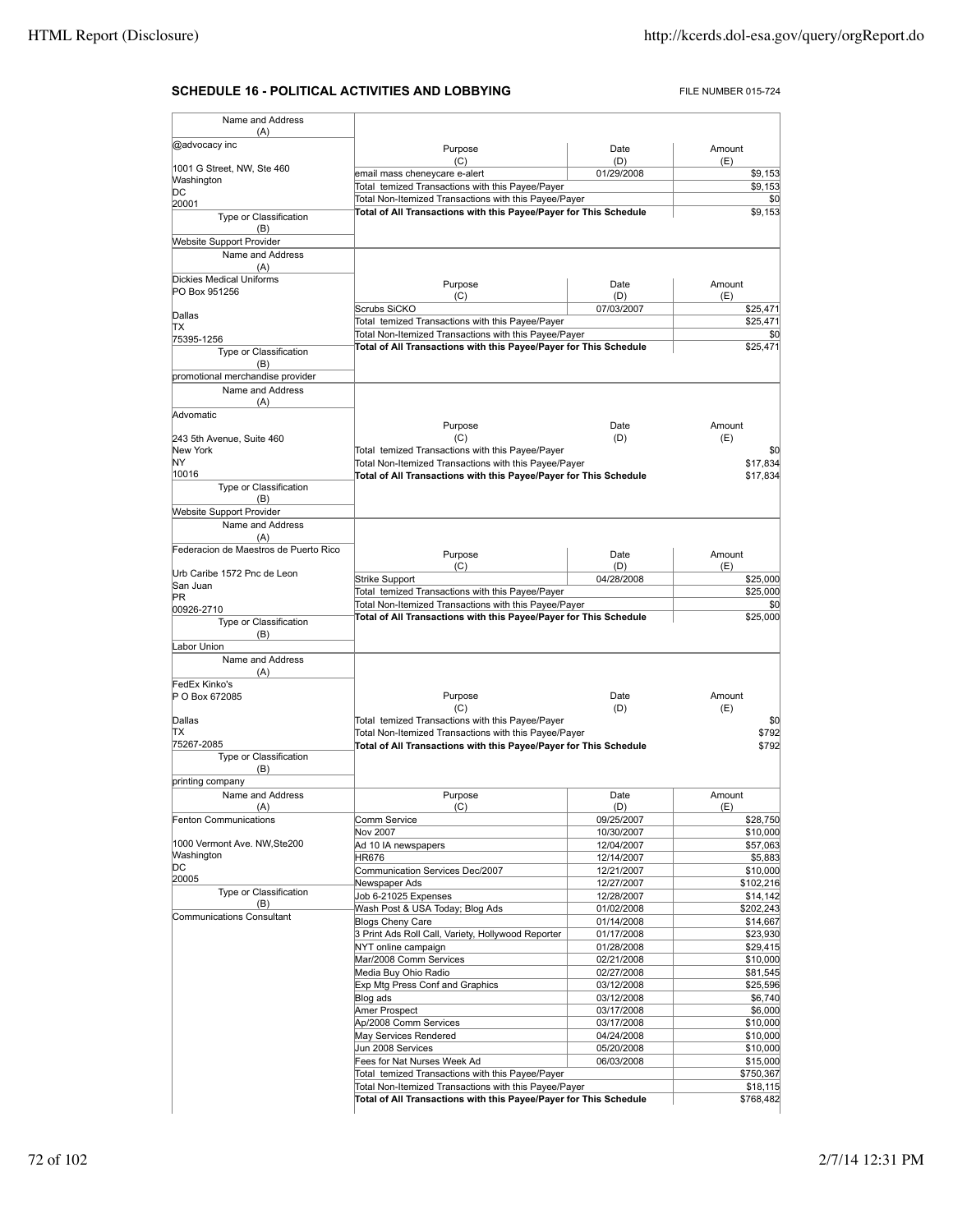## SCHEDULE 16 - POLITICAL ACTIVITIES AND LOBBYING

FILE NUMBER 015-724

| Name and Address (A) | Purpose (C) | Date (D) | Amount (E) |
|---|---|---|---|
| @advocacy inc<br>1001 G Street, NW, Ste 460<br>Washington<br>DC<br>20001 | email mass cheneycare e-alert | 01/29/2008 | $9,153 |
| | Total temized Transactions with this Payee/Payer | | $9,153 |
| | Total Non-Itemized Transactions with this Payee/Payer | | $0 |
| Type or Classification (B): Website Support Provider | **Total of All Transactions with this Payee/Payer for This Schedule** | | $9,153 |

| Name and Address (A) | Purpose (C) | Date (D) | Amount (E) |
|---|---|---|---|
| Dickies Medical Uniforms<br>PO Box 951256<br>Dallas<br>TX<br>75395-1256 | Scrubs SiCKO | 07/03/2007 | $25,471 |
| | Total temized Transactions with this Payee/Payer | | $25,471 |
| | Total Non-Itemized Transactions with this Payee/Payer | | $0 |
| Type or Classification (B): promotional merchandise provider | **Total of All Transactions with this Payee/Payer for This Schedule** | | $25,471 |

| Name and Address (A) | Purpose (C) | Date (D) | Amount (E) |
|---|---|---|---|
| Advomatic<br>243 5th Avenue, Suite 460<br>New York<br>NY<br>10016 | Total temized Transactions with this Payee/Payer | | $0 |
| | Total Non-Itemized Transactions with this Payee/Payer | | $17,834 |
| Type or Classification (B): Website Support Provider | **Total of All Transactions with this Payee/Payer for This Schedule** | | $17,834 |

| Name and Address (A) | Purpose (C) | Date (D) | Amount (E) |
|---|---|---|---|
| Federacion de Maestros de Puerto Rico<br>Urb Caribe 1572 Pnc de Leon<br>San Juan<br>PR<br>00926-2710 | Strike Support | 04/28/2008 | $25,000 |
| | Total temized Transactions with this Payee/Payer | | $25,000 |
| | Total Non-Itemized Transactions with this Payee/Payer | | $0 |
| Type or Classification (B): Labor Union | **Total of All Transactions with this Payee/Payer for This Schedule** | | $25,000 |

| Name and Address (A) | Purpose (C) | Date (D) | Amount (E) |
|---|---|---|---|
| FedEx Kinko's<br>P O Box 672085<br>Dallas<br>TX<br>75267-2085 | Total temized Transactions with this Payee/Payer | | $0 |
| | Total Non-Itemized Transactions with this Payee/Payer | | $792 |
| Type or Classification (B): printing company | **Total of All Transactions with this Payee/Payer for This Schedule** | | $792 |

| Name and Address (A) | Purpose (C) | Date (D) | Amount (E) |
|---|---|---|---|
| Fenton Communications | Comm Service | 09/25/2007 | $28,750 |
| | Nov 2007 | 10/30/2007 | $10,000 |
| 1000 Vermont Ave. NW,Ste200 | Ad 10 IA newspapers | 12/04/2007 | $57,063 |
| Washington | HR676 | 12/14/2007 | $5,883 |
| DC | Communication Services Dec/2007 | 12/21/2007 | $10,000 |
| 20005 | Newspaper Ads | 12/27/2007 | $102,216 |
| Type or Classification (B) | Job 6-21025 Expenses | 12/28/2007 | $14,142 |
| | Wash Post & USA Today; Blog Ads | 01/02/2008 | $202,243 |
| Communications Consultant | Blogs Cheny Care | 01/14/2008 | $14,667 |
| | 3 Print Ads Roll Call, Variety, Hollywood Reporter | 01/17/2008 | $23,930 |
| | NYT online campaign | 01/28/2008 | $29,415 |
| | Mar/2008 Comm Services | 02/21/2008 | $10,000 |
| | Media Buy Ohio Radio | 02/27/2008 | $81,545 |
| | Exp Mtg Press Conf and Graphics | 03/12/2008 | $25,596 |
| | Blog ads | 03/12/2008 | $6,740 |
| | Amer Prospect | 03/17/2008 | $6,000 |
| | Ap/2008 Comm Services | 03/17/2008 | $10,000 |
| | May Services Rendered | 04/24/2008 | $10,000 |
| | Jun 2008 Services | 05/20/2008 | $10,000 |
| | Fees for Nat Nurses Week Ad | 06/03/2008 | $15,000 |
| | Total temized Transactions with this Payee/Payer | | $750,367 |
| | Total Non-Itemized Transactions with this Payee/Payer | | $18,115 |
| | **Total of All Transactions with this Payee/Payer for This Schedule** | | $768,482 |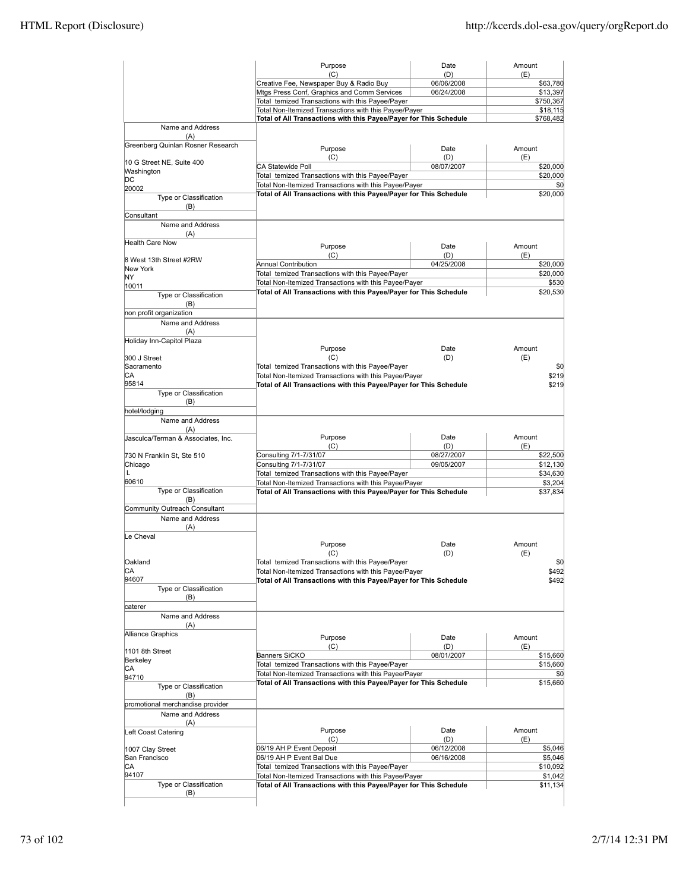| Purpose (C) | Date (D) | Amount (E) |
|---|---|---|
| Creative Fee, Newspaper Buy & Radio Buy | 06/06/2008 | $63,780 |
| Mtgs Press Conf, Graphics and Comm Services | 06/24/2008 | $13,397 |
| Total temized Transactions with this Payee/Payer | | $750,367 |
| Total Non-Itemized Transactions with this Payee/Payer | | $18,115 |
| **Total of All Transactions with this Payee/Payer for This Schedule** | | **$768,482** |

| Name and Address (A) | Purpose (C) | Date (D) | Amount (E) |
|---|---|---|---|
| Greenberg Quinlan Rosner Research<br>10 G Street NE, Suite 400<br>Washington<br>DC<br>20002 | CA Statewide Poll | 08/07/2007 | $20,000 |
| | Total temized Transactions with this Payee/Payer | | $20,000 |
| | Total Non-Itemized Transactions with this Payee/Payer | | $0 |
| | **Total of All Transactions with this Payee/Payer for This Schedule** | | **$20,000** |
| Type or Classification (B) | | | |
| Consultant | | | |

| Name and Address (A) | Purpose (C) | Date (D) | Amount (E) |
|---|---|---|---|
| Health Care Now<br>8 West 13th Street #2RW<br>New York<br>NY<br>10011 | Annual Contribution | 04/25/2008 | $20,000 |
| | Total temized Transactions with this Payee/Payer | | $20,000 |
| | Total Non-Itemized Transactions with this Payee/Payer | | $530 |
| | **Total of All Transactions with this Payee/Payer for This Schedule** | | **$20,530** |
| Type or Classification (B) | | | |
| non profit organization | | | |

| Name and Address (A) | Purpose (C) | Date (D) | Amount (E) |
|---|---|---|---|
| Holiday Inn-Capitol Plaza<br>300 J Street<br>Sacramento<br>CA<br>95814 | Total temized Transactions with this Payee/Payer | | $0 |
| | Total Non-Itemized Transactions with this Payee/Payer | | $219 |
| | **Total of All Transactions with this Payee/Payer for This Schedule** | | **$219** |
| Type or Classification (B) | | | |
| hotel/lodging | | | |

| Name and Address (A) | Purpose (C) | Date (D) | Amount (E) |
|---|---|---|---|
| Jasculca/Terman & Associates, Inc.<br>730 N Franklin St, Ste 510<br>Chicago<br>L<br>60610 | Consulting 7/1-7/31/07 | 08/27/2007 | $22,500 |
| | Consulting 7/1-7/31/07 | 09/05/2007 | $12,130 |
| | Total temized Transactions with this Payee/Payer | | $34,630 |
| | Total Non-Itemized Transactions with this Payee/Payer | | $3,204 |
| | **Total of All Transactions with this Payee/Payer for This Schedule** | | **$37,834** |
| Type or Classification (B) | | | |
| Community Outreach Consultant | | | |

| Name and Address (A) | Purpose (C) | Date (D) | Amount (E) |
|---|---|---|---|
| Le Cheval<br>Oakland<br>CA<br>94607 | Total temized Transactions with this Payee/Payer | | $0 |
| | Total Non-Itemized Transactions with this Payee/Payer | | $492 |
| | **Total of All Transactions with this Payee/Payer for This Schedule** | | **$492** |
| Type or Classification (B) | | | |
| caterer | | | |

| Name and Address (A) | Purpose (C) | Date (D) | Amount (E) |
|---|---|---|---|
| Alliance Graphics<br>1101 8th Street<br>Berkeley<br>CA<br>94710 | Banners SiCKO | 08/01/2007 | $15,660 |
| | Total temized Transactions with this Payee/Payer | | $15,660 |
| | Total Non-Itemized Transactions with this Payee/Payer | | $0 |
| | **Total of All Transactions with this Payee/Payer for This Schedule** | | **$15,660** |
| Type or Classification (B) | | | |
| promotional merchandise provider | | | |

| Name and Address (A) | Purpose (C) | Date (D) | Amount (E) |
|---|---|---|---|
| Left Coast Catering<br>1007 Clay Street<br>San Francisco<br>CA<br>94107 | 06/19 AH P Event Deposit | 06/12/2008 | $5,046 |
| | 06/19 AH P Event Bal Due | 06/16/2008 | $5,046 |
| | Total temized Transactions with this Payee/Payer | | $10,092 |
| | Total Non-Itemized Transactions with this Payee/Payer | | $1,042 |
| | **Total of All Transactions with this Payee/Payer for This Schedule** | | **$11,134** |
| Type or Classification (B) | | | |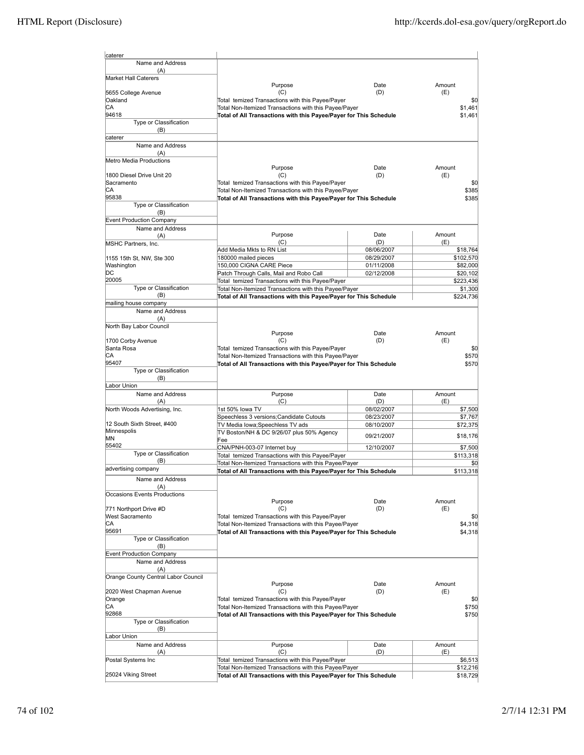caterer

| Name and Address (A) | Purpose (C) | Date (D) | Amount (E) |
|---|---|---|---|
| Market Hall Caterers<br>5655 College Avenue<br>Oakland<br>CA<br>94618 | Total temized Transactions with this Payee/Payer | | $0 |
| | Total Non-Itemized Transactions with this Payee/Payer | | $1,461 |
| | **Total of All Transactions with this Payee/Payer for This Schedule** | | $1,461 |
| Type or Classification (B)<br>caterer | | | |

| Name and Address (A) | Purpose (C) | Date (D) | Amount (E) |
|---|---|---|---|
| Metro Media Productions<br>1800 Diesel Drive Unit 20<br>Sacramento<br>CA<br>95838 | Total temized Transactions with this Payee/Payer | | $0 |
| | Total Non-Itemized Transactions with this Payee/Payer | | $385 |
| | **Total of All Transactions with this Payee/Payer for This Schedule** | | $385 |
| Type or Classification (B)<br>Event Production Company | | | |

| Name and Address (A) | Purpose (C) | Date (D) | Amount (E) |
|---|---|---|---|
| MSHC Partners, Inc.<br>1155 15th St, NW, Ste 300<br>Washington<br>DC<br>20005 | Add Media Mkts to RN List | 08/06/2007 | $18,764 |
| | 180000 mailed pieces | 08/29/2007 | $102,570 |
| | 150,000 CIGNA CARE Piece | 01/11/2008 | $82,000 |
| | Patch Through Calls, Mail and Robo Call | 02/12/2008 | $20,102 |
| | Total temized Transactions with this Payee/Payer | | $223,436 |
| | Total Non-Itemized Transactions with this Payee/Payer | | $1,300 |
| | **Total of All Transactions with this Payee/Payer for This Schedule** | | $224,736 |
| Type or Classification (B)<br>mailing house company | | | |

| Name and Address (A) | Purpose (C) | Date (D) | Amount (E) |
|---|---|---|---|
| North Bay Labor Council<br>1700 Corby Avenue<br>Santa Rosa<br>CA<br>95407 | Total temized Transactions with this Payee/Payer | | $0 |
| | Total Non-Itemized Transactions with this Payee/Payer | | $570 |
| | **Total of All Transactions with this Payee/Payer for This Schedule** | | $570 |
| Type or Classification (B)<br>Labor Union | | | |

| Name and Address (A) | Purpose (C) | Date (D) | Amount (E) |
|---|---|---|---|
| North Woods Advertising, Inc.<br>12 South Sixth Street, #400<br>Minnespolis<br>MN<br>55402 | 1st 50% Iowa TV | 08/02/2007 | $7,500 |
| | Speechless 3 versions;Candidate Cutouts | 08/23/2007 | $7,767 |
| | TV Media Iowa;Speechless TV ads | 08/10/2007 | $72,375 |
| | TV Boston/NH & DC 9/26/07 plus 50% Agency Fee | 09/21/2007 | $18,176 |
| | CNA/PNH-003-07 Internet buy | 12/10/2007 | $7,500 |
| | Total temized Transactions with this Payee/Payer | | $113,318 |
| | Total Non-Itemized Transactions with this Payee/Payer | | $0 |
| | **Total of All Transactions with this Payee/Payer for This Schedule** | | $113,318 |
| Type or Classification (B)<br>advertising company | | | |

| Name and Address (A) | Purpose (C) | Date (D) | Amount (E) |
|---|---|---|---|
| Occasions Events Productions<br>771 Northport Drive #D<br>West Sacramento<br>CA<br>95691 | Total temized Transactions with this Payee/Payer | | $0 |
| | Total Non-Itemized Transactions with this Payee/Payer | | $4,318 |
| | **Total of All Transactions with this Payee/Payer for This Schedule** | | $4,318 |
| Type or Classification (B)<br>Event Production Company | | | |

| Name and Address (A) | Purpose (C) | Date (D) | Amount (E) |
|---|---|---|---|
| Orange County Central Labor Council<br>2020 West Chapman Avenue<br>Orange<br>CA<br>92868 | Total temized Transactions with this Payee/Payer | | $0 |
| | Total Non-Itemized Transactions with this Payee/Payer | | $750 |
| | **Total of All Transactions with this Payee/Payer for This Schedule** | | $750 |
| Type or Classification (B)<br>Labor Union | | | |

| Name and Address (A) | Purpose (C) | Date (D) | Amount (E) |
|---|---|---|---|
| Postal Systems Inc<br>25024 Viking Street | Total temized Transactions with this Payee/Payer | | $6,513 |
| | Total Non-Itemized Transactions with this Payee/Payer | | $12,216 |
| | **Total of All Transactions with this Payee/Payer for This Schedule** | | $18,729 |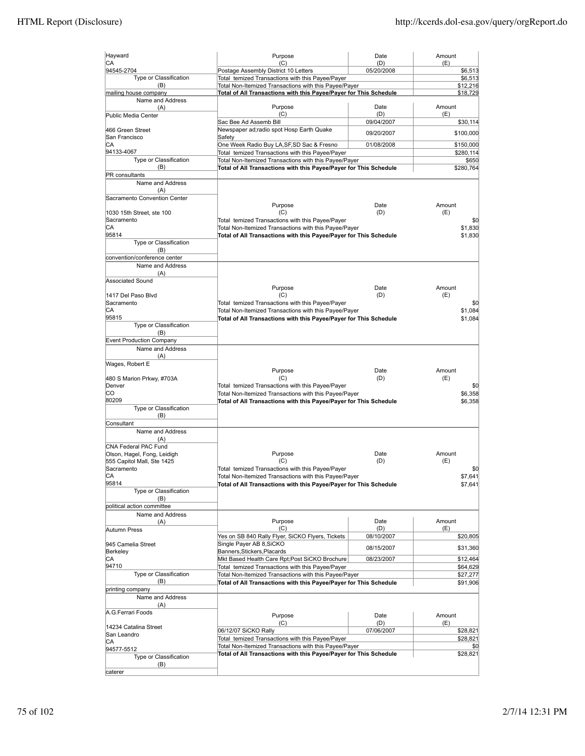| Name and Address (A) | Purpose (C) | Date (D) | Amount (E) |
|---|---|---|---|
| Hayward<br>CA<br>94545-2704 | Postage Assembly District 10 Letters | 05/20/2008 | $6,513 |
| | Total temized Transactions with this Payee/Payer | | $6,513 |
| Type or Classification (B) | Total Non-Itemized Transactions with this Payee/Payer | | $12,216 |
| mailing house company | **Total of All Transactions with this Payee/Payer for This Schedule** | | $18,729 |

| Name and Address (A) | Purpose (C) | Date (D) | Amount (E) |
|---|---|---|---|
| Public Media Center | Sac Bee Ad Assemb Bill | 09/04/2007 | $30,114 |
| 466 Green Street<br>San Francisco | Newspaper ad;radio spot Hosp Earth Quake Safety | 09/20/2007 | $100,000 |
| CA | One Week Radio Buy LA,SF,SD Sac & Fresno | 01/08/2008 | $150,000 |
| 94133-4067 | Total temized Transactions with this Payee/Payer | | $280,114 |
| Type or Classification (B) | Total Non-Itemized Transactions with this Payee/Payer | | $650 |
| PR consultants | **Total of All Transactions with this Payee/Payer for This Schedule** | | $280,764 |

| Name and Address (A) | Purpose (C) | Date (D) | Amount (E) |
|---|---|---|---|
| Sacramento Convention Center<br>1030 15th Street, ste 100<br>Sacramento | Total temized Transactions with this Payee/Payer | | $0 |
| CA | Total Non-Itemized Transactions with this Payee/Payer | | $1,830 |
| 95814 | **Total of All Transactions with this Payee/Payer for This Schedule** | | $1,830 |
| Type or Classification (B)<br>convention/conference center | | | |

| Name and Address (A) | Purpose (C) | Date (D) | Amount (E) |
|---|---|---|---|
| Associated Sound<br>1417 Del Paso Blvd<br>Sacramento | Total temized Transactions with this Payee/Payer | | $0 |
| CA | Total Non-Itemized Transactions with this Payee/Payer | | $1,084 |
| 95815 | **Total of All Transactions with this Payee/Payer for This Schedule** | | $1,084 |
| Type or Classification (B)<br>Event Production Company | | | |

| Name and Address (A) | Purpose (C) | Date (D) | Amount (E) |
|---|---|---|---|
| Wages, Robert E<br>480 S Marion Prkwy, #703A<br>Denver | Total temized Transactions with this Payee/Payer | | $0 |
| CO | Total Non-Itemized Transactions with this Payee/Payer | | $6,358 |
| 80209 | **Total of All Transactions with this Payee/Payer for This Schedule** | | $6,358 |
| Type or Classification (B)<br>Consultant | | | |

| Name and Address (A) | Purpose (C) | Date (D) | Amount (E) |
|---|---|---|---|
| CNA Federal PAC Fund<br>Olson, Hagel, Fong, Leidigh<br>555 Capitol Mall, Ste 1425<br>Sacramento | Total temized Transactions with this Payee/Payer | | $0 |
| CA | Total Non-Itemized Transactions with this Payee/Payer | | $7,641 |
| 95814 | **Total of All Transactions with this Payee/Payer for This Schedule** | | $7,641 |
| Type or Classification (B)<br>political action committee | | | |

| Name and Address (A) | Purpose (C) | Date (D) | Amount (E) |
|---|---|---|---|
| Autumn Press | Yes on SB 840 Rally Flyer, SiCKO Flyers, Tickets | 08/10/2007 | $20,805 |
| 945 Camelia Street<br>Berkeley | Single Payer AB 8,SiCKO Banners,Stickers,Placards | 08/15/2007 | $31,360 |
| CA | Mkt Based Health Care Rpt;Post SiCKO Brochure | 08/23/2007 | $12,464 |
| 94710 | Total temized Transactions with this Payee/Payer | | $64,629 |
| Type or Classification (B) | Total Non-Itemized Transactions with this Payee/Payer | | $27,277 |
| printing company | **Total of All Transactions with this Payee/Payer for This Schedule** | | $91,906 |

| Name and Address (A) | Purpose (C) | Date (D) | Amount (E) |
|---|---|---|---|
| A.G.Ferrari Foods<br>14234 Catalina Street<br>San Leandro | 06/12/07 SiCKO Rally | 07/06/2007 | $28,821 |
| CA | Total temized Transactions with this Payee/Payer | | $28,821 |
| 94577-5512 | Total Non-Itemized Transactions with this Payee/Payer | | $0 |
| Type or Classification (B) | **Total of All Transactions with this Payee/Payer for This Schedule** | | $28,821 |
| caterer | | | |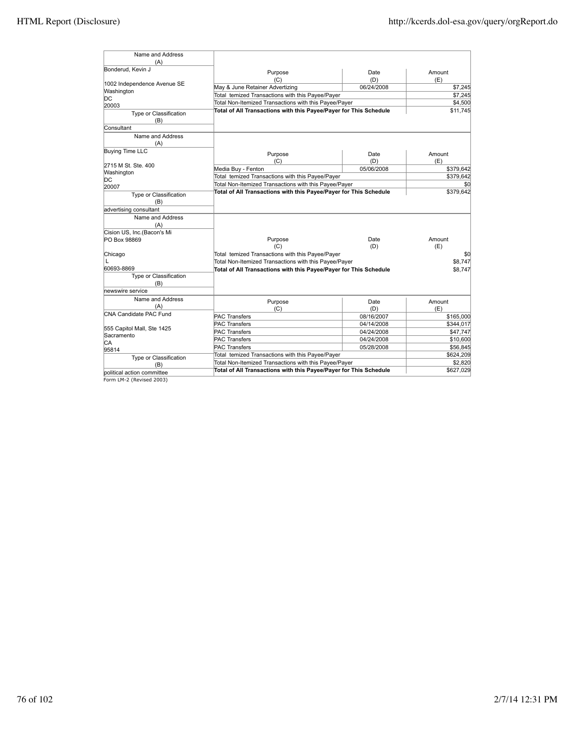| Name and Address (A) | Purpose (C) | Date (D) | Amount (E) |
|---|---|---|---|
| Bonderud, Kevin J<br><br>1002 Independence Avenue SE<br>Washington<br>DC<br>20003 | May & June Retainer Advertizing | 06/24/2008 | $7,245 |
| | Total temized Transactions with this Payee/Payer | | $7,245 |
| | Total Non-Itemized Transactions with this Payee/Payer | | $4,500 |
| | **Total of All Transactions with this Payee/Payer for This Schedule** | | $11,745 |
| Type or Classification (B) | | | |
| Consultant | | | |

| Name and Address (A) | Purpose (C) | Date (D) | Amount (E) |
|---|---|---|---|
| Buying Time LLC<br><br>2715 M St. Ste. 400<br>Washington<br>DC<br>20007 | Media Buy - Fenton | 05/06/2008 | $379,642 |
| | Total temized Transactions with this Payee/Payer | | $379,642 |
| | Total Non-Itemized Transactions with this Payee/Payer | | $0 |
| | **Total of All Transactions with this Payee/Payer for This Schedule** | | $379,642 |
| Type or Classification (B) | | | |
| advertising consultant | | | |

| Name and Address (A) | Purpose (C) | Date (D) | Amount (E) |
|---|---|---|---|
| Cision US, Inc.(Bacon's Mi<br>PO Box 98869<br><br>Chicago<br>L<br>60693-8869 | Total temized Transactions with this Payee/Payer | | $0 |
| | Total Non-Itemized Transactions with this Payee/Payer | | $8,747 |
| | **Total of All Transactions with this Payee/Payer for This Schedule** | | $8,747 |
| Type or Classification (B) | | | |
| newswire service | | | |

| Name and Address (A) | Purpose (C) | Date (D) | Amount (E) |
|---|---|---|---|
| CNA Candidate PAC Fund<br><br>555 Capitol Mall, Ste 1425<br>Sacramento<br>CA<br>95814 | PAC Transfers | 08/16/2007 | $165,000 |
| | PAC Transfers | 04/14/2008 | $344,017 |
| | PAC Transfers | 04/24/2008 | $47,747 |
| | PAC Transfers | 04/24/2008 | $10,600 |
| | PAC Transfers | 05/28/2008 | $56,845 |
| Type or Classification (B) | Total temized Transactions with this Payee/Payer | | $624,209 |
| | Total Non-Itemized Transactions with this Payee/Payer | | $2,820 |
| political action committee | **Total of All Transactions with this Payee/Payer for This Schedule** | | $627,029 |

Form LM-2 (Revised 2003)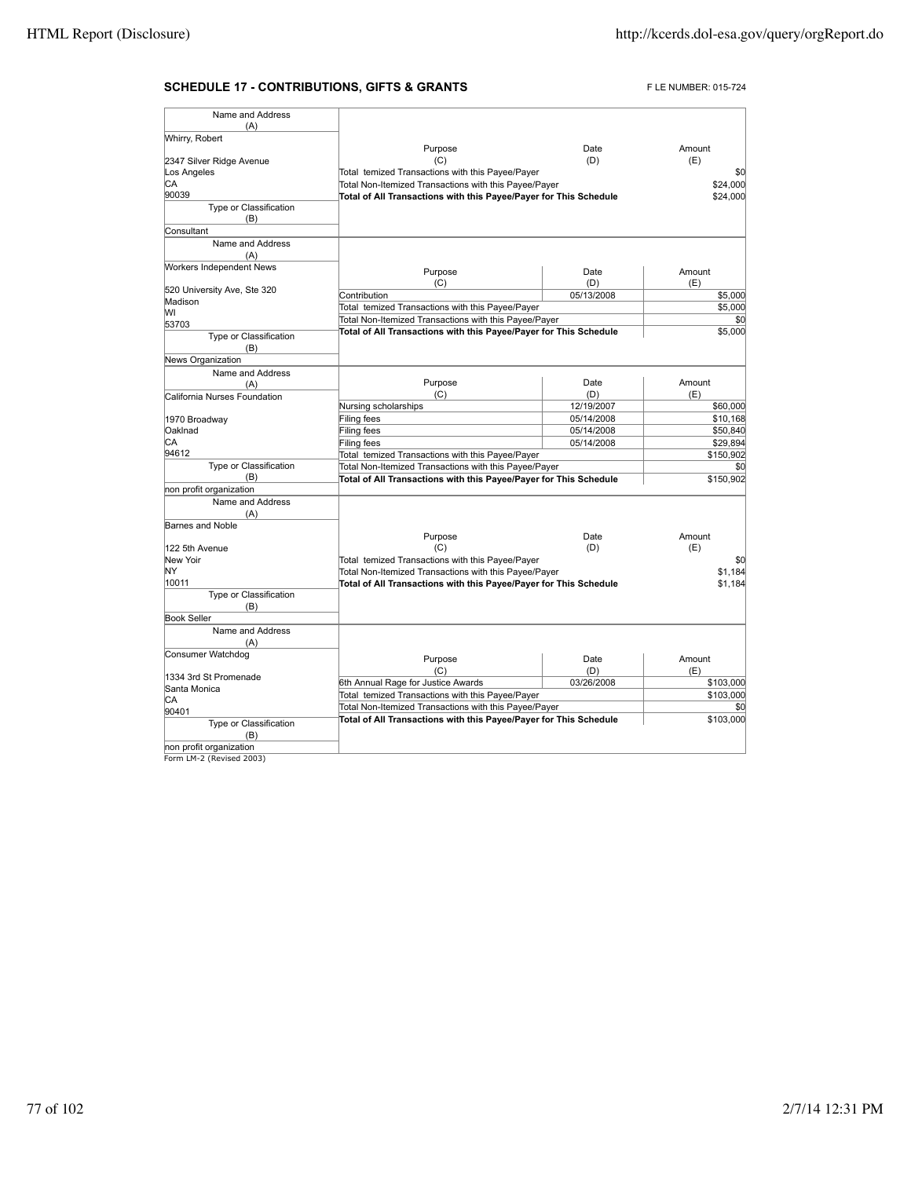## SCHEDULE 17 - CONTRIBUTIONS, GIFTS & GRANTS

F LE NUMBER: 015-724

| Name and Address (A) | Purpose (C) | Date (D) | Amount (E) |
|---|---|---|---|
| Whirry, Robert<br>2347 Silver Ridge Avenue<br>Los Angeles<br>CA<br>90039 | Total temized Transactions with this Payee/Payer | | $0 |
| | Total Non-Itemized Transactions with this Payee/Payer | | $24,000 |
| | **Total of All Transactions with this Payee/Payer for This Schedule** | | $24,000 |
| Type or Classification (B): Consultant | | | |

| Name and Address (A) | Purpose (C) | Date (D) | Amount (E) |
|---|---|---|---|
| Workers Independent News<br>520 University Ave, Ste 320<br>Madison<br>WI<br>53703 | Contribution | 05/13/2008 | $5,000 |
| | Total temized Transactions with this Payee/Payer | | $5,000 |
| | Total Non-Itemized Transactions with this Payee/Payer | | $0 |
| | **Total of All Transactions with this Payee/Payer for This Schedule** | | $5,000 |
| Type or Classification (B): News Organization | | | |

| Name and Address (A) | Purpose (C) | Date (D) | Amount (E) |
|---|---|---|---|
| California Nurses Foundation<br>1970 Broadway<br>Oaklnad<br>CA<br>94612 | Nursing scholarships | 12/19/2007 | $60,000 |
| | Filing fees | 05/14/2008 | $10,168 |
| | Filing fees | 05/14/2008 | $50,840 |
| | Filing fees | 05/14/2008 | $29,894 |
| | Total temized Transactions with this Payee/Payer | | $150,902 |
| | Total Non-Itemized Transactions with this Payee/Payer | | $0 |
| | **Total of All Transactions with this Payee/Payer for This Schedule** | | $150,902 |
| Type or Classification (B): non profit organization | | | |

| Name and Address (A) | Purpose (C) | Date (D) | Amount (E) |
|---|---|---|---|
| Barnes and Noble<br>122 5th Avenue<br>New Yoir<br>NY<br>10011 | Total temized Transactions with this Payee/Payer | | $0 |
| | Total Non-Itemized Transactions with this Payee/Payer | | $1,184 |
| | **Total of All Transactions with this Payee/Payer for This Schedule** | | $1,184 |
| Type or Classification (B): Book Seller | | | |

| Name and Address (A) | Purpose (C) | Date (D) | Amount (E) |
|---|---|---|---|
| Consumer Watchdog<br>1334 3rd St Promenade<br>Santa Monica<br>CA<br>90401 | 6th Annual Rage for Justice Awards | 03/26/2008 | $103,000 |
| | Total temized Transactions with this Payee/Payer | | $103,000 |
| | Total Non-Itemized Transactions with this Payee/Payer | | $0 |
| | **Total of All Transactions with this Payee/Payer for This Schedule** | | $103,000 |
| Type or Classification (B): non profit organization | | | |

Form LM-2 (Revised 2003)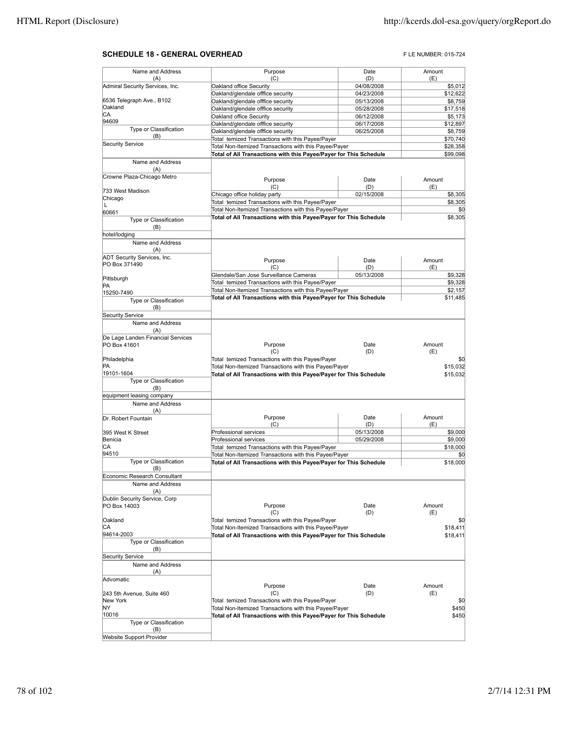## SCHEDULE 18 - GENERAL OVERHEAD

F LE NUMBER: 015-724

| Name and Address (A) | Purpose (C) | Date (D) | Amount (E) |
|---|---|---|---|
| Admiral Security Services, Inc. | Oakland office Security | 04/08/2008 | $5,012 |
| | Oakland/glendale offfice security | 04/23/2008 | $12,622 |
| 6536 Telegraph Ave., B102 | Oakland/glendale offfice security | 05/13/2008 | $8,759 |
| Oakland | Oakland/glendale offfice security | 05/28/2008 | $17,518 |
| CA | Oakland office Security | 06/12/2008 | $5,173 |
| 94609 | Oakland/glendale offfice security | 06/17/2008 | $12,897 |
| Type or Classification (B) | Oakland/glendale offfice security | 06/25/2008 | $8,759 |
| Security Service | Total temized Transactions with this Payee/Payer | | $70,740 |
| | Total Non-Itemized Transactions with this Payee/Payer | | $28,358 |
| | **Total of All Transactions with this Payee/Payer for This Schedule** | | $99,098 |

| Name and Address (A) | Purpose (C) | Date (D) | Amount (E) |
|---|---|---|---|
| Crowne Plaza-Chicago Metro | Chicago office holiday party | 02/15/2008 | $8,305 |
| 733 West Madison | Total temized Transactions with this Payee/Payer | | $8,305 |
| Chicago | Total Non-Itemized Transactions with this Payee/Payer | | $0 |
| L | **Total of All Transactions with this Payee/Payer for This Schedule** | | $8,305 |
| 60661 | | | |
| Type or Classification (B) | | | |
| hotel/lodging | | | |

| Name and Address (A) | Purpose (C) | Date (D) | Amount (E) |
|---|---|---|---|
| ADT Security Services, Inc. | Glendale/San Jose Surveillance Cameras | 05/13/2008 | $9,328 |
| PO Box 371490 | Total temized Transactions with this Payee/Payer | | $9,328 |
| Pittsburgh | Total Non-Itemized Transactions with this Payee/Payer | | $2,157 |
| PA | **Total of All Transactions with this Payee/Payer for This Schedule** | | $11,485 |
| 15250-7490 | | | |
| Type or Classification (B) | | | |
| Security Service | | | |

| Name and Address (A) | Purpose (C) | Date (D) | Amount (E) |
|---|---|---|---|
| De Lage Landen Financial Services | Total temized Transactions with this Payee/Payer | | $0 |
| PO Box 41601 | Total Non-Itemized Transactions with this Payee/Payer | | $15,032 |
| Philadelphia | **Total of All Transactions with this Payee/Payer for This Schedule** | | $15,032 |
| PA | | | |
| 19101-1604 | | | |
| Type or Classification (B) | | | |
| equipment leasing company | | | |

| Name and Address (A) | Purpose (C) | Date (D) | Amount (E) |
|---|---|---|---|
| Dr. Robert Fountain | Professional services | 05/13/2008 | $9,000 |
| 395 West K Street | Professional services | 05/29/2008 | $9,000 |
| Benicia | Total temized Transactions with this Payee/Payer | | $18,000 |
| CA | Total Non-Itemized Transactions with this Payee/Payer | | $0 |
| 94510 | **Total of All Transactions with this Payee/Payer for This Schedule** | | $18,000 |
| Type or Classification (B) | | | |
| Economic Research Consultant | | | |

| Name and Address (A) | Purpose (C) | Date (D) | Amount (E) |
|---|---|---|---|
| Dublin Security Service, Corp | Total temized Transactions with this Payee/Payer | | $0 |
| PO Box 14003 | Total Non-Itemized Transactions with this Payee/Payer | | $18,411 |
| Oakland | **Total of All Transactions with this Payee/Payer for This Schedule** | | $18,411 |
| CA | | | |
| 94614-2003 | | | |
| Type or Classification (B) | | | |
| Security Service | | | |

| Name and Address (A) | Purpose (C) | Date (D) | Amount (E) |
|---|---|---|---|
| Advomatic | Total temized Transactions with this Payee/Payer | | $0 |
| 243 5th Avenue, Suite 460 | Total Non-Itemized Transactions with this Payee/Payer | | $450 |
| New York | **Total of All Transactions with this Payee/Payer for This Schedule** | | $450 |
| NY | | | |
| 10016 | | | |
| Type or Classification (B) | | | |
| Website Support Provider | | | |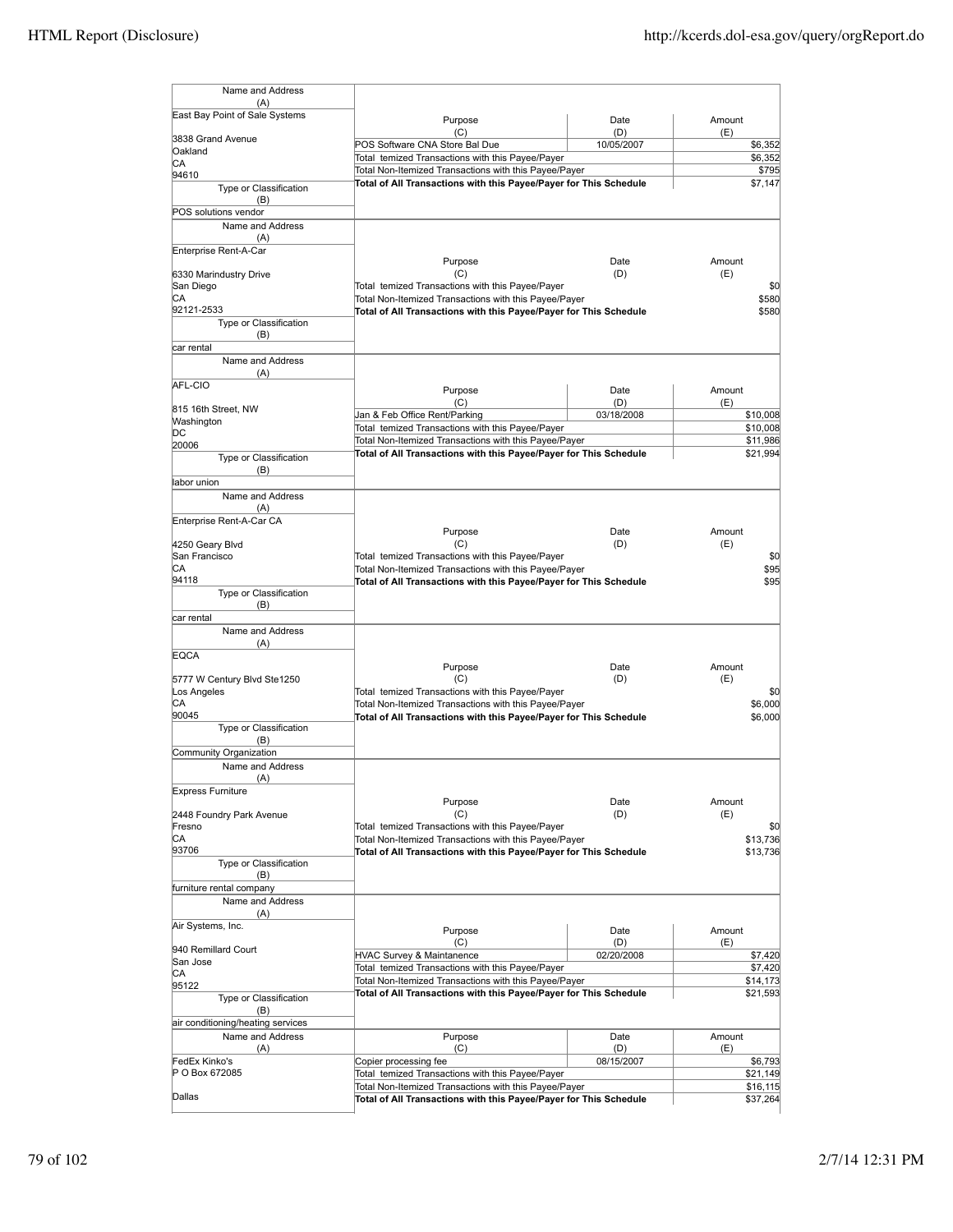| Name and Address (A) | Purpose (C) | Date (D) | Amount (E) |
|---|---|---|---|
| East Bay Point of Sale Systems<br>3838 Grand Avenue<br>Oakland<br>CA<br>94610 | POS Software CNA Store Bal Due | 10/05/2007 | $6,352 |
| | Total temized Transactions with this Payee/Payer | | $6,352 |
| | Total Non-Itemized Transactions with this Payee/Payer | | $795 |
| | **Total of All Transactions with this Payee/Payer for This Schedule** | | $7,147 |
| Type or Classification (B)<br>POS solutions vendor | | | |

| Name and Address (A) | Purpose (C) | Date (D) | Amount (E) |
|---|---|---|---|
| Enterprise Rent-A-Car<br>6330 Marindustry Drive<br>San Diego<br>CA<br>92121-2533 | Total temized Transactions with this Payee/Payer | | $0 |
| | Total Non-Itemized Transactions with this Payee/Payer | | $580 |
| | **Total of All Transactions with this Payee/Payer for This Schedule** | | $580 |
| Type or Classification (B)<br>car rental | | | |

| Name and Address (A) | Purpose (C) | Date (D) | Amount (E) |
|---|---|---|---|
| AFL-CIO<br>815 16th Street, NW<br>Washington<br>DC<br>20006 | Jan & Feb Office Rent/Parking | 03/18/2008 | $10,008 |
| | Total temized Transactions with this Payee/Payer | | $10,008 |
| | Total Non-Itemized Transactions with this Payee/Payer | | $11,986 |
| | **Total of All Transactions with this Payee/Payer for This Schedule** | | $21,994 |
| Type or Classification (B)<br>labor union | | | |

| Name and Address (A) | Purpose (C) | Date (D) | Amount (E) |
|---|---|---|---|
| Enterprise Rent-A-Car CA<br>4250 Geary Blvd<br>San Francisco<br>CA<br>94118 | Total temized Transactions with this Payee/Payer | | $0 |
| | Total Non-Itemized Transactions with this Payee/Payer | | $95 |
| | **Total of All Transactions with this Payee/Payer for This Schedule** | | $95 |
| Type or Classification (B)<br>car rental | | | |

| Name and Address (A) | Purpose (C) | Date (D) | Amount (E) |
|---|---|---|---|
| EQCA<br>5777 W Century Blvd Ste1250<br>Los Angeles<br>CA<br>90045 | Total temized Transactions with this Payee/Payer | | $0 |
| | Total Non-Itemized Transactions with this Payee/Payer | | $6,000 |
| | **Total of All Transactions with this Payee/Payer for This Schedule** | | $6,000 |
| Type or Classification (B)<br>Community Organization | | | |

| Name and Address (A) | Purpose (C) | Date (D) | Amount (E) |
|---|---|---|---|
| Express Furniture<br>2448 Foundry Park Avenue<br>Fresno<br>CA<br>93706 | Total temized Transactions with this Payee/Payer | | $0 |
| | Total Non-Itemized Transactions with this Payee/Payer | | $13,736 |
| | **Total of All Transactions with this Payee/Payer for This Schedule** | | $13,736 |
| Type or Classification (B)<br>furniture rental company | | | |

| Name and Address (A) | Purpose (C) | Date (D) | Amount (E) |
|---|---|---|---|
| Air Systems, Inc.<br>940 Remillard Court<br>San Jose<br>CA<br>95122 | HVAC Survey & Maintanence | 02/20/2008 | $7,420 |
| | Total temized Transactions with this Payee/Payer | | $7,420 |
| | Total Non-Itemized Transactions with this Payee/Payer | | $14,173 |
| | **Total of All Transactions with this Payee/Payer for This Schedule** | | $21,593 |
| Type or Classification (B)<br>air conditioning/heating services | | | |

| Name and Address (A) | Purpose (C) | Date (D) | Amount (E) |
|---|---|---|---|
| FedEx Kinko's<br>P O Box 672085<br><br>Dallas | Copier processing fee | 08/15/2007 | $6,793 |
| | Total temized Transactions with this Payee/Payer | | $21,149 |
| | Total Non-Itemized Transactions with this Payee/Payer | | $16,115 |
| | **Total of All Transactions with this Payee/Payer for This Schedule** | | $37,264 |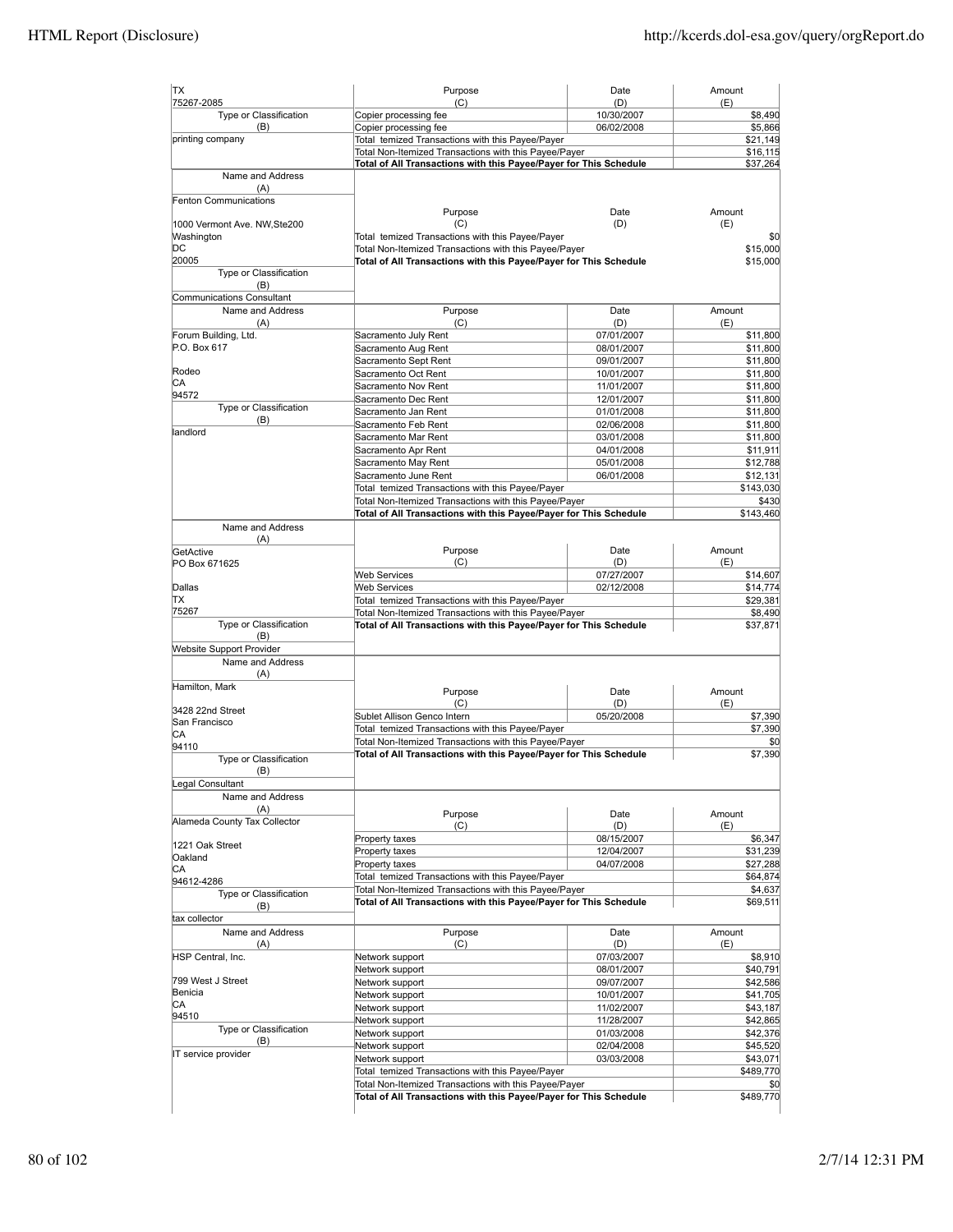| Name and Address (A) | Purpose (C) | Date (D) | Amount (E) |
|---|---|---|---|
| TX 75267-2085 | Copier processing fee | 10/30/2007 | $8,490 |
| Type or Classification (B) | Copier processing fee | 06/02/2008 | $5,866 |
| printing company | Total temized Transactions with this Payee/Payer | | $21,149 |
| | Total Non-Itemized Transactions with this Payee/Payer | | $16,115 |
| | **Total of All Transactions with this Payee/Payer for This Schedule** | | $37,264 |

| Name and Address (A) | Purpose (C) | Date (D) | Amount (E) |
|---|---|---|---|
| Fenton Communications<br>1000 Vermont Ave. NW,Ste200<br>Washington<br>DC<br>20005 | Total temized Transactions with this Payee/Payer | | $0 |
| Type or Classification (B) | Total Non-Itemized Transactions with this Payee/Payer | | $15,000 |
| Communications Consultant | **Total of All Transactions with this Payee/Payer for This Schedule** | | $15,000 |

| Name and Address (A) | Purpose (C) | Date (D) | Amount (E) |
|---|---|---|---|
| Forum Building, Ltd.<br>P.O. Box 617<br>Rodeo<br>CA<br>94572 | Sacramento July Rent | 07/01/2007 | $11,800 |
| | Sacramento Aug Rent | 08/01/2007 | $11,800 |
| | Sacramento Sept Rent | 09/01/2007 | $11,800 |
| | Sacramento Oct Rent | 10/01/2007 | $11,800 |
| | Sacramento Nov Rent | 11/01/2007 | $11,800 |
| | Sacramento Dec Rent | 12/01/2007 | $11,800 |
| Type or Classification (B) | Sacramento Jan Rent | 01/01/2008 | $11,800 |
| landlord | Sacramento Feb Rent | 02/06/2008 | $11,800 |
| | Sacramento Mar Rent | 03/01/2008 | $11,800 |
| | Sacramento Apr Rent | 04/01/2008 | $11,911 |
| | Sacramento May Rent | 05/01/2008 | $12,788 |
| | Sacramento June Rent | 06/01/2008 | $12,131 |
| | Total temized Transactions with this Payee/Payer | | $143,030 |
| | Total Non-Itemized Transactions with this Payee/Payer | | $430 |
| | **Total of All Transactions with this Payee/Payer for This Schedule** | | $143,460 |

| Name and Address (A) | Purpose (C) | Date (D) | Amount (E) |
|---|---|---|---|
| GetActive<br>PO Box 671625<br>Dallas<br>TX<br>75267 | Web Services | 07/27/2007 | $14,607 |
| | Web Services | 02/12/2008 | $14,774 |
| | Total temized Transactions with this Payee/Payer | | $29,381 |
| | Total Non-Itemized Transactions with this Payee/Payer | | $8,490 |
| Type or Classification (B) | **Total of All Transactions with this Payee/Payer for This Schedule** | | $37,871 |
| Website Support Provider | | | |

| Name and Address (A) | Purpose (C) | Date (D) | Amount (E) |
|---|---|---|---|
| Hamilton, Mark<br>3428 22nd Street<br>San Francisco<br>CA<br>94110 | Sublet Allison Genco Intern | 05/20/2008 | $7,390 |
| | Total temized Transactions with this Payee/Payer | | $7,390 |
| | Total Non-Itemized Transactions with this Payee/Payer | | $0 |
| Type or Classification (B) | **Total of All Transactions with this Payee/Payer for This Schedule** | | $7,390 |
| Legal Consultant | | | |

| Name and Address (A) | Purpose (C) | Date (D) | Amount (E) |
|---|---|---|---|
| Alameda County Tax Collector<br>1221 Oak Street<br>Oakland<br>CA<br>94612-4286 | Property taxes | 08/15/2007 | $6,347 |
| | Property taxes | 12/04/2007 | $31,239 |
| | Property taxes | 04/07/2008 | $27,288 |
| | Total temized Transactions with this Payee/Payer | | $64,874 |
| Type or Classification (B) | Total Non-Itemized Transactions with this Payee/Payer | | $4,637 |
| tax collector | **Total of All Transactions with this Payee/Payer for This Schedule** | | $69,511 |

| Name and Address (A) | Purpose (C) | Date (D) | Amount (E) |
|---|---|---|---|
| HSP Central, Inc.<br>799 West J Street<br>Benicia<br>CA<br>94510 | Network support | 07/03/2007 | $8,910 |
| | Network support | 08/01/2007 | $40,791 |
| | Network support | 09/07/2007 | $42,586 |
| | Network support | 10/01/2007 | $41,705 |
| | Network support | 11/02/2007 | $43,187 |
| | Network support | 11/28/2007 | $42,865 |
| Type or Classification (B) | Network support | 01/03/2008 | $42,376 |
| IT service provider | Network support | 02/04/2008 | $45,520 |
| | Network support | 03/03/2008 | $43,071 |
| | Total temized Transactions with this Payee/Payer | | $489,770 |
| | Total Non-Itemized Transactions with this Payee/Payer | | $0 |
| | **Total of All Transactions with this Payee/Payer for This Schedule** | | $489,770 |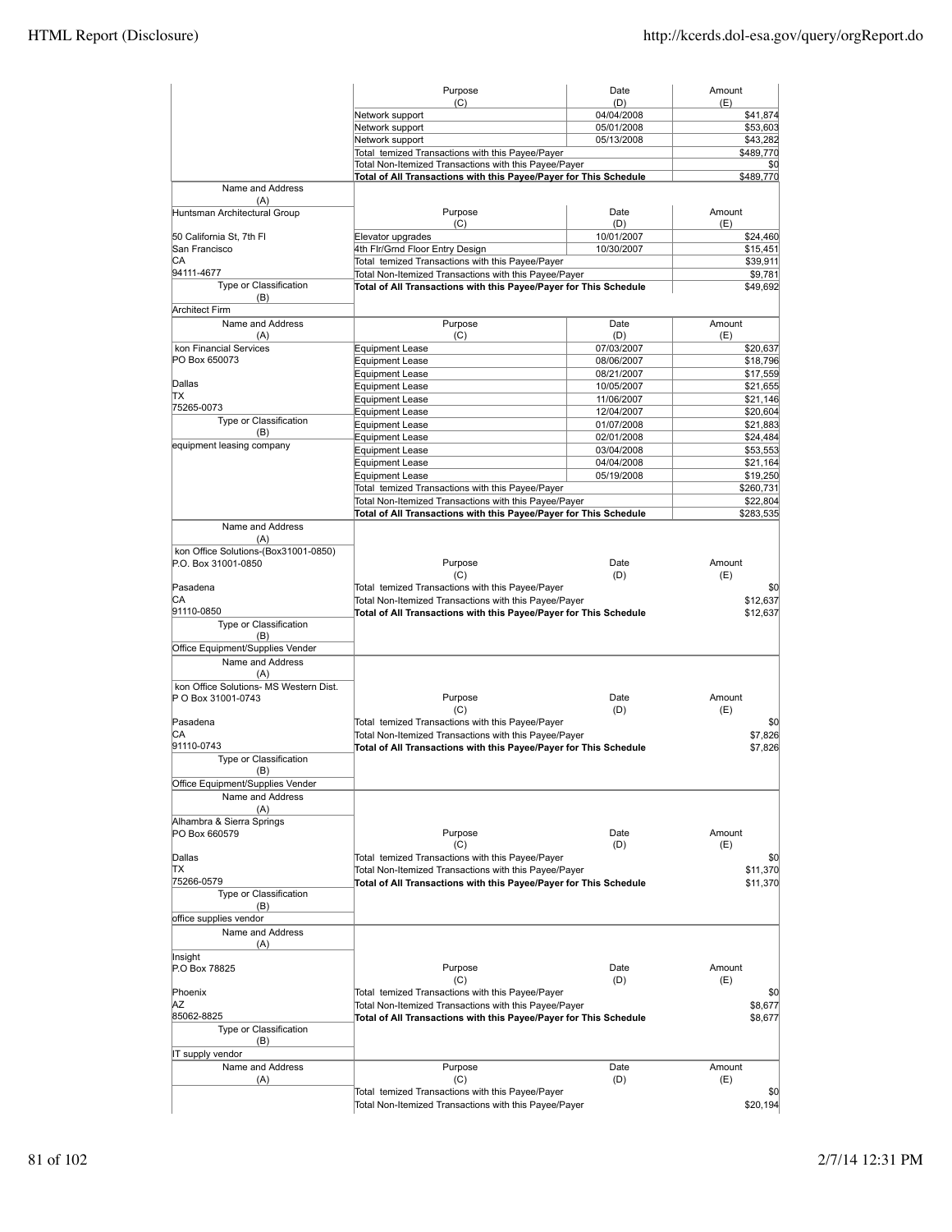| Purpose (C) | Date (D) | Amount (E) |
|---|---|---|
| Network support | 04/04/2008 | $41,874 |
| Network support | 05/01/2008 | $53,603 |
| Network support | 05/13/2008 | $43,282 |
| Total temized Transactions with this Payee/Payer | | $489,770 |
| Total Non-Itemized Transactions with this Payee/Payer | | $0 |
| **Total of All Transactions with this Payee/Payer for This Schedule** | | **$489,770** |

| Name and Address (A) | Purpose (C) | Date (D) | Amount (E) |
|---|---|---|---|
| Huntsman Architectural Group<br><br>50 California St, 7th Fl<br>San Francisco<br>CA<br>94111-4677 | Elevator upgrades | 10/01/2007 | $24,460 |
| | 4th Flr/Grnd Floor Entry Design | 10/30/2007 | $15,451 |
| | Total temized Transactions with this Payee/Payer | | $39,911 |
| | Total Non-Itemized Transactions with this Payee/Payer | | $9,781 |
| Type or Classification (B) | **Total of All Transactions with this Payee/Payer for This Schedule** | | **$49,692** |
| Architect Firm | | | |

| Name and Address (A) | Purpose (C) | Date (D) | Amount (E) |
|---|---|---|---|
| kon Financial Services<br>PO Box 650073<br><br>Dallas<br>TX<br>75265-0073 | Equipment Lease | 07/03/2007 | $20,637 |
| | Equipment Lease | 08/06/2007 | $18,796 |
| | Equipment Lease | 08/21/2007 | $17,559 |
| | Equipment Lease | 10/05/2007 | $21,655 |
| | Equipment Lease | 11/06/2007 | $21,146 |
| | Equipment Lease | 12/04/2007 | $20,604 |
| Type or Classification (B) | Equipment Lease | 01/07/2008 | $21,883 |
| equipment leasing company | Equipment Lease | 02/01/2008 | $24,484 |
| | Equipment Lease | 03/04/2008 | $53,553 |
| | Equipment Lease | 04/04/2008 | $21,164 |
| | Equipment Lease | 05/19/2008 | $19,250 |
| | Total temized Transactions with this Payee/Payer | | $260,731 |
| | Total Non-Itemized Transactions with this Payee/Payer | | $22,804 |
| | **Total of All Transactions with this Payee/Payer for This Schedule** | | **$283,535** |

| Name and Address (A) | Purpose (C) | Date (D) | Amount (E) |
|---|---|---|---|
| kon Office Solutions-(Box31001-0850)<br>P.O. Box 31001-0850<br><br>Pasadena<br>CA<br>91110-0850 | Total temized Transactions with this Payee/Payer | | $0 |
| | Total Non-Itemized Transactions with this Payee/Payer | | $12,637 |
| | **Total of All Transactions with this Payee/Payer for This Schedule** | | **$12,637** |
| Type or Classification (B) | | | |
| Office Equipment/Supplies Vender | | | |

| Name and Address (A) | Purpose (C) | Date (D) | Amount (E) |
|---|---|---|---|
| kon Office Solutions- MS Western Dist.<br>P O Box 31001-0743<br><br>Pasadena<br>CA<br>91110-0743 | Total temized Transactions with this Payee/Payer | | $0 |
| | Total Non-Itemized Transactions with this Payee/Payer | | $7,826 |
| | **Total of All Transactions with this Payee/Payer for This Schedule** | | **$7,826** |
| Type or Classification (B) | | | |
| Office Equipment/Supplies Vender | | | |

| Name and Address (A) | Purpose (C) | Date (D) | Amount (E) |
|---|---|---|---|
| Alhambra & Sierra Springs<br>PO Box 660579<br><br>Dallas<br>TX<br>75266-0579 | Total temized Transactions with this Payee/Payer | | $0 |
| | Total Non-Itemized Transactions with this Payee/Payer | | $11,370 |
| | **Total of All Transactions with this Payee/Payer for This Schedule** | | **$11,370** |
| Type or Classification (B) | | | |
| office supplies vendor | | | |

| Name and Address (A) | Purpose (C) | Date (D) | Amount (E) |
|---|---|---|---|
| Insight<br>P.O Box 78825<br><br>Phoenix<br>AZ<br>85062-8825 | Total temized Transactions with this Payee/Payer | | $0 |
| | Total Non-Itemized Transactions with this Payee/Payer | | $8,677 |
| | **Total of All Transactions with this Payee/Payer for This Schedule** | | **$8,677** |
| Type or Classification (B) | | | |
| IT supply vendor | | | |

| Name and Address (A) | Purpose (C) | Date (D) | Amount (E) |
|---|---|---|---|
| | Total temized Transactions with this Payee/Payer | | $0 |
| | Total Non-Itemized Transactions with this Payee/Payer | | $20,194 |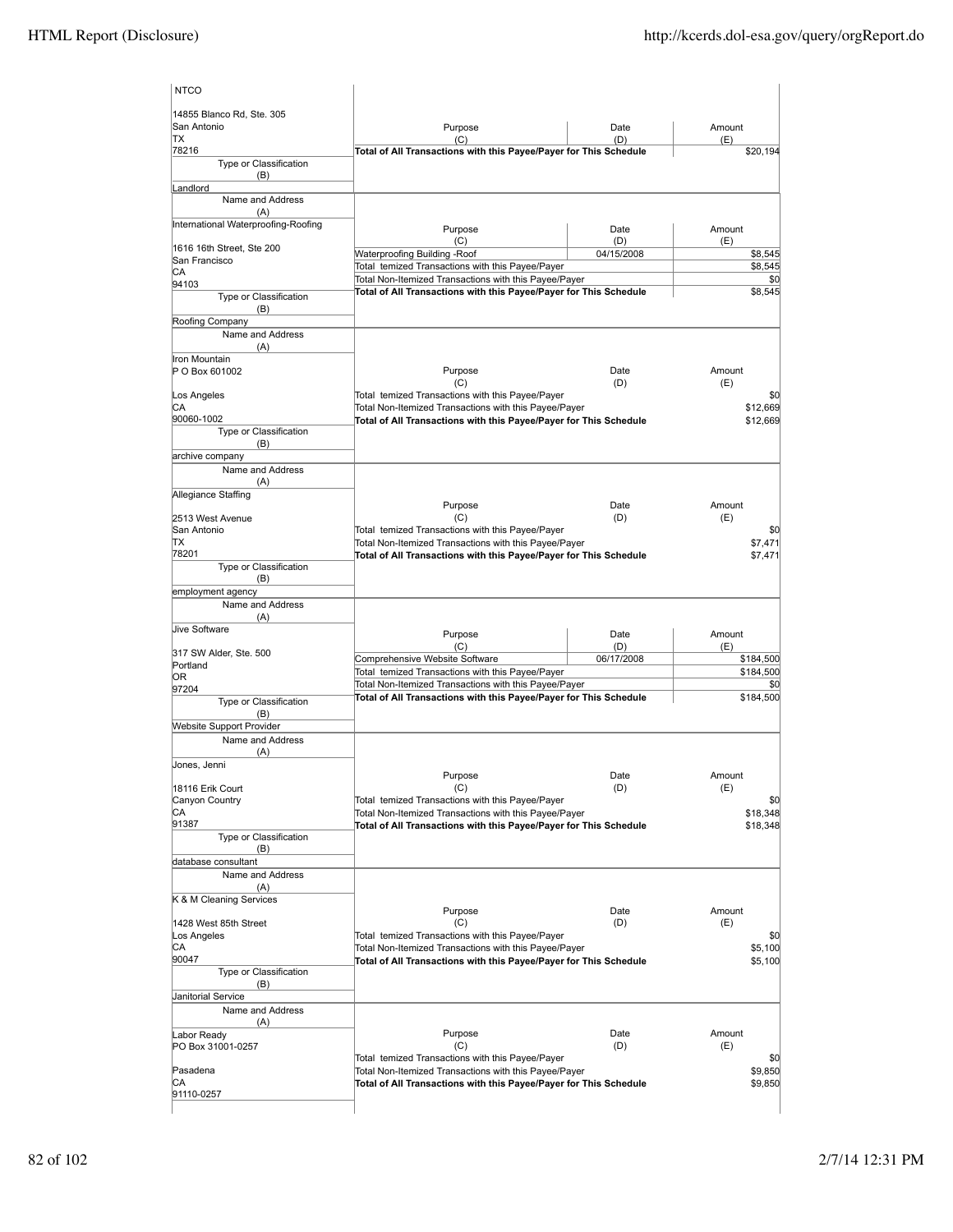| Name and Address (A) | Purpose (C) | Date (D) | Amount (E) |
|---|---|---|---|
| NTCO<br>14855 Blanco Rd, Ste. 305<br>San Antonio<br>TX<br>78216 | Total of All Transactions with this Payee/Payer for This Schedule | | $20,194 |
| Type or Classification (B): Landlord | | | |

| Name and Address (A) | Purpose (C) | Date (D) | Amount (E) |
|---|---|---|---|
| International Waterproofing-Roofing<br>1616 16th Street, Ste 200<br>San Francisco<br>CA<br>94103 | Waterproofing Building -Roof | 04/15/2008 | $8,545 |
| | Total temized Transactions with this Payee/Payer | | $8,545 |
| | Total Non-Itemized Transactions with this Payee/Payer | | $0 |
| | Total of All Transactions with this Payee/Payer for This Schedule | | $8,545 |
| Type or Classification (B): Roofing Company | | | |

| Name and Address (A) | Purpose (C) | Date (D) | Amount (E) |
|---|---|---|---|
| Iron Mountain<br>P O Box 601002<br>Los Angeles<br>CA<br>90060-1002 | Total temized Transactions with this Payee/Payer | | $0 |
| | Total Non-Itemized Transactions with this Payee/Payer | | $12,669 |
| | Total of All Transactions with this Payee/Payer for This Schedule | | $12,669 |
| Type or Classification (B): archive company | | | |

| Name and Address (A) | Purpose (C) | Date (D) | Amount (E) |
|---|---|---|---|
| Allegiance Staffing<br>2513 West Avenue<br>San Antonio<br>TX<br>78201 | Total temized Transactions with this Payee/Payer | | $0 |
| | Total Non-Itemized Transactions with this Payee/Payer | | $7,471 |
| | Total of All Transactions with this Payee/Payer for This Schedule | | $7,471 |
| Type or Classification (B): employment agency | | | |

| Name and Address (A) | Purpose (C) | Date (D) | Amount (E) |
|---|---|---|---|
| Jive Software<br>317 SW Alder, Ste. 500<br>Portland<br>OR<br>97204 | Comprehensive Website Software | 06/17/2008 | $184,500 |
| | Total temized Transactions with this Payee/Payer | | $184,500 |
| | Total Non-Itemized Transactions with this Payee/Payer | | $0 |
| | Total of All Transactions with this Payee/Payer for This Schedule | | $184,500 |
| Type or Classification (B): Website Support Provider | | | |

| Name and Address (A) | Purpose (C) | Date (D) | Amount (E) |
|---|---|---|---|
| Jones, Jenni<br>18116 Erik Court<br>Canyon Country<br>CA<br>91387 | Total temized Transactions with this Payee/Payer | | $0 |
| | Total Non-Itemized Transactions with this Payee/Payer | | $18,348 |
| | Total of All Transactions with this Payee/Payer for This Schedule | | $18,348 |
| Type or Classification (B): database consultant | | | |

| Name and Address (A) | Purpose (C) | Date (D) | Amount (E) |
|---|---|---|---|
| K & M Cleaning Services<br>1428 West 85th Street<br>Los Angeles<br>CA<br>90047 | Total temized Transactions with this Payee/Payer | | $0 |
| | Total Non-Itemized Transactions with this Payee/Payer | | $5,100 |
| | Total of All Transactions with this Payee/Payer for This Schedule | | $5,100 |
| Type or Classification (B): Janitorial Service | | | |

| Name and Address (A) | Purpose (C) | Date (D) | Amount (E) |
|---|---|---|---|
| Labor Ready<br>PO Box 31001-0257<br>Pasadena<br>CA<br>91110-0257 | Total temized Transactions with this Payee/Payer | | $0 |
| | Total Non-Itemized Transactions with this Payee/Payer | | $9,850 |
| | Total of All Transactions with this Payee/Payer for This Schedule | | $9,850 |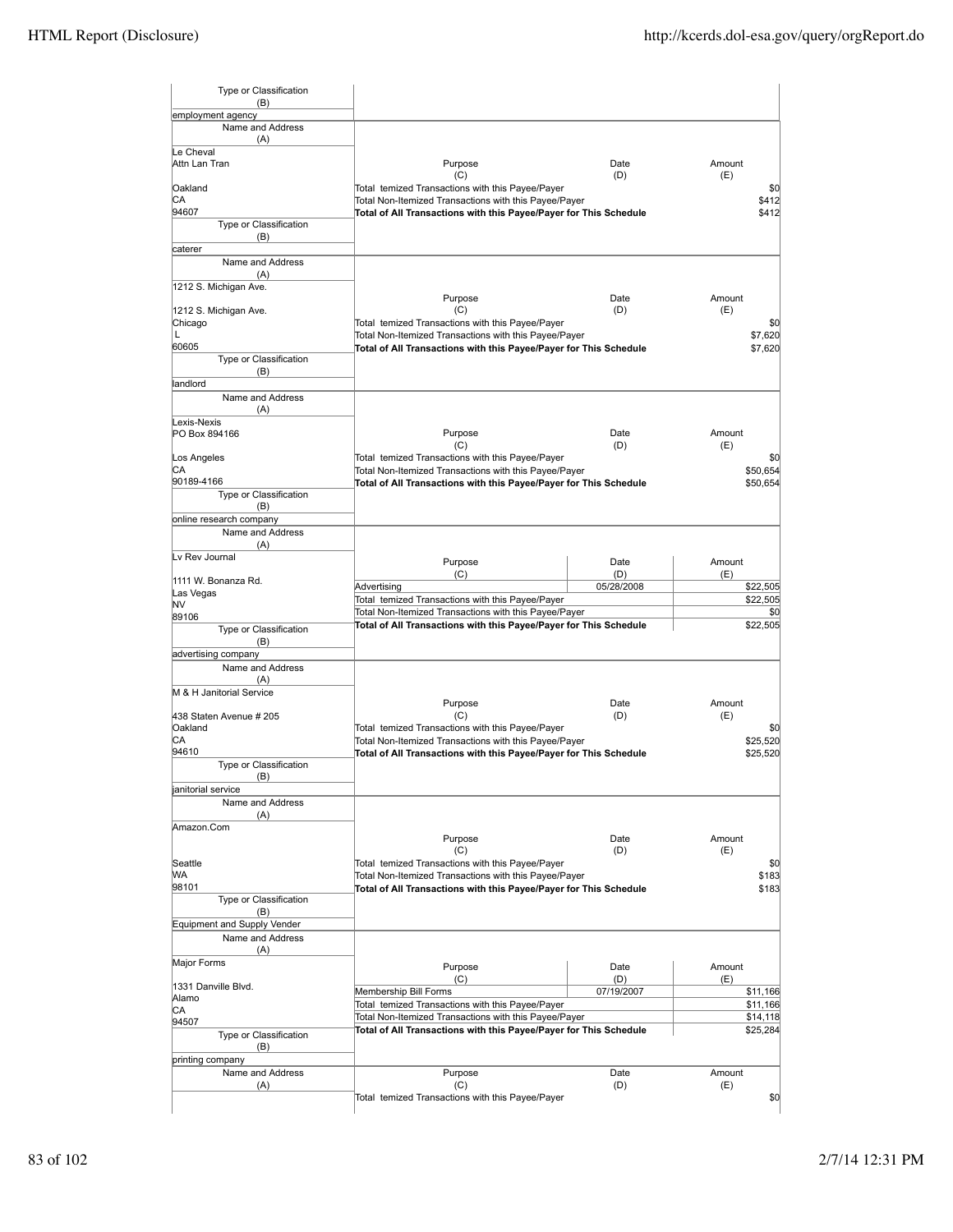| Type or Classification (B) | |
|---|---|
| employment agency | |

| Name and Address (A) | Purpose (C) | Date (D) | Amount (E) |
|---|---|---|---|
| Le Cheval<br>Attn Lan Tran<br><br>Oakland<br>CA<br>94607 | Total temized Transactions with this Payee/Payer | | $0 |
| | Total Non-Itemized Transactions with this Payee/Payer | | $412 |
| | **Total of All Transactions with this Payee/Payer for This Schedule** | | $412 |
| Type or Classification (B) | | | |
| caterer | | | |

| Name and Address (A) | Purpose (C) | Date (D) | Amount (E) |
|---|---|---|---|
| 1212 S. Michigan Ave.<br><br>1212 S. Michigan Ave.<br>Chicago<br>L<br>60605 | Total temized Transactions with this Payee/Payer | | $0 |
| | Total Non-Itemized Transactions with this Payee/Payer | | $7,620 |
| | **Total of All Transactions with this Payee/Payer for This Schedule** | | $7,620 |
| Type or Classification (B) | | | |
| landlord | | | |

| Name and Address (A) | Purpose (C) | Date (D) | Amount (E) |
|---|---|---|---|
| Lexis-Nexis<br>PO Box 894166<br><br>Los Angeles<br>CA<br>90189-4166 | Total temized Transactions with this Payee/Payer | | $0 |
| | Total Non-Itemized Transactions with this Payee/Payer | | $50,654 |
| | **Total of All Transactions with this Payee/Payer for This Schedule** | | $50,654 |
| Type or Classification (B) | | | |
| online research company | | | |

| Name and Address (A) | Purpose (C) | Date (D) | Amount (E) |
|---|---|---|---|
| Lv Rev Journal<br><br>1111 W. Bonanza Rd.<br>Las Vegas<br>NV<br>89106 | Advertising | 05/28/2008 | $22,505 |
| | Total temized Transactions with this Payee/Payer | | $22,505 |
| | Total Non-Itemized Transactions with this Payee/Payer | | $0 |
| | **Total of All Transactions with this Payee/Payer for This Schedule** | | $22,505 |
| Type or Classification (B) | | | |
| advertising company | | | |

| Name and Address (A) | Purpose (C) | Date (D) | Amount (E) |
|---|---|---|---|
| M & H Janitorial Service<br><br>438 Staten Avenue # 205<br>Oakland<br>CA<br>94610 | Total temized Transactions with this Payee/Payer | | $0 |
| | Total Non-Itemized Transactions with this Payee/Payer | | $25,520 |
| | **Total of All Transactions with this Payee/Payer for This Schedule** | | $25,520 |
| Type or Classification (B) | | | |
| janitorial service | | | |

| Name and Address (A) | Purpose (C) | Date (D) | Amount (E) |
|---|---|---|---|
| Amazon.Com<br><br>Seattle<br>WA<br>98101 | Total temized Transactions with this Payee/Payer | | $0 |
| | Total Non-Itemized Transactions with this Payee/Payer | | $183 |
| | **Total of All Transactions with this Payee/Payer for This Schedule** | | $183 |
| Type or Classification (B) | | | |
| Equipment and Supply Vender | | | |

| Name and Address (A) | Purpose (C) | Date (D) | Amount (E) |
|---|---|---|---|
| Major Forms<br><br>1331 Danville Blvd.<br>Alamo<br>CA<br>94507 | Membership Bill Forms | 07/19/2007 | $11,166 |
| | Total temized Transactions with this Payee/Payer | | $11,166 |
| | Total Non-Itemized Transactions with this Payee/Payer | | $14,118 |
| | **Total of All Transactions with this Payee/Payer for This Schedule** | | $25,284 |
| Type or Classification (B) | | | |
| printing company | | | |

| Name and Address (A) | Purpose (C) | Date (D) | Amount (E) |
|---|---|---|---|
| | Total temized Transactions with this Payee/Payer | | $0 |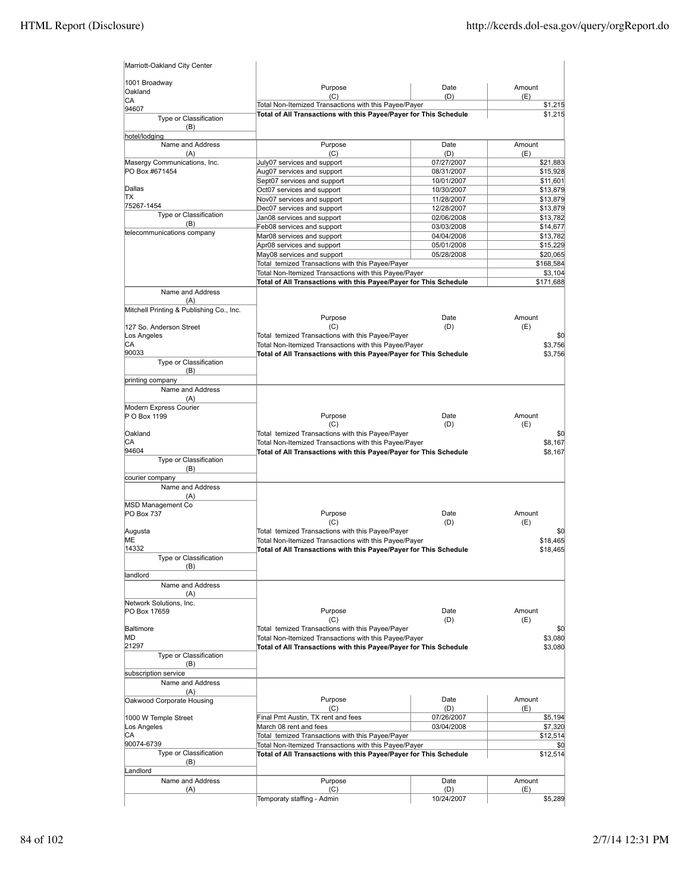| Name and Address (A) | Purpose (C) | Date (D) | Amount (E) |
|---|---|---|---|
| Marriott-Oakland City Center<br>1001 Broadway<br>Oakland<br>CA<br>94607 | Total Non-Itemized Transactions with this Payee/Payer | | $1,215 |
| | **Total of All Transactions with this Payee/Payer for This Schedule** | | $1,215 |
| Type or Classification (B)<br>hotel/lodging | | | |

| Name and Address (A) | Purpose (C) | Date (D) | Amount (E) |
|---|---|---|---|
| Masergy Communications, Inc.<br>PO Box #671454<br>Dallas<br>TX<br>75267-1454 | July07 services and support | 07/27/2007 | $21,883 |
| | Aug07 services and support | 08/31/2007 | $15,928 |
| | Sept07 services and support | 10/01/2007 | $11,601 |
| | Oct07 services and support | 10/30/2007 | $13,879 |
| | Nov07 services and support | 11/28/2007 | $13,879 |
| | Dec07 services and support | 12/28/2007 | $13,879 |
| Type or Classification (B)<br>telecommunications company | Jan08 services and support | 02/06/2008 | $13,782 |
| | Feb08 services and support | 03/03/2008 | $14,677 |
| | Mar08 services and support | 04/04/2008 | $13,782 |
| | Apr08 services and support | 05/01/2008 | $15,229 |
| | May08 services and support | 05/28/2008 | $20,065 |
| | Total temized Transactions with this Payee/Payer | | $168,584 |
| | Total Non-Itemized Transactions with this Payee/Payer | | $3,104 |
| | **Total of All Transactions with this Payee/Payer for This Schedule** | | $171,688 |

| Name and Address (A) | Purpose (C) | Date (D) | Amount (E) |
|---|---|---|---|
| Mitchell Printing & Publishing Co., Inc.<br>127 So. Anderson Street<br>Los Angeles<br>CA<br>90033 | Total temized Transactions with this Payee/Payer | | $0 |
| | Total Non-Itemized Transactions with this Payee/Payer | | $3,756 |
| | **Total of All Transactions with this Payee/Payer for This Schedule** | | $3,756 |
| Type or Classification (B)<br>printing company | | | |

| Name and Address (A) | Purpose (C) | Date (D) | Amount (E) |
|---|---|---|---|
| Modern Express Courier<br>P O Box 1199<br>Oakland<br>CA<br>94604 | Total temized Transactions with this Payee/Payer | | $0 |
| | Total Non-Itemized Transactions with this Payee/Payer | | $8,167 |
| | **Total of All Transactions with this Payee/Payer for This Schedule** | | $8,167 |
| Type or Classification (B)<br>courier company | | | |

| Name and Address (A) | Purpose (C) | Date (D) | Amount (E) |
|---|---|---|---|
| MSD Management Co<br>PO Box 737<br>Augusta<br>ME<br>14332 | Total temized Transactions with this Payee/Payer | | $0 |
| | Total Non-Itemized Transactions with this Payee/Payer | | $18,465 |
| | **Total of All Transactions with this Payee/Payer for This Schedule** | | $18,465 |
| Type or Classification (B)<br>landlord | | | |

| Name and Address (A) | Purpose (C) | Date (D) | Amount (E) |
|---|---|---|---|
| Network Solutions, Inc.<br>PO Box 17659<br>Baltimore<br>MD<br>21297 | Total temized Transactions with this Payee/Payer | | $0 |
| | Total Non-Itemized Transactions with this Payee/Payer | | $3,080 |
| | **Total of All Transactions with this Payee/Payer for This Schedule** | | $3,080 |
| Type or Classification (B)<br>subscription service | | | |

| Name and Address (A) | Purpose (C) | Date (D) | Amount (E) |
|---|---|---|---|
| Oakwood Corporate Housing<br>1000 W Temple Street<br>Los Angeles<br>CA<br>90074-6739 | Final Pmt Austin, TX rent and fees | 07/26/2007 | $5,194 |
| | March 08 rent and fees | 03/04/2008 | $7,320 |
| | Total temized Transactions with this Payee/Payer | | $12,514 |
| | Total Non-Itemized Transactions with this Payee/Payer | | $0 |
| | **Total of All Transactions with this Payee/Payer for This Schedule** | | $12,514 |
| Type or Classification (B)<br>Landlord | | | |

| Name and Address (A) | Purpose (C) | Date (D) | Amount (E) |
|---|---|---|---|
| | Temporaty staffing - Admin | 10/24/2007 | $5,289 |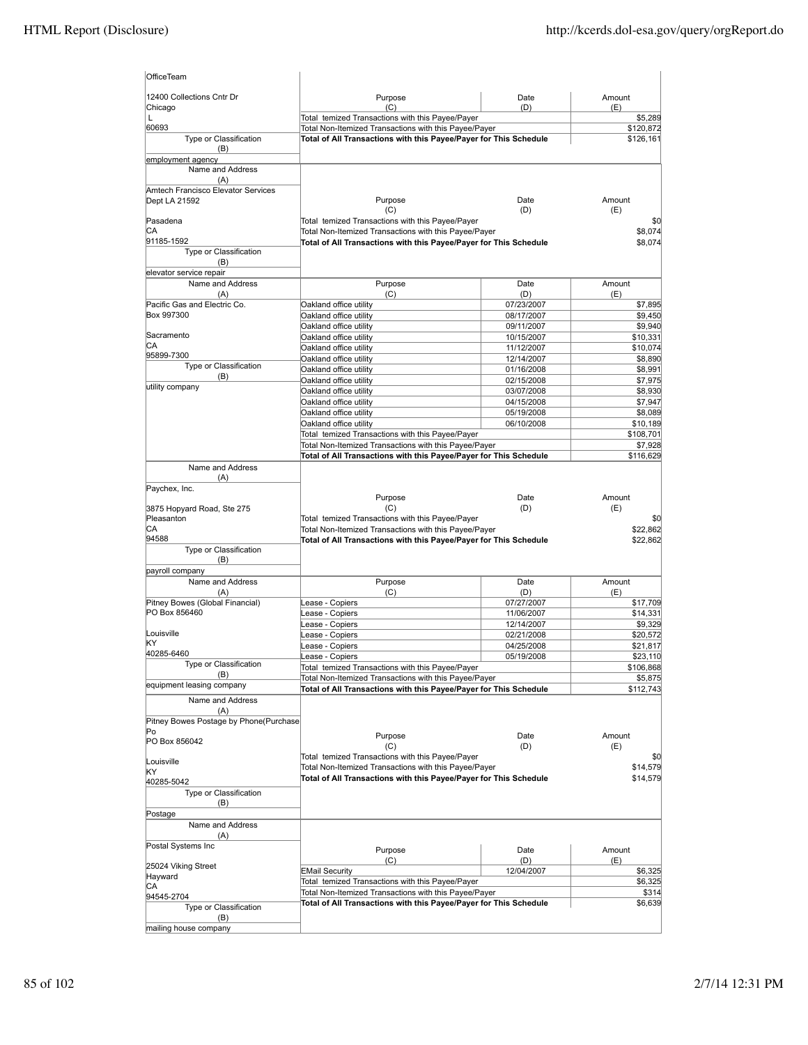| Name and Address (A) | Purpose (C) | Date (D) | Amount (E) |
|---|---|---|---|
| OfficeTeam<br><br>12400 Collections Cntr Dr<br>Chicago<br>L<br>60693 | Total temized Transactions with this Payee/Payer | | $5,289 |
| | Total Non-Itemized Transactions with this Payee/Payer | | $120,872 |
| | **Total of All Transactions with this Payee/Payer for This Schedule** | | $126,161 |
| Type or Classification (B)<br>employment agency | | | |

| Name and Address (A) | Purpose (C) | Date (D) | Amount (E) |
|---|---|---|---|
| Amtech Francisco Elevator Services<br>Dept LA 21592<br><br>Pasadena<br>CA<br>91185-1592 | Total temized Transactions with this Payee/Payer | | $0 |
| | Total Non-Itemized Transactions with this Payee/Payer | | $8,074 |
| | **Total of All Transactions with this Payee/Payer for This Schedule** | | $8,074 |
| Type or Classification (B)<br>elevator service repair | | | |

| Name and Address (A) | Purpose (C) | Date (D) | Amount (E) |
|---|---|---|---|
| Pacific Gas and Electric Co.<br>Box 997300<br><br>Sacramento<br>CA<br>95899-7300 | Oakland office utility | 07/23/2007 | $7,895 |
| | Oakland office utility | 08/17/2007 | $9,450 |
| | Oakland office utility | 09/11/2007 | $9,940 |
| | Oakland office utility | 10/15/2007 | $10,331 |
| | Oakland office utility | 11/12/2007 | $10,074 |
| | Oakland office utility | 12/14/2007 | $8,890 |
| Type or Classification (B)<br>utility company | Oakland office utility | 01/16/2008 | $8,991 |
| | Oakland office utility | 02/15/2008 | $7,975 |
| | Oakland office utility | 03/07/2008 | $8,930 |
| | Oakland office utility | 04/15/2008 | $7,947 |
| | Oakland office utility | 05/19/2008 | $8,089 |
| | Oakland office utility | 06/10/2008 | $10,189 |
| | Total temized Transactions with this Payee/Payer | | $108,701 |
| | Total Non-Itemized Transactions with this Payee/Payer | | $7,928 |
| | **Total of All Transactions with this Payee/Payer for This Schedule** | | $116,629 |

| Name and Address (A) | Purpose (C) | Date (D) | Amount (E) |
|---|---|---|---|
| Paychex, Inc.<br><br>3875 Hopyard Road, Ste 275<br>Pleasanton<br>CA<br>94588 | Total temized Transactions with this Payee/Payer | | $0 |
| | Total Non-Itemized Transactions with this Payee/Payer | | $22,862 |
| | **Total of All Transactions with this Payee/Payer for This Schedule** | | $22,862 |
| Type or Classification (B)<br>payroll company | | | |

| Name and Address (A) | Purpose (C) | Date (D) | Amount (E) |
|---|---|---|---|
| Pitney Bowes (Global Financial)<br>PO Box 856460<br><br>Louisville<br>KY<br>40285-6460 | Lease - Copiers | 07/27/2007 | $17,709 |
| | Lease - Copiers | 11/06/2007 | $14,331 |
| | Lease - Copiers | 12/14/2007 | $9,329 |
| | Lease - Copiers | 02/21/2008 | $20,572 |
| | Lease - Copiers | 04/25/2008 | $21,817 |
| | Lease - Copiers | 05/19/2008 | $23,110 |
| Type or Classification (B)<br>equipment leasing company | Total temized Transactions with this Payee/Payer | | $106,868 |
| | Total Non-Itemized Transactions with this Payee/Payer | | $5,875 |
| | **Total of All Transactions with this Payee/Payer for This Schedule** | | $112,743 |

| Name and Address (A) | Purpose (C) | Date (D) | Amount (E) |
|---|---|---|---|
| Pitney Bowes Postage by Phone(Purchase Po<br>PO Box 856042<br><br>Louisville<br>KY<br>40285-5042 | Total temized Transactions with this Payee/Payer | | $0 |
| | Total Non-Itemized Transactions with this Payee/Payer | | $14,579 |
| | **Total of All Transactions with this Payee/Payer for This Schedule** | | $14,579 |
| Type or Classification (B)<br>Postage | | | |

| Name and Address (A) | Purpose (C) | Date (D) | Amount (E) |
|---|---|---|---|
| Postal Systems Inc<br><br>25024 Viking Street<br>Hayward<br>CA<br>94545-2704 | EMail Security | 12/04/2007 | $6,325 |
| | Total temized Transactions with this Payee/Payer | | $6,325 |
| | Total Non-Itemized Transactions with this Payee/Payer | | $314 |
| | **Total of All Transactions with this Payee/Payer for This Schedule** | | $6,639 |
| Type or Classification (B)<br>mailing house company | | | |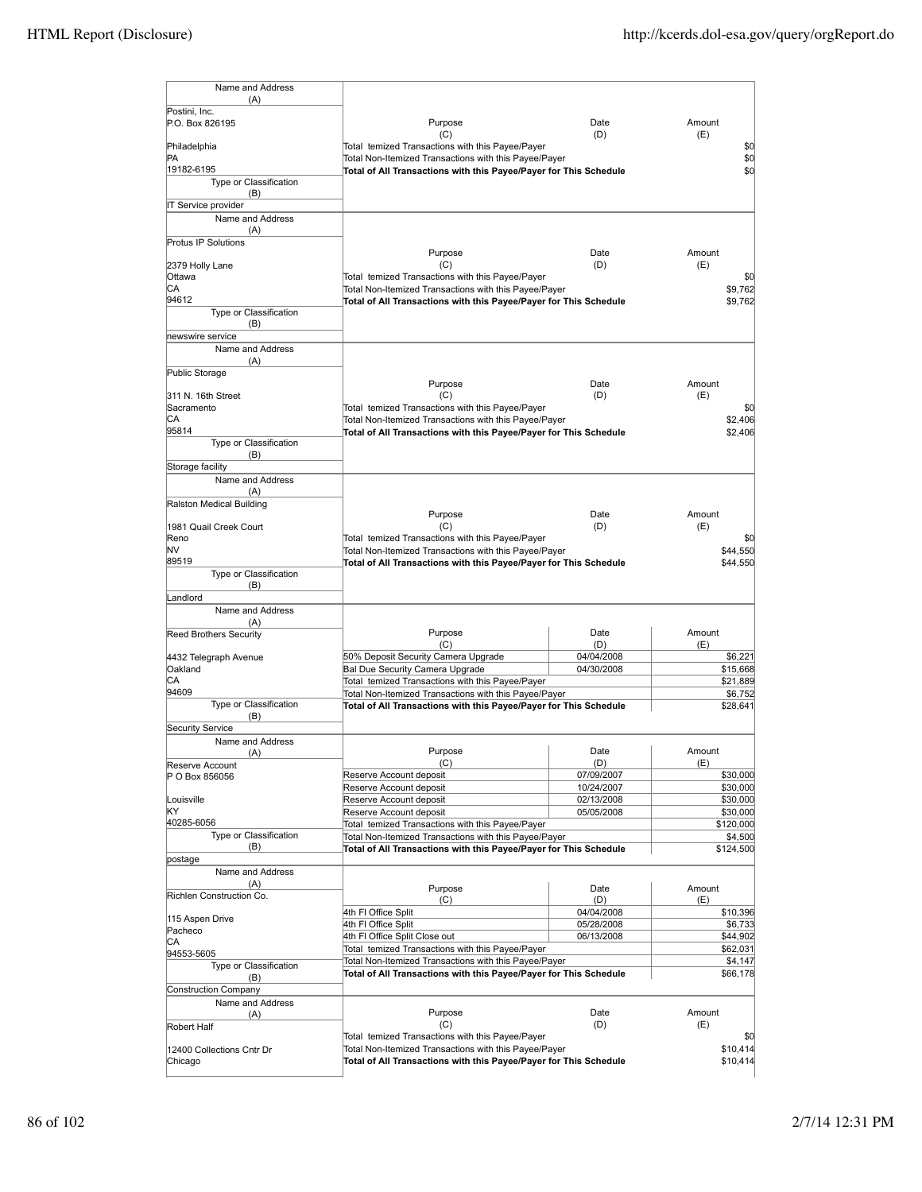| Name and Address (A) | Purpose (C) | Date (D) | Amount (E) |
|---|---|---|---|
| Postini, Inc.<br>P.O. Box 826195<br>Philadelphia<br>PA<br>19182-6195 | Total temized Transactions with this Payee/Payer | | $0 |
| | Total Non-Itemized Transactions with this Payee/Payer | | $0 |
| | **Total of All Transactions with this Payee/Payer for This Schedule** | | $0 |
| Type or Classification (B): IT Service provider | | | |

| Name and Address (A) | Purpose (C) | Date (D) | Amount (E) |
|---|---|---|---|
| Protus IP Solutions<br>2379 Holly Lane<br>Ottawa<br>CA<br>94612 | Total temized Transactions with this Payee/Payer | | $0 |
| | Total Non-Itemized Transactions with this Payee/Payer | | $9,762 |
| | **Total of All Transactions with this Payee/Payer for This Schedule** | | $9,762 |
| Type or Classification (B): newswire service | | | |

| Name and Address (A) | Purpose (C) | Date (D) | Amount (E) |
|---|---|---|---|
| Public Storage<br>311 N. 16th Street<br>Sacramento<br>CA<br>95814 | Total temized Transactions with this Payee/Payer | | $0 |
| | Total Non-Itemized Transactions with this Payee/Payer | | $2,406 |
| | **Total of All Transactions with this Payee/Payer for This Schedule** | | $2,406 |
| Type or Classification (B): Storage facility | | | |

| Name and Address (A) | Purpose (C) | Date (D) | Amount (E) |
|---|---|---|---|
| Ralston Medical Building<br>1981 Quail Creek Court<br>Reno<br>NV<br>89519 | Total temized Transactions with this Payee/Payer | | $0 |
| | Total Non-Itemized Transactions with this Payee/Payer | | $44,550 |
| | **Total of All Transactions with this Payee/Payer for This Schedule** | | $44,550 |
| Type or Classification (B): Landlord | | | |

| Name and Address (A) | Purpose (C) | Date (D) | Amount (E) |
|---|---|---|---|
| Reed Brothers Security<br>4432 Telegraph Avenue<br>Oakland<br>CA<br>94609 | 50% Deposit Security Camera Upgrade | 04/04/2008 | $6,221 |
| | Bal Due Security Camera Upgrade | 04/30/2008 | $15,668 |
| | Total temized Transactions with this Payee/Payer | | $21,889 |
| | Total Non-Itemized Transactions with this Payee/Payer | | $6,752 |
| | **Total of All Transactions with this Payee/Payer for This Schedule** | | $28,641 |
| Type or Classification (B): Security Service | | | |

| Name and Address (A) | Purpose (C) | Date (D) | Amount (E) |
|---|---|---|---|
| Reserve Account<br>P O Box 856056<br>Louisville<br>KY<br>40285-6056 | Reserve Account deposit | 07/09/2007 | $30,000 |
| | Reserve Account deposit | 10/24/2007 | $30,000 |
| | Reserve Account deposit | 02/13/2008 | $30,000 |
| | Reserve Account deposit | 05/05/2008 | $30,000 |
| | Total temized Transactions with this Payee/Payer | | $120,000 |
| | Total Non-Itemized Transactions with this Payee/Payer | | $4,500 |
| | **Total of All Transactions with this Payee/Payer for This Schedule** | | $124,500 |
| Type or Classification (B): postage | | | |

| Name and Address (A) | Purpose (C) | Date (D) | Amount (E) |
|---|---|---|---|
| Richlen Construction Co.<br>115 Aspen Drive<br>Pacheco<br>CA<br>94553-5605 | 4th Fl Office Split | 04/04/2008 | $10,396 |
| | 4th Fl Office Split | 05/28/2008 | $6,733 |
| | 4th Fl Office Split Close out | 06/13/2008 | $44,902 |
| | Total temized Transactions with this Payee/Payer | | $62,031 |
| | Total Non-Itemized Transactions with this Payee/Payer | | $4,147 |
| | **Total of All Transactions with this Payee/Payer for This Schedule** | | $66,178 |
| Type or Classification (B): Construction Company | | | |

| Name and Address (A) | Purpose (C) | Date (D) | Amount (E) |
|---|---|---|---|
| Robert Half<br>12400 Collections Cntr Dr<br>Chicago | Total temized Transactions with this Payee/Payer | | $0 |
| | Total Non-Itemized Transactions with this Payee/Payer | | $10,414 |
| | **Total of All Transactions with this Payee/Payer for This Schedule** | | $10,414 |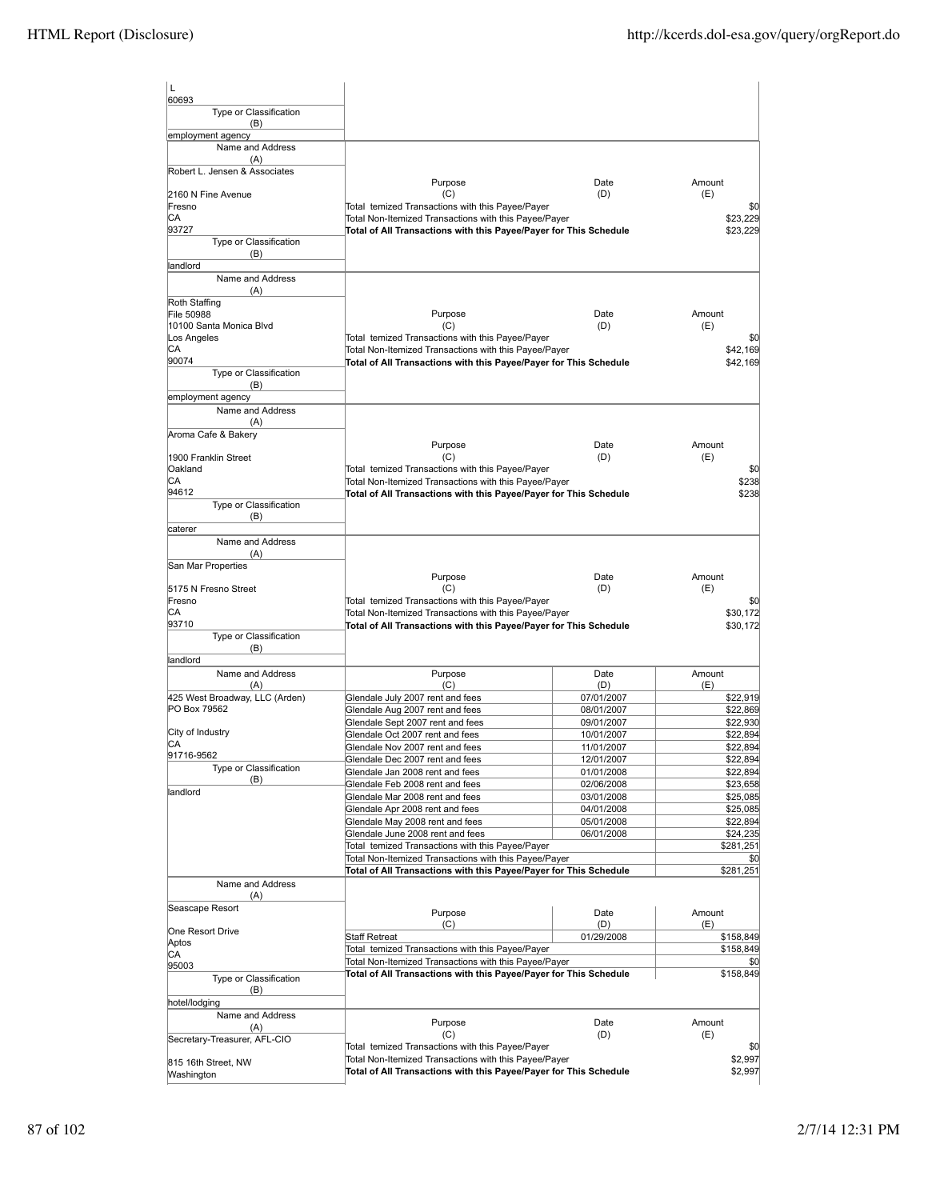| Name and Address (A) | Purpose (C) | Date (D) | Amount (E) |
|---|---|---|---|
| L<br>60693 | | | |
| Type or Classification (B)<br>employment agency | | | |

| Name and Address (A) | Purpose (C) | Date (D) | Amount (E) |
|---|---|---|---|
| Robert L. Jensen & Associates<br><br>2160 N Fine Avenue<br>Fresno<br>CA<br>93727 | Total temized Transactions with this Payee/Payer | | $0 |
| | Total Non-Itemized Transactions with this Payee/Payer | | $23,229 |
| | **Total of All Transactions with this Payee/Payer for This Schedule** | | $23,229 |
| Type or Classification (B)<br>landlord | | | |

| Name and Address (A) | Purpose (C) | Date (D) | Amount (E) |
|---|---|---|---|
| Roth Staffing<br>File 50988<br>10100 Santa Monica Blvd<br>Los Angeles<br>CA<br>90074 | Total temized Transactions with this Payee/Payer | | $0 |
| | Total Non-Itemized Transactions with this Payee/Payer | | $42,169 |
| | **Total of All Transactions with this Payee/Payer for This Schedule** | | $42,169 |
| Type or Classification (B)<br>employment agency | | | |

| Name and Address (A) | Purpose (C) | Date (D) | Amount (E) |
|---|---|---|---|
| Aroma Cafe & Bakery<br><br>1900 Franklin Street<br>Oakland<br>CA<br>94612 | Total temized Transactions with this Payee/Payer | | $0 |
| | Total Non-Itemized Transactions with this Payee/Payer | | $238 |
| | **Total of All Transactions with this Payee/Payer for This Schedule** | | $238 |
| Type or Classification (B)<br>caterer | | | |

| Name and Address (A) | Purpose (C) | Date (D) | Amount (E) |
|---|---|---|---|
| San Mar Properties<br><br>5175 N Fresno Street<br>Fresno<br>CA<br>93710 | Total temized Transactions with this Payee/Payer | | $0 |
| | Total Non-Itemized Transactions with this Payee/Payer | | $30,172 |
| | **Total of All Transactions with this Payee/Payer for This Schedule** | | $30,172 |
| Type or Classification (B)<br>landlord | | | |

| Name and Address (A) | Purpose (C) | Date (D) | Amount (E) |
|---|---|---|---|
| 425 West Broadway, LLC (Arden) | Glendale July 2007 rent and fees | 07/01/2007 | $22,919 |
| PO Box 79562 | Glendale Aug 2007 rent and fees | 08/01/2007 | $22,869 |
| | Glendale Sept 2007 rent and fees | 09/01/2007 | $22,930 |
| City of Industry | Glendale Oct 2007 rent and fees | 10/01/2007 | $22,894 |
| CA | Glendale Nov 2007 rent and fees | 11/01/2007 | $22,894 |
| 91716-9562 | Glendale Dec 2007 rent and fees | 12/01/2007 | $22,894 |
| Type or Classification (B) | Glendale Jan 2008 rent and fees | 01/01/2008 | $22,894 |
| | Glendale Feb 2008 rent and fees | 02/06/2008 | $23,658 |
| landlord | Glendale Mar 2008 rent and fees | 03/01/2008 | $25,085 |
| | Glendale Apr 2008 rent and fees | 04/01/2008 | $25,085 |
| | Glendale May 2008 rent and fees | 05/01/2008 | $22,894 |
| | Glendale June 2008 rent and fees | 06/01/2008 | $24,235 |
| | Total temized Transactions with this Payee/Payer | | $281,251 |
| | Total Non-Itemized Transactions with this Payee/Payer | | $0 |
| | **Total of All Transactions with this Payee/Payer for This Schedule** | | $281,251 |

| Name and Address (A) | Purpose (C) | Date (D) | Amount (E) |
|---|---|---|---|
| Seascape Resort<br><br>One Resort Drive<br>Aptos<br>CA<br>95003 | Staff Retreat | 01/29/2008 | $158,849 |
| | Total temized Transactions with this Payee/Payer | | $158,849 |
| | Total Non-Itemized Transactions with this Payee/Payer | | $0 |
| | **Total of All Transactions with this Payee/Payer for This Schedule** | | $158,849 |
| Type or Classification (B)<br>hotel/lodging | | | |

| Name and Address (A) | Purpose (C) | Date (D) | Amount (E) |
|---|---|---|---|
| Secretary-Treasurer, AFL-CIO<br><br>815 16th Street, NW<br>Washington | Total temized Transactions with this Payee/Payer | | $0 |
| | Total Non-Itemized Transactions with this Payee/Payer | | $2,997 |
| | **Total of All Transactions with this Payee/Payer for This Schedule** | | $2,997 |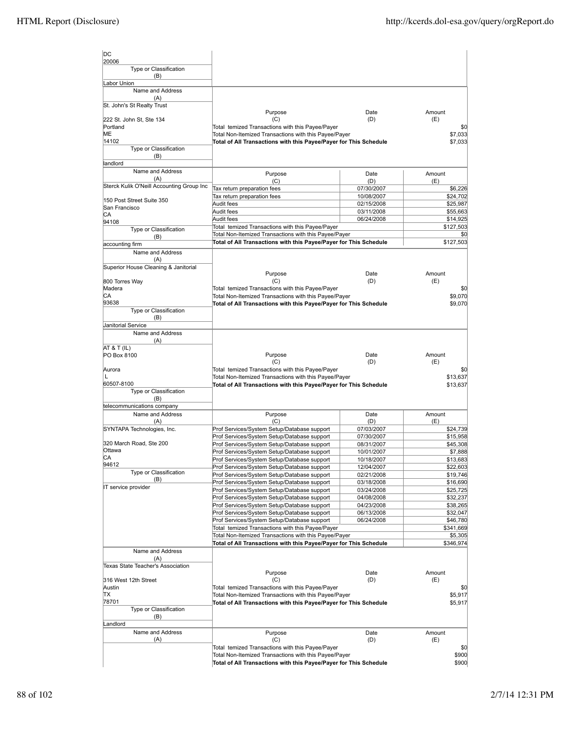| Name and Address (A) | Purpose (C) | Date (D) | Amount (E) |
|---|---|---|---|
| DC<br>20006 | | | |
| Type or Classification (B) | | | |
| Labor Union | | | |

| Name and Address (A) | Purpose (C) | Date (D) | Amount (E) |
|---|---|---|---|
| St. John's St Realty Trust<br><br>222 St. John St, Ste 134<br>Portland<br>ME<br>14102 | Total temized Transactions with this Payee/Payer | | $0 |
| | Total Non-Itemized Transactions with this Payee/Payer | | $7,033 |
| | **Total of All Transactions with this Payee/Payer for This Schedule** | | $7,033 |
| Type or Classification (B) | | | |
| landlord | | | |

| Name and Address (A) | Purpose (C) | Date (D) | Amount (E) |
|---|---|---|---|
| Sterck Kulik O'Neill Accounting Group Inc | Tax return preparation fees | 07/30/2007 | $6,226 |
| | Tax return preparation fees | 10/08/2007 | $24,702 |
| 150 Post Street Suite 350 | Audit fees | 02/15/2008 | $25,987 |
| San Francisco | Audit fees | 03/11/2008 | $55,663 |
| CA<br>94108 | Audit fees | 06/24/2008 | $14,925 |
| Type or Classification (B) | Total temized Transactions with this Payee/Payer | | $127,503 |
| | Total Non-Itemized Transactions with this Payee/Payer | | $0 |
| accounting firm | **Total of All Transactions with this Payee/Payer for This Schedule** | | $127,503 |

| Name and Address (A) | Purpose (C) | Date (D) | Amount (E) |
|---|---|---|---|
| Superior House Cleaning & Janitorial<br><br>800 Torres Way<br>Madera<br>CA<br>93638 | Total temized Transactions with this Payee/Payer | | $0 |
| | Total Non-Itemized Transactions with this Payee/Payer | | $9,070 |
| | **Total of All Transactions with this Payee/Payer for This Schedule** | | $9,070 |
| Type or Classification (B) | | | |
| Janitorial Service | | | |

| Name and Address (A) | Purpose (C) | Date (D) | Amount (E) |
|---|---|---|---|
| AT & T (IL)<br>PO Box 8100<br><br>Aurora<br>L<br>60507-8100 | Total temized Transactions with this Payee/Payer | | $0 |
| | Total Non-Itemized Transactions with this Payee/Payer | | $13,637 |
| | **Total of All Transactions with this Payee/Payer for This Schedule** | | $13,637 |
| Type or Classification (B) | | | |
| telecommunications company | | | |

| Name and Address (A) | Purpose (C) | Date (D) | Amount (E) |
|---|---|---|---|
| SYNTAPA Technologies, Inc. | Prof Services/System Setup/Database support | 07/03/2007 | $24,739 |
| | Prof Services/System Setup/Database support | 07/30/2007 | $15,958 |
| 320 March Road, Ste 200 | Prof Services/System Setup/Database support | 08/31/2007 | $45,308 |
| Ottawa | Prof Services/System Setup/Database support | 10/01/2007 | $7,888 |
| CA | Prof Services/System Setup/Database support | 10/18/2007 | $13,683 |
| 94612 | Prof Services/System Setup/Database support | 12/04/2007 | $22,603 |
| Type or Classification (B) | Prof Services/System Setup/Database support | 02/21/2008 | $19,746 |
| | Prof Services/System Setup/Database support | 03/18/2008 | $16,690 |
| IT service provider | Prof Services/System Setup/Database support | 03/24/2008 | $25,725 |
| | Prof Services/System Setup/Database support | 04/08/2008 | $32,237 |
| | Prof Services/System Setup/Database support | 04/23/2008 | $38,265 |
| | Prof Services/System Setup/Database support | 06/13/2008 | $32,047 |
| | Prof Services/System Setup/Database support | 06/24/2008 | $46,780 |
| | Total temized Transactions with this Payee/Payer | | $341,669 |
| | Total Non-Itemized Transactions with this Payee/Payer | | $5,305 |
| | **Total of All Transactions with this Payee/Payer for This Schedule** | | $346,974 |

| Name and Address (A) | Purpose (C) | Date (D) | Amount (E) |
|---|---|---|---|
| Texas State Teacher's Association<br><br>316 West 12th Street<br>Austin<br>TX<br>78701 | Total temized Transactions with this Payee/Payer | | $0 |
| | Total Non-Itemized Transactions with this Payee/Payer | | $5,917 |
| | **Total of All Transactions with this Payee/Payer for This Schedule** | | $5,917 |
| Type or Classification (B) | | | |
| Landlord | | | |

| Name and Address (A) | Purpose (C) | Date (D) | Amount (E) |
|---|---|---|---|
| | Total temized Transactions with this Payee/Payer | | $0 |
| | Total Non-Itemized Transactions with this Payee/Payer | | $900 |
| | **Total of All Transactions with this Payee/Payer for This Schedule** | | $900 |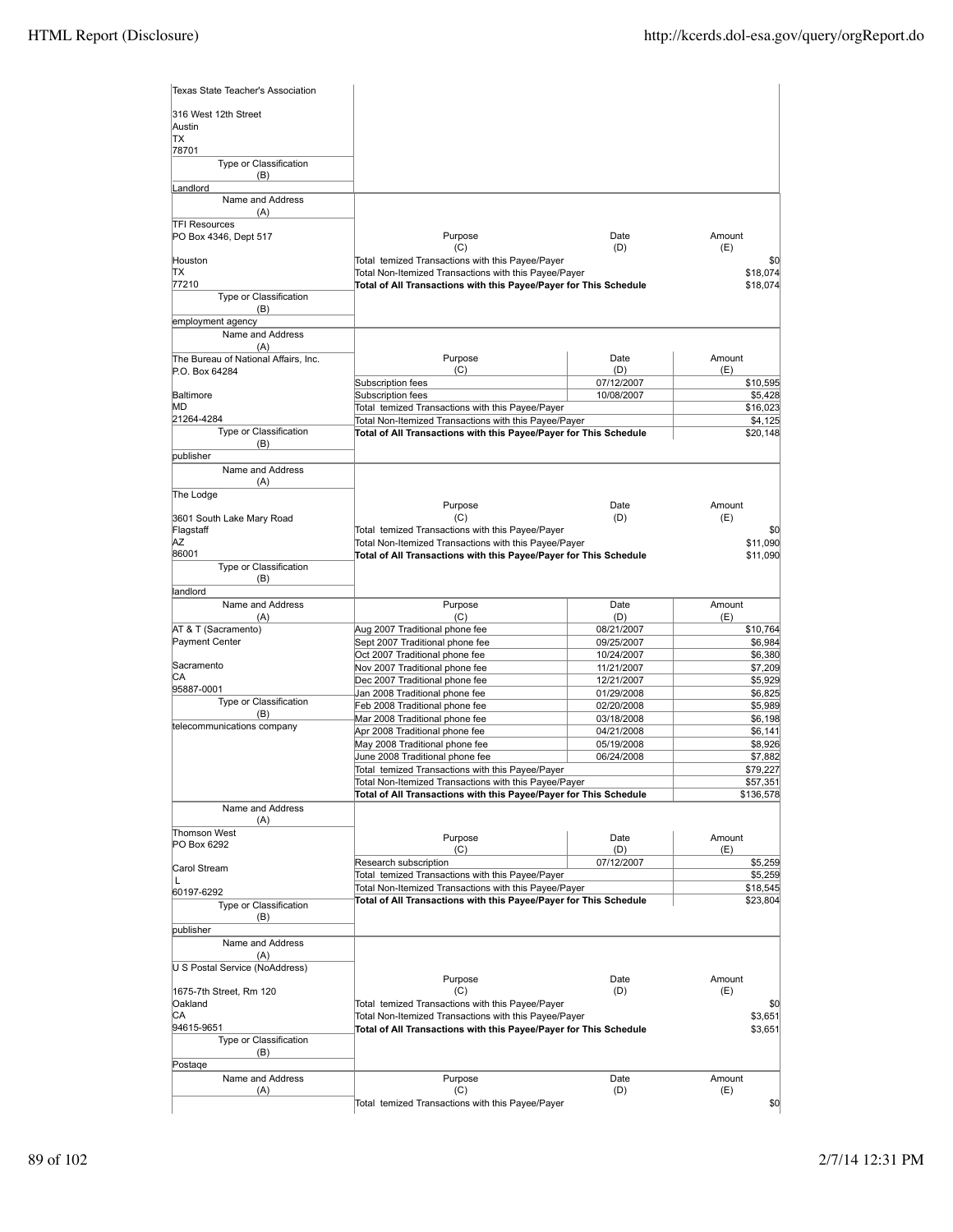| Name and Address (A) | Purpose (C) | Date (D) | Amount (E) |
|---|---|---|---|
| Texas State Teacher's Association<br>316 West 12th Street<br>Austin<br>TX<br>78701 | | | |
| Type or Classification (B): Landlord | | | |
| TFI Resources<br>PO Box 4346, Dept 517<br>Houston<br>TX<br>77210 | Total temized Transactions with this Payee/Payer | | $0 |
| | Total Non-Itemized Transactions with this Payee/Payer | | $18,074 |
| | **Total of All Transactions with this Payee/Payer for This Schedule** | | $18,074 |
| Type or Classification (B): employment agency | | | |
| The Bureau of National Affairs, Inc.<br>P.O. Box 64284<br>Baltimore<br>MD<br>21264-4284 | Subscription fees | 07/12/2007 | $10,595 |
| | Subscription fees | 10/08/2007 | $5,428 |
| | Total temized Transactions with this Payee/Payer | | $16,023 |
| | Total Non-Itemized Transactions with this Payee/Payer | | $4,125 |
| | **Total of All Transactions with this Payee/Payer for This Schedule** | | $20,148 |
| Type or Classification (B): publisher | | | |
| The Lodge<br>3601 South Lake Mary Road<br>Flagstaff<br>AZ<br>86001 | Total temized Transactions with this Payee/Payer | | $0 |
| | Total Non-Itemized Transactions with this Payee/Payer | | $11,090 |
| | **Total of All Transactions with this Payee/Payer for This Schedule** | | $11,090 |
| Type or Classification (B): landlord | | | |
| AT & T (Sacramento)<br>Payment Center<br>Sacramento<br>CA<br>95887-0001 | Aug 2007 Traditional phone fee | 08/21/2007 | $10,764 |
| | Sept 2007 Traditional phone fee | 09/25/2007 | $6,984 |
| | Oct 2007 Traditional phone fee | 10/24/2007 | $6,380 |
| | Nov 2007 Traditional phone fee | 11/21/2007 | $7,209 |
| | Dec 2007 Traditional phone fee | 12/21/2007 | $5,929 |
| | Jan 2008 Traditional phone fee | 01/29/2008 | $6,825 |
| | Feb 2008 Traditional phone fee | 02/20/2008 | $5,989 |
| | Mar 2008 Traditional phone fee | 03/18/2008 | $6,198 |
| | Apr 2008 Traditional phone fee | 04/21/2008 | $6,141 |
| | May 2008 Traditional phone fee | 05/19/2008 | $8,926 |
| | June 2008 Traditional phone fee | 06/24/2008 | $7,882 |
| | Total temized Transactions with this Payee/Payer | | $79,227 |
| | Total Non-Itemized Transactions with this Payee/Payer | | $57,351 |
| | **Total of All Transactions with this Payee/Payer for This Schedule** | | $136,578 |
| Type or Classification (B): telecommunications company | | | |
| Thomson West<br>PO Box 6292<br>Carol Stream<br>L<br>60197-6292 | Research subscription | 07/12/2007 | $5,259 |
| | Total temized Transactions with this Payee/Payer | | $5,259 |
| | Total Non-Itemized Transactions with this Payee/Payer | | $18,545 |
| | **Total of All Transactions with this Payee/Payer for This Schedule** | | $23,804 |
| Type or Classification (B): publisher | | | |
| U S Postal Service (NoAddress)<br>1675-7th Street, Rm 120<br>Oakland<br>CA<br>94615-9651 | Total temized Transactions with this Payee/Payer | | $0 |
| | Total Non-Itemized Transactions with this Payee/Payer | | $3,651 |
| | **Total of All Transactions with this Payee/Payer for This Schedule** | | $3,651 |
| Type or Classification (B): Postage | | | |
| | Total temized Transactions with this Payee/Payer | | $0 |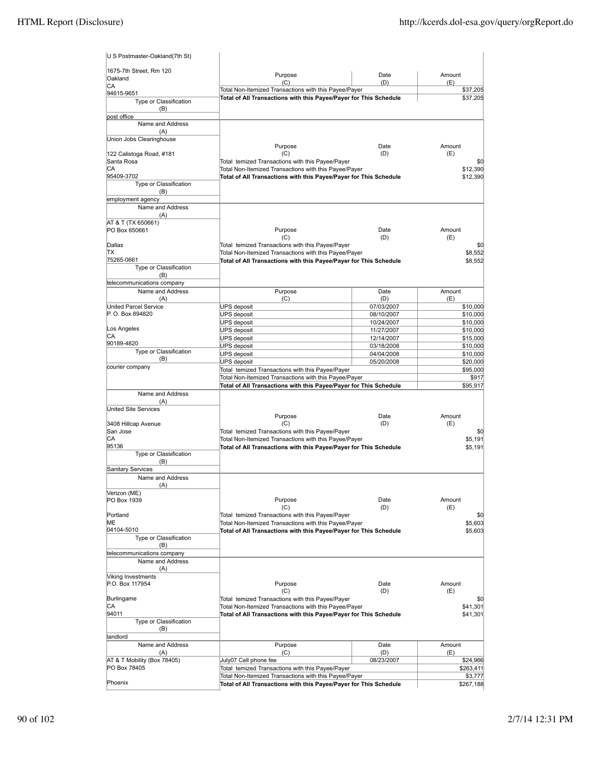| Name and Address (A) | Purpose (C) | Date (D) | Amount (E) |
|---|---|---|---|
| U S Postmaster-Oakland(7th St)<br>1675-7th Street, Rm 120<br>Oakland<br>CA<br>94615-9651 | Total Non-Itemized Transactions with this Payee/Payer | | $37,205 |
| | Total of All Transactions with this Payee/Payer for This Schedule | | $37,205 |
| Type or Classification (B)<br>post office | | | |

| Name and Address (A) | Purpose (C) | Date (D) | Amount (E) |
|---|---|---|---|
| Union Jobs Clearinghouse<br>122 Calistoga Road, #181<br>Santa Rosa<br>CA<br>95409-3702 | Total temized Transactions with this Payee/Payer | | $0 |
| | Total Non-Itemized Transactions with this Payee/Payer | | $12,390 |
| | Total of All Transactions with this Payee/Payer for This Schedule | | $12,390 |
| Type or Classification (B)<br>employment agency | | | |

| Name and Address (A) | Purpose (C) | Date (D) | Amount (E) |
|---|---|---|---|
| AT & T (TX 650661)<br>PO Box 650661<br>Dallas<br>TX<br>75265-0661 | Total temized Transactions with this Payee/Payer | | $0 |
| | Total Non-Itemized Transactions with this Payee/Payer | | $8,552 |
| | Total of All Transactions with this Payee/Payer for This Schedule | | $8,552 |
| Type or Classification (B)<br>telecommunications company | | | |

| Name and Address (A) | Purpose (C) | Date (D) | Amount (E) |
|---|---|---|---|
| United Parcel Service<br>P. O. Box 894820<br>Los Angeles<br>CA<br>90189-4820 | UPS deposit | 07/03/2007 | $10,000 |
| | UPS deposit | 08/10/2007 | $10,000 |
| | UPS deposit | 10/24/2007 | $10,000 |
| | UPS deposit | 11/27/2007 | $10,000 |
| | UPS deposit | 12/14/2007 | $15,000 |
| | UPS deposit | 03/18/2008 | $10,000 |
| | UPS deposit | 04/04/2008 | $10,000 |
| | UPS deposit | 05/20/2008 | $20,000 |
| Type or Classification (B)<br>courier company | Total temized Transactions with this Payee/Payer | | $95,000 |
| | Total Non-Itemized Transactions with this Payee/Payer | | $917 |
| | Total of All Transactions with this Payee/Payer for This Schedule | | $95,917 |

| Name and Address (A) | Purpose (C) | Date (D) | Amount (E) |
|---|---|---|---|
| United Site Services<br>3408 Hillcap Avenue<br>San Jose<br>CA<br>95136 | Total temized Transactions with this Payee/Payer | | $0 |
| | Total Non-Itemized Transactions with this Payee/Payer | | $5,191 |
| | Total of All Transactions with this Payee/Payer for This Schedule | | $5,191 |
| Type or Classification (B)<br>Sanitary Services | | | |

| Name and Address (A) | Purpose (C) | Date (D) | Amount (E) |
|---|---|---|---|
| Verizon (ME)<br>PO Box 1939<br>Portland<br>ME<br>04104-5010 | Total temized Transactions with this Payee/Payer | | $0 |
| | Total Non-Itemized Transactions with this Payee/Payer | | $5,603 |
| | Total of All Transactions with this Payee/Payer for This Schedule | | $5,603 |
| Type or Classification (B)<br>telecommunications company | | | |

| Name and Address (A) | Purpose (C) | Date (D) | Amount (E) |
|---|---|---|---|
| Viking Investments<br>P.O. Box 117954<br>Burlingame<br>CA<br>94011 | Total temized Transactions with this Payee/Payer | | $0 |
| | Total Non-Itemized Transactions with this Payee/Payer | | $41,301 |
| | Total of All Transactions with this Payee/Payer for This Schedule | | $41,301 |
| Type or Classification (B)<br>landlord | | | |

| Name and Address (A) | Purpose (C) | Date (D) | Amount (E) |
|---|---|---|---|
| AT & T Mobility (Box 78405)<br>PO Box 78405<br>Phoenix | July07 Cell phone fee | 08/23/2007 | $24,966 |
| | Total temized Transactions with this Payee/Payer | | $263,411 |
| | Total Non-Itemized Transactions with this Payee/Payer | | $3,777 |
| | Total of All Transactions with this Payee/Payer for This Schedule | | $267,188 |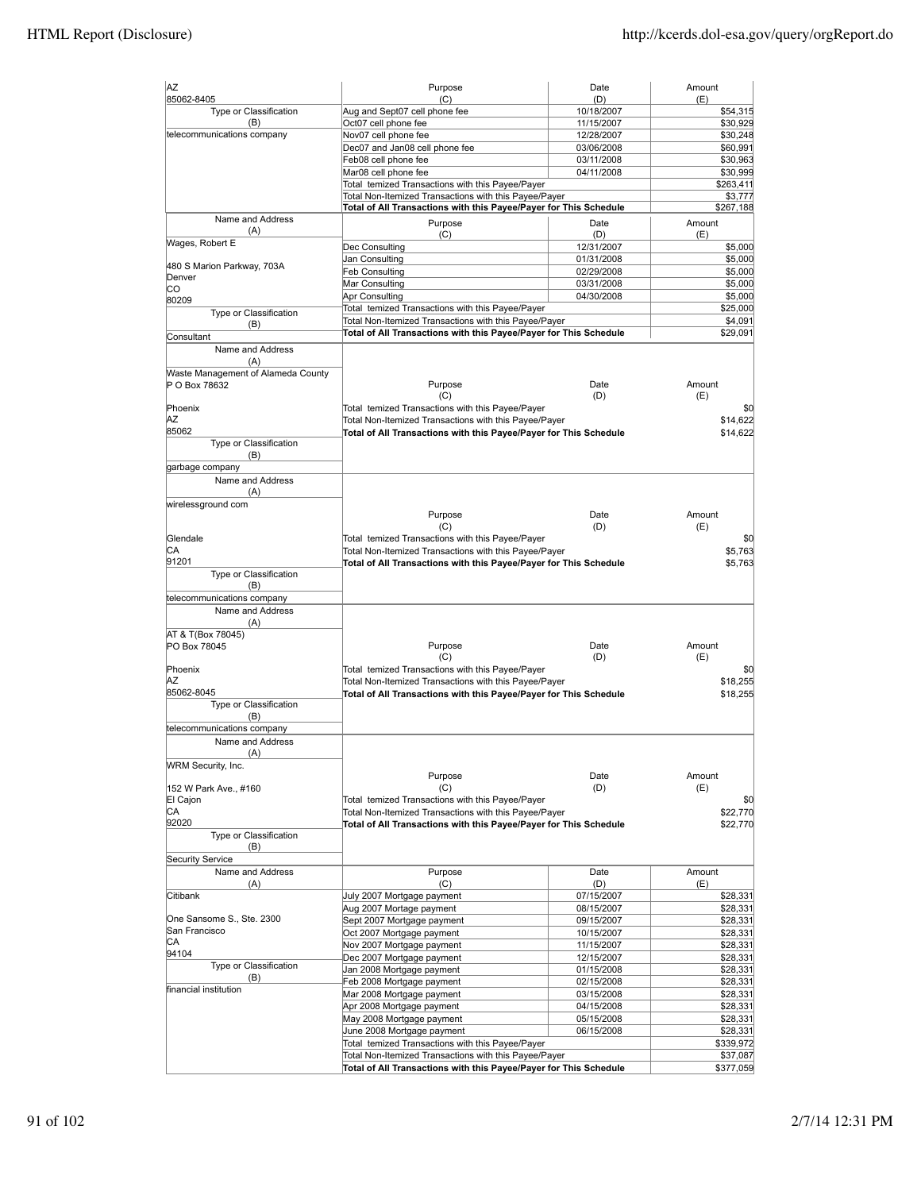| Name and Address (A) | Purpose (C) | Date (D) | Amount (E) |
|---|---|---|---|
| AZ 85062-8405 | Aug and Sept07 cell phone fee | 10/18/2007 | $54,315 |
| **Type or Classification (B)** | Oct07 cell phone fee | 11/15/2007 | $30,929 |
| telecommunications company | Nov07 cell phone fee | 12/28/2007 | $30,248 |
| | Dec07 and Jan08 cell phone fee | 03/06/2008 | $60,991 |
| | Feb08 cell phone fee | 03/11/2008 | $30,963 |
| | Mar08 cell phone fee | 04/11/2008 | $30,999 |
| | Total temized Transactions with this Payee/Payer | | $263,411 |
| | Total Non-Itemized Transactions with this Payee/Payer | | $3,777 |
| | **Total of All Transactions with this Payee/Payer for This Schedule** | | $267,188 |

| Name and Address (A) | Purpose (C) | Date (D) | Amount (E) |
|---|---|---|---|
| Wages, Robert E | Dec Consulting | 12/31/2007 | $5,000 |
| 480 S Marion Parkway, 703A | Jan Consulting | 01/31/2008 | $5,000 |
| Denver | Feb Consulting | 02/29/2008 | $5,000 |
| CO | Mar Consulting | 03/31/2008 | $5,000 |
| 80209 | Apr Consulting | 04/30/2008 | $5,000 |
| **Type or Classification (B)** | Total temized Transactions with this Payee/Payer | | $25,000 |
| Consultant | Total Non-Itemized Transactions with this Payee/Payer | | $4,091 |
| | **Total of All Transactions with this Payee/Payer for This Schedule** | | $29,091 |

| Name and Address (A) | Purpose (C) | Date (D) | Amount (E) |
|---|---|---|---|
| Waste Management of Alameda County | | | |
| P O Box 78632 | | | |
| Phoenix | Total temized Transactions with this Payee/Payer | | $0 |
| AZ | Total Non-Itemized Transactions with this Payee/Payer | | $14,622 |
| 85062 | **Total of All Transactions with this Payee/Payer for This Schedule** | | $14,622 |
| **Type or Classification (B)** | | | |
| garbage company | | | |

| Name and Address (A) | Purpose (C) | Date (D) | Amount (E) |
|---|---|---|---|
| wirelessground com | | | |
| Glendale | Total temized Transactions with this Payee/Payer | | $0 |
| CA | Total Non-Itemized Transactions with this Payee/Payer | | $5,763 |
| 91201 | **Total of All Transactions with this Payee/Payer for This Schedule** | | $5,763 |
| **Type or Classification (B)** | | | |
| telecommunications company | | | |

| Name and Address (A) | Purpose (C) | Date (D) | Amount (E) |
|---|---|---|---|
| AT & T(Box 78045) | | | |
| PO Box 78045 | | | |
| Phoenix | Total temized Transactions with this Payee/Payer | | $0 |
| AZ | Total Non-Itemized Transactions with this Payee/Payer | | $18,255 |
| 85062-8045 | **Total of All Transactions with this Payee/Payer for This Schedule** | | $18,255 |
| **Type or Classification (B)** | | | |
| telecommunications company | | | |

| Name and Address (A) | Purpose (C) | Date (D) | Amount (E) |
|---|---|---|---|
| WRM Security, Inc. | | | |
| 152 W Park Ave., #160 | | | |
| El Cajon | Total temized Transactions with this Payee/Payer | | $0 |
| CA | Total Non-Itemized Transactions with this Payee/Payer | | $22,770 |
| 92020 | **Total of All Transactions with this Payee/Payer for This Schedule** | | $22,770 |
| **Type or Classification (B)** | | | |
| Security Service | | | |

| Name and Address (A) | Purpose (C) | Date (D) | Amount (E) |
|---|---|---|---|
| Citibank | July 2007 Mortgage payment | 07/15/2007 | $28,331 |
| | Aug 2007 Mortage payment | 08/15/2007 | $28,331 |
| One Sansome S., Ste. 2300 | Sept 2007 Mortgage payment | 09/15/2007 | $28,331 |
| San Francisco | Oct 2007 Mortgage payment | 10/15/2007 | $28,331 |
| CA | Nov 2007 Mortgage payment | 11/15/2007 | $28,331 |
| 94104 | Dec 2007 Mortgage payment | 12/15/2007 | $28,331 |
| **Type or Classification (B)** | Jan 2008 Mortgage payment | 01/15/2008 | $28,331 |
| financial institution | Feb 2008 Mortgage payment | 02/15/2008 | $28,331 |
| | Mar 2008 Mortgage payment | 03/15/2008 | $28,331 |
| | Apr 2008 Mortgage payment | 04/15/2008 | $28,331 |
| | May 2008 Mortgage payment | 05/15/2008 | $28,331 |
| | June 2008 Mortgage payment | 06/15/2008 | $28,331 |
| | Total temized Transactions with this Payee/Payer | | $339,972 |
| | Total Non-Itemized Transactions with this Payee/Payer | | $37,087 |
| | **Total of All Transactions with this Payee/Payer for This Schedule** | | $377,059 |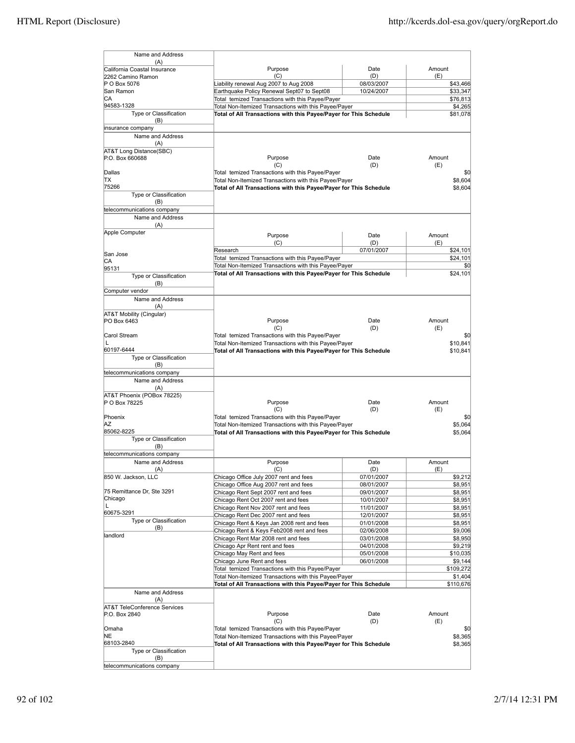| Name and Address (A) | Purpose (C) | Date (D) | Amount (E) |
|---|---|---|---|
| California Coastal Insurance<br>2262 Camino Ramon<br>P O Box 5076<br>San Ramon<br>CA<br>94583-1328 | Liability renewal Aug 2007 to Aug 2008 | 08/03/2007 | $43,466 |
| | Earthquake Policy Renewal Sept07 to Sept08 | 10/24/2007 | $33,347 |
| | Total temized Transactions with this Payee/Payer | | $76,813 |
| | Total Non-Itemized Transactions with this Payee/Payer | | $4,265 |
| Type or Classification (B)<br>insurance company | **Total of All Transactions with this Payee/Payer for This Schedule** | | $81,078 |

| Name and Address (A) | Purpose (C) | Date (D) | Amount (E) |
|---|---|---|---|
| AT&T Long Distance(SBC)<br>P.O. Box 660688<br><br>Dallas<br>TX<br>75266 | Total temized Transactions with this Payee/Payer | | $0 |
| | Total Non-Itemized Transactions with this Payee/Payer | | $8,604 |
| Type or Classification (B)<br>telecommunications company | **Total of All Transactions with this Payee/Payer for This Schedule** | | $8,604 |

| Name and Address (A) | Purpose (C) | Date (D) | Amount (E) |
|---|---|---|---|
| Apple Computer<br><br>San Jose<br>CA<br>95131 | Research | 07/01/2007 | $24,101 |
| | Total temized Transactions with this Payee/Payer | | $24,101 |
| | Total Non-Itemized Transactions with this Payee/Payer | | $0 |
| Type or Classification (B)<br>Computer vendor | **Total of All Transactions with this Payee/Payer for This Schedule** | | $24,101 |

| Name and Address (A) | Purpose (C) | Date (D) | Amount (E) |
|---|---|---|---|
| AT&T Mobility (Cingular)<br>PO Box 6463<br><br>Carol Stream<br>L<br>60197-6444 | Total temized Transactions with this Payee/Payer | | $0 |
| | Total Non-Itemized Transactions with this Payee/Payer | | $10,841 |
| Type or Classification (B)<br>telecommunications company | **Total of All Transactions with this Payee/Payer for This Schedule** | | $10,841 |

| Name and Address (A) | Purpose (C) | Date (D) | Amount (E) |
|---|---|---|---|
| AT&T Phoenix (POBox 78225)<br>P O Box 78225<br><br>Phoenix<br>AZ<br>85062-8225 | Total temized Transactions with this Payee/Payer | | $0 |
| | Total Non-Itemized Transactions with this Payee/Payer | | $5,064 |
| Type or Classification (B)<br>telecommunications company | **Total of All Transactions with this Payee/Payer for This Schedule** | | $5,064 |

| Name and Address (A) | Purpose (C) | Date (D) | Amount (E) |
|---|---|---|---|
| 850 W. Jackson, LLC<br><br>75 Remittance Dr, Ste 3291<br>Chicago<br>L<br>60675-3291 | Chicago Office July 2007 rent and fees | 07/01/2007 | $9,212 |
| | Chicago Office Aug 2007 rent and fees | 08/01/2007 | $8,951 |
| | Chicago Rent Sept 2007 rent and fees | 09/01/2007 | $8,951 |
| | Chicago Rent Oct 2007 rent and fees | 10/01/2007 | $8,951 |
| | Chicago Rent Nov 2007 rent and fees | 11/01/2007 | $8,951 |
| | Chicago Rent Dec 2007 rent and fees | 12/01/2007 | $8,951 |
| Type or Classification (B)<br>landlord | Chicago Rent & Keys Jan 2008 rent and fees | 01/01/2008 | $8,951 |
| | Chicago Rent & Keys Feb2008 rent and fees | 02/06/2008 | $9,006 |
| | Chicago Rent Mar 2008 rent and fees | 03/01/2008 | $8,950 |
| | Chicago Apr Rent rent and fees | 04/01/2008 | $9,219 |
| | Chicago May Rent and fees | 05/01/2008 | $10,035 |
| | Chicago June Rent and fees | 06/01/2008 | $9,144 |
| | Total temized Transactions with this Payee/Payer | | $109,272 |
| | Total Non-Itemized Transactions with this Payee/Payer | | $1,404 |
| | **Total of All Transactions with this Payee/Payer for This Schedule** | | $110,676 |

| Name and Address (A) | Purpose (C) | Date (D) | Amount (E) |
|---|---|---|---|
| AT&T TeleConference Services<br>P.O. Box 2840<br><br>Omaha<br>NE<br>68103-2840 | Total temized Transactions with this Payee/Payer | | $0 |
| | Total Non-Itemized Transactions with this Payee/Payer | | $8,365 |
| Type or Classification (B)<br>telecommunications company | **Total of All Transactions with this Payee/Payer for This Schedule** | | $8,365 |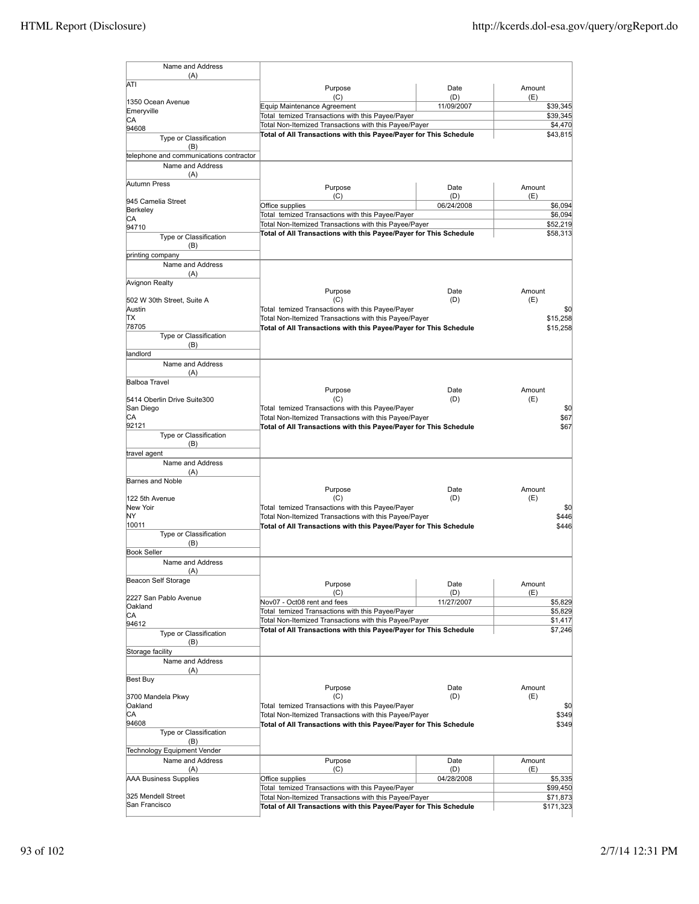| Name and Address (A) | Purpose (C) | Date (D) | Amount (E) |
|---|---|---|---|
| ATI<br>1350 Ocean Avenue<br>Emeryville<br>CA<br>94608 | Equip Maintenance Agreement | 11/09/2007 | $39,345 |
| | Total temized Transactions with this Payee/Payer | | $39,345 |
| | Total Non-Itemized Transactions with this Payee/Payer | | $4,470 |
| | **Total of All Transactions with this Payee/Payer for This Schedule** | | $43,815 |
| Type or Classification (B): telephone and communications contractor | | | |

| Name and Address (A) | Purpose (C) | Date (D) | Amount (E) |
|---|---|---|---|
| Autumn Press<br>945 Camelia Street<br>Berkeley<br>CA<br>94710 | Office supplies | 06/24/2008 | $6,094 |
| | Total temized Transactions with this Payee/Payer | | $6,094 |
| | Total Non-Itemized Transactions with this Payee/Payer | | $52,219 |
| | **Total of All Transactions with this Payee/Payer for This Schedule** | | $58,313 |
| Type or Classification (B): printing company | | | |

| Name and Address (A) | Purpose (C) | Date (D) | Amount (E) |
|---|---|---|---|
| Avignon Realty<br>502 W 30th Street, Suite A<br>Austin<br>TX<br>78705 | Total temized Transactions with this Payee/Payer | | $0 |
| | Total Non-Itemized Transactions with this Payee/Payer | | $15,258 |
| | **Total of All Transactions with this Payee/Payer for This Schedule** | | $15,258 |
| Type or Classification (B): landlord | | | |

| Name and Address (A) | Purpose (C) | Date (D) | Amount (E) |
|---|---|---|---|
| Balboa Travel<br>5414 Oberlin Drive Suite300<br>San Diego<br>CA<br>92121 | Total temized Transactions with this Payee/Payer | | $0 |
| | Total Non-Itemized Transactions with this Payee/Payer | | $67 |
| | **Total of All Transactions with this Payee/Payer for This Schedule** | | $67 |
| Type or Classification (B): travel agent | | | |

| Name and Address (A) | Purpose (C) | Date (D) | Amount (E) |
|---|---|---|---|
| Barnes and Noble<br>122 5th Avenue<br>New Yoir<br>NY<br>10011 | Total temized Transactions with this Payee/Payer | | $0 |
| | Total Non-Itemized Transactions with this Payee/Payer | | $446 |
| | **Total of All Transactions with this Payee/Payer for This Schedule** | | $446 |
| Type or Classification (B): Book Seller | | | |

| Name and Address (A) | Purpose (C) | Date (D) | Amount (E) |
|---|---|---|---|
| Beacon Self Storage<br>2227 San Pablo Avenue<br>Oakland<br>CA<br>94612 | Nov07 - Oct08 rent and fees | 11/27/2007 | $5,829 |
| | Total temized Transactions with this Payee/Payer | | $5,829 |
| | Total Non-Itemized Transactions with this Payee/Payer | | $1,417 |
| | **Total of All Transactions with this Payee/Payer for This Schedule** | | $7,246 |
| Type or Classification (B): Storage facility | | | |

| Name and Address (A) | Purpose (C) | Date (D) | Amount (E) |
|---|---|---|---|
| Best Buy<br>3700 Mandela Pkwy<br>Oakland<br>CA<br>94608 | Total temized Transactions with this Payee/Payer | | $0 |
| | Total Non-Itemized Transactions with this Payee/Payer | | $349 |
| | **Total of All Transactions with this Payee/Payer for This Schedule** | | $349 |
| Type or Classification (B): Technology Equipment Vender | | | |

| Name and Address (A) | Purpose (C) | Date (D) | Amount (E) |
|---|---|---|---|
| AAA Business Supplies<br>325 Mendell Street<br>San Francisco | Office supplies | 04/28/2008 | $5,335 |
| | Total temized Transactions with this Payee/Payer | | $99,450 |
| | Total Non-Itemized Transactions with this Payee/Payer | | $71,873 |
| | **Total of All Transactions with this Payee/Payer for This Schedule** | | $171,323 |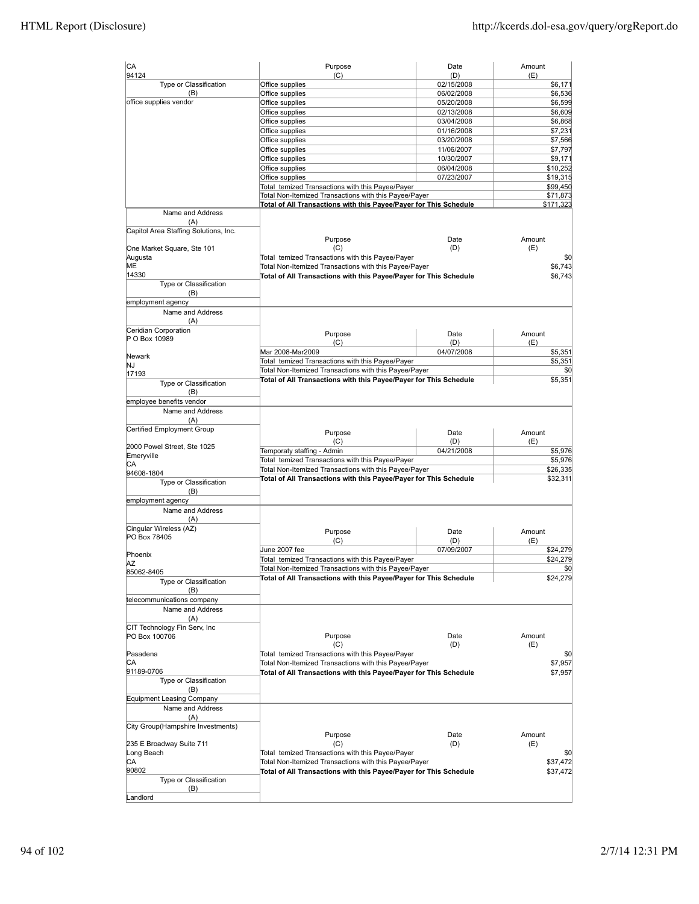| Name and Address (A) | Purpose (C) | Date (D) | Amount (E) |
|---|---|---|---|
| CA<br>94124 | | | |
| **Type or Classification (B)** | Office supplies | 02/15/2008 | $6,171 |
| office supplies vendor | Office supplies | 06/02/2008 | $6,536 |
| | Office supplies | 05/20/2008 | $6,599 |
| | Office supplies | 02/13/2008 | $6,609 |
| | Office supplies | 03/04/2008 | $6,868 |
| | Office supplies | 01/16/2008 | $7,231 |
| | Office supplies | 03/20/2008 | $7,566 |
| | Office supplies | 11/06/2007 | $7,797 |
| | Office supplies | 10/30/2007 | $9,171 |
| | Office supplies | 06/04/2008 | $10,252 |
| | Office supplies | 07/23/2007 | $19,315 |
| | Total temized Transactions with this Payee/Payer | | $99,450 |
| | Total Non-Itemized Transactions with this Payee/Payer | | $71,873 |
| | **Total of All Transactions with this Payee/Payer for This Schedule** | | **$171,323** |

| Name and Address (A) | Purpose (C) | Date (D) | Amount (E) |
|---|---|---|---|
| Capitol Area Staffing Solutions, Inc.<br>One Market Square, Ste 101<br>Augusta<br>ME<br>14330 | Total temized Transactions with this Payee/Payer | | $0 |
| | Total Non-Itemized Transactions with this Payee/Payer | | $6,743 |
| | **Total of All Transactions with this Payee/Payer for This Schedule** | | **$6,743** |
| **Type or Classification (B)**<br>employment agency | | | |

| Name and Address (A) | Purpose (C) | Date (D) | Amount (E) |
|---|---|---|---|
| Ceridian Corporation<br>P O Box 10989<br>Newark<br>NJ<br>17193 | Mar 2008-Mar2009 | 04/07/2008 | $5,351 |
| | Total temized Transactions with this Payee/Payer | | $5,351 |
| | Total Non-Itemized Transactions with this Payee/Payer | | $0 |
| | **Total of All Transactions with this Payee/Payer for This Schedule** | | **$5,351** |
| **Type or Classification (B)**<br>employee benefits vendor | | | |

| Name and Address (A) | Purpose (C) | Date (D) | Amount (E) |
|---|---|---|---|
| Certified Employment Group<br>2000 Powel Street, Ste 1025<br>Emeryville<br>CA<br>94608-1804 | Temporaty staffing - Admin | 04/21/2008 | $5,976 |
| | Total temized Transactions with this Payee/Payer | | $5,976 |
| | Total Non-Itemized Transactions with this Payee/Payer | | $26,335 |
| | **Total of All Transactions with this Payee/Payer for This Schedule** | | **$32,311** |
| **Type or Classification (B)**<br>employment agency | | | |

| Name and Address (A) | Purpose (C) | Date (D) | Amount (E) |
|---|---|---|---|
| Cingular Wireless (AZ)<br>PO Box 78405<br>Phoenix<br>AZ<br>85062-8405 | June 2007 fee | 07/09/2007 | $24,279 |
| | Total temized Transactions with this Payee/Payer | | $24,279 |
| | Total Non-Itemized Transactions with this Payee/Payer | | $0 |
| | **Total of All Transactions with this Payee/Payer for This Schedule** | | **$24,279** |
| **Type or Classification (B)**<br>telecommunications company | | | |

| Name and Address (A) | Purpose (C) | Date (D) | Amount (E) |
|---|---|---|---|
| CIT Technology Fin Serv, Inc<br>PO Box 100706<br>Pasadena<br>CA<br>91189-0706 | Total temized Transactions with this Payee/Payer | | $0 |
| | Total Non-Itemized Transactions with this Payee/Payer | | $7,957 |
| | **Total of All Transactions with this Payee/Payer for This Schedule** | | **$7,957** |
| **Type or Classification (B)**<br>Equipment Leasing Company | | | |

| Name and Address (A) | Purpose (C) | Date (D) | Amount (E) |
|---|---|---|---|
| City Group(Hampshire Investments)<br>235 E Broadway Suite 711<br>Long Beach<br>CA<br>90802 | Total temized Transactions with this Payee/Payer | | $0 |
| | Total Non-Itemized Transactions with this Payee/Payer | | $37,472 |
| | **Total of All Transactions with this Payee/Payer for This Schedule** | | **$37,472** |
| **Type or Classification (B)**<br>Landlord | | | |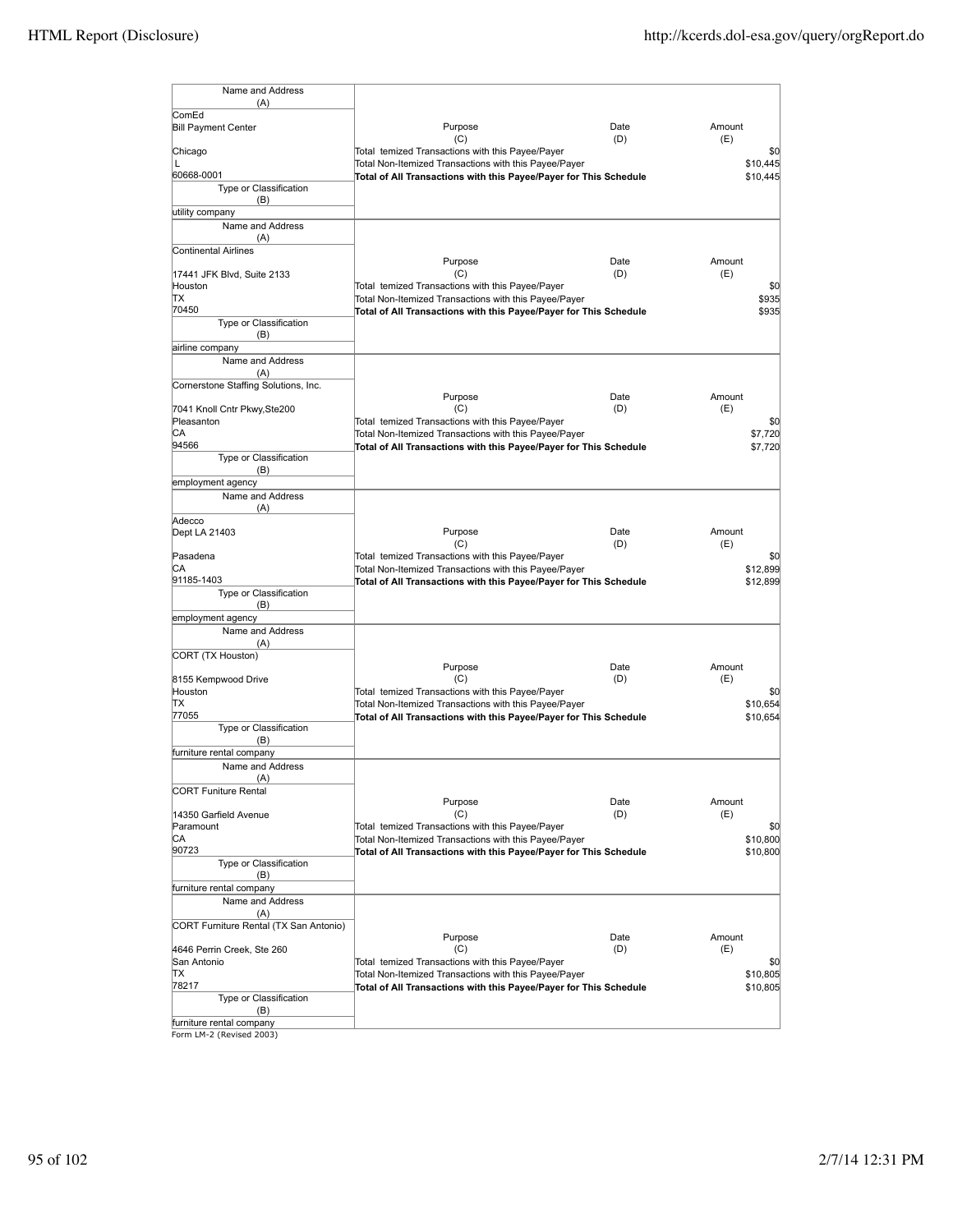| Name and Address (A) | Purpose (C) | Date (D) | Amount (E) |
|---|---|---|---|
| ComEd<br>Bill Payment Center<br><br>Chicago<br>L<br>60668-0001 | Total temized Transactions with this Payee/Payer | | $0 |
| | Total Non-Itemized Transactions with this Payee/Payer | | $10,445 |
| | **Total of All Transactions with this Payee/Payer for This Schedule** | | $10,445 |
| Type or Classification (B): utility company | | | |

| Name and Address (A) | Purpose (C) | Date (D) | Amount (E) |
|---|---|---|---|
| Continental Airlines<br><br>17441 JFK Blvd, Suite 2133<br>Houston<br>TX<br>70450 | Total temized Transactions with this Payee/Payer | | $0 |
| | Total Non-Itemized Transactions with this Payee/Payer | | $935 |
| | **Total of All Transactions with this Payee/Payer for This Schedule** | | $935 |
| Type or Classification (B): airline company | | | |

| Name and Address (A) | Purpose (C) | Date (D) | Amount (E) |
|---|---|---|---|
| Cornerstone Staffing Solutions, Inc.<br><br>7041 Knoll Cntr Pkwy,Ste200<br>Pleasanton<br>CA<br>94566 | Total temized Transactions with this Payee/Payer | | $0 |
| | Total Non-Itemized Transactions with this Payee/Payer | | $7,720 |
| | **Total of All Transactions with this Payee/Payer for This Schedule** | | $7,720 |
| Type or Classification (B): employment agency | | | |

| Name and Address (A) | Purpose (C) | Date (D) | Amount (E) |
|---|---|---|---|
| Adecco<br>Dept LA 21403<br><br>Pasadena<br>CA<br>91185-1403 | Total temized Transactions with this Payee/Payer | | $0 |
| | Total Non-Itemized Transactions with this Payee/Payer | | $12,899 |
| | **Total of All Transactions with this Payee/Payer for This Schedule** | | $12,899 |
| Type or Classification (B): employment agency | | | |

| Name and Address (A) | Purpose (C) | Date (D) | Amount (E) |
|---|---|---|---|
| CORT (TX Houston)<br><br>8155 Kempwood Drive<br>Houston<br>TX<br>77055 | Total temized Transactions with this Payee/Payer | | $0 |
| | Total Non-Itemized Transactions with this Payee/Payer | | $10,654 |
| | **Total of All Transactions with this Payee/Payer for This Schedule** | | $10,654 |
| Type or Classification (B): furniture rental company | | | |

| Name and Address (A) | Purpose (C) | Date (D) | Amount (E) |
|---|---|---|---|
| CORT Funiture Rental<br><br>14350 Garfield Avenue<br>Paramount<br>CA<br>90723 | Total temized Transactions with this Payee/Payer | | $0 |
| | Total Non-Itemized Transactions with this Payee/Payer | | $10,800 |
| | **Total of All Transactions with this Payee/Payer for This Schedule** | | $10,800 |
| Type or Classification (B): furniture rental company | | | |

| Name and Address (A) | Purpose (C) | Date (D) | Amount (E) |
|---|---|---|---|
| CORT Furniture Rental (TX San Antonio)<br><br>4646 Perrin Creek, Ste 260<br>San Antonio<br>TX<br>78217 | Total temized Transactions with this Payee/Payer | | $0 |
| | Total Non-Itemized Transactions with this Payee/Payer | | $10,805 |
| | **Total of All Transactions with this Payee/Payer for This Schedule** | | $10,805 |
| Type or Classification (B): furniture rental company | | | |

Form LM-2 (Revised 2003)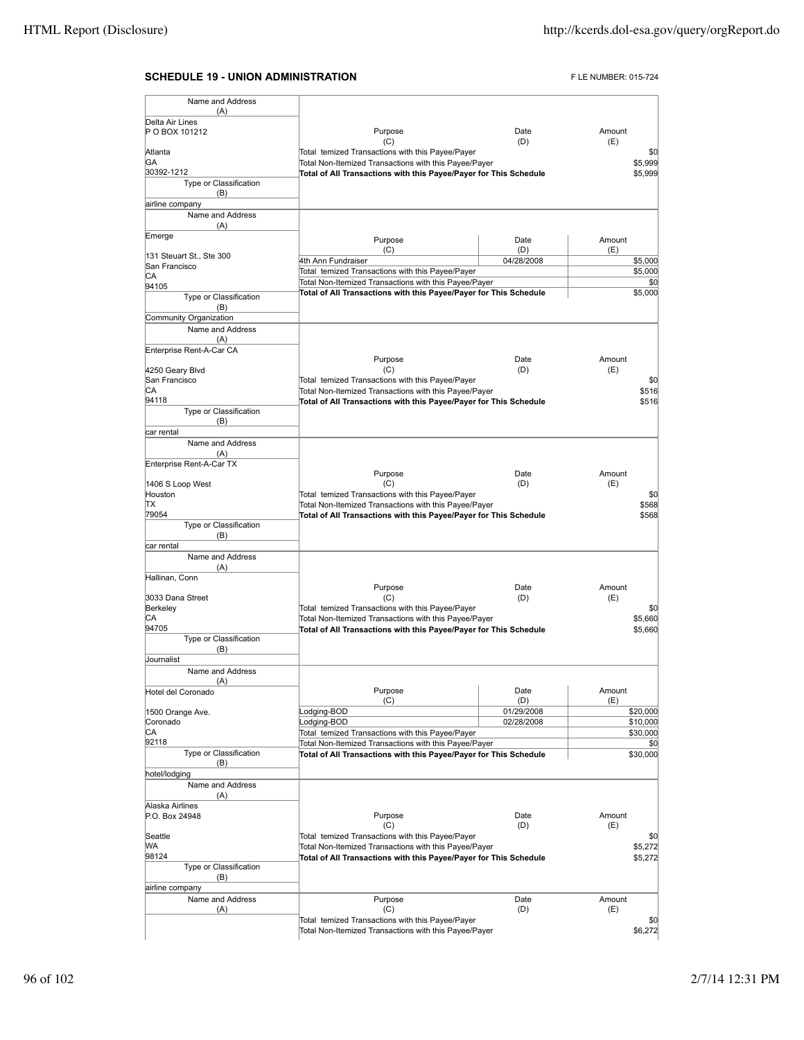## SCHEDULE 19 - UNION ADMINISTRATION

F LE NUMBER: 015-724

| Name and Address (A) | Purpose (C) | Date (D) | Amount (E) |
|---|---|---|---|
| Delta Air Lines<br>P O BOX 101212<br><br>Atlanta<br>GA<br>30392-1212 | Total temized Transactions with this Payee/Payer | | $0 |
| | Total Non-Itemized Transactions with this Payee/Payer | | $5,999 |
| | **Total of All Transactions with this Payee/Payer for This Schedule** | | $5,999 |
| Type or Classification (B): airline company | | | |

| Name and Address (A) | Purpose (C) | Date (D) | Amount (E) |
|---|---|---|---|
| Emerge<br><br>131 Steuart St., Ste 300<br>San Francisco<br>CA<br>94105 | 4th Ann Fundraiser | 04/28/2008 | $5,000 |
| | Total temized Transactions with this Payee/Payer | | $5,000 |
| | Total Non-Itemized Transactions with this Payee/Payer | | $0 |
| | **Total of All Transactions with this Payee/Payer for This Schedule** | | $5,000 |
| Type or Classification (B): Community Organization | | | |

| Name and Address (A) | Purpose (C) | Date (D) | Amount (E) |
|---|---|---|---|
| Enterprise Rent-A-Car CA<br><br>4250 Geary Blvd<br>San Francisco<br>CA<br>94118 | Total temized Transactions with this Payee/Payer | | $0 |
| | Total Non-Itemized Transactions with this Payee/Payer | | $516 |
| | **Total of All Transactions with this Payee/Payer for This Schedule** | | $516 |
| Type or Classification (B): car rental | | | |

| Name and Address (A) | Purpose (C) | Date (D) | Amount (E) |
|---|---|---|---|
| Enterprise Rent-A-Car TX<br><br>1406 S Loop West<br>Houston<br>TX<br>79054 | Total temized Transactions with this Payee/Payer | | $0 |
| | Total Non-Itemized Transactions with this Payee/Payer | | $568 |
| | **Total of All Transactions with this Payee/Payer for This Schedule** | | $568 |
| Type or Classification (B): car rental | | | |

| Name and Address (A) | Purpose (C) | Date (D) | Amount (E) |
|---|---|---|---|
| Hallinan, Conn<br><br>3033 Dana Street<br>Berkeley<br>CA<br>94705 | Total temized Transactions with this Payee/Payer | | $0 |
| | Total Non-Itemized Transactions with this Payee/Payer | | $5,660 |
| | **Total of All Transactions with this Payee/Payer for This Schedule** | | $5,660 |
| Type or Classification (B): Journalist | | | |

| Name and Address (A) | Purpose (C) | Date (D) | Amount (E) |
|---|---|---|---|
| Hotel del Coronado<br><br>1500 Orange Ave.<br>Coronado<br>CA<br>92118 | Lodging-BOD | 01/29/2008 | $20,000 |
| | Lodging-BOD | 02/28/2008 | $10,000 |
| | Total temized Transactions with this Payee/Payer | | $30,000 |
| | Total Non-Itemized Transactions with this Payee/Payer | | $0 |
| | **Total of All Transactions with this Payee/Payer for This Schedule** | | $30,000 |
| Type or Classification (B): hotel/lodging | | | |

| Name and Address (A) | Purpose (C) | Date (D) | Amount (E) |
|---|---|---|---|
| Alaska Airlines<br>P.O. Box 24948<br><br>Seattle<br>WA<br>98124 | Total temized Transactions with this Payee/Payer | | $0 |
| | Total Non-Itemized Transactions with this Payee/Payer | | $5,272 |
| | **Total of All Transactions with this Payee/Payer for This Schedule** | | $5,272 |
| Type or Classification (B): airline company | | | |

| Name and Address (A) | Purpose (C) | Date (D) | Amount (E) |
|---|---|---|---|
| | Total temized Transactions with this Payee/Payer | | $0 |
| | Total Non-Itemized Transactions with this Payee/Payer | | $6,272 |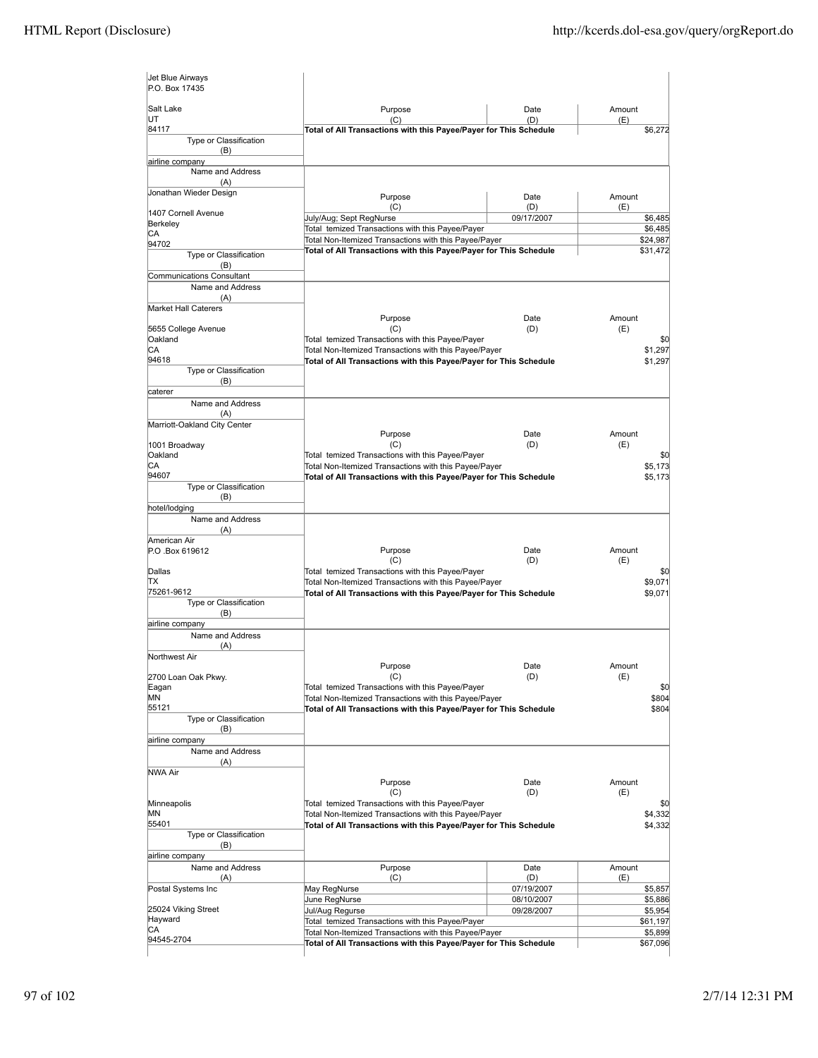| Name and Address (A) | Purpose (C) | Date (D) | Amount (E) |
|---|---|---|---|
| Jet Blue Airways<br>P.O. Box 17435<br><br>Salt Lake<br>UT<br>84117 | Total of All Transactions with this Payee/Payer for This Schedule | | $6,272 |
| Type or Classification (B): airline company | | | |

| Name and Address (A) | Purpose (C) | Date (D) | Amount (E) |
|---|---|---|---|
| Jonathan Wieder Design<br><br>1407 Cornell Avenue<br>Berkeley<br>CA<br>94702 | July/Aug; Sept RegNurse | 09/17/2007 | $6,485 |
| | Total temized Transactions with this Payee/Payer | | $6,485 |
| | Total Non-Itemized Transactions with this Payee/Payer | | $24,987 |
| | Total of All Transactions with this Payee/Payer for This Schedule | | $31,472 |
| Type or Classification (B): Communications Consultant | | | |

| Name and Address (A) | Purpose (C) | Date (D) | Amount (E) |
|---|---|---|---|
| Market Hall Caterers<br><br>5655 College Avenue<br>Oakland<br>CA<br>94618 | Total temized Transactions with this Payee/Payer | | $0 |
| | Total Non-Itemized Transactions with this Payee/Payer | | $1,297 |
| | Total of All Transactions with this Payee/Payer for This Schedule | | $1,297 |
| Type or Classification (B): caterer | | | |

| Name and Address (A) | Purpose (C) | Date (D) | Amount (E) |
|---|---|---|---|
| Marriott-Oakland City Center<br><br>1001 Broadway<br>Oakland<br>CA<br>94607 | Total temized Transactions with this Payee/Payer | | $0 |
| | Total Non-Itemized Transactions with this Payee/Payer | | $5,173 |
| | Total of All Transactions with this Payee/Payer for This Schedule | | $5,173 |
| Type or Classification (B): hotel/lodging | | | |

| Name and Address (A) | Purpose (C) | Date (D) | Amount (E) |
|---|---|---|---|
| American Air<br>P.O .Box 619612<br><br>Dallas<br>TX<br>75261-9612 | Total temized Transactions with this Payee/Payer | | $0 |
| | Total Non-Itemized Transactions with this Payee/Payer | | $9,071 |
| | Total of All Transactions with this Payee/Payer for This Schedule | | $9,071 |
| Type or Classification (B): airline company | | | |

| Name and Address (A) | Purpose (C) | Date (D) | Amount (E) |
|---|---|---|---|
| Northwest Air<br><br>2700 Loan Oak Pkwy.<br>Eagan<br>MN<br>55121 | Total temized Transactions with this Payee/Payer | | $0 |
| | Total Non-Itemized Transactions with this Payee/Payer | | $804 |
| | Total of All Transactions with this Payee/Payer for This Schedule | | $804 |
| Type or Classification (B): airline company | | | |

| Name and Address (A) | Purpose (C) | Date (D) | Amount (E) |
|---|---|---|---|
| NWA Air<br><br>Minneapolis<br>MN<br>55401 | Total temized Transactions with this Payee/Payer | | $0 |
| | Total Non-Itemized Transactions with this Payee/Payer | | $4,332 |
| | Total of All Transactions with this Payee/Payer for This Schedule | | $4,332 |
| Type or Classification (B): airline company | | | |

| Name and Address (A) | Purpose (C) | Date (D) | Amount (E) |
|---|---|---|---|
| Postal Systems Inc<br><br>25024 Viking Street<br>Hayward<br>CA<br>94545-2704 | May RegNurse | 07/19/2007 | $5,857 |
| | June RegNurse | 08/10/2007 | $5,886 |
| | Jul/Aug Regurse | 09/28/2007 | $5,954 |
| | Total temized Transactions with this Payee/Payer | | $61,197 |
| | Total Non-Itemized Transactions with this Payee/Payer | | $5,899 |
| | Total of All Transactions with this Payee/Payer for This Schedule | | $67,096 |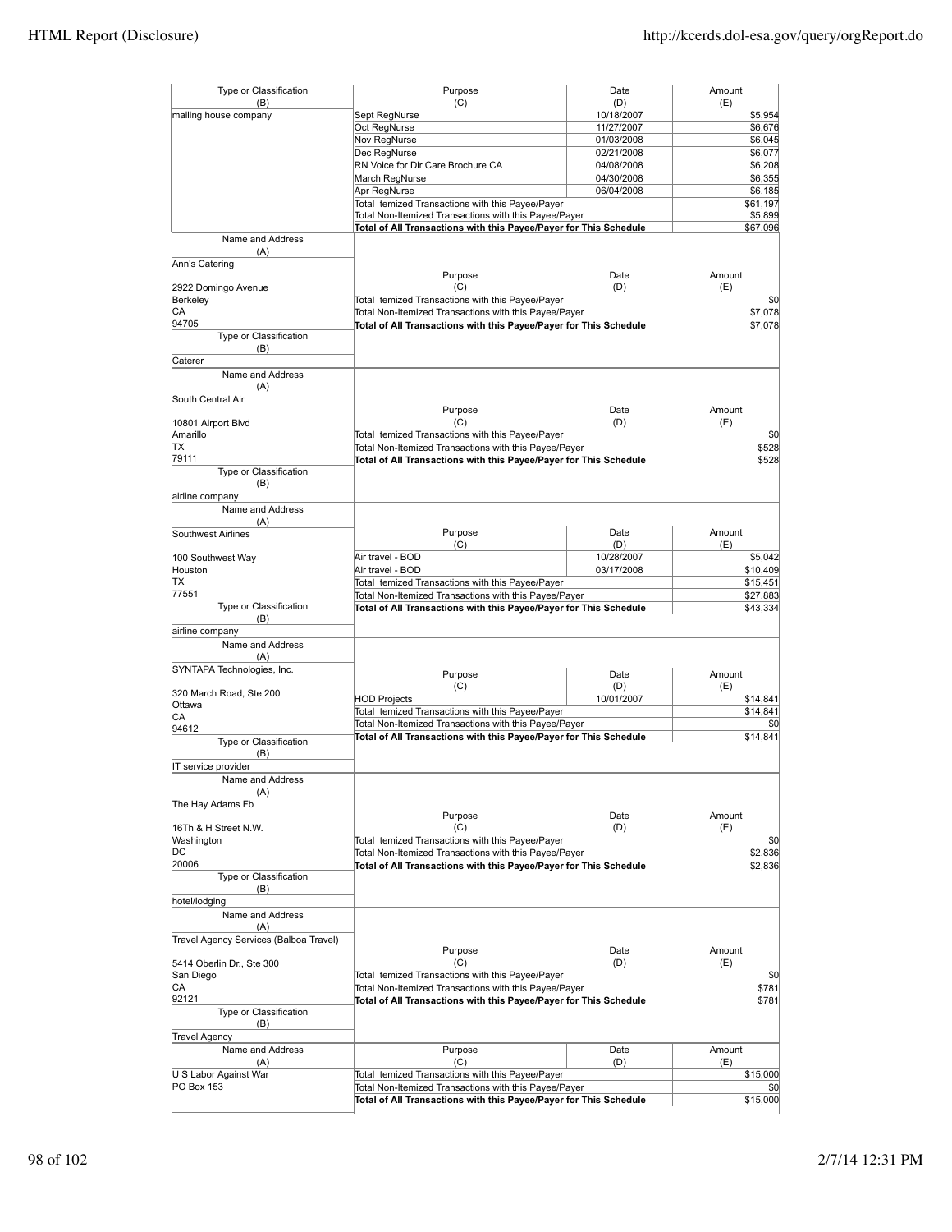| Type or Classification (B) | Purpose (C) | Date (D) | Amount (E) |
|---|---|---|---|
| mailing house company | Sept RegNurse | 10/18/2007 | $5,954 |
| | Oct RegNurse | 11/27/2007 | $6,676 |
| | Nov RegNurse | 01/03/2008 | $6,045 |
| | Dec RegNurse | 02/21/2008 | $6,077 |
| | RN Voice for Dir Care Brochure CA | 04/08/2008 | $6,208 |
| | March RegNurse | 04/30/2008 | $6,355 |
| | Apr RegNurse | 06/04/2008 | $6,185 |
| | Total temized Transactions with this Payee/Payer | | $61,197 |
| | Total Non-Itemized Transactions with this Payee/Payer | | $5,899 |
| | **Total of All Transactions with this Payee/Payer for This Schedule** | | **$67,096** |

| Name and Address (A) | Purpose (C) | Date (D) | Amount (E) |
|---|---|---|---|
| Ann's Catering<br>2922 Domingo Avenue<br>Berkeley<br>CA<br>94705 | Total temized Transactions with this Payee/Payer | | $0 |
| | Total Non-Itemized Transactions with this Payee/Payer | | $7,078 |
| | **Total of All Transactions with this Payee/Payer for This Schedule** | | **$7,078** |
| Type or Classification (B): Caterer | | | |

| Name and Address (A) | Purpose (C) | Date (D) | Amount (E) |
|---|---|---|---|
| South Central Air<br>10801 Airport Blvd<br>Amarillo<br>TX<br>79111 | Total temized Transactions with this Payee/Payer | | $0 |
| | Total Non-Itemized Transactions with this Payee/Payer | | $528 |
| | **Total of All Transactions with this Payee/Payer for This Schedule** | | **$528** |
| Type or Classification (B): airline company | | | |

| Name and Address (A) | Purpose (C) | Date (D) | Amount (E) |
|---|---|---|---|
| Southwest Airlines<br>100 Southwest Way<br>Houston<br>TX<br>77551 | Air travel - BOD | 10/28/2007 | $5,042 |
| | Air travel - BOD | 03/17/2008 | $10,409 |
| | Total temized Transactions with this Payee/Payer | | $15,451 |
| | Total Non-Itemized Transactions with this Payee/Payer | | $27,883 |
| | **Total of All Transactions with this Payee/Payer for This Schedule** | | **$43,334** |
| Type or Classification (B): airline company | | | |

| Name and Address (A) | Purpose (C) | Date (D) | Amount (E) |
|---|---|---|---|
| SYNTAPA Technologies, Inc.<br>320 March Road, Ste 200<br>Ottawa<br>CA<br>94612 | HOD Projects | 10/01/2007 | $14,841 |
| | Total temized Transactions with this Payee/Payer | | $14,841 |
| | Total Non-Itemized Transactions with this Payee/Payer | | $0 |
| | **Total of All Transactions with this Payee/Payer for This Schedule** | | **$14,841** |
| Type or Classification (B): IT service provider | | | |

| Name and Address (A) | Purpose (C) | Date (D) | Amount (E) |
|---|---|---|---|
| The Hay Adams Fb<br>16Th & H Street N.W.<br>Washington<br>DC<br>20006 | Total temized Transactions with this Payee/Payer | | $0 |
| | Total Non-Itemized Transactions with this Payee/Payer | | $2,836 |
| | **Total of All Transactions with this Payee/Payer for This Schedule** | | **$2,836** |
| Type or Classification (B): hotel/lodging | | | |

| Name and Address (A) | Purpose (C) | Date (D) | Amount (E) |
|---|---|---|---|
| Travel Agency Services (Balboa Travel)<br>5414 Oberlin Dr., Ste 300<br>San Diego<br>CA<br>92121 | Total temized Transactions with this Payee/Payer | | $0 |
| | Total Non-Itemized Transactions with this Payee/Payer | | $781 |
| | **Total of All Transactions with this Payee/Payer for This Schedule** | | **$781** |
| Type or Classification (B): Travel Agency | | | |

| Name and Address (A) | Purpose (C) | Date (D) | Amount (E) |
|---|---|---|---|
| U S Labor Against War<br>PO Box 153 | Total temized Transactions with this Payee/Payer | | $15,000 |
| | Total Non-Itemized Transactions with this Payee/Payer | | $0 |
| | **Total of All Transactions with this Payee/Payer for This Schedule** | | **$15,000** |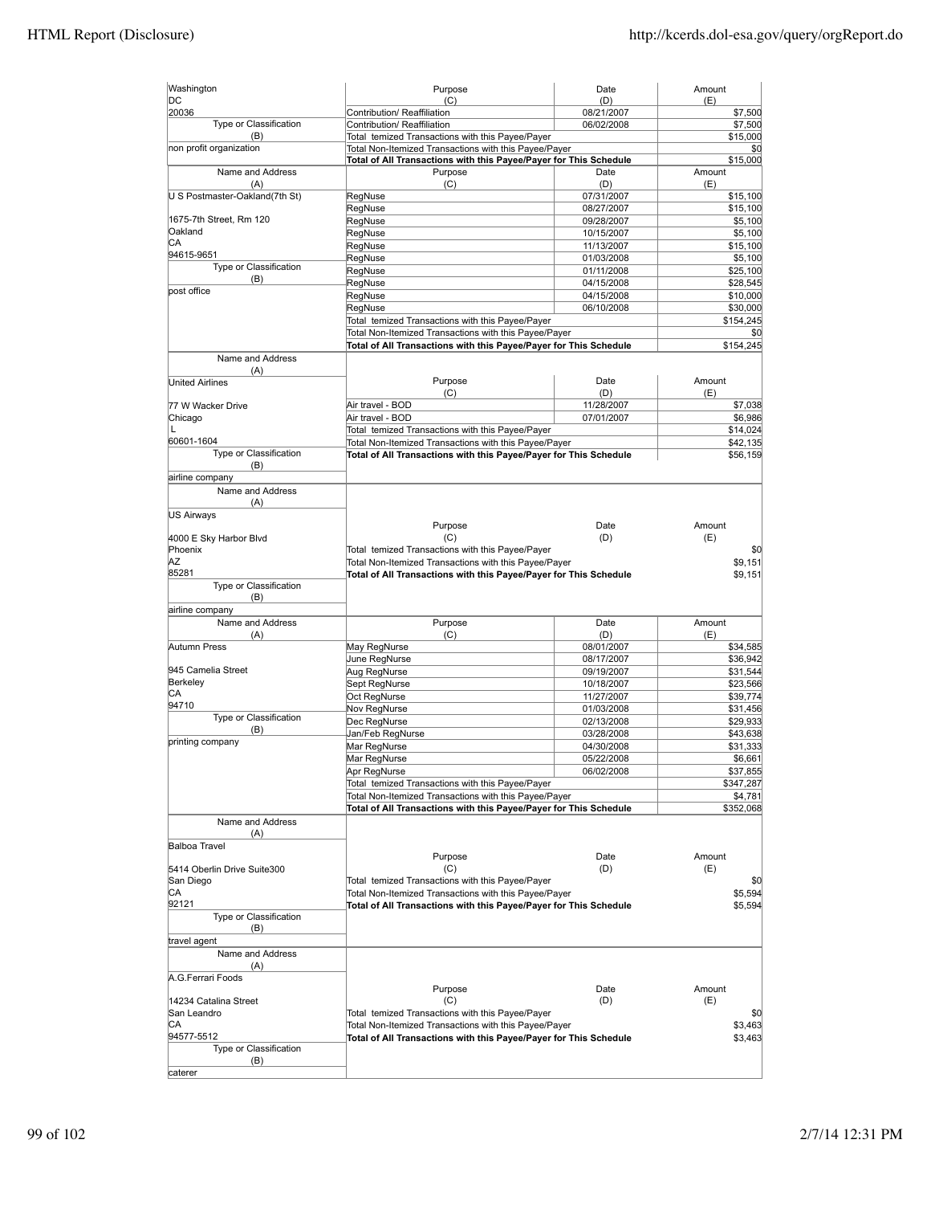| Name and Address (A) | Purpose (C) | Date (D) | Amount (E) |
|---|---|---|---|
| Washington | | | |
| DC | | | |
| 20036 | Contribution/ Reaffiliation | 08/21/2007 | $7,500 |
| Type or Classification (B) | Contribution/ Reaffiliation | 06/02/2008 | $7,500 |
| | Total temized Transactions with this Payee/Payer | | $15,000 |
| non profit organization | Total Non-Itemized Transactions with this Payee/Payer | | $0 |
| | **Total of All Transactions with this Payee/Payer for This Schedule** | | $15,000 |

| Name and Address (A) | Purpose (C) | Date (D) | Amount (E) |
|---|---|---|---|
| U S Postmaster-Oakland(7th St) | RegNuse | 07/31/2007 | $15,100 |
| | RegNuse | 08/27/2007 | $15,100 |
| 1675-7th Street, Rm 120 | RegNuse | 09/28/2007 | $5,100 |
| Oakland | RegNuse | 10/15/2007 | $5,100 |
| CA | RegNuse | 11/13/2007 | $15,100 |
| 94615-9651 | RegNuse | 01/03/2008 | $5,100 |
| Type or Classification (B) | RegNuse | 01/11/2008 | $25,100 |
| | RegNuse | 04/15/2008 | $28,545 |
| post office | RegNuse | 04/15/2008 | $10,000 |
| | RegNuse | 06/10/2008 | $30,000 |
| | Total temized Transactions with this Payee/Payer | | $154,245 |
| | Total Non-Itemized Transactions with this Payee/Payer | | $0 |
| | **Total of All Transactions with this Payee/Payer for This Schedule** | | $154,245 |

| Name and Address (A) | Purpose (C) | Date (D) | Amount (E) |
|---|---|---|---|
| United Airlines | | | |
| 77 W Wacker Drive | Air travel - BOD | 11/28/2007 | $7,038 |
| Chicago | Air travel - BOD | 07/01/2007 | $6,986 |
| L | Total temized Transactions with this Payee/Payer | | $14,024 |
| 60601-1604 | Total Non-Itemized Transactions with this Payee/Payer | | $42,135 |
| Type or Classification (B) | **Total of All Transactions with this Payee/Payer for This Schedule** | | $56,159 |
| airline company | | | |

| Name and Address (A) | Purpose (C) | Date (D) | Amount (E) |
|---|---|---|---|
| US Airways | | | |
| 4000 E Sky Harbor Blvd | | | |
| Phoenix | Total temized Transactions with this Payee/Payer | | $0 |
| AZ | Total Non-Itemized Transactions with this Payee/Payer | | $9,151 |
| 85281 | **Total of All Transactions with this Payee/Payer for This Schedule** | | $9,151 |
| Type or Classification (B) | | | |
| airline company | | | |

| Name and Address (A) | Purpose (C) | Date (D) | Amount (E) |
|---|---|---|---|
| Autumn Press | May RegNurse | 08/01/2007 | $34,585 |
| | June RegNurse | 08/17/2007 | $36,942 |
| 945 Camelia Street | Aug RegNurse | 09/19/2007 | $31,544 |
| Berkeley | Sept RegNurse | 10/18/2007 | $23,566 |
| CA | Oct RegNurse | 11/27/2007 | $39,774 |
| 94710 | Nov RegNurse | 01/03/2008 | $31,456 |
| Type or Classification (B) | Dec RegNurse | 02/13/2008 | $29,933 |
| | Jan/Feb RegNurse | 03/28/2008 | $43,638 |
| printing company | Mar RegNurse | 04/30/2008 | $31,333 |
| | Mar RegNurse | 05/22/2008 | $6,661 |
| | Apr RegNurse | 06/02/2008 | $37,855 |
| | Total temized Transactions with this Payee/Payer | | $347,287 |
| | Total Non-Itemized Transactions with this Payee/Payer | | $4,781 |
| | **Total of All Transactions with this Payee/Payer for This Schedule** | | $352,068 |

| Name and Address (A) | Purpose (C) | Date (D) | Amount (E) |
|---|---|---|---|
| Balboa Travel | | | |
| 5414 Oberlin Drive Suite300 | | | |
| San Diego | Total temized Transactions with this Payee/Payer | | $0 |
| CA | Total Non-Itemized Transactions with this Payee/Payer | | $5,594 |
| 92121 | **Total of All Transactions with this Payee/Payer for This Schedule** | | $5,594 |
| Type or Classification (B) | | | |
| travel agent | | | |

| Name and Address (A) | Purpose (C) | Date (D) | Amount (E) |
|---|---|---|---|
| A.G.Ferrari Foods | | | |
| 14234 Catalina Street | | | |
| San Leandro | Total temized Transactions with this Payee/Payer | | $0 |
| CA | Total Non-Itemized Transactions with this Payee/Payer | | $3,463 |
| 94577-5512 | **Total of All Transactions with this Payee/Payer for This Schedule** | | $3,463 |
| Type or Classification (B) | | | |
| caterer | | | |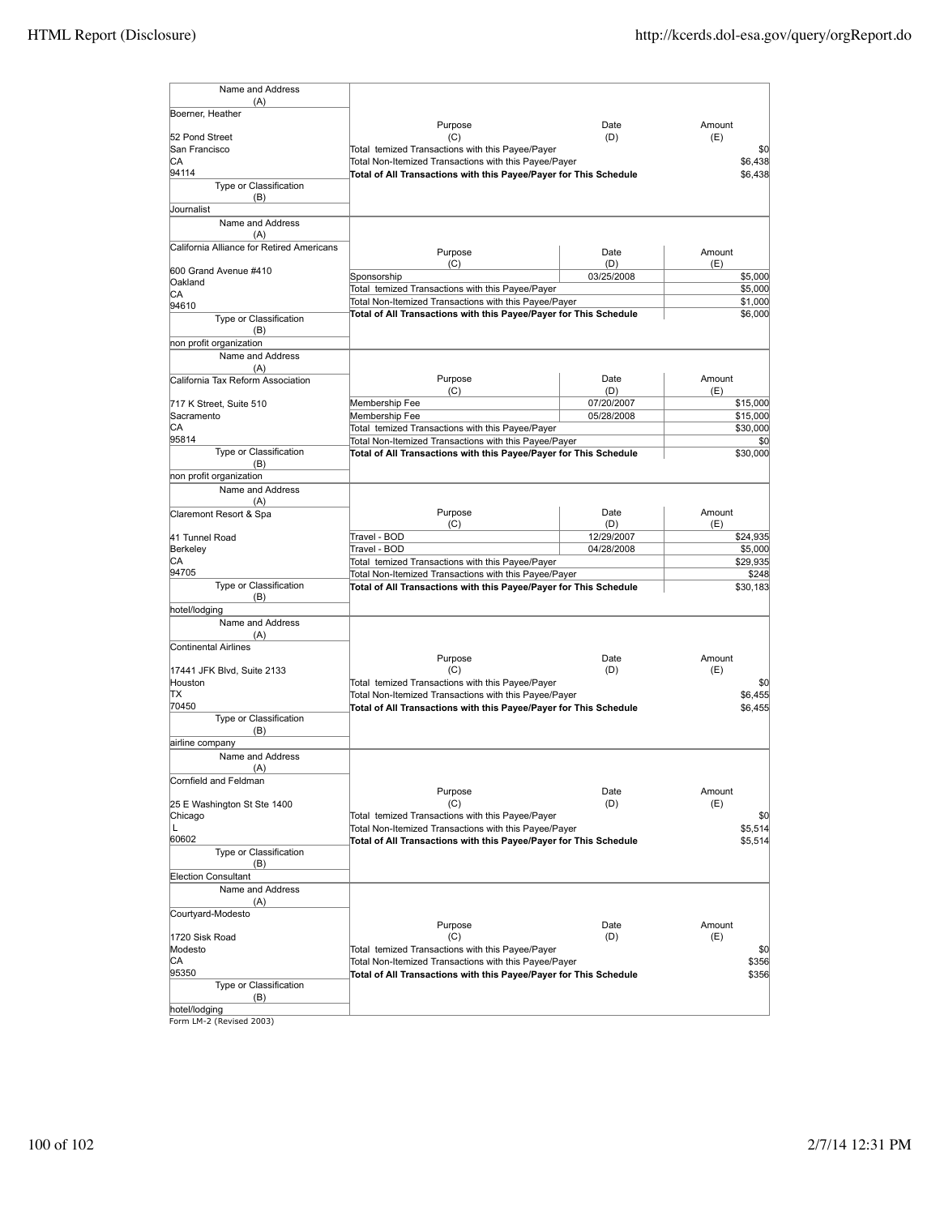| Name and Address (A) | Purpose (C) | Date (D) | Amount (E) |
|---|---|---|---|
| Boerner, Heather<br>52 Pond Street<br>San Francisco<br>CA<br>94114 | Total temized Transactions with this Payee/Payer | | $0 |
| | Total Non-Itemized Transactions with this Payee/Payer | | $6,438 |
| | **Total of All Transactions with this Payee/Payer for This Schedule** | | $6,438 |
| Type or Classification (B): Journalist | | | |

| Name and Address (A) | Purpose (C) | Date (D) | Amount (E) |
|---|---|---|---|
| California Alliance for Retired Americans<br>600 Grand Avenue #410<br>Oakland<br>CA<br>94610 | Sponsorship | 03/25/2008 | $5,000 |
| | Total temized Transactions with this Payee/Payer | | $5,000 |
| | Total Non-Itemized Transactions with this Payee/Payer | | $1,000 |
| | **Total of All Transactions with this Payee/Payer for This Schedule** | | $6,000 |
| Type or Classification (B): non profit organization | | | |

| Name and Address (A) | Purpose (C) | Date (D) | Amount (E) |
|---|---|---|---|
| California Tax Reform Association<br>717 K Street, Suite 510<br>Sacramento<br>CA<br>95814 | Membership Fee | 07/20/2007 | $15,000 |
| | Membership Fee | 05/28/2008 | $15,000 |
| | Total temized Transactions with this Payee/Payer | | $30,000 |
| | Total Non-Itemized Transactions with this Payee/Payer | | $0 |
| | **Total of All Transactions with this Payee/Payer for This Schedule** | | $30,000 |
| Type or Classification (B): non profit organization | | | |

| Name and Address (A) | Purpose (C) | Date (D) | Amount (E) |
|---|---|---|---|
| Claremont Resort & Spa<br>41 Tunnel Road<br>Berkeley<br>CA<br>94705 | Travel - BOD | 12/29/2007 | $24,935 |
| | Travel - BOD | 04/28/2008 | $5,000 |
| | Total temized Transactions with this Payee/Payer | | $29,935 |
| | Total Non-Itemized Transactions with this Payee/Payer | | $248 |
| | **Total of All Transactions with this Payee/Payer for This Schedule** | | $30,183 |
| Type or Classification (B): hotel/lodging | | | |

| Name and Address (A) | Purpose (C) | Date (D) | Amount (E) |
|---|---|---|---|
| Continental Airlines<br>17441 JFK Blvd, Suite 2133<br>Houston<br>TX<br>70450 | Total temized Transactions with this Payee/Payer | | $0 |
| | Total Non-Itemized Transactions with this Payee/Payer | | $6,455 |
| | **Total of All Transactions with this Payee/Payer for This Schedule** | | $6,455 |
| Type or Classification (B): airline company | | | |

| Name and Address (A) | Purpose (C) | Date (D) | Amount (E) |
|---|---|---|---|
| Cornfield and Feldman<br>25 E Washington St Ste 1400<br>Chicago<br>L<br>60602 | Total temized Transactions with this Payee/Payer | | $0 |
| | Total Non-Itemized Transactions with this Payee/Payer | | $5,514 |
| | **Total of All Transactions with this Payee/Payer for This Schedule** | | $5,514 |
| Type or Classification (B): Election Consultant | | | |

| Name and Address (A) | Purpose (C) | Date (D) | Amount (E) |
|---|---|---|---|
| Courtyard-Modesto<br>1720 Sisk Road<br>Modesto<br>CA<br>95350 | Total temized Transactions with this Payee/Payer | | $0 |
| | Total Non-Itemized Transactions with this Payee/Payer | | $356 |
| | **Total of All Transactions with this Payee/Payer for This Schedule** | | $356 |
| Type or Classification (B): hotel/lodging | | | |

Form LM-2 (Revised 2003)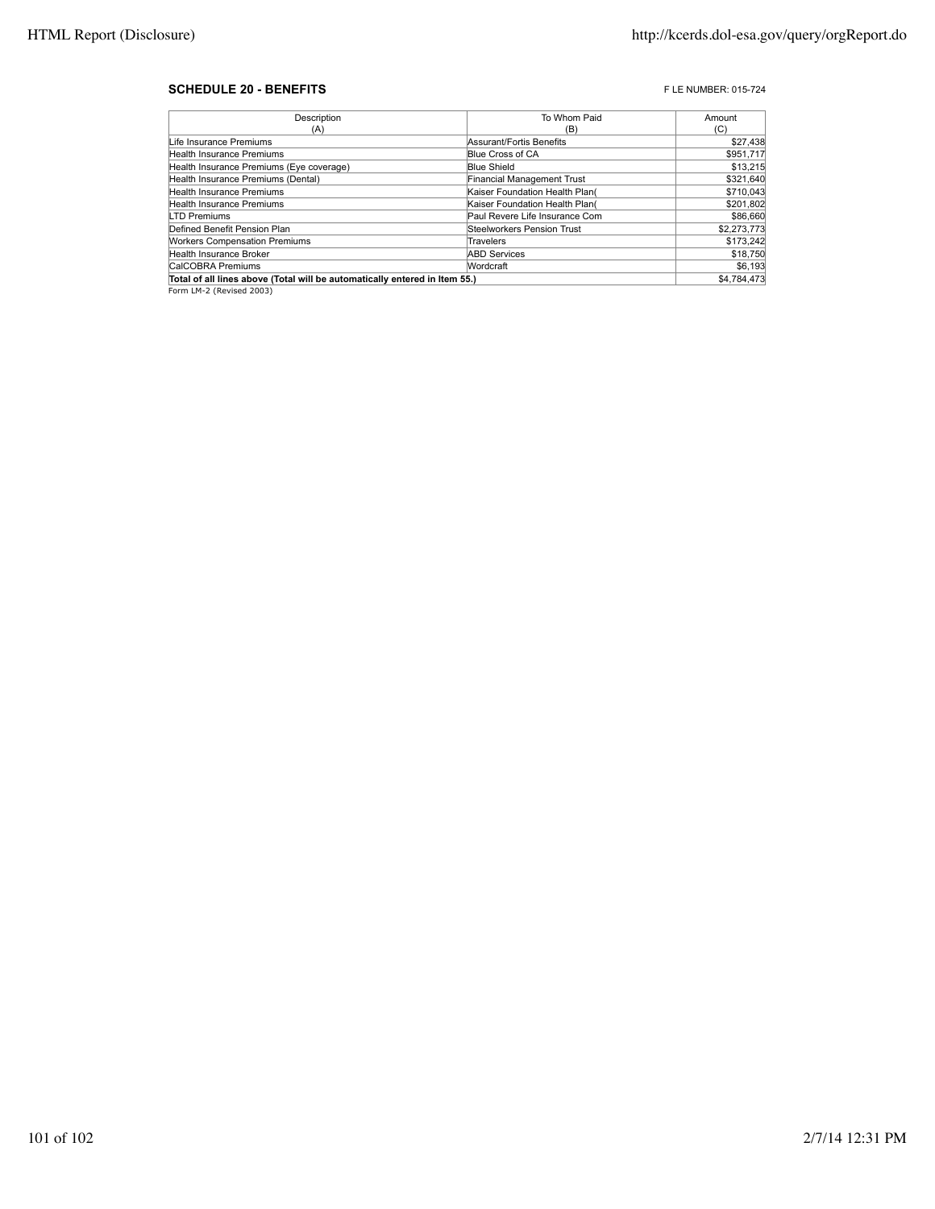**SCHEDULE 20 - BENEFITS**

F LE NUMBER: 015-724

| Description (A) | To Whom Paid (B) | Amount (C) |
|---|---|---|
| Life Insurance Premiums | Assurant/Fortis Benefits | $27,438 |
| Health Insurance Premiums | Blue Cross of CA | $951,717 |
| Health Insurance Premiums (Eye coverage) | Blue Shield | $13,215 |
| Health Insurance Premiums (Dental) | Financial Management Trust | $321,640 |
| Health Insurance Premiums | Kaiser Foundation Health Plan( | $710,043 |
| Health Insurance Premiums | Kaiser Foundation Health Plan( | $201,802 |
| LTD Premiums | Paul Revere Life Insurance Com | $86,660 |
| Defined Benefit Pension Plan | Steelworkers Pension Trust | $2,273,773 |
| Workers Compensation Premiums | Travelers | $173,242 |
| Health Insurance Broker | ABD Services | $18,750 |
| CalCOBRA Premiums | Wordcraft | $6,193 |
| **Total of all lines above (Total will be automatically entered in Item 55.)** | | $4,784,473 |

Form LM-2 (Revised 2003)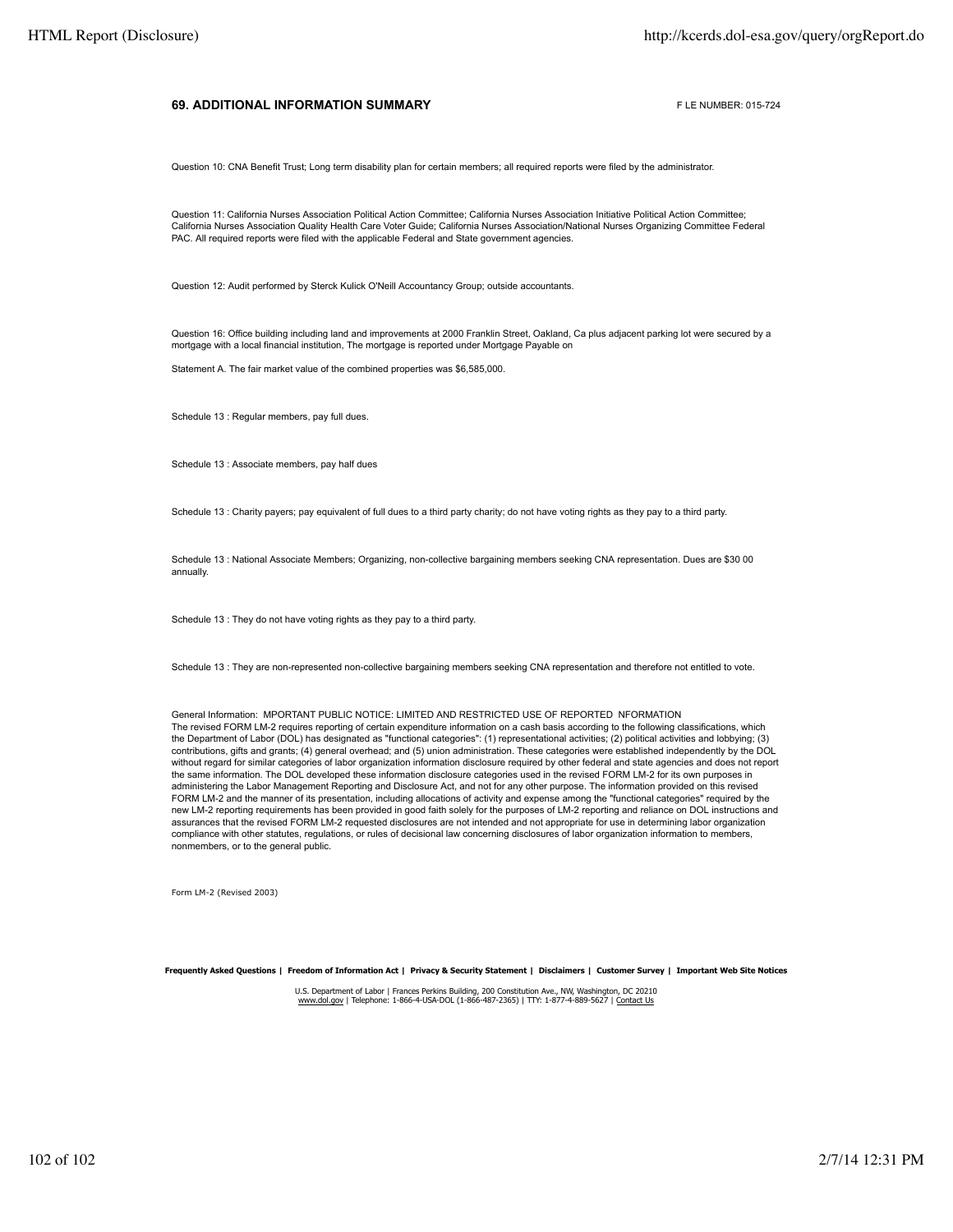## 69. ADDITIONAL INFORMATION SUMMARY

F LE NUMBER: 015-724

Question 10: CNA Benefit Trust; Long term disability plan for certain members; all required reports were filed by the administrator.

Question 11: California Nurses Association Political Action Committee; California Nurses Association Initiative Political Action Committee; California Nurses Association Quality Health Care Voter Guide; California Nurses Association/National Nurses Organizing Committee Federal PAC. All required reports were filed with the applicable Federal and State government agencies.

Question 12: Audit performed by Sterck Kulick O'Neill Accountancy Group; outside accountants.

Question 16: Office building including land and improvements at 2000 Franklin Street, Oakland, Ca plus adjacent parking lot were secured by a mortgage with a local financial institution, The mortgage is reported under Mortgage Payable on

Statement A. The fair market value of the combined properties was $6,585,000.

Schedule 13 : Regular members, pay full dues.

Schedule 13 : Associate members, pay half dues

Schedule 13 : Charity payers; pay equivalent of full dues to a third party charity; do not have voting rights as they pay to a third party.

Schedule 13 : National Associate Members; Organizing, non-collective bargaining members seeking CNA representation. Dues are $30 00 annually.

Schedule 13 : They do not have voting rights as they pay to a third party.

Schedule 13 : They are non-represented non-collective bargaining members seeking CNA representation and therefore not entitled to vote.

General Information: MPORTANT PUBLIC NOTICE: LIMITED AND RESTRICTED USE OF REPORTED NFORMATION
The revised FORM LM-2 requires reporting of certain expenditure information on a cash basis according to the following classifications, which the Department of Labor (DOL) has designated as "functional categories": (1) representational activities; (2) political activities and lobbying; (3) contributions, gifts and grants; (4) general overhead; and (5) union administration. These categories were established independently by the DOL without regard for similar categories of labor organization information disclosure required by other federal and state agencies and does not report the same information. The DOL developed these information disclosure categories used in the revised FORM LM-2 for its own purposes in administering the Labor Management Reporting and Disclosure Act, and not for any other purpose. The information provided on this revised FORM LM-2 and the manner of its presentation, including allocations of activity and expense among the "functional categories" required by the new LM-2 reporting requirements has been provided in good faith solely for the purposes of LM-2 reporting and reliance on DOL instructions and assurances that the revised FORM LM-2 requested disclosures are not intended and not appropriate for use in determining labor organization compliance with other statutes, regulations, or rules of decisional law concerning disclosures of labor organization information to members, nonmembers, or to the general public.

Form LM-2 (Revised 2003)